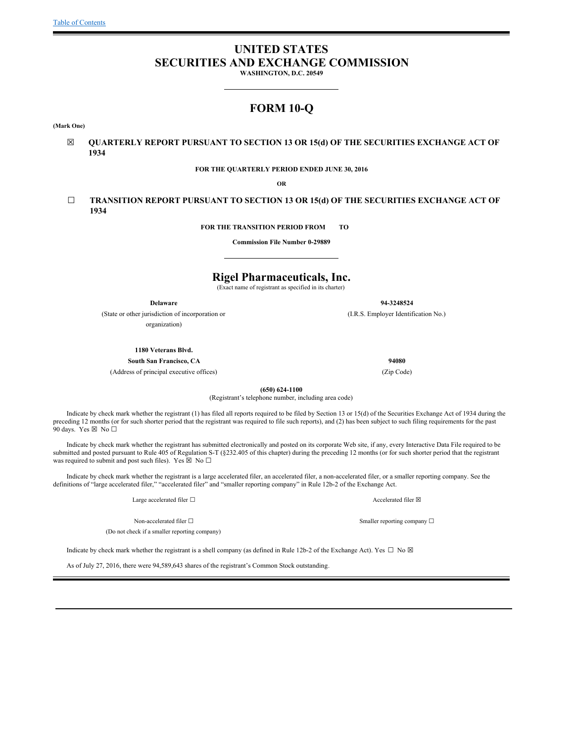[Table of Contents](#)

# UNITED STATES
# SECURITIES AND EXCHANGE COMMISSION

**WASHINGTON, D.C. 20549**

## FORM 10-Q

**(Mark One)**

☒ **QUARTERLY REPORT PURSUANT TO SECTION 13 OR 15(d) OF THE SECURITIES EXCHANGE ACT OF 1934**

**FOR THE QUARTERLY PERIOD ENDED JUNE 30, 2016**

**OR**

☐ **TRANSITION REPORT PURSUANT TO SECTION 13 OR 15(d) OF THE SECURITIES EXCHANGE ACT OF 1934**

**FOR THE TRANSITION PERIOD FROM TO**

**Commission File Number 0-29889**

## Rigel Pharmaceuticals, Inc.

(Exact name of registrant as specified in its charter)

| **Delaware** | **94-3248524** |
|---|---|
| (State or other jurisdiction of incorporation or organization) | (I.R.S. Employer Identification No.) |
| **1180 Veterans Blvd.** | |
| **South San Francisco, CA** | **94080** |
| (Address of principal executive offices) | (Zip Code) |

**(650) 624-1100**

(Registrant's telephone number, including area code)

Indicate by check mark whether the registrant (1) has filed all reports required to be filed by Section 13 or 15(d) of the Securities Exchange Act of 1934 during the preceding 12 months (or for such shorter period that the registrant was required to file such reports), and (2) has been subject to such filing requirements for the past 90 days. Yes ☒ No ☐

Indicate by check mark whether the registrant has submitted electronically and posted on its corporate Web site, if any, every Interactive Data File required to be submitted and posted pursuant to Rule 405 of Regulation S-T (§232.405 of this chapter) during the preceding 12 months (or for such shorter period that the registrant was required to submit and post such files). Yes ☒ No ☐

Indicate by check mark whether the registrant is a large accelerated filer, an accelerated filer, a non-accelerated filer, or a smaller reporting company. See the definitions of "large accelerated filer," "accelerated filer" and "smaller reporting company" in Rule 12b-2 of the Exchange Act.

| | |
|---|---|
| Large accelerated filer ☐ | Accelerated filer ☒ |
| Non-accelerated filer ☐ (Do not check if a smaller reporting company) | Smaller reporting company ☐ |

Indicate by check mark whether the registrant is a shell company (as defined in Rule 12b-2 of the Exchange Act). Yes ☐ No ☒

As of July 27, 2016, there were 94,589,643 shares of the registrant's Common Stock outstanding.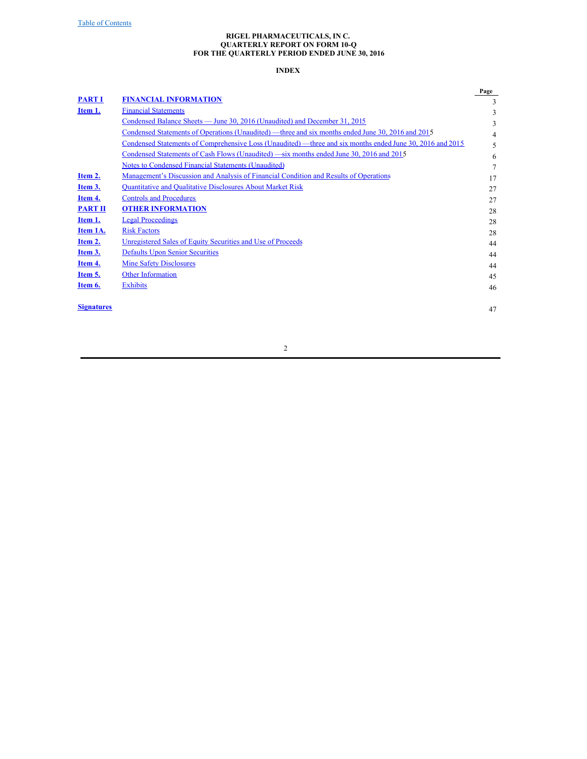Table of Contents

**RIGEL PHARMACEUTICALS, IN C.**
**QUARTERLY REPORT ON FORM 10-Q**
**FOR THE QUARTERLY PERIOD ENDED JUNE 30, 2016**

**INDEX**

| | | Page |
|---|---|---|
| **PART I** | **FINANCIAL INFORMATION** | 3 |
| **Item 1.** | Financial Statements | 3 |
| | Condensed Balance Sheets — June 30, 2016 (Unaudited) and December 31, 2015 | 3 |
| | Condensed Statements of Operations (Unaudited) —three and six months ended June 30, 2016 and 2015 | 4 |
| | Condensed Statements of Comprehensive Loss (Unaudited) —three and six months ended June 30, 2016 and 2015 | 5 |
| | Condensed Statements of Cash Flows (Unaudited) —six months ended June 30, 2016 and 2015 | 6 |
| | Notes to Condensed Financial Statements (Unaudited) | 7 |
| **Item 2.** | Management's Discussion and Analysis of Financial Condition and Results of Operations | 17 |
| **Item 3.** | Quantitative and Qualitative Disclosures About Market Risk | 27 |
| **Item 4.** | Controls and Procedures | 27 |
| **PART II** | **OTHER INFORMATION** | 28 |
| **Item 1.** | Legal Proceedings | 28 |
| **Item 1A.** | Risk Factors | 28 |
| **Item 2.** | Unregistered Sales of Equity Securities and Use of Proceeds | 44 |
| **Item 3.** | Defaults Upon Senior Securities | 44 |
| **Item 4.** | Mine Safety Disclosures | 44 |
| **Item 5.** | Other Information | 45 |
| **Item 6.** | Exhibits | 46 |
| **Signatures** | | 47 |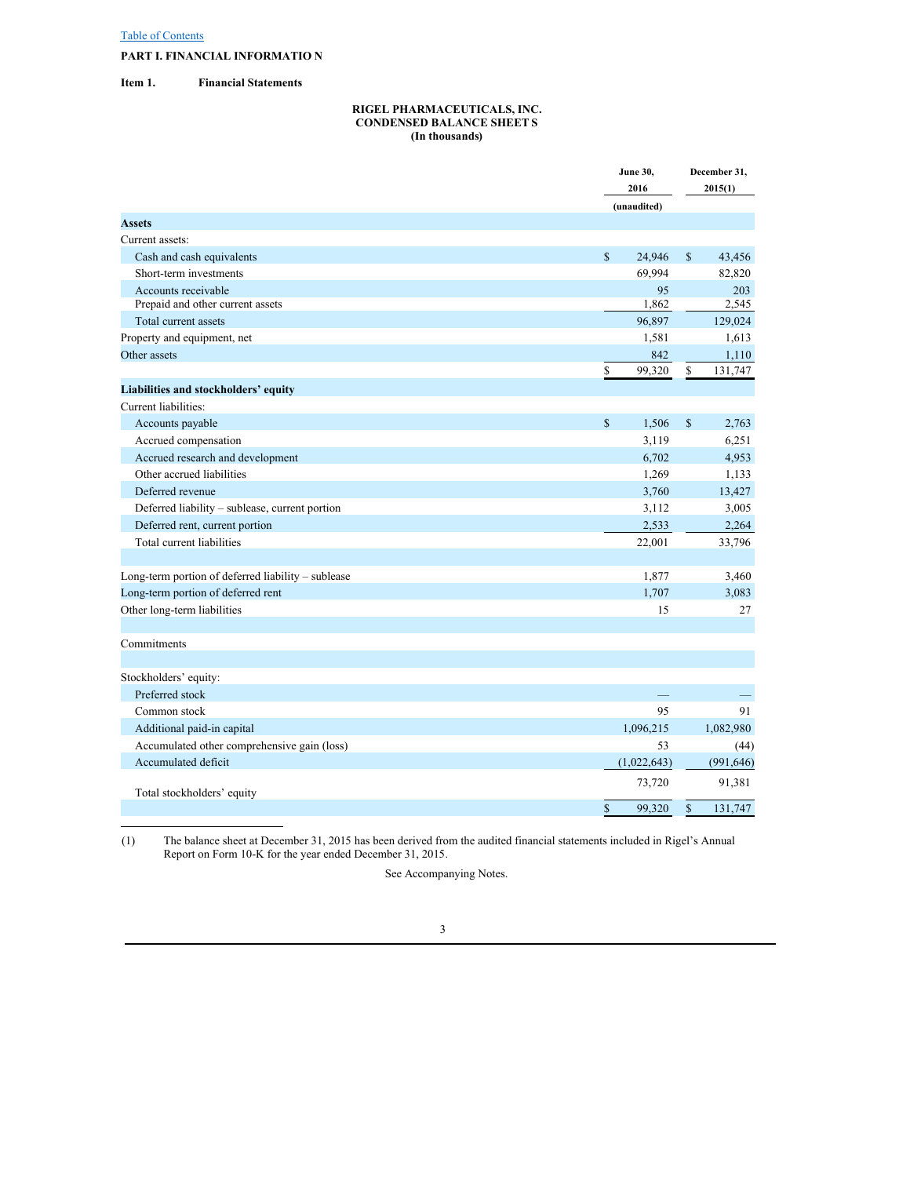Table of Contents

# PART I. FINANCIAL INFORMATION

**Item 1. Financial Statements**

**RIGEL PHARMACEUTICALS, INC.**
**CONDENSED BALANCE SHEETS**
**(In thousands)**

| | June 30, 2016 | December 31, 2015(1) |
|---|---|---|
| | (unaudited) | |
| **Assets** | | |
| Current assets: | | |
| Cash and cash equivalents | $ 24,946 | $ 43,456 |
| Short-term investments | 69,994 | 82,820 |
| Accounts receivable | 95 | 203 |
| Prepaid and other current assets | 1,862 | 2,545 |
| Total current assets | 96,897 | 129,024 |
| Property and equipment, net | 1,581 | 1,613 |
| Other assets | 842 | 1,110 |
| | $ 99,320 | $ 131,747 |
| **Liabilities and stockholders' equity** | | |
| Current liabilities: | | |
| Accounts payable | $ 1,506 | $ 2,763 |
| Accrued compensation | 3,119 | 6,251 |
| Accrued research and development | 6,702 | 4,953 |
| Other accrued liabilities | 1,269 | 1,133 |
| Deferred revenue | 3,760 | 13,427 |
| Deferred liability – sublease, current portion | 3,112 | 3,005 |
| Deferred rent, current portion | 2,533 | 2,264 |
| Total current liabilities | 22,001 | 33,796 |
| | | |
| Long-term portion of deferred liability – sublease | 1,877 | 3,460 |
| Long-term portion of deferred rent | 1,707 | 3,083 |
| Other long-term liabilities | 15 | 27 |
| | | |
| Commitments | | |
| | | |
| Stockholders' equity: | | |
| Preferred stock | — | — |
| Common stock | 95 | 91 |
| Additional paid-in capital | 1,096,215 | 1,082,980 |
| Accumulated other comprehensive gain (loss) | 53 | (44) |
| Accumulated deficit | (1,022,643) | (991,646) |
| Total stockholders' equity | 73,720 | 91,381 |
| | $ 99,320 | $ 131,747 |

(1) The balance sheet at December 31, 2015 has been derived from the audited financial statements included in Rigel's Annual Report on Form 10-K for the year ended December 31, 2015.

See Accompanying Notes.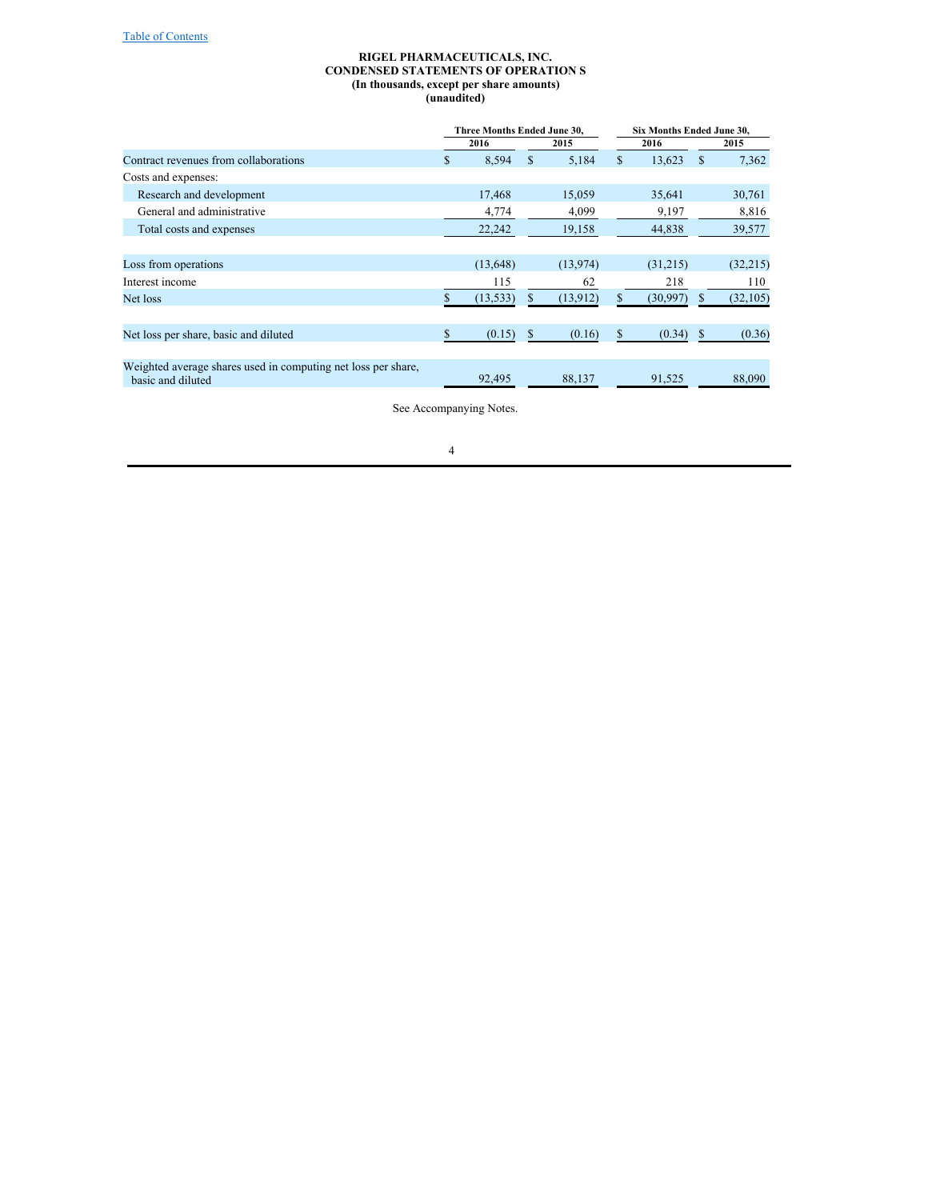**RIGEL PHARMACEUTICALS, INC.**
**CONDENSED STATEMENTS OF OPERATION S**
**(In thousands, except per share amounts)**
**(unaudited)**

| | Three Months Ended June 30, | | Six Months Ended June 30, | |
|---|---|---|---|---|
| | 2016 | 2015 | 2016 | 2015 |
| Contract revenues from collaborations | $ 8,594 | $ 5,184 | $ 13,623 | $ 7,362 |
| Costs and expenses: | | | | |
| Research and development | 17,468 | 15,059 | 35,641 | 30,761 |
| General and administrative | 4,774 | 4,099 | 9,197 | 8,816 |
| Total costs and expenses | 22,242 | 19,158 | 44,838 | 39,577 |
| Loss from operations | (13,648) | (13,974) | (31,215) | (32,215) |
| Interest income | 115 | 62 | 218 | 110 |
| Net loss | $ (13,533) | $ (13,912) | $ (30,997) | $ (32,105) |
| Net loss per share, basic and diluted | $ (0.15) | $ (0.16) | $ (0.34) | $ (0.36) |
| Weighted average shares used in computing net loss per share, basic and diluted | 92,495 | 88,137 | 91,525 | 88,090 |

See Accompanying Notes.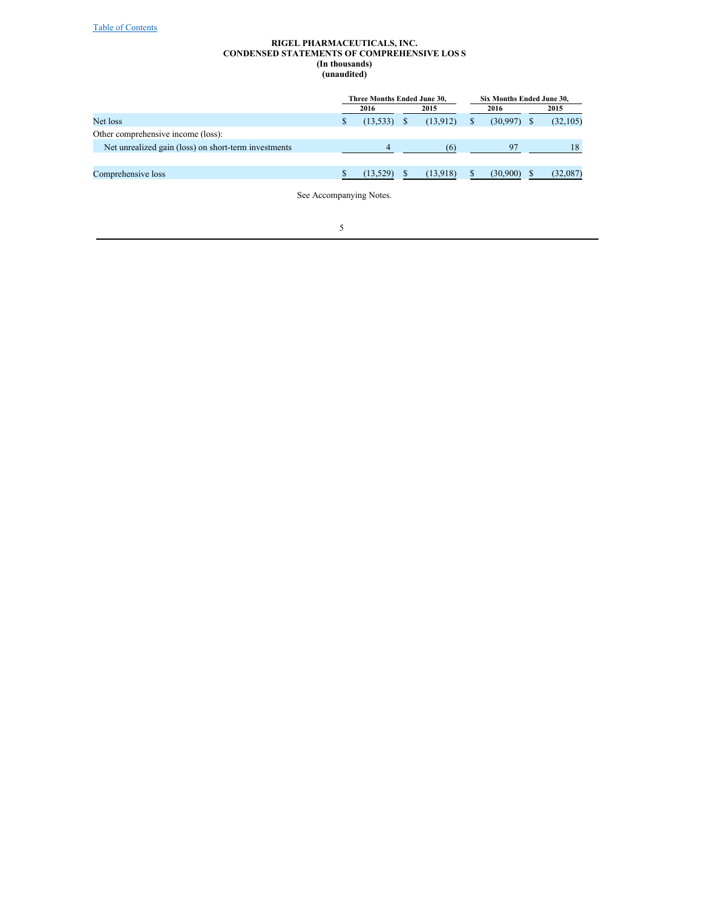**RIGEL PHARMACEUTICALS, INC.**
**CONDENSED STATEMENTS OF COMPREHENSIVE LOSS**
**(In thousands)**
**(unaudited)**

| | Three Months Ended June 30, | | Six Months Ended June 30, | |
|---|---|---|---|---|
| | 2016 | 2015 | 2016 | 2015 |
| Net loss | $ (13,533) | $ (13,912) | $ (30,997) | $ (32,105) |
| Other comprehensive income (loss): | | | | |
| Net unrealized gain (loss) on short-term investments | 4 | (6) | 97 | 18 |
| Comprehensive loss | $ (13,529) | $ (13,918) | $ (30,900) | $ (32,087) |

See Accompanying Notes.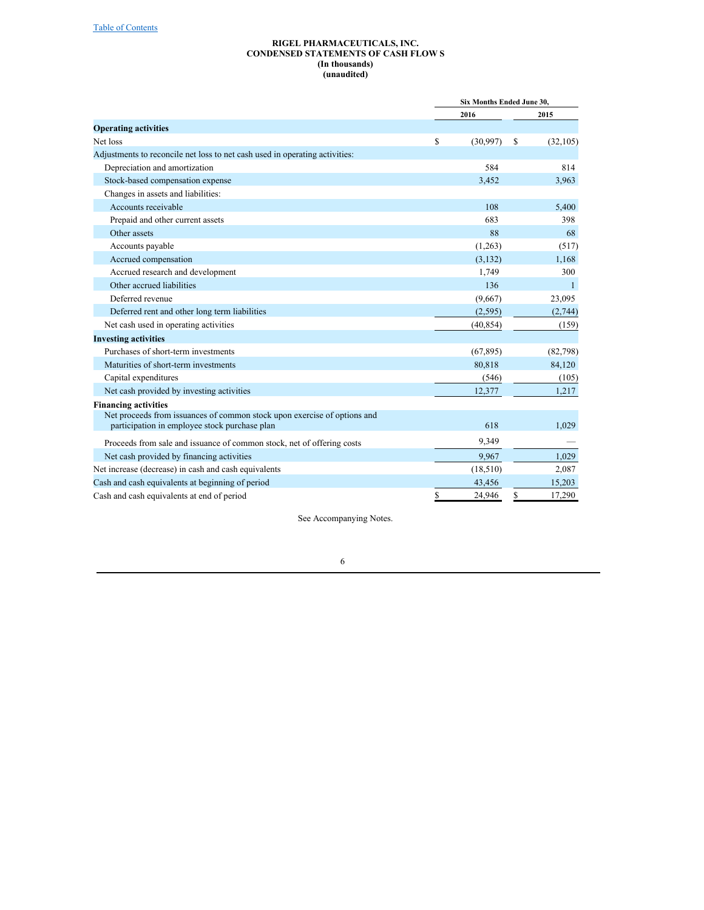[Table of Contents](#)

**RIGEL PHARMACEUTICALS, INC.**
**CONDENSED STATEMENTS OF CASH FLOW S**
**(In thousands)**
**(unaudited)**

| | Six Months Ended June 30, | |
|---|---|---|
| | 2016 | 2015 |
| **Operating activities** | | |
| Net loss | $ (30,997) | $ (32,105) |
| Adjustments to reconcile net loss to net cash used in operating activities: | | |
| Depreciation and amortization | 584 | 814 |
| Stock-based compensation expense | 3,452 | 3,963 |
| Changes in assets and liabilities: | | |
| Accounts receivable | 108 | 5,400 |
| Prepaid and other current assets | 683 | 398 |
| Other assets | 88 | 68 |
| Accounts payable | (1,263) | (517) |
| Accrued compensation | (3,132) | 1,168 |
| Accrued research and development | 1,749 | 300 |
| Other accrued liabilities | 136 | 1 |
| Deferred revenue | (9,667) | 23,095 |
| Deferred rent and other long term liabilities | (2,595) | (2,744) |
| Net cash used in operating activities | (40,854) | (159) |
| **Investing activities** | | |
| Purchases of short-term investments | (67,895) | (82,798) |
| Maturities of short-term investments | 80,818 | 84,120 |
| Capital expenditures | (546) | (105) |
| Net cash provided by investing activities | 12,377 | 1,217 |
| **Financing activities** | | |
| Net proceeds from issuances of common stock upon exercise of options and participation in employee stock purchase plan | 618 | 1,029 |
| Proceeds from sale and issuance of common stock, net of offering costs | 9,349 | — |
| Net cash provided by financing activities | 9,967 | 1,029 |
| Net increase (decrease) in cash and cash equivalents | (18,510) | 2,087 |
| Cash and cash equivalents at beginning of period | 43,456 | 15,203 |
| Cash and cash equivalents at end of period | $ 24,946 | $ 17,290 |

See Accompanying Notes.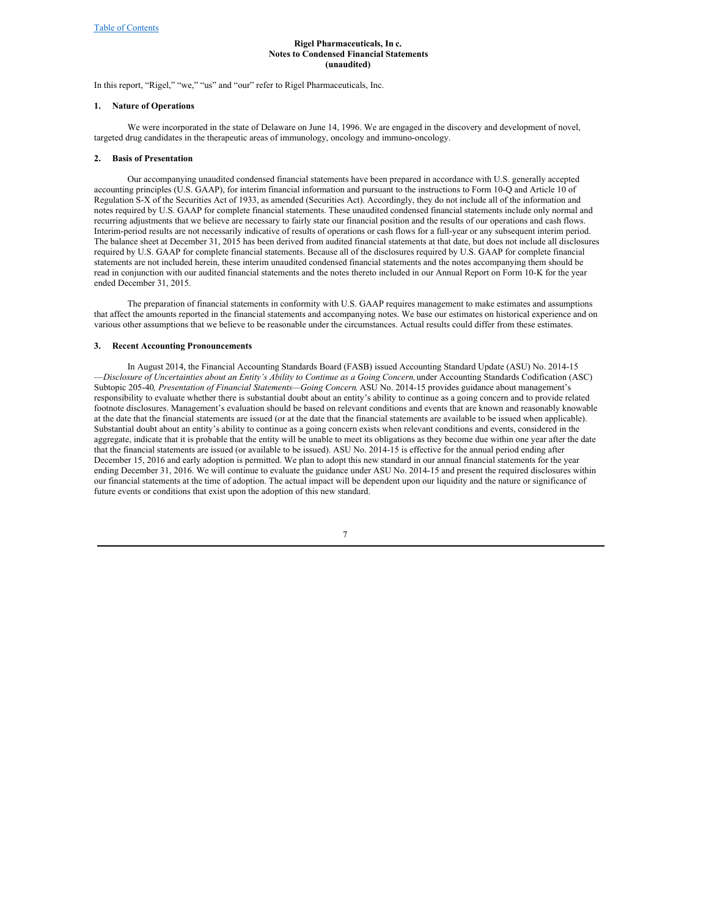**Rigel Pharmaceuticals, In c.**
**Notes to Condensed Financial Statements**
**(unaudited)**

In this report, "Rigel," "we," "us" and "our" refer to Rigel Pharmaceuticals, Inc.

### 1. Nature of Operations

We were incorporated in the state of Delaware on June 14, 1996. We are engaged in the discovery and development of novel, targeted drug candidates in the therapeutic areas of immunology, oncology and immuno-oncology.

### 2. Basis of Presentation

Our accompanying unaudited condensed financial statements have been prepared in accordance with U.S. generally accepted accounting principles (U.S. GAAP), for interim financial information and pursuant to the instructions to Form 10-Q and Article 10 of Regulation S-X of the Securities Act of 1933, as amended (Securities Act). Accordingly, they do not include all of the information and notes required by U.S. GAAP for complete financial statements. These unaudited condensed financial statements include only normal and recurring adjustments that we believe are necessary to fairly state our financial position and the results of our operations and cash flows. Interim-period results are not necessarily indicative of results of operations or cash flows for a full-year or any subsequent interim period. The balance sheet at December 31, 2015 has been derived from audited financial statements at that date, but does not include all disclosures required by U.S. GAAP for complete financial statements. Because all of the disclosures required by U.S. GAAP for complete financial statements are not included herein, these interim unaudited condensed financial statements and the notes accompanying them should be read in conjunction with our audited financial statements and the notes thereto included in our Annual Report on Form 10-K for the year ended December 31, 2015.

The preparation of financial statements in conformity with U.S. GAAP requires management to make estimates and assumptions that affect the amounts reported in the financial statements and accompanying notes. We base our estimates on historical experience and on various other assumptions that we believe to be reasonable under the circumstances. Actual results could differ from these estimates.

### 3. Recent Accounting Pronouncements

In August 2014, the Financial Accounting Standards Board (FASB) issued Accounting Standard Update (ASU) No. 2014-15 —*Disclosure of Uncertainties about an Entity's Ability to Continue as a Going Concern,* under Accounting Standards Codification (ASC) Subtopic 205-40*, Presentation of Financial Statements—Going Concern*. ASU No. 2014-15 provides guidance about management's responsibility to evaluate whether there is substantial doubt about an entity's ability to continue as a going concern and to provide related footnote disclosures. Management's evaluation should be based on relevant conditions and events that are known and reasonably knowable at the date that the financial statements are issued (or at the date that the financial statements are available to be issued when applicable). Substantial doubt about an entity's ability to continue as a going concern exists when relevant conditions and events, considered in the aggregate, indicate that it is probable that the entity will be unable to meet its obligations as they become due within one year after the date that the financial statements are issued (or available to be issued). ASU No. 2014-15 is effective for the annual period ending after December 15, 2016 and early adoption is permitted. We plan to adopt this new standard in our annual financial statements for the year ending December 31, 2016. We will continue to evaluate the guidance under ASU No. 2014-15 and present the required disclosures within our financial statements at the time of adoption. The actual impact will be dependent upon our liquidity and the nature or significance of future events or conditions that exist upon the adoption of this new standard.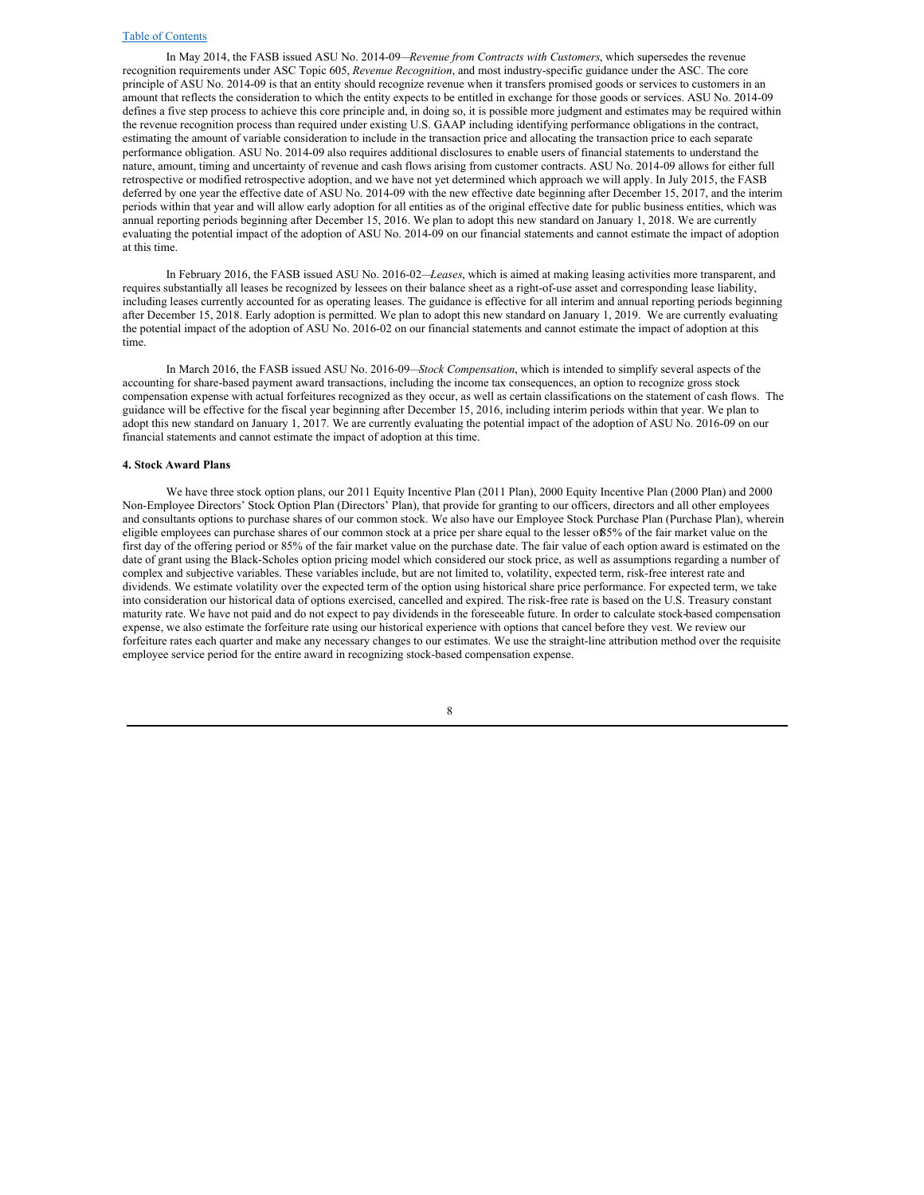In May 2014, the FASB issued ASU No. 2014-09—*Revenue from Contracts with Customers*, which supersedes the revenue recognition requirements under ASC Topic 605, *Revenue Recognition*, and most industry-specific guidance under the ASC. The core principle of ASU No. 2014-09 is that an entity should recognize revenue when it transfers promised goods or services to customers in an amount that reflects the consideration to which the entity expects to be entitled in exchange for those goods or services. ASU No. 2014-09 defines a five step process to achieve this core principle and, in doing so, it is possible more judgment and estimates may be required within the revenue recognition process than required under existing U.S. GAAP including identifying performance obligations in the contract, estimating the amount of variable consideration to include in the transaction price and allocating the transaction price to each separate performance obligation. ASU No. 2014-09 also requires additional disclosures to enable users of financial statements to understand the nature, amount, timing and uncertainty of revenue and cash flows arising from customer contracts. ASU No. 2014-09 allows for either full retrospective or modified retrospective adoption, and we have not yet determined which approach we will apply. In July 2015, the FASB deferred by one year the effective date of ASU No. 2014-09 with the new effective date beginning after December 15, 2017, and the interim periods within that year and will allow early adoption for all entities as of the original effective date for public business entities, which was annual reporting periods beginning after December 15, 2016. We plan to adopt this new standard on January 1, 2018. We are currently evaluating the potential impact of the adoption of ASU No. 2014-09 on our financial statements and cannot estimate the impact of adoption at this time.

In February 2016, the FASB issued ASU No. 2016-02—*Leases*, which is aimed at making leasing activities more transparent, and requires substantially all leases be recognized by lessees on their balance sheet as a right-of-use asset and corresponding lease liability, including leases currently accounted for as operating leases. The guidance is effective for all interim and annual reporting periods beginning after December 15, 2018. Early adoption is permitted. We plan to adopt this new standard on January 1, 2019. We are currently evaluating the potential impact of the adoption of ASU No. 2016-02 on our financial statements and cannot estimate the impact of adoption at this time.

In March 2016, the FASB issued ASU No. 2016-09—*Stock Compensation*, which is intended to simplify several aspects of the accounting for share-based payment award transactions, including the income tax consequences, an option to recognize gross stock compensation expense with actual forfeitures recognized as they occur, as well as certain classifications on the statement of cash flows. The guidance will be effective for the fiscal year beginning after December 15, 2016, including interim periods within that year. We plan to adopt this new standard on January 1, 2017. We are currently evaluating the potential impact of the adoption of ASU No. 2016-09 on our financial statements and cannot estimate the impact of adoption at this time.

**4. Stock Award Plans**

We have three stock option plans, our 2011 Equity Incentive Plan (2011 Plan), 2000 Equity Incentive Plan (2000 Plan) and 2000 Non-Employee Directors' Stock Option Plan (Directors' Plan), that provide for granting to our officers, directors and all other employees and consultants options to purchase shares of our common stock. We also have our Employee Stock Purchase Plan (Purchase Plan), wherein eligible employees can purchase shares of our common stock at a price per share equal to the lesser of 85% of the fair market value on the first day of the offering period or 85% of the fair market value on the purchase date. The fair value of each option award is estimated on the date of grant using the Black-Scholes option pricing model which considered our stock price, as well as assumptions regarding a number of complex and subjective variables. These variables include, but are not limited to, volatility, expected term, risk-free interest rate and dividends. We estimate volatility over the expected term of the option using historical share price performance. For expected term, we take into consideration our historical data of options exercised, cancelled and expired. The risk-free rate is based on the U.S. Treasury constant maturity rate. We have not paid and do not expect to pay dividends in the foreseeable future. In order to calculate stock-based compensation expense, we also estimate the forfeiture rate using our historical experience with options that cancel before they vest. We review our forfeiture rates each quarter and make any necessary changes to our estimates. We use the straight-line attribution method over the requisite employee service period for the entire award in recognizing stock-based compensation expense.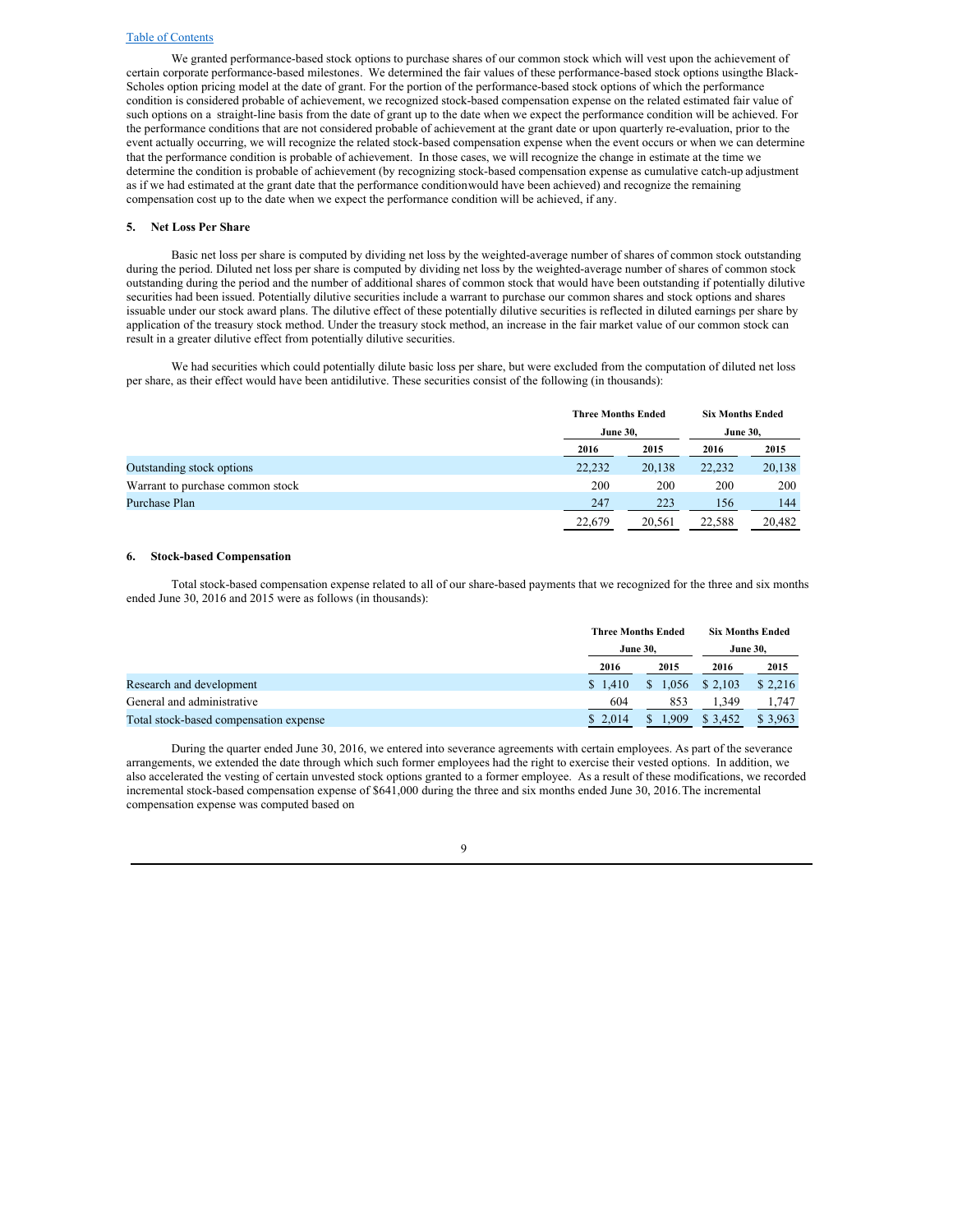We granted performance-based stock options to purchase shares of our common stock which will vest upon the achievement of certain corporate performance-based milestones. We determined the fair values of these performance-based stock options usingthe Black-Scholes option pricing model at the date of grant. For the portion of the performance-based stock options of which the performance condition is considered probable of achievement, we recognized stock-based compensation expense on the related estimated fair value of such options on a straight-line basis from the date of grant up to the date when we expect the performance condition will be achieved. For the performance conditions that are not considered probable of achievement at the grant date or upon quarterly re-evaluation, prior to the event actually occurring, we will recognize the related stock-based compensation expense when the event occurs or when we can determine that the performance condition is probable of achievement. In those cases, we will recognize the change in estimate at the time we determine the condition is probable of achievement (by recognizing stock-based compensation expense as cumulative catch-up adjustment as if we had estimated at the grant date that the performance conditionwould have been achieved) and recognize the remaining compensation cost up to the date when we expect the performance condition will be achieved, if any.

## 5. Net Loss Per Share

Basic net loss per share is computed by dividing net loss by the weighted-average number of shares of common stock outstanding during the period. Diluted net loss per share is computed by dividing net loss by the weighted-average number of shares of common stock outstanding during the period and the number of additional shares of common stock that would have been outstanding if potentially dilutive securities had been issued. Potentially dilutive securities include a warrant to purchase our common shares and stock options and shares issuable under our stock award plans. The dilutive effect of these potentially dilutive securities is reflected in diluted earnings per share by application of the treasury stock method. Under the treasury stock method, an increase in the fair market value of our common stock can result in a greater dilutive effect from potentially dilutive securities.

We had securities which could potentially dilute basic loss per share, but were excluded from the computation of diluted net loss per share, as their effect would have been antidilutive. These securities consist of the following (in thousands):

| | Three Months Ended June 30, | | Six Months Ended June 30, | |
|---|---|---|---|---|
| | 2016 | 2015 | 2016 | 2015 |
| Outstanding stock options | 22,232 | 20,138 | 22,232 | 20,138 |
| Warrant to purchase common stock | 200 | 200 | 200 | 200 |
| Purchase Plan | 247 | 223 | 156 | 144 |
| | 22,679 | 20,561 | 22,588 | 20,482 |

## 6. Stock-based Compensation

Total stock-based compensation expense related to all of our share-based payments that we recognized for the three and six months ended June 30, 2016 and 2015 were as follows (in thousands):

| | Three Months Ended June 30, | | Six Months Ended June 30, | |
|---|---|---|---|---|
| | 2016 | 2015 | 2016 | 2015 |
| Research and development | $ 1,410 | $ 1,056 | $ 2,103 | $ 2,216 |
| General and administrative | 604 | 853 | 1,349 | 1,747 |
| Total stock-based compensation expense | $ 2,014 | $ 1,909 | $ 3,452 | $ 3,963 |

During the quarter ended June 30, 2016, we entered into severance agreements with certain employees. As part of the severance arrangements, we extended the date through which such former employees had the right to exercise their vested options. In addition, we also accelerated the vesting of certain unvested stock options granted to a former employee. As a result of these modifications, we recorded incremental stock-based compensation expense of $641,000 during the three and six months ended June 30, 2016.The incremental compensation expense was computed based on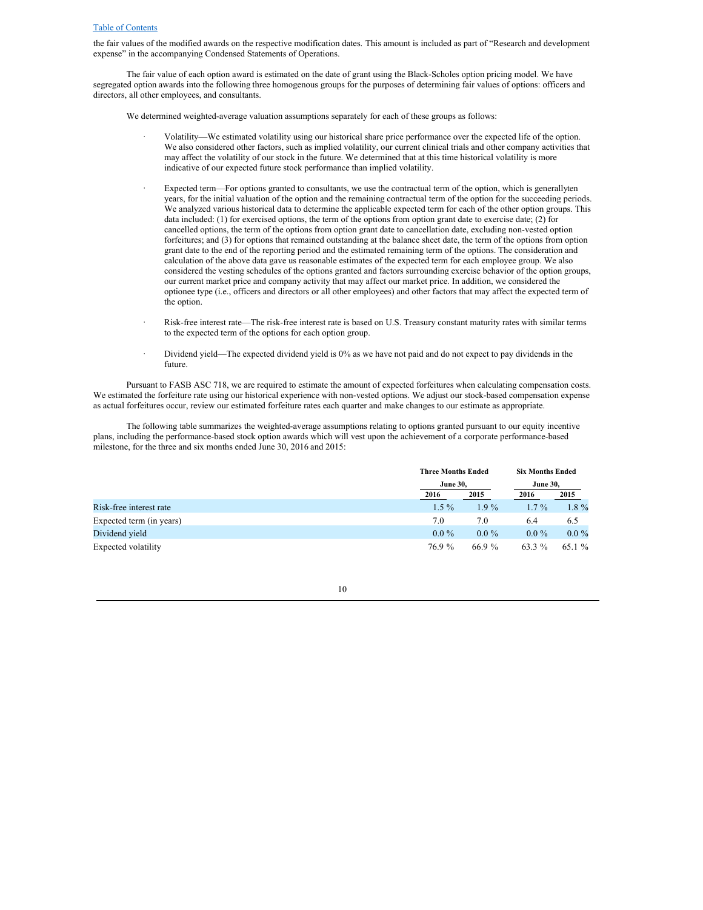the fair values of the modified awards on the respective modification dates. This amount is included as part of “Research and development expense” in the accompanying Condensed Statements of Operations.

The fair value of each option award is estimated on the date of grant using the Black-Scholes option pricing model. We have segregated option awards into the following three homogenous groups for the purposes of determining fair values of options: officers and directors, all other employees, and consultants.

We determined weighted-average valuation assumptions separately for each of these groups as follows:

- Volatility—We estimated volatility using our historical share price performance over the expected life of the option. We also considered other factors, such as implied volatility, our current clinical trials and other company activities that may affect the volatility of our stock in the future. We determined that at this time historical volatility is more indicative of our expected future stock performance than implied volatility.

- Expected term—For options granted to consultants, we use the contractual term of the option, which is generallyten years, for the initial valuation of the option and the remaining contractual term of the option for the succeeding periods. We analyzed various historical data to determine the applicable expected term for each of the other option groups. This data included: (1) for exercised options, the term of the options from option grant date to exercise date; (2) for cancelled options, the term of the options from option grant date to cancellation date, excluding non-vested option forfeitures; and (3) for options that remained outstanding at the balance sheet date, the term of the options from option grant date to the end of the reporting period and the estimated remaining term of the options. The consideration and calculation of the above data gave us reasonable estimates of the expected term for each employee group. We also considered the vesting schedules of the options granted and factors surrounding exercise behavior of the option groups, our current market price and company activity that may affect our market price. In addition, we considered the optionee type (i.e., officers and directors or all other employees) and other factors that may affect the expected term of the option.

- Risk-free interest rate—The risk-free interest rate is based on U.S. Treasury constant maturity rates with similar terms to the expected term of the options for each option group.

- Dividend yield—The expected dividend yield is 0% as we have not paid and do not expect to pay dividends in the future.

Pursuant to FASB ASC 718, we are required to estimate the amount of expected forfeitures when calculating compensation costs. We estimated the forfeiture rate using our historical experience with non-vested options. We adjust our stock-based compensation expense as actual forfeitures occur, review our estimated forfeiture rates each quarter and make changes to our estimate as appropriate.

The following table summarizes the weighted-average assumptions relating to options granted pursuant to our equity incentive plans, including the performance-based stock option awards which will vest upon the achievement of a corporate performance-based milestone, for the three and six months ended June 30, 2016 and 2015:

| | Three Months Ended June 30, | | Six Months Ended June 30, | |
|---|---|---|---|---|
| | 2016 | 2015 | 2016 | 2015 |
| Risk-free interest rate | 1.5 % | 1.9 % | 1.7 % | 1.8 % |
| Expected term (in years) | 7.0 | 7.0 | 6.4 | 6.5 |
| Dividend yield | 0.0 % | 0.0 % | 0.0 % | 0.0 % |
| Expected volatility | 76.9 % | 66.9 % | 63.3 % | 65.1 % |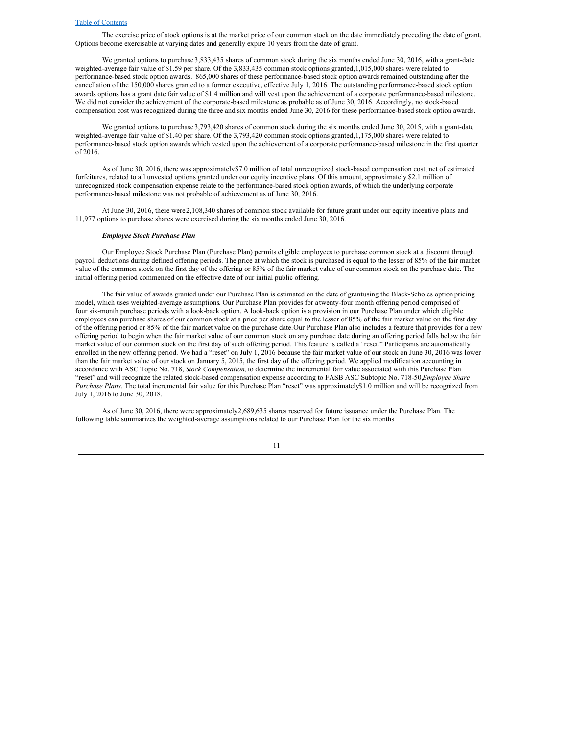The exercise price of stock options is at the market price of our common stock on the date immediately preceding the date of grant. Options become exercisable at varying dates and generally expire 10 years from the date of grant.

We granted options to purchase 3,833,435 shares of common stock during the six months ended June 30, 2016, with a grant-date weighted-average fair value of $1.59 per share. Of the 3,833,435 common stock options granted, 1,015,000 shares were related to performance-based stock option awards. 865,000 shares of these performance-based stock option awards remained outstanding after the cancellation of the 150,000 shares granted to a former executive, effective July 1, 2016. The outstanding performance-based stock option awards options has a grant date fair value of $1.4 million and will vest upon the achievement of a corporate performance-based milestone. We did not consider the achievement of the corporate-based milestone as probable as of June 30, 2016. Accordingly, no stock-based compensation cost was recognized during the three and six months ended June 30, 2016 for these performance-based stock option awards.

We granted options to purchase 3,793,420 shares of common stock during the six months ended June 30, 2015, with a grant-date weighted-average fair value of $1.40 per share. Of the 3,793,420 common stock options granted, 1,175,000 shares were related to performance-based stock option awards which vested upon the achievement of a corporate performance-based milestone in the first quarter of 2016.

As of June 30, 2016, there was approximately $7.0 million of total unrecognized stock-based compensation cost, net of estimated forfeitures, related to all unvested options granted under our equity incentive plans. Of this amount, approximately $2.1 million of unrecognized stock compensation expense relate to the performance-based stock option awards, of which the underlying corporate performance-based milestone was not probable of achievement as of June 30, 2016.

At June 30, 2016, there were 2,108,340 shares of common stock available for future grant under our equity incentive plans and 11,977 options to purchase shares were exercised during the six months ended June 30, 2016.

***Employee Stock Purchase Plan***

Our Employee Stock Purchase Plan (Purchase Plan) permits eligible employees to purchase common stock at a discount through payroll deductions during defined offering periods. The price at which the stock is purchased is equal to the lesser of 85% of the fair market value of the common stock on the first day of the offering or 85% of the fair market value of our common stock on the purchase date. The initial offering period commenced on the effective date of our initial public offering.

The fair value of awards granted under our Purchase Plan is estimated on the date of grant using the Black-Scholes option pricing model, which uses weighted-average assumptions. Our Purchase Plan provides for a twenty-four month offering period comprised of four six-month purchase periods with a look-back option. A look-back option is a provision in our Purchase Plan under which eligible employees can purchase shares of our common stock at a price per share equal to the lesser of 85% of the fair market value on the first day of the offering period or 85% of the fair market value on the purchase date. Our Purchase Plan also includes a feature that provides for a new offering period to begin when the fair market value of our common stock on any purchase date during an offering period falls below the fair market value of our common stock on the first day of such offering period. This feature is called a "reset." Participants are automatically enrolled in the new offering period. We had a "reset" on July 1, 2016 because the fair market value of our stock on June 30, 2016 was lower than the fair market value of our stock on January 5, 2015, the first day of the offering period. We applied modification accounting in accordance with ASC Topic No. 718, *Stock Compensation,* to determine the incremental fair value associated with this Purchase Plan "reset" and will recognize the related stock-based compensation expense according to FASB ASC Subtopic No. 718-50, *Employee Share Purchase Plans*. The total incremental fair value for this Purchase Plan "reset" was approximately $1.0 million and will be recognized from July 1, 2016 to June 30, 2018.

As of June 30, 2016, there were approximately 2,689,635 shares reserved for future issuance under the Purchase Plan. The following table summarizes the weighted-average assumptions related to our Purchase Plan for the six months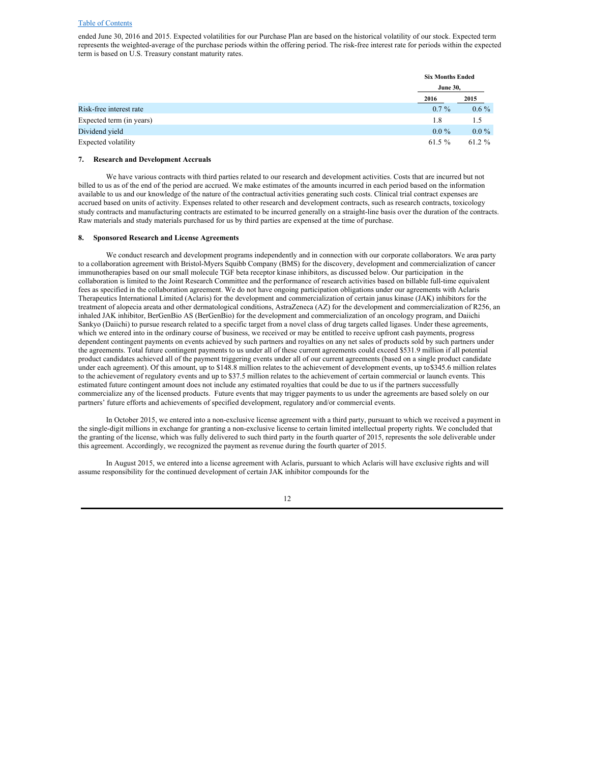ended June 30, 2016 and 2015. Expected volatilities for our Purchase Plan are based on the historical volatility of our stock. Expected term represents the weighted-average of the purchase periods within the offering period. The risk-free interest rate for periods within the expected term is based on U.S. Treasury constant maturity rates.

| | Six Months Ended June 30, | |
|---|---|---|
| | 2016 | 2015 |
| Risk-free interest rate | 0.7 % | 0.6 % |
| Expected term (in years) | 1.8 | 1.5 |
| Dividend yield | 0.0 % | 0.0 % |
| Expected volatility | 61.5 % | 61.2 % |

### 7. Research and Development Accruals

We have various contracts with third parties related to our research and development activities. Costs that are incurred but not billed to us as of the end of the period are accrued. We make estimates of the amounts incurred in each period based on the information available to us and our knowledge of the nature of the contractual activities generating such costs. Clinical trial contract expenses are accrued based on units of activity. Expenses related to other research and development contracts, such as research contracts, toxicology study contracts and manufacturing contracts are estimated to be incurred generally on a straight-line basis over the duration of the contracts. Raw materials and study materials purchased for us by third parties are expensed at the time of purchase.

### 8. Sponsored Research and License Agreements

We conduct research and development programs independently and in connection with our corporate collaborators. We are a party to a collaboration agreement with Bristol-Myers Squibb Company (BMS) for the discovery, development and commercialization of cancer immunotherapies based on our small molecule TGF beta receptor kinase inhibitors, as discussed below. Our participation in the collaboration is limited to the Joint Research Committee and the performance of research activities based on billable full-time equivalent fees as specified in the collaboration agreement. We do not have ongoing participation obligations under our agreements with Aclaris Therapeutics International Limited (Aclaris) for the development and commercialization of certain janus kinase (JAK) inhibitors for the treatment of alopecia areata and other dermatological conditions, AstraZeneca (AZ) for the development and commercialization of R256, an inhaled JAK inhibitor, BerGenBio AS (BerGenBio) for the development and commercialization of an oncology program, and Daiichi Sankyo (Daiichi) to pursue research related to a specific target from a novel class of drug targets called ligases. Under these agreements, which we entered into in the ordinary course of business, we received or may be entitled to receive upfront cash payments, progress dependent contingent payments on events achieved by such partners and royalties on any net sales of products sold by such partners under the agreements. Total future contingent payments to us under all of these current agreements could exceed $531.9 million if all potential product candidates achieved all of the payment triggering events under all of our current agreements (based on a single product candidate under each agreement). Of this amount, up to $148.8 million relates to the achievement of development events, up to $345.6 million relates to the achievement of regulatory events and up to $37.5 million relates to the achievement of certain commercial or launch events. This estimated future contingent amount does not include any estimated royalties that could be due to us if the partners successfully commercialize any of the licensed products. Future events that may trigger payments to us under the agreements are based solely on our partners' future efforts and achievements of specified development, regulatory and/or commercial events.

In October 2015, we entered into a non-exclusive license agreement with a third party, pursuant to which we received a payment in the single-digit millions in exchange for granting a non-exclusive license to certain limited intellectual property rights. We concluded that the granting of the license, which was fully delivered to such third party in the fourth quarter of 2015, represents the sole deliverable under this agreement. Accordingly, we recognized the payment as revenue during the fourth quarter of 2015.

In August 2015, we entered into a license agreement with Aclaris, pursuant to which Aclaris will have exclusive rights and will assume responsibility for the continued development of certain JAK inhibitor compounds for the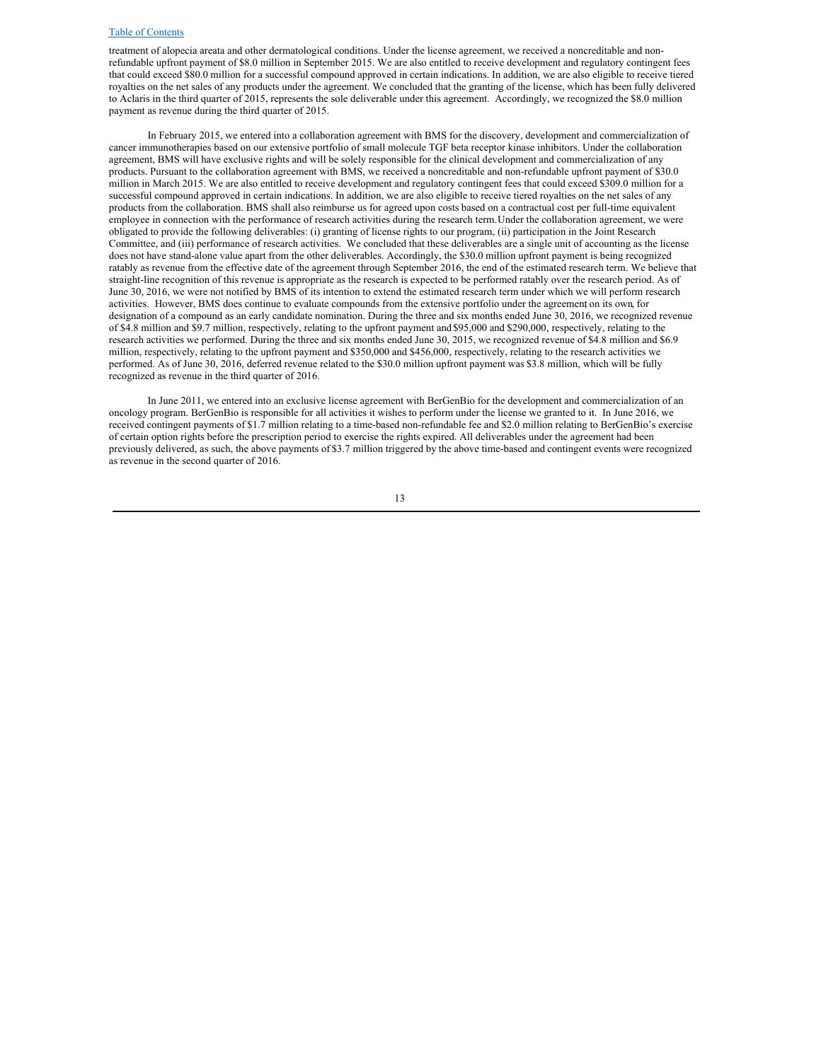treatment of alopecia areata and other dermatological conditions. Under the license agreement, we received a noncreditable and non-refundable upfront payment of $8.0 million in September 2015. We are also entitled to receive development and regulatory contingent fees that could exceed $80.0 million for a successful compound approved in certain indications. In addition, we are also eligible to receive tiered royalties on the net sales of any products under the agreement. We concluded that the granting of the license, which has been fully delivered to Aclaris in the third quarter of 2015, represents the sole deliverable under this agreement. Accordingly, we recognized the $8.0 million payment as revenue during the third quarter of 2015.

In February 2015, we entered into a collaboration agreement with BMS for the discovery, development and commercialization of cancer immunotherapies based on our extensive portfolio of small molecule TGF beta receptor kinase inhibitors. Under the collaboration agreement, BMS will have exclusive rights and will be solely responsible for the clinical development and commercialization of any products. Pursuant to the collaboration agreement with BMS, we received a noncreditable and non-refundable upfront payment of $30.0 million in March 2015. We are also entitled to receive development and regulatory contingent fees that could exceed $309.0 million for a successful compound approved in certain indications. In addition, we are also eligible to receive tiered royalties on the net sales of any products from the collaboration. BMS shall also reimburse us for agreed upon costs based on a contractual cost per full-time equivalent employee in connection with the performance of research activities during the research term. Under the collaboration agreement, we were obligated to provide the following deliverables: (i) granting of license rights to our program, (ii) participation in the Joint Research Committee, and (iii) performance of research activities. We concluded that these deliverables are a single unit of accounting as the license does not have stand-alone value apart from the other deliverables. Accordingly, the $30.0 million upfront payment is being recognized ratably as revenue from the effective date of the agreement through September 2016, the end of the estimated research term. We believe that straight-line recognition of this revenue is appropriate as the research is expected to be performed ratably over the research period. As of June 30, 2016, we were not notified by BMS of its intention to extend the estimated research term under which we will perform research activities. However, BMS does continue to evaluate compounds from the extensive portfolio under the agreement on its own, for designation of a compound as an early candidate nomination. During the three and six months ended June 30, 2016, we recognized revenue of $4.8 million and $9.7 million, respectively, relating to the upfront payment and $95,000 and $290,000, respectively, relating to the research activities we performed. During the three and six months ended June 30, 2015, we recognized revenue of $4.8 million and $6.9 million, respectively, relating to the upfront payment and $350,000 and $456,000, respectively, relating to the research activities we performed. As of June 30, 2016, deferred revenue related to the $30.0 million upfront payment was $3.8 million, which will be fully recognized as revenue in the third quarter of 2016.

In June 2011, we entered into an exclusive license agreement with BerGenBio for the development and commercialization of an oncology program. BerGenBio is responsible for all activities it wishes to perform under the license we granted to it. In June 2016, we received contingent payments of $1.7 million relating to a time-based non-refundable fee and $2.0 million relating to BerGenBio's exercise of certain option rights before the prescription period to exercise the rights expired. All deliverables under the agreement had been previously delivered, as such, the above payments of $3.7 million triggered by the above time-based and contingent events were recognized as revenue in the second quarter of 2016.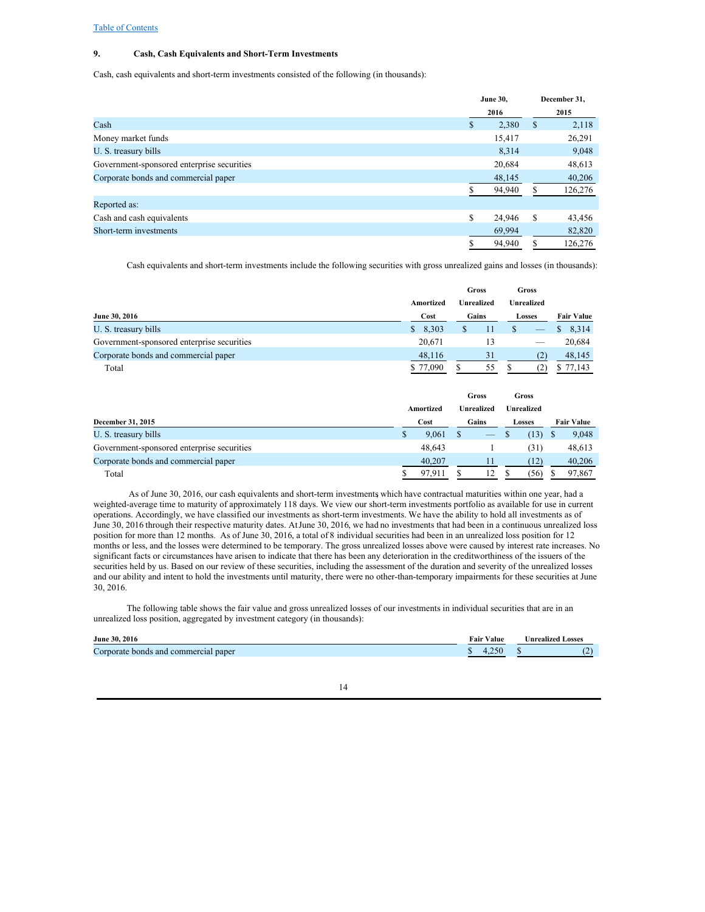## 9. Cash, Cash Equivalents and Short-Term Investments

Cash, cash equivalents and short-term investments consisted of the following (in thousands):

| | June 30, 2016 | December 31, 2015 |
|---|---|---|
| Cash | $ 2,380 | $ 2,118 |
| Money market funds | 15,417 | 26,291 |
| U. S. treasury bills | 8,314 | 9,048 |
| Government-sponsored enterprise securities | 20,684 | 48,613 |
| Corporate bonds and commercial paper | 48,145 | 40,206 |
| | $ 94,940 | $ 126,276 |
| Reported as: | | |
| Cash and cash equivalents | $ 24,946 | $ 43,456 |
| Short-term investments | 69,994 | 82,820 |
| | $ 94,940 | $ 126,276 |

Cash equivalents and short-term investments include the following securities with gross unrealized gains and losses (in thousands):

| June 30, 2016 | Amortized Cost | Gross Unrealized Gains | Gross Unrealized Losses | Fair Value |
|---|---|---|---|---|
| U. S. treasury bills | $ 8,303 | $ 11 | $ — | $ 8,314 |
| Government-sponsored enterprise securities | 20,671 | 13 | — | 20,684 |
| Corporate bonds and commercial paper | 48,116 | 31 | (2) | 48,145 |
| Total | $ 77,090 | $ 55 | $ (2) | $ 77,143 |

| December 31, 2015 | Amortized Cost | Gross Unrealized Gains | Gross Unrealized Losses | Fair Value |
|---|---|---|---|---|
| U. S. treasury bills | $ 9,061 | $ — | $ (13) | $ 9,048 |
| Government-sponsored enterprise securities | 48,643 | 1 | (31) | 48,613 |
| Corporate bonds and commercial paper | 40,207 | 11 | (12) | 40,206 |
| Total | $ 97,911 | $ 12 | $ (56) | $ 97,867 |

As of June 30, 2016, our cash equivalents and short-term investments, which have contractual maturities within one year, had a weighted-average time to maturity of approximately 118 days. We view our short-term investments portfolio as available for use in current operations. Accordingly, we have classified our investments as short-term investments. We have the ability to hold all investments as of June 30, 2016 through their respective maturity dates. At June 30, 2016, we had no investments that had been in a continuous unrealized loss position for more than 12 months. As of June 30, 2016, a total of 8 individual securities had been in an unrealized loss position for 12 months or less, and the losses were determined to be temporary. The gross unrealized losses above were caused by interest rate increases. No significant facts or circumstances have arisen to indicate that there has been any deterioration in the creditworthiness of the issuers of the securities held by us. Based on our review of these securities, including the assessment of the duration and severity of the unrealized losses and our ability and intent to hold the investments until maturity, there were no other-than-temporary impairments for these securities at June 30, 2016.

The following table shows the fair value and gross unrealized losses of our investments in individual securities that are in an unrealized loss position, aggregated by investment category (in thousands):

| June 30, 2016 | Fair Value | Unrealized Losses |
|---|---|---|
| Corporate bonds and commercial paper | $ 4,250 | $ (2) |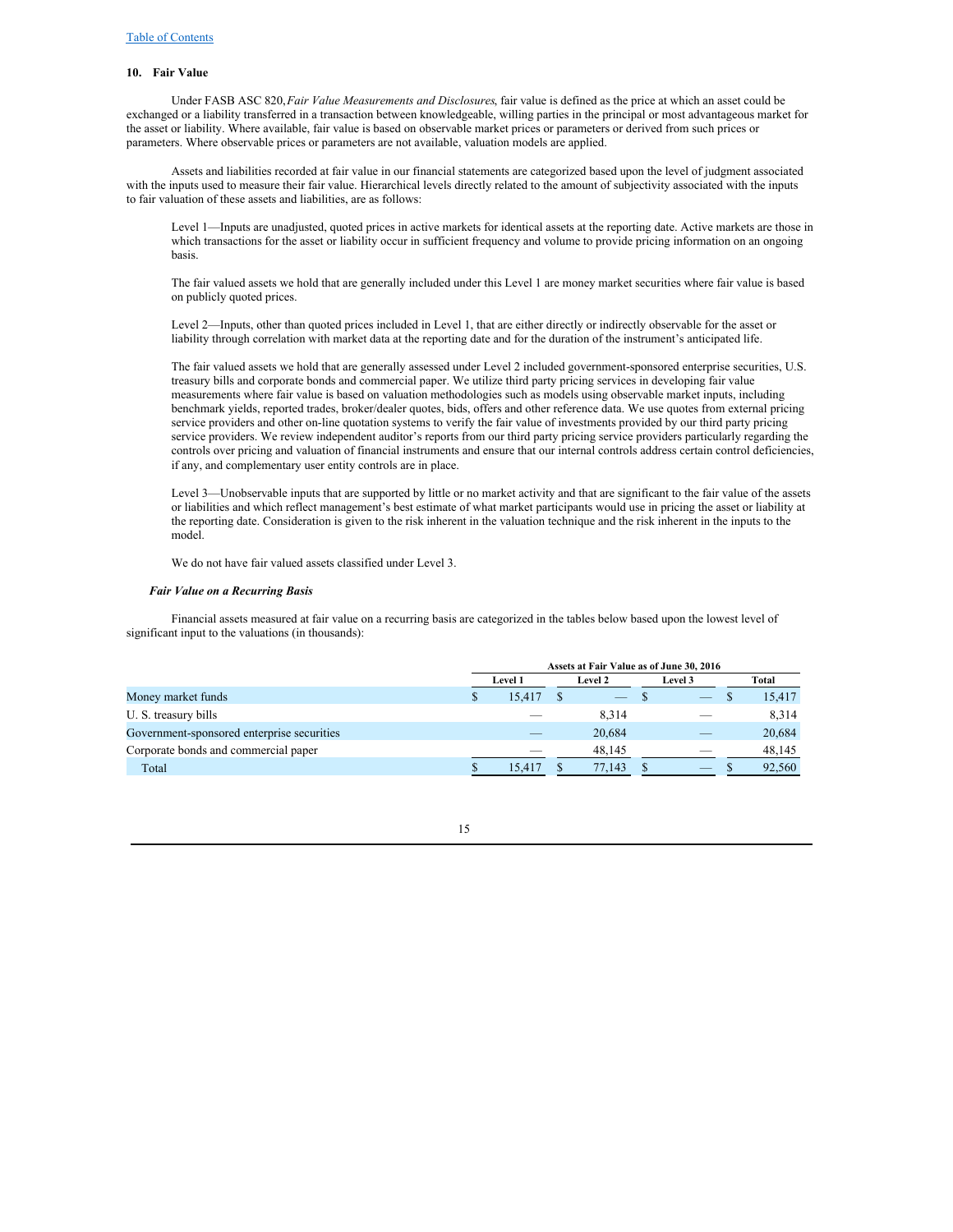## 10. Fair Value

Under FASB ASC 820, *Fair Value Measurements and Disclosures*, fair value is defined as the price at which an asset could be exchanged or a liability transferred in a transaction between knowledgeable, willing parties in the principal or most advantageous market for the asset or liability. Where available, fair value is based on observable market prices or parameters or derived from such prices or parameters. Where observable prices or parameters are not available, valuation models are applied.

Assets and liabilities recorded at fair value in our financial statements are categorized based upon the level of judgment associated with the inputs used to measure their fair value. Hierarchical levels directly related to the amount of subjectivity associated with the inputs to fair valuation of these assets and liabilities, are as follows:

Level 1—Inputs are unadjusted, quoted prices in active markets for identical assets at the reporting date. Active markets are those in which transactions for the asset or liability occur in sufficient frequency and volume to provide pricing information on an ongoing basis.

The fair valued assets we hold that are generally included under this Level 1 are money market securities where fair value is based on publicly quoted prices.

Level 2—Inputs, other than quoted prices included in Level 1, that are either directly or indirectly observable for the asset or liability through correlation with market data at the reporting date and for the duration of the instrument's anticipated life.

The fair valued assets we hold that are generally assessed under Level 2 included government-sponsored enterprise securities, U.S. treasury bills and corporate bonds and commercial paper. We utilize third party pricing services in developing fair value measurements where fair value is based on valuation methodologies such as models using observable market inputs, including benchmark yields, reported trades, broker/dealer quotes, bids, offers and other reference data. We use quotes from external pricing service providers and other on-line quotation systems to verify the fair value of investments provided by our third party pricing service providers. We review independent auditor's reports from our third party pricing service providers particularly regarding the controls over pricing and valuation of financial instruments and ensure that our internal controls address certain control deficiencies, if any, and complementary user entity controls are in place.

Level 3—Unobservable inputs that are supported by little or no market activity and that are significant to the fair value of the assets or liabilities and which reflect management's best estimate of what market participants would use in pricing the asset or liability at the reporting date. Consideration is given to the risk inherent in the valuation technique and the risk inherent in the inputs to the model.

We do not have fair valued assets classified under Level 3.

### *Fair Value on a Recurring Basis*

Financial assets measured at fair value on a recurring basis are categorized in the tables below based upon the lowest level of significant input to the valuations (in thousands):

| | Assets at Fair Value as of June 30, 2016 | | | |
|---|---|---|---|---|
| | Level 1 | Level 2 | Level 3 | Total |
| Money market funds | $ 15,417 | $ — | $ — | $ 15,417 |
| U. S. treasury bills | — | 8,314 | — | 8,314 |
| Government-sponsored enterprise securities | — | 20,684 | — | 20,684 |
| Corporate bonds and commercial paper | — | 48,145 | — | 48,145 |
| Total | $ 15,417 | $ 77,143 | $ — | $ 92,560 |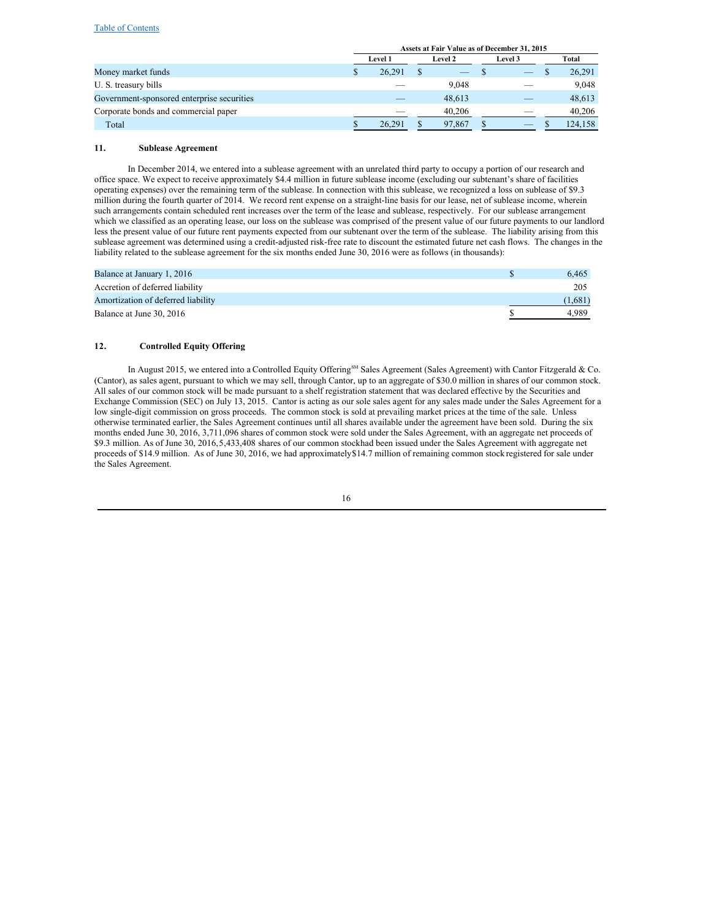[Table of Contents](#)

| | Assets at Fair Value as of December 31, 2015 | | | |
|---|---|---|---|---|
| | Level 1 | Level 2 | Level 3 | Total |
| Money market funds | $ 26,291 | $ — | $ — | $ 26,291 |
| U. S. treasury bills | — | 9,048 | — | 9,048 |
| Government-sponsored enterprise securities | — | 48,613 | — | 48,613 |
| Corporate bonds and commercial paper | — | 40,206 | — | 40,206 |
| Total | $ 26,291 | $ 97,867 | $ — | $ 124,158 |

## 11. Sublease Agreement

In December 2014, we entered into a sublease agreement with an unrelated third party to occupy a portion of our research and office space. We expect to receive approximately $4.4 million in future sublease income (excluding our subtenant's share of facilities operating expenses) over the remaining term of the sublease. In connection with this sublease, we recognized a loss on sublease of $9.3 million during the fourth quarter of 2014. We record rent expense on a straight-line basis for our lease, net of sublease income, wherein such arrangements contain scheduled rent increases over the term of the lease and sublease, respectively. For our sublease arrangement which we classified as an operating lease, our loss on the sublease was comprised of the present value of our future payments to our landlord less the present value of our future rent payments expected from our subtenant over the term of the sublease. The liability arising from this sublease agreement was determined using a credit-adjusted risk-free rate to discount the estimated future net cash flows. The changes in the liability related to the sublease agreement for the six months ended June 30, 2016 were as follows (in thousands):

| | |
|---|---|
| Balance at January 1, 2016 | $ 6,465 |
| Accretion of deferred liability | 205 |
| Amortization of deferred liability | (1,681) |
| Balance at June 30, 2016 | $ 4,989 |

## 12. Controlled Equity Offering

In August 2015, we entered into a Controlled Equity Offering[SM] Sales Agreement (Sales Agreement) with Cantor Fitzgerald & Co. (Cantor), as sales agent, pursuant to which we may sell, through Cantor, up to an aggregate of $30.0 million in shares of our common stock. All sales of our common stock will be made pursuant to a shelf registration statement that was declared effective by the Securities and Exchange Commission (SEC) on July 13, 2015. Cantor is acting as our sole sales agent for any sales made under the Sales Agreement for a low single-digit commission on gross proceeds. The common stock is sold at prevailing market prices at the time of the sale. Unless otherwise terminated earlier, the Sales Agreement continues until all shares available under the agreement have been sold. During the six months ended June 30, 2016, 3,711,096 shares of common stock were sold under the Sales Agreement, with an aggregate net proceeds of $9.3 million. As of June 30, 2016, 5,433,408 shares of our common stock had been issued under the Sales Agreement with aggregate net proceeds of $14.9 million. As of June 30, 2016, we had approximately $14.7 million of remaining common stock registered for sale under the Sales Agreement.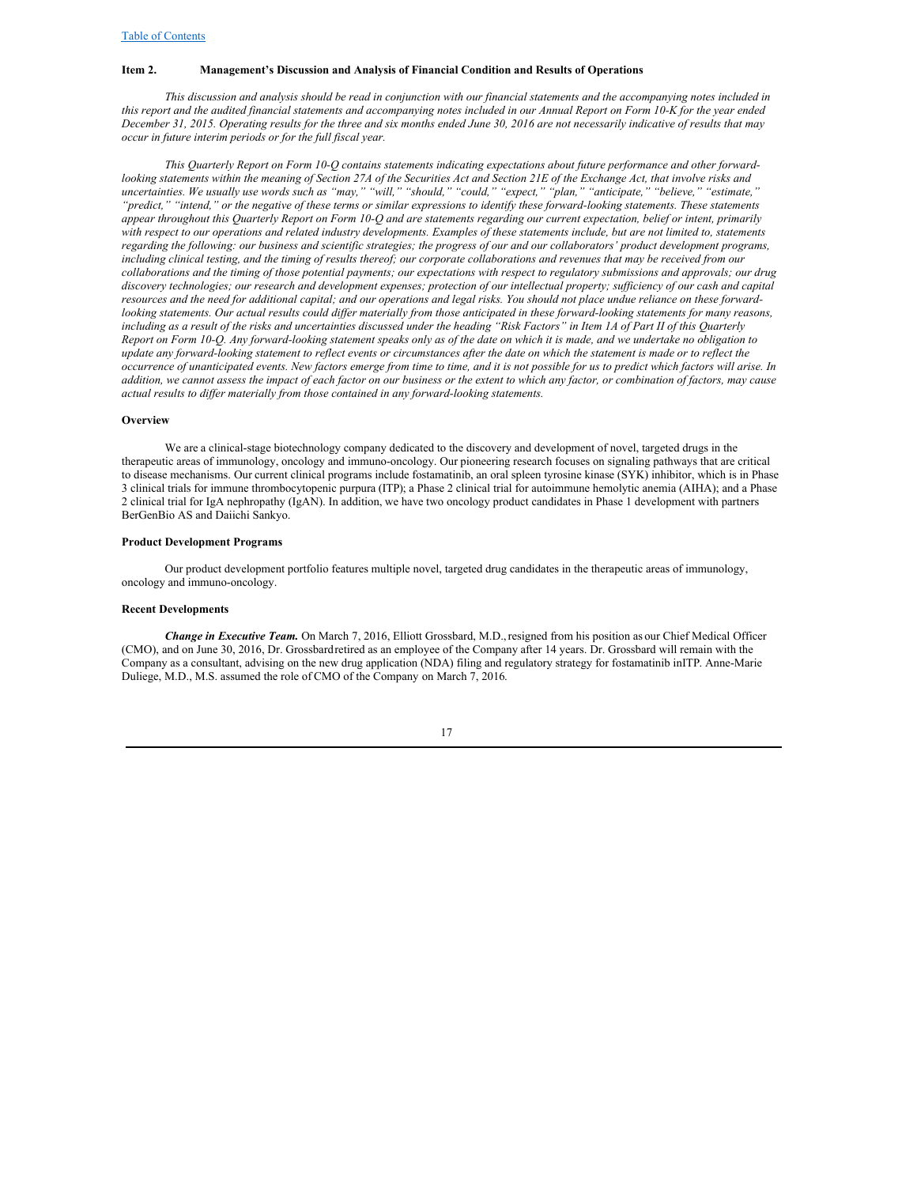### Item 2. Management's Discussion and Analysis of Financial Condition and Results of Operations

*This discussion and analysis should be read in conjunction with our financial statements and the accompanying notes included in this report and the audited financial statements and accompanying notes included in our Annual Report on Form 10-K for the year ended December 31, 2015. Operating results for the three and six months ended June 30, 2016 are not necessarily indicative of results that may occur in future interim periods or for the full fiscal year.*

*This Quarterly Report on Form 10-Q contains statements indicating expectations about future performance and other forward-looking statements within the meaning of Section 27A of the Securities Act and Section 21E of the Exchange Act, that involve risks and uncertainties. We usually use words such as "may," "will," "should," "could," "expect," "plan," "anticipate," "believe," "estimate," "predict," "intend," or the negative of these terms or similar expressions to identify these forward-looking statements. These statements appear throughout this Quarterly Report on Form 10-Q and are statements regarding our current expectation, belief or intent, primarily with respect to our operations and related industry developments. Examples of these statements include, but are not limited to, statements regarding the following: our business and scientific strategies; the progress of our and our collaborators' product development programs, including clinical testing, and the timing of results thereof; our corporate collaborations and revenues that may be received from our collaborations and the timing of those potential payments; our expectations with respect to regulatory submissions and approvals; our drug discovery technologies; our research and development expenses; protection of our intellectual property; sufficiency of our cash and capital resources and the need for additional capital; and our operations and legal risks. You should not place undue reliance on these forward-looking statements. Our actual results could differ materially from those anticipated in these forward-looking statements for many reasons, including as a result of the risks and uncertainties discussed under the heading "Risk Factors" in Item 1A of Part II of this Quarterly Report on Form 10-Q. Any forward-looking statement speaks only as of the date on which it is made, and we undertake no obligation to update any forward-looking statement to reflect events or circumstances after the date on which the statement is made or to reflect the occurrence of unanticipated events. New factors emerge from time to time, and it is not possible for us to predict which factors will arise. In addition, we cannot assess the impact of each factor on our business or the extent to which any factor, or combination of factors, may cause actual results to differ materially from those contained in any forward-looking statements.*

#### Overview

We are a clinical-stage biotechnology company dedicated to the discovery and development of novel, targeted drugs in the therapeutic areas of immunology, oncology and immuno-oncology. Our pioneering research focuses on signaling pathways that are critical to disease mechanisms. Our current clinical programs include fostamatinib, an oral spleen tyrosine kinase (SYK) inhibitor, which is in Phase 3 clinical trials for immune thrombocytopenic purpura (ITP); a Phase 2 clinical trial for autoimmune hemolytic anemia (AIHA); and a Phase 2 clinical trial for IgA nephropathy (IgAN). In addition, we have two oncology product candidates in Phase 1 development with partners BerGenBio AS and Daiichi Sankyo.

#### Product Development Programs

Our product development portfolio features multiple novel, targeted drug candidates in the therapeutic areas of immunology, oncology and immuno-oncology.

#### Recent Developments

***Change in Executive Team.*** On March 7, 2016, Elliott Grossbard, M.D., resigned from his position as our Chief Medical Officer (CMO), and on June 30, 2016, Dr. Grossbard retired as an employee of the Company after 14 years. Dr. Grossbard will remain with the Company as a consultant, advising on the new drug application (NDA) filing and regulatory strategy for fostamatinib in ITP. Anne-Marie Duliege, M.D., M.S. assumed the role of CMO of the Company on March 7, 2016.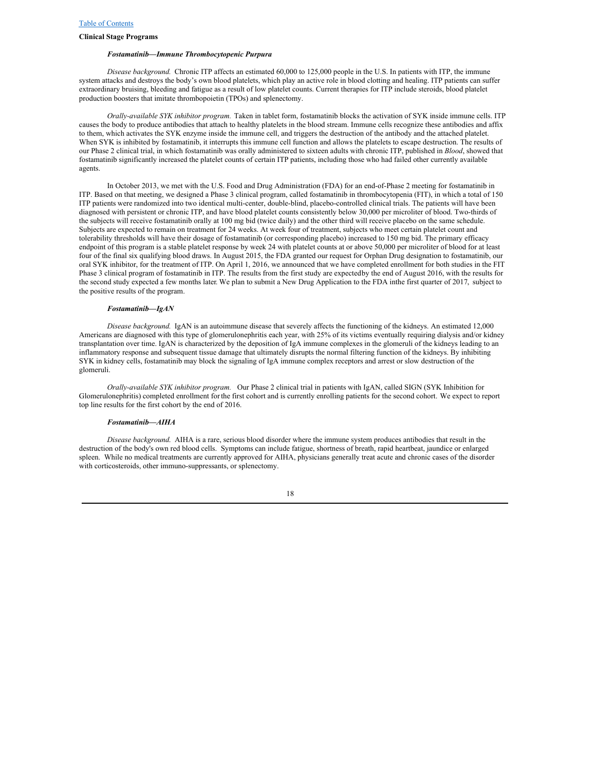**Clinical Stage Programs**

***Fostamatinib—Immune Thrombocytopenic Purpura***

*Disease background.* Chronic ITP affects an estimated 60,000 to 125,000 people in the U.S. In patients with ITP, the immune system attacks and destroys the body's own blood platelets, which play an active role in blood clotting and healing. ITP patients can suffer extraordinary bruising, bleeding and fatigue as a result of low platelet counts. Current therapies for ITP include steroids, blood platelet production boosters that imitate thrombopoietin (TPOs) and splenectomy.

*Orally-available SYK inhibitor program.* Taken in tablet form, fostamatinib blocks the activation of SYK inside immune cells. ITP causes the body to produce antibodies that attach to healthy platelets in the blood stream. Immune cells recognize these antibodies and affix to them, which activates the SYK enzyme inside the immune cell, and triggers the destruction of the antibody and the attached platelet. When SYK is inhibited by fostamatinib, it interrupts this immune cell function and allows the platelets to escape destruction. The results of our Phase 2 clinical trial, in which fostamatinib was orally administered to sixteen adults with chronic ITP, published in *Blood*, showed that fostamatinib significantly increased the platelet counts of certain ITP patients, including those who had failed other currently available agents.

In October 2013, we met with the U.S. Food and Drug Administration (FDA) for an end-of-Phase 2 meeting for fostamatinib in ITP. Based on that meeting, we designed a Phase 3 clinical program, called fostamatinib in thrombocytopenia (FIT), in which a total of 150 ITP patients were randomized into two identical multi-center, double-blind, placebo-controlled clinical trials. The patients will have been diagnosed with persistent or chronic ITP, and have blood platelet counts consistently below 30,000 per microliter of blood. Two-thirds of the subjects will receive fostamatinib orally at 100 mg bid (twice daily) and the other third will receive placebo on the same schedule. Subjects are expected to remain on treatment for 24 weeks. At week four of treatment, subjects who meet certain platelet count and tolerability thresholds will have their dosage of fostamatinib (or corresponding placebo) increased to 150 mg bid. The primary efficacy endpoint of this program is a stable platelet response by week 24 with platelet counts at or above 50,000 per microliter of blood for at least four of the final six qualifying blood draws. In August 2015, the FDA granted our request for Orphan Drug designation to fostamatinib, our oral SYK inhibitor, for the treatment of ITP. On April 1, 2016, we announced that we have completed enrollment for both studies in the FIT Phase 3 clinical program of fostamatinib in ITP. The results from the first study are expectedby the end of August 2016, with the results for the second study expected a few months later. We plan to submit a New Drug Application to the FDA inthe first quarter of 2017, subject to the positive results of the program.

***Fostamatinib—IgAN***

*Disease background.* IgAN is an autoimmune disease that severely affects the functioning of the kidneys. An estimated 12,000 Americans are diagnosed with this type of glomerulonephritis each year, with 25% of its victims eventually requiring dialysis and/or kidney transplantation over time. IgAN is characterized by the deposition of IgA immune complexes in the glomeruli of the kidneys leading to an inflammatory response and subsequent tissue damage that ultimately disrupts the normal filtering function of the kidneys. By inhibiting SYK in kidney cells, fostamatinib may block the signaling of IgA immune complex receptors and arrest or slow destruction of the glomeruli.

*Orally-available SYK inhibitor program.* Our Phase 2 clinical trial in patients with IgAN, called SIGN (SYK Inhibition for Glomerulonephritis) completed enrollment forthe first cohort and is currently enrolling patients for the second cohort. We expect to report top line results for the first cohort by the end of 2016.

***Fostamatinib—AIHA***

*Disease background.* AIHA is a rare, serious blood disorder where the immune system produces antibodies that result in the destruction of the body's own red blood cells. Symptoms can include fatigue, shortness of breath, rapid heartbeat, jaundice or enlarged spleen. While no medical treatments are currently approved for AIHA, physicians generally treat acute and chronic cases of the disorder with corticosteroids, other immuno-suppressants, or splenectomy.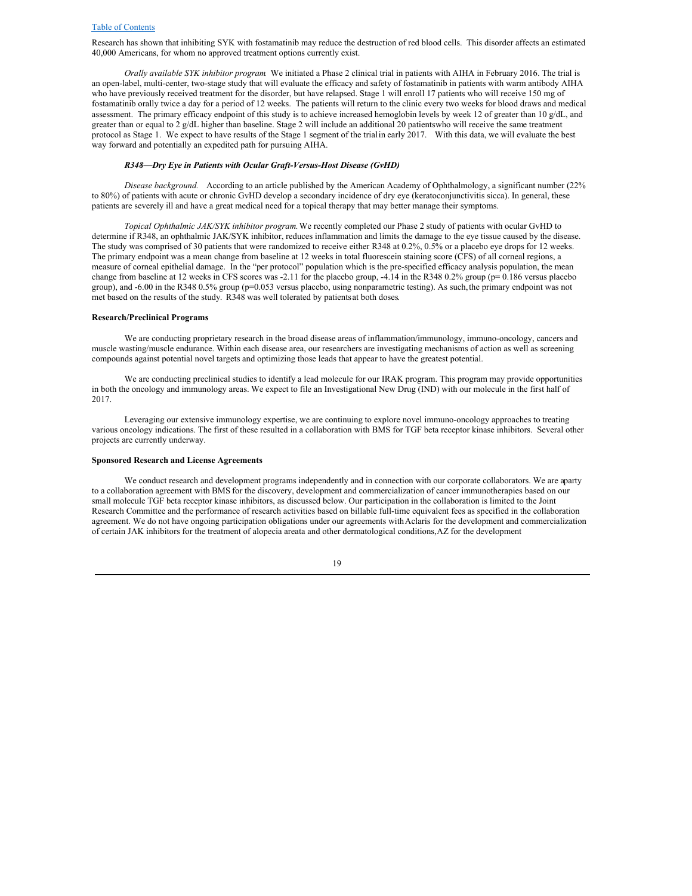Research has shown that inhibiting SYK with fostamatinib may reduce the destruction of red blood cells. This disorder affects an estimated 40,000 Americans, for whom no approved treatment options currently exist.

*Orally available SYK inhibitor program.* We initiated a Phase 2 clinical trial in patients with AIHA in February 2016. The trial is an open-label, multi-center, two-stage study that will evaluate the efficacy and safety of fostamatinib in patients with warm antibody AIHA who have previously received treatment for the disorder, but have relapsed. Stage 1 will enroll 17 patients who will receive 150 mg of fostamatinib orally twice a day for a period of 12 weeks. The patients will return to the clinic every two weeks for blood draws and medical assessment. The primary efficacy endpoint of this study is to achieve increased hemoglobin levels by week 12 of greater than 10 g/dL, and greater than or equal to 2 g/dL higher than baseline. Stage 2 will include an additional 20 patients who will receive the same treatment protocol as Stage 1. We expect to have results of the Stage 1 segment of the trial in early 2017. With this data, we will evaluate the best way forward and potentially an expedited path for pursuing AIHA.

***R348—Dry Eye in Patients with Ocular Graft-Versus-Host Disease (GvHD)***

*Disease background.* According to an article published by the American Academy of Ophthalmology, a significant number (22% to 80%) of patients with acute or chronic GvHD develop a secondary incidence of dry eye (keratoconjunctivitis sicca). In general, these patients are severely ill and have a great medical need for a topical therapy that may better manage their symptoms.

*Topical Ophthalmic JAK/SYK inhibitor program.* We recently completed our Phase 2 study of patients with ocular GvHD to determine if R348, an ophthalmic JAK/SYK inhibitor, reduces inflammation and limits the damage to the eye tissue caused by the disease. The study was comprised of 30 patients that were randomized to receive either R348 at 0.2%, 0.5% or a placebo eye drops for 12 weeks. The primary endpoint was a mean change from baseline at 12 weeks in total fluorescein staining score (CFS) of all corneal regions, a measure of corneal epithelial damage. In the "per protocol" population which is the pre-specified efficacy analysis population, the mean change from baseline at 12 weeks in CFS scores was -2.11 for the placebo group, -4.14 in the R348 0.2% group ($p = 0.186$ versus placebo group), and -6.00 in the R348 0.5% group ($p = 0.053$ versus placebo, using nonparametric testing). As such, the primary endpoint was not met based on the results of the study. R348 was well tolerated by patients at both doses.

**Research/Preclinical Programs**

We are conducting proprietary research in the broad disease areas of inflammation/immunology, immuno-oncology, cancers and muscle wasting/muscle endurance. Within each disease area, our researchers are investigating mechanisms of action as well as screening compounds against potential novel targets and optimizing those leads that appear to have the greatest potential.

We are conducting preclinical studies to identify a lead molecule for our IRAK program. This program may provide opportunities in both the oncology and immunology areas. We expect to file an Investigational New Drug (IND) with our molecule in the first half of 2017.

Leveraging our extensive immunology expertise, we are continuing to explore novel immuno-oncology approaches to treating various oncology indications. The first of these resulted in a collaboration with BMS for TGF beta receptor kinase inhibitors. Several other projects are currently underway.

**Sponsored Research and License Agreements**

We conduct research and development programs independently and in connection with our corporate collaborators. We are a party to a collaboration agreement with BMS for the discovery, development and commercialization of cancer immunotherapies based on our small molecule TGF beta receptor kinase inhibitors, as discussed below. Our participation in the collaboration is limited to the Joint Research Committee and the performance of research activities based on billable full-time equivalent fees as specified in the collaboration agreement. We do not have ongoing participation obligations under our agreements with Aclaris for the development and commercialization of certain JAK inhibitors for the treatment of alopecia areata and other dermatological conditions, AZ for the development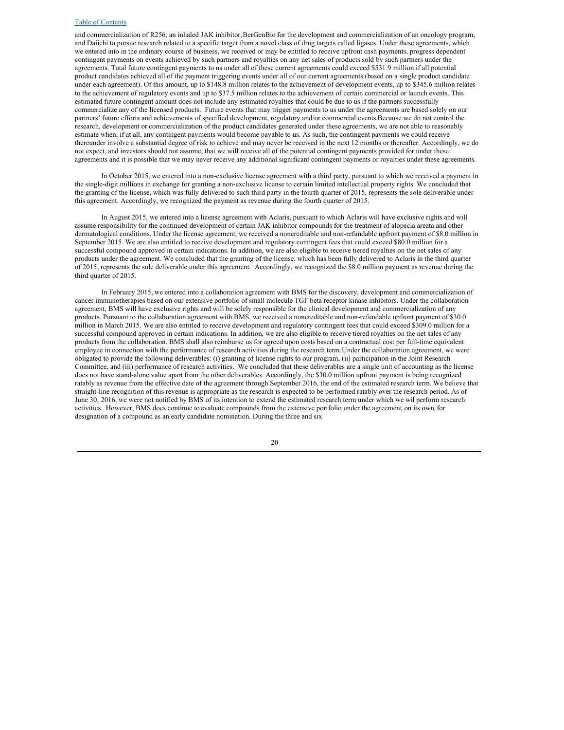and commercialization of R256, an inhaled JAK inhibitor, BerGenBio for the development and commercialization of an oncology program, and Daiichi to pursue research related to a specific target from a novel class of drug targets called ligases. Under these agreements, which we entered into in the ordinary course of business, we received or may be entitled to receive upfront cash payments, progress dependent contingent payments on events achieved by such partners and royalties on any net sales of products sold by such partners under the agreements. Total future contingent payments to us under all of these current agreements could exceed $531.9 million if all potential product candidates achieved all of the payment triggering events under all of our current agreements (based on a single product candidate under each agreement). Of this amount, up to $148.8 million relates to the achievement of development events, up to $345.6 million relates to the achievement of regulatory events and up to $37.5 million relates to the achievement of certain commercial or launch events. This estimated future contingent amount does not include any estimated royalties that could be due to us if the partners successfully commercialize any of the licensed products. Future events that may trigger payments to us under the agreements are based solely on our partners' future efforts and achievements of specified development, regulatory and/or commercial events. Because we do not control the research, development or commercialization of the product candidates generated under these agreements, we are not able to reasonably estimate when, if at all, any contingent payments would become payable to us. As such, the contingent payments we could receive thereunder involve a substantial degree of risk to achieve and may never be received in the next 12 months or thereafter. Accordingly, we do not expect, and investors should not assume, that we will receive all of the potential contingent payments provided for under these agreements and it is possible that we may never receive any additional significant contingent payments or royalties under these agreements.

In October 2015, we entered into a non-exclusive license agreement with a third party, pursuant to which we received a payment in the single-digit millions in exchange for granting a non-exclusive license to certain limited intellectual property rights. We concluded that the granting of the license, which was fully delivered to such third party in the fourth quarter of 2015, represents the sole deliverable under this agreement. Accordingly, we recognized the payment as revenue during the fourth quarter of 2015.

In August 2015, we entered into a license agreement with Aclaris, pursuant to which Aclaris will have exclusive rights and will assume responsibility for the continued development of certain JAK inhibitor compounds for the treatment of alopecia areata and other dermatological conditions. Under the license agreement, we received a noncreditable and non-refundable upfront payment of $8.0 million in September 2015. We are also entitled to receive development and regulatory contingent fees that could exceed $80.0 million for a successful compound approved in certain indications. In addition, we are also eligible to receive tiered royalties on the net sales of any products under the agreement. We concluded that the granting of the license, which has been fully delivered to Aclaris in the third quarter of 2015, represents the sole deliverable under this agreement. Accordingly, we recognized the $8.0 million payment as revenue during the third quarter of 2015.

In February 2015, we entered into a collaboration agreement with BMS for the discovery, development and commercialization of cancer immunotherapies based on our extensive portfolio of small molecule TGF beta receptor kinase inhibitors. Under the collaboration agreement, BMS will have exclusive rights and will be solely responsible for the clinical development and commercialization of any products. Pursuant to the collaboration agreement with BMS, we received a noncreditable and non-refundable upfront payment of $30.0 million in March 2015. We are also entitled to receive development and regulatory contingent fees that could exceed $309.0 million for a successful compound approved in certain indications. In addition, we are also eligible to receive tiered royalties on the net sales of any products from the collaboration. BMS shall also reimburse us for agreed upon costs based on a contractual cost per full-time equivalent employee in connection with the performance of research activities during the research term. Under the collaboration agreement, we were obligated to provide the following deliverables: (i) granting of license rights to our program, (ii) participation in the Joint Research Committee, and (iii) performance of research activities. We concluded that these deliverables are a single unit of accounting as the license does not have stand-alone value apart from the other deliverables. Accordingly, the $30.0 million upfront payment is being recognized ratably as revenue from the effective date of the agreement through September 2016, the end of the estimated research term. We believe that straight-line recognition of this revenue is appropriate as the research is expected to be performed ratably over the research period. As of June 30, 2016, we were not notified by BMS of its intention to extend the estimated research term under which we will perform research activities. However, BMS does continue to evaluate compounds from the extensive portfolio under the agreement, on its own, for designation of a compound as an early candidate nomination. During the three and six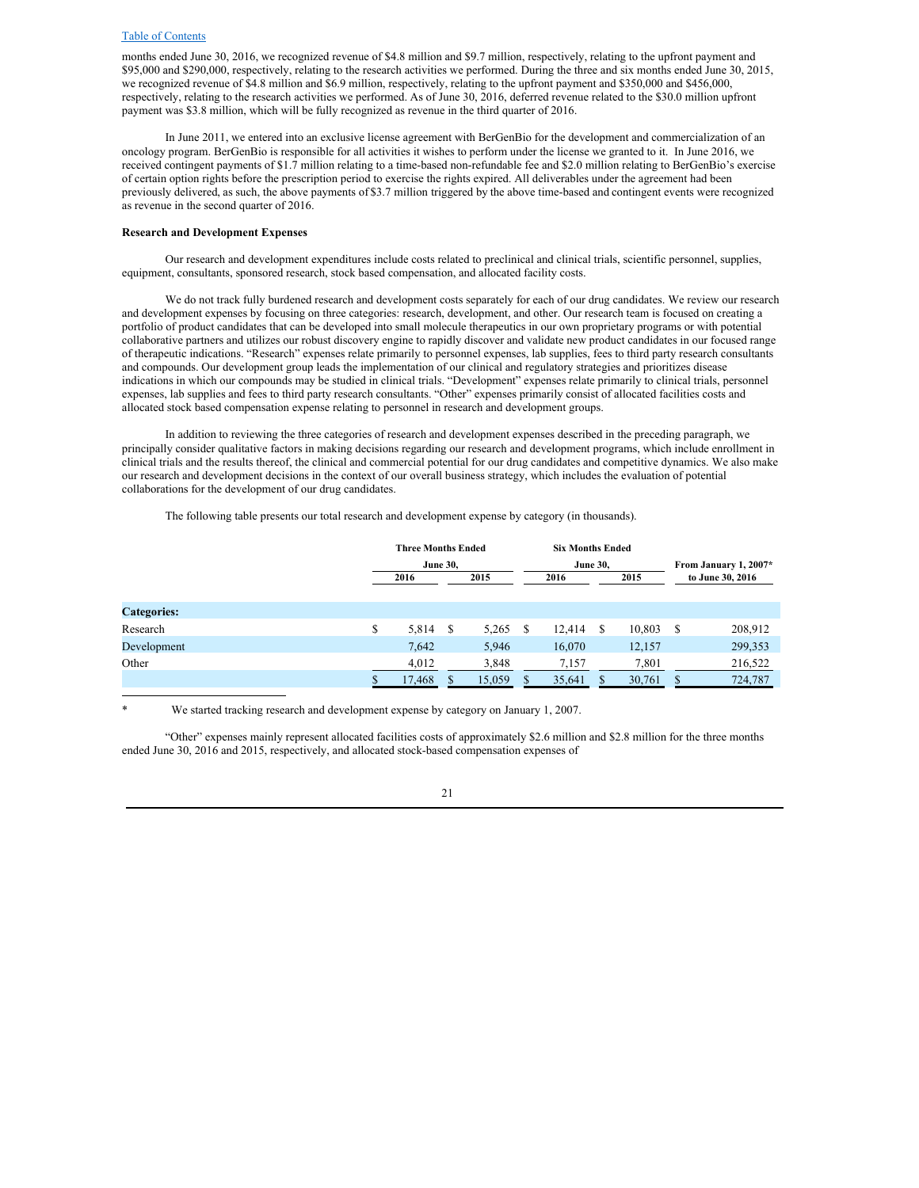months ended June 30, 2016, we recognized revenue of \$4.8 million and \$9.7 million, respectively, relating to the upfront payment and \$95,000 and \$290,000, respectively, relating to the research activities we performed. During the three and six months ended June 30, 2015, we recognized revenue of \$4.8 million and \$6.9 million, respectively, relating to the upfront payment and \$350,000 and \$456,000, respectively, relating to the research activities we performed. As of June 30, 2016, deferred revenue related to the \$30.0 million upfront payment was \$3.8 million, which will be fully recognized as revenue in the third quarter of 2016.

In June 2011, we entered into an exclusive license agreement with BerGenBio for the development and commercialization of an oncology program. BerGenBio is responsible for all activities it wishes to perform under the license we granted to it. In June 2016, we received contingent payments of \$1.7 million relating to a time-based non-refundable fee and \$2.0 million relating to BerGenBio's exercise of certain option rights before the prescription period to exercise the rights expired. All deliverables under the agreement had been previously delivered, as such, the above payments of \$3.7 million triggered by the above time-based and contingent events were recognized as revenue in the second quarter of 2016.

**Research and Development Expenses**

Our research and development expenditures include costs related to preclinical and clinical trials, scientific personnel, supplies, equipment, consultants, sponsored research, stock based compensation, and allocated facility costs.

We do not track fully burdened research and development costs separately for each of our drug candidates. We review our research and development expenses by focusing on three categories: research, development, and other. Our research team is focused on creating a portfolio of product candidates that can be developed into small molecule therapeutics in our own proprietary programs or with potential collaborative partners and utilizes our robust discovery engine to rapidly discover and validate new product candidates in our focused range of therapeutic indications. "Research" expenses relate primarily to personnel expenses, lab supplies, fees to third party research consultants and compounds. Our development group leads the implementation of our clinical and regulatory strategies and prioritizes disease indications in which our compounds may be studied in clinical trials. "Development" expenses relate primarily to clinical trials, personnel expenses, lab supplies and fees to third party research consultants. "Other" expenses primarily consist of allocated facilities costs and allocated stock based compensation expense relating to personnel in research and development groups.

In addition to reviewing the three categories of research and development expenses described in the preceding paragraph, we principally consider qualitative factors in making decisions regarding our research and development programs, which include enrollment in clinical trials and the results thereof, the clinical and commercial potential for our drug candidates and competitive dynamics. We also make our research and development decisions in the context of our overall business strategy, which includes the evaluation of potential collaborations for the development of our drug candidates.

The following table presents our total research and development expense by category (in thousands).

| | Three Months Ended June 30, | | Six Months Ended June 30, | | From January 1, 2007* to June 30, 2016 |
|---|---|---|---|---|---|
| | 2016 | 2015 | 2016 | 2015 | |
| **Categories:** | | | | | |
| Research | \$ 5,814 | \$ 5,265 | \$ 12,414 | \$ 10,803 | \$ 208,912 |
| Development | 7,642 | 5,946 | 16,070 | 12,157 | 299,353 |
| Other | 4,012 | 3,848 | 7,157 | 7,801 | 216,522 |
| | \$ 17,468 | \$ 15,059 | \$ 35,641 | \$ 30,761 | \$ 724,787 |

\* We started tracking research and development expense by category on January 1, 2007.

"Other" expenses mainly represent allocated facilities costs of approximately \$2.6 million and \$2.8 million for the three months ended June 30, 2016 and 2015, respectively, and allocated stock-based compensation expenses of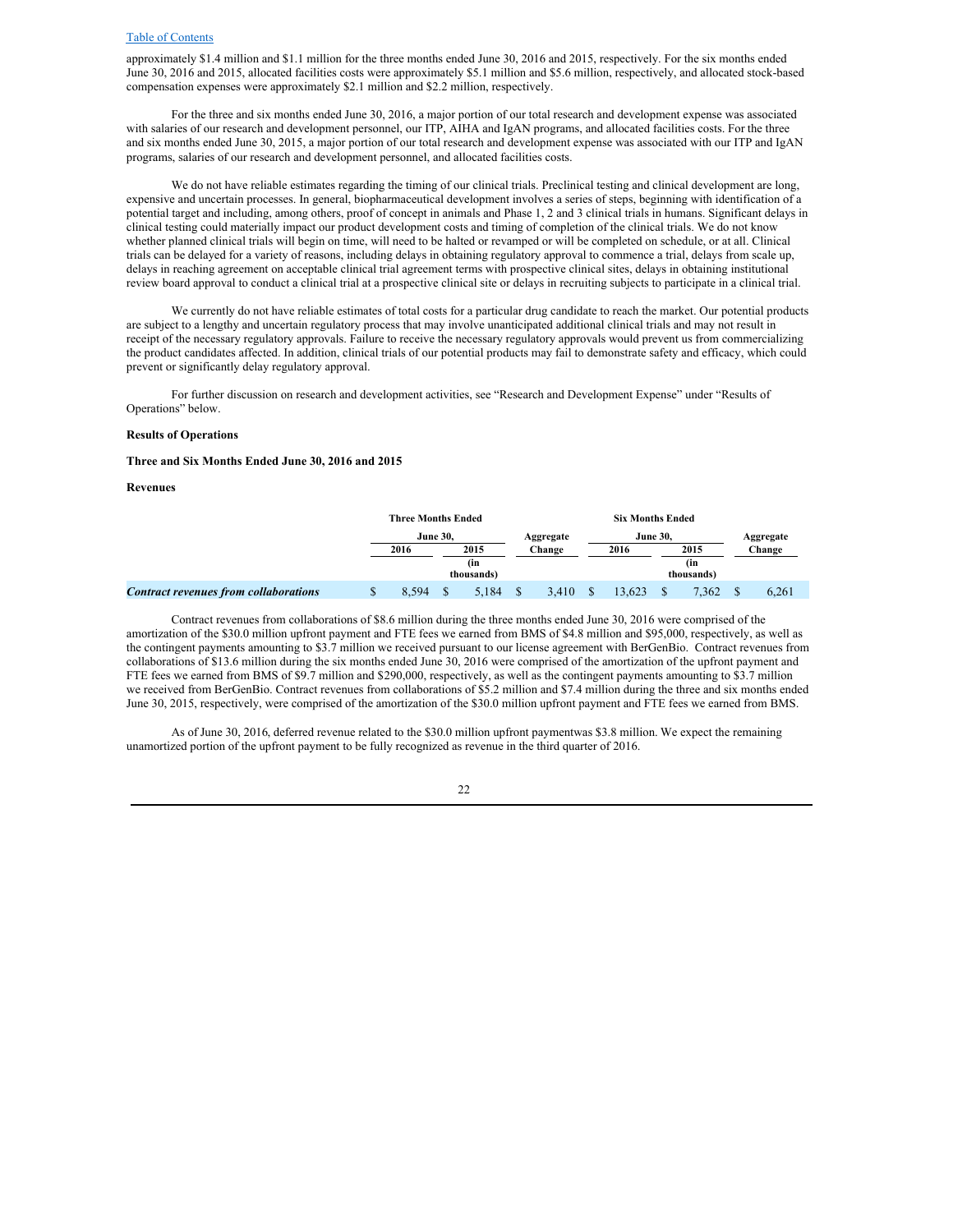approximately $1.4 million and $1.1 million for the three months ended June 30, 2016 and 2015, respectively. For the six months ended June 30, 2016 and 2015, allocated facilities costs were approximately $5.1 million and $5.6 million, respectively, and allocated stock-based compensation expenses were approximately $2.1 million and $2.2 million, respectively.

For the three and six months ended June 30, 2016, a major portion of our total research and development expense was associated with salaries of our research and development personnel, our ITP, AIHA and IgAN programs, and allocated facilities costs. For the three and six months ended June 30, 2015, a major portion of our total research and development expense was associated with our ITP and IgAN programs, salaries of our research and development personnel, and allocated facilities costs.

We do not have reliable estimates regarding the timing of our clinical trials. Preclinical testing and clinical development are long, expensive and uncertain processes. In general, biopharmaceutical development involves a series of steps, beginning with identification of a potential target and including, among others, proof of concept in animals and Phase 1, 2 and 3 clinical trials in humans. Significant delays in clinical testing could materially impact our product development costs and timing of completion of the clinical trials. We do not know whether planned clinical trials will begin on time, will need to be halted or revamped or will be completed on schedule, or at all. Clinical trials can be delayed for a variety of reasons, including delays in obtaining regulatory approval to commence a trial, delays from scale up, delays in reaching agreement on acceptable clinical trial agreement terms with prospective clinical sites, delays in obtaining institutional review board approval to conduct a clinical trial at a prospective clinical site or delays in recruiting subjects to participate in a clinical trial.

We currently do not have reliable estimates of total costs for a particular drug candidate to reach the market. Our potential products are subject to a lengthy and uncertain regulatory process that may involve unanticipated additional clinical trials and may not result in receipt of the necessary regulatory approvals. Failure to receive the necessary regulatory approvals would prevent us from commercializing the product candidates affected. In addition, clinical trials of our potential products may fail to demonstrate safety and efficacy, which could prevent or significantly delay regulatory approval.

For further discussion on research and development activities, see "Research and Development Expense" under "Results of Operations" below.

**Results of Operations**

**Three and Six Months Ended June 30, 2016 and 2015**

**Revenues**

| | Three Months Ended June 30, | | Aggregate | Six Months Ended June 30, | | Aggregate |
|---|---|---|---|---|---|---|
| | 2016 | 2015 | Change | 2016 | 2015 | Change |
| | | (in thousands) | | | (in thousands) | |
| ***Contract revenues from collaborations*** | $ 8,594 | $ 5,184 | $ 3,410 | $ 13,623 | $ 7,362 | $ 6,261 |

Contract revenues from collaborations of $8.6 million during the three months ended June 30, 2016 were comprised of the amortization of the $30.0 million upfront payment and FTE fees we earned from BMS of $4.8 million and $95,000, respectively, as well as the contingent payments amounting to $3.7 million we received pursuant to our license agreement with BerGenBio. Contract revenues from collaborations of $13.6 million during the six months ended June 30, 2016 were comprised of the amortization of the upfront payment and FTE fees we earned from BMS of $9.7 million and $290,000, respectively, as well as the contingent payments amounting to $3.7 million we received from BerGenBio. Contract revenues from collaborations of $5.2 million and $7.4 million during the three and six months ended June 30, 2015, respectively, were comprised of the amortization of the $30.0 million upfront payment and FTE fees we earned from BMS.

As of June 30, 2016, deferred revenue related to the $30.0 million upfront paymentwas $3.8 million. We expect the remaining unamortized portion of the upfront payment to be fully recognized as revenue in the third quarter of 2016.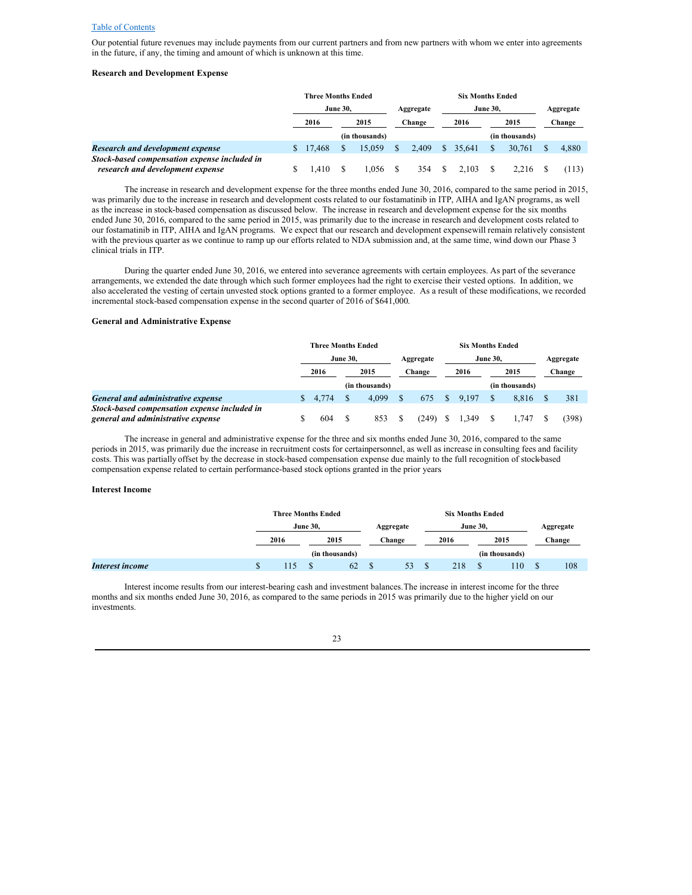[Table of Contents](#)

Our potential future revenues may include payments from our current partners and from new partners with whom we enter into agreements in the future, if any, the timing and amount of which is unknown at this time.

### Research and Development Expense

| | Three Months Ended June 30, | | Aggregate | Six Months Ended June 30, | | Aggregate |
|---|---|---|---|---|---|---|
| | 2016 | 2015 | Change | 2016 | 2015 | Change |
| | | (in thousands) | | | (in thousands) | |
| ***Research and development expense*** | $ 17,468 | $ 15,059 | $ 2,409 | $ 35,641 | $ 30,761 | $ 4,880 |
| ***Stock-based compensation expense included in research and development expense*** | $ 1,410 | $ 1,056 | $ 354 | $ 2,103 | $ 2,216 | $ (113) |

The increase in research and development expense for the three months ended June 30, 2016, compared to the same period in 2015, was primarily due to the increase in research and development costs related to our fostamatinib in ITP, AIHA and IgAN programs, as well as the increase in stock-based compensation as discussed below. The increase in research and development expense for the six months ended June 30, 2016, compared to the same period in 2015, was primarily due to the increase in research and development costs related to our fostamatinib in ITP, AIHA and IgAN programs. We expect that our research and development expensewill remain relatively consistent with the previous quarter as we continue to ramp up our efforts related to NDA submission and, at the same time, wind down our Phase 3 clinical trials in ITP.

During the quarter ended June 30, 2016, we entered into severance agreements with certain employees. As part of the severance arrangements, we extended the date through which such former employees had the right to exercise their vested options. In addition, we also accelerated the vesting of certain unvested stock options granted to a former employee. As a result of these modifications, we recorded incremental stock-based compensation expense in the second quarter of 2016 of $641,000.

### General and Administrative Expense

| | Three Months Ended June 30, | | Aggregate | Six Months Ended June 30, | | Aggregate |
|---|---|---|---|---|---|---|
| | 2016 | 2015 | Change | 2016 | 2015 | Change |
| | | (in thousands) | | | (in thousands) | |
| ***General and administrative expense*** | $ 4,774 | $ 4,099 | $ 675 | $ 9,197 | $ 8,816 | $ 381 |
| ***Stock-based compensation expense included in general and administrative expense*** | $ 604 | $ 853 | $ (249) | $ 1,349 | $ 1,747 | $ (398) |

The increase in general and administrative expense for the three and six months ended June 30, 2016, compared to the same periods in 2015, was primarily due the increase in recruitment costs for certainpersonnel, as well as increase in consulting fees and facility costs. This was partially offset by the decrease in stock-based compensation expense due mainly to the full recognition of stock-based compensation expense related to certain performance-based stock options granted in the prior years

### Interest Income

| | Three Months Ended June 30, | | Aggregate | Six Months Ended June 30, | | Aggregate |
|---|---|---|---|---|---|---|
| | 2016 | 2015 | Change | 2016 | 2015 | Change |
| | | (in thousands) | | | (in thousands) | |
| ***Interest income*** | $ 115 | $ 62 | $ 53 | $ 218 | $ 110 | $ 108 |

Interest income results from our interest-bearing cash and investment balances.The increase in interest income for the three months and six months ended June 30, 2016, as compared to the same periods in 2015 was primarily due to the higher yield on our investments.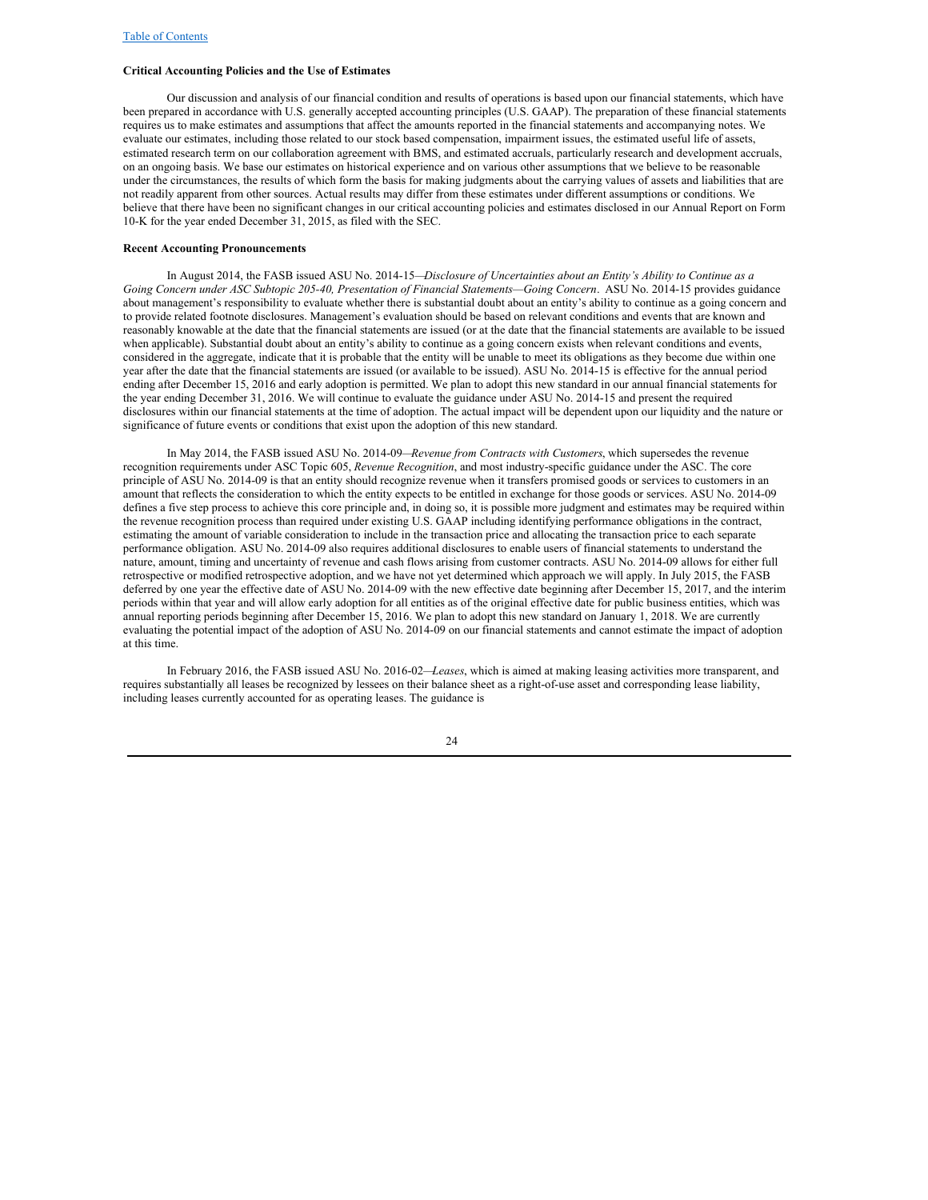### Critical Accounting Policies and the Use of Estimates

Our discussion and analysis of our financial condition and results of operations is based upon our financial statements, which have been prepared in accordance with U.S. generally accepted accounting principles (U.S. GAAP). The preparation of these financial statements requires us to make estimates and assumptions that affect the amounts reported in the financial statements and accompanying notes. We evaluate our estimates, including those related to our stock based compensation, impairment issues, the estimated useful life of assets, estimated research term on our collaboration agreement with BMS, and estimated accruals, particularly research and development accruals, on an ongoing basis. We base our estimates on historical experience and on various other assumptions that we believe to be reasonable under the circumstances, the results of which form the basis for making judgments about the carrying values of assets and liabilities that are not readily apparent from other sources. Actual results may differ from these estimates under different assumptions or conditions. We believe that there have been no significant changes in our critical accounting policies and estimates disclosed in our Annual Report on Form 10-K for the year ended December 31, 2015, as filed with the SEC.

### Recent Accounting Pronouncements

In August 2014, the FASB issued ASU No. 2014-15—*Disclosure of Uncertainties about an Entity's Ability to Continue as a Going Concern under ASC Subtopic 205-40, Presentation of Financial Statements—Going Concern*. ASU No. 2014-15 provides guidance about management's responsibility to evaluate whether there is substantial doubt about an entity's ability to continue as a going concern and to provide related footnote disclosures. Management's evaluation should be based on relevant conditions and events that are known and reasonably knowable at the date that the financial statements are issued (or at the date that the financial statements are available to be issued when applicable). Substantial doubt about an entity's ability to continue as a going concern exists when relevant conditions and events, considered in the aggregate, indicate that it is probable that the entity will be unable to meet its obligations as they become due within one year after the date that the financial statements are issued (or available to be issued). ASU No. 2014-15 is effective for the annual period ending after December 15, 2016 and early adoption is permitted. We plan to adopt this new standard in our annual financial statements for the year ending December 31, 2016. We will continue to evaluate the guidance under ASU No. 2014-15 and present the required disclosures within our financial statements at the time of adoption. The actual impact will be dependent upon our liquidity and the nature or significance of future events or conditions that exist upon the adoption of this new standard.

In May 2014, the FASB issued ASU No. 2014-09—*Revenue from Contracts with Customers*, which supersedes the revenue recognition requirements under ASC Topic 605, *Revenue Recognition*, and most industry-specific guidance under the ASC. The core principle of ASU No. 2014-09 is that an entity should recognize revenue when it transfers promised goods or services to customers in an amount that reflects the consideration to which the entity expects to be entitled in exchange for those goods or services. ASU No. 2014-09 defines a five step process to achieve this core principle and, in doing so, it is possible more judgment and estimates may be required within the revenue recognition process than required under existing U.S. GAAP including identifying performance obligations in the contract, estimating the amount of variable consideration to include in the transaction price and allocating the transaction price to each separate performance obligation. ASU No. 2014-09 also requires additional disclosures to enable users of financial statements to understand the nature, amount, timing and uncertainty of revenue and cash flows arising from customer contracts. ASU No. 2014-09 allows for either full retrospective or modified retrospective adoption, and we have not yet determined which approach we will apply. In July 2015, the FASB deferred by one year the effective date of ASU No. 2014-09 with the new effective date beginning after December 15, 2017, and the interim periods within that year and will allow early adoption for all entities as of the original effective date for public business entities, which was annual reporting periods beginning after December 15, 2016. We plan to adopt this new standard on January 1, 2018. We are currently evaluating the potential impact of the adoption of ASU No. 2014-09 on our financial statements and cannot estimate the impact of adoption at this time.

In February 2016, the FASB issued ASU No. 2016-02—*Leases*, which is aimed at making leasing activities more transparent, and requires substantially all leases be recognized by lessees on their balance sheet as a right-of-use asset and corresponding lease liability, including leases currently accounted for as operating leases. The guidance is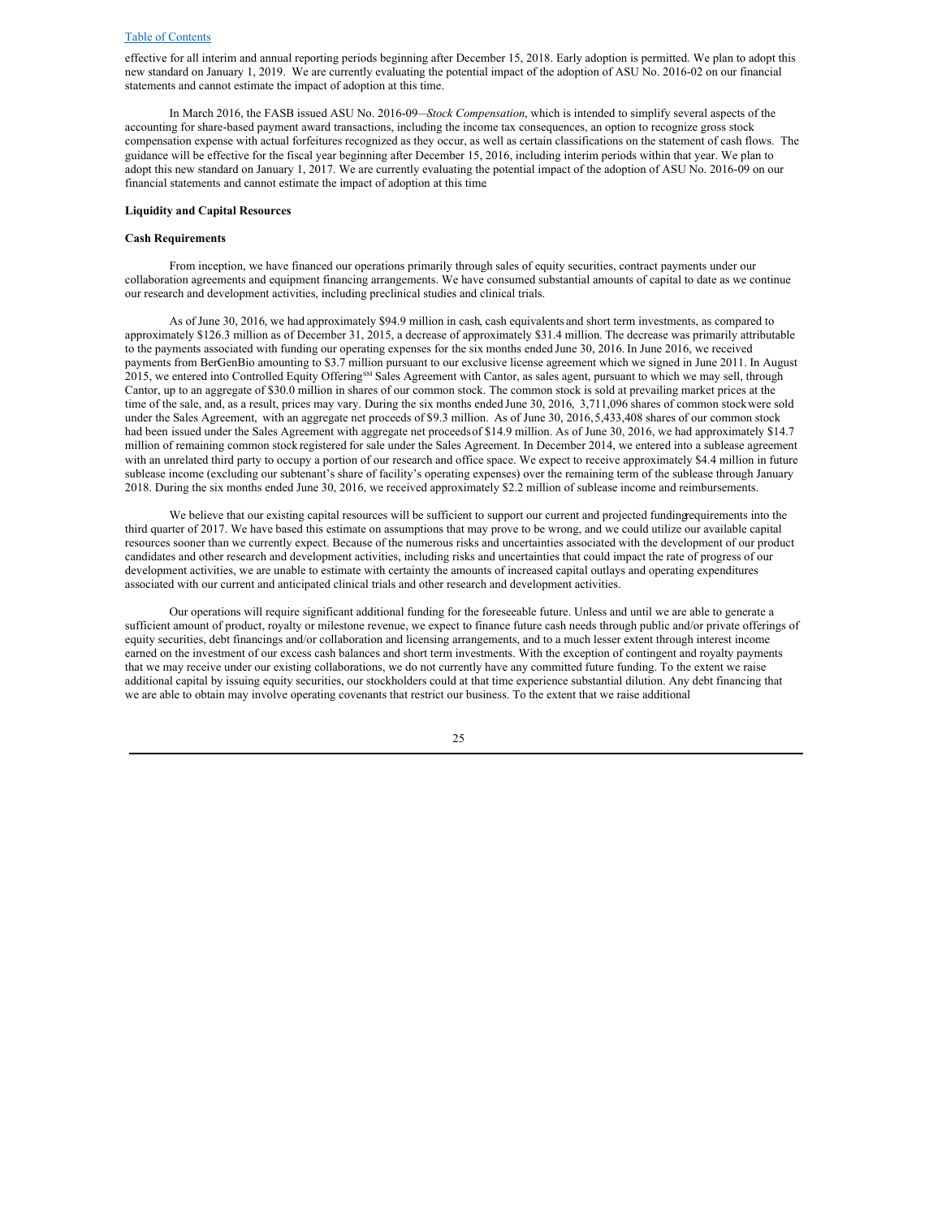effective for all interim and annual reporting periods beginning after December 15, 2018. Early adoption is permitted. We plan to adopt this new standard on January 1, 2019. We are currently evaluating the potential impact of the adoption of ASU No. 2016-02 on our financial statements and cannot estimate the impact of adoption at this time.

In March 2016, the FASB issued ASU No. 2016-09—*Stock Compensation*, which is intended to simplify several aspects of the accounting for share-based payment award transactions, including the income tax consequences, an option to recognize gross stock compensation expense with actual forfeitures recognized as they occur, as well as certain classifications on the statement of cash flows. The guidance will be effective for the fiscal year beginning after December 15, 2016, including interim periods within that year. We plan to adopt this new standard on January 1, 2017. We are currently evaluating the potential impact of the adoption of ASU No. 2016-09 on our financial statements and cannot estimate the impact of adoption at this time

**Liquidity and Capital Resources**

**Cash Requirements**

From inception, we have financed our operations primarily through sales of equity securities, contract payments under our collaboration agreements and equipment financing arrangements. We have consumed substantial amounts of capital to date as we continue our research and development activities, including preclinical studies and clinical trials.

As of June 30, 2016, we had approximately $94.9 million in cash, cash equivalents and short term investments, as compared to approximately $126.3 million as of December 31, 2015, a decrease of approximately $31.4 million. The decrease was primarily attributable to the payments associated with funding our operating expenses for the six months ended June 30, 2016. In June 2016, we received payments from BerGenBio amounting to $3.7 million pursuant to our exclusive license agreement which we signed in June 2011. In August 2015, we entered into Controlled Equity Offering℠ Sales Agreement with Cantor, as sales agent, pursuant to which we may sell, through Cantor, up to an aggregate of $30.0 million in shares of our common stock. The common stock is sold at prevailing market prices at the time of the sale, and, as a result, prices may vary. During the six months ended June 30, 2016, 3,711,096 shares of common stock were sold under the Sales Agreement, with an aggregate net proceeds of $9.3 million. As of June 30, 2016, 5,433,408 shares of our common stock had been issued under the Sales Agreement with aggregate net proceeds of $14.9 million. As of June 30, 2016, we had approximately $14.7 million of remaining common stock registered for sale under the Sales Agreement. In December 2014, we entered into a sublease agreement with an unrelated third party to occupy a portion of our research and office space. We expect to receive approximately $4.4 million in future sublease income (excluding our subtenant's share of facility's operating expenses) over the remaining term of the sublease through January 2018. During the six months ended June 30, 2016, we received approximately $2.2 million of sublease income and reimbursements.

We believe that our existing capital resources will be sufficient to support our current and projected funding requirements into the third quarter of 2017. We have based this estimate on assumptions that may prove to be wrong, and we could utilize our available capital resources sooner than we currently expect. Because of the numerous risks and uncertainties associated with the development of our product candidates and other research and development activities, including risks and uncertainties that could impact the rate of progress of our development activities, we are unable to estimate with certainty the amounts of increased capital outlays and operating expenditures associated with our current and anticipated clinical trials and other research and development activities.

Our operations will require significant additional funding for the foreseeable future. Unless and until we are able to generate a sufficient amount of product, royalty or milestone revenue, we expect to finance future cash needs through public and/or private offerings of equity securities, debt financings and/or collaboration and licensing arrangements, and to a much lesser extent through interest income earned on the investment of our excess cash balances and short term investments. With the exception of contingent and royalty payments that we may receive under our existing collaborations, we do not currently have any committed future funding. To the extent we raise additional capital by issuing equity securities, our stockholders could at that time experience substantial dilution. Any debt financing that we are able to obtain may involve operating covenants that restrict our business. To the extent that we raise additional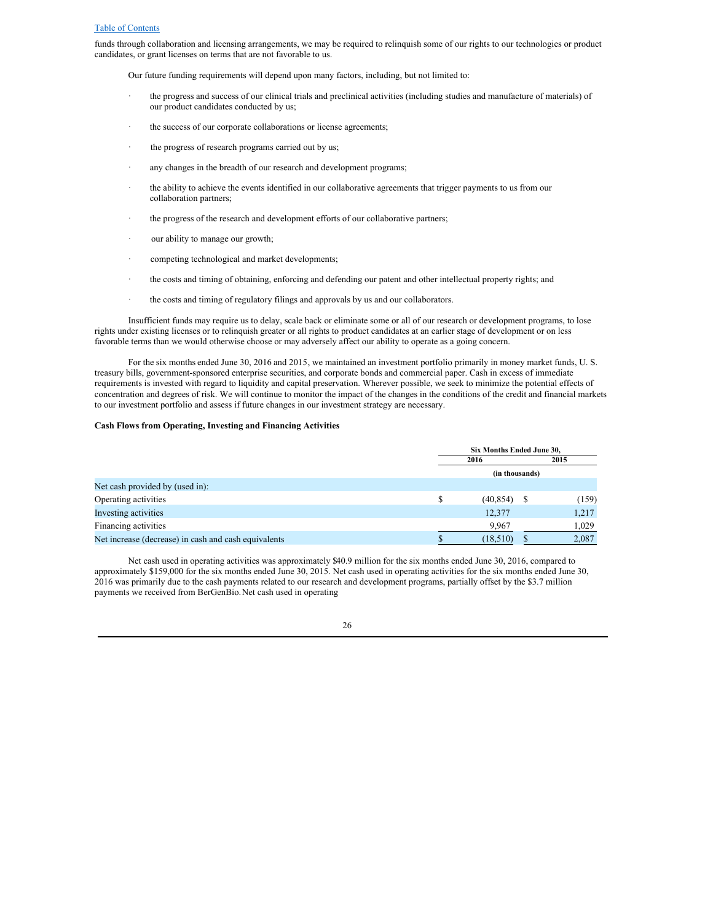funds through collaboration and licensing arrangements, we may be required to relinquish some of our rights to our technologies or product candidates, or grant licenses on terms that are not favorable to us.

Our future funding requirements will depend upon many factors, including, but not limited to:

- the progress and success of our clinical trials and preclinical activities (including studies and manufacture of materials) of our product candidates conducted by us;
- the success of our corporate collaborations or license agreements;
- the progress of research programs carried out by us;
- any changes in the breadth of our research and development programs;
- the ability to achieve the events identified in our collaborative agreements that trigger payments to us from our collaboration partners;
- the progress of the research and development efforts of our collaborative partners;
- our ability to manage our growth;
- competing technological and market developments;
- the costs and timing of obtaining, enforcing and defending our patent and other intellectual property rights; and
- the costs and timing of regulatory filings and approvals by us and our collaborators.

Insufficient funds may require us to delay, scale back or eliminate some or all of our research or development programs, to lose rights under existing licenses or to relinquish greater or all rights to product candidates at an earlier stage of development or on less favorable terms than we would otherwise choose or may adversely affect our ability to operate as a going concern.

For the six months ended June 30, 2016 and 2015, we maintained an investment portfolio primarily in money market funds, U. S. treasury bills, government-sponsored enterprise securities, and corporate bonds and commercial paper. Cash in excess of immediate requirements is invested with regard to liquidity and capital preservation. Wherever possible, we seek to minimize the potential effects of concentration and degrees of risk. We will continue to monitor the impact of the changes in the conditions of the credit and financial markets to our investment portfolio and assess if future changes in our investment strategy are necessary.

**Cash Flows from Operating, Investing and Financing Activities**

| | Six Months Ended June 30, | |
|---|---|---|
| | 2016 | 2015 |
| | (in thousands) | |
| Net cash provided by (used in): | | |
| Operating activities | $ (40,854) | $ (159) |
| Investing activities | 12,377 | 1,217 |
| Financing activities | 9,967 | 1,029 |
| Net increase (decrease) in cash and cash equivalents | $ (18,510) | $ 2,087 |

Net cash used in operating activities was approximately $40.9 million for the six months ended June 30, 2016, compared to approximately $159,000 for the six months ended June 30, 2015. Net cash used in operating activities for the six months ended June 30, 2016 was primarily due to the cash payments related to our research and development programs, partially offset by the $3.7 million payments we received from BerGenBio. Net cash used in operating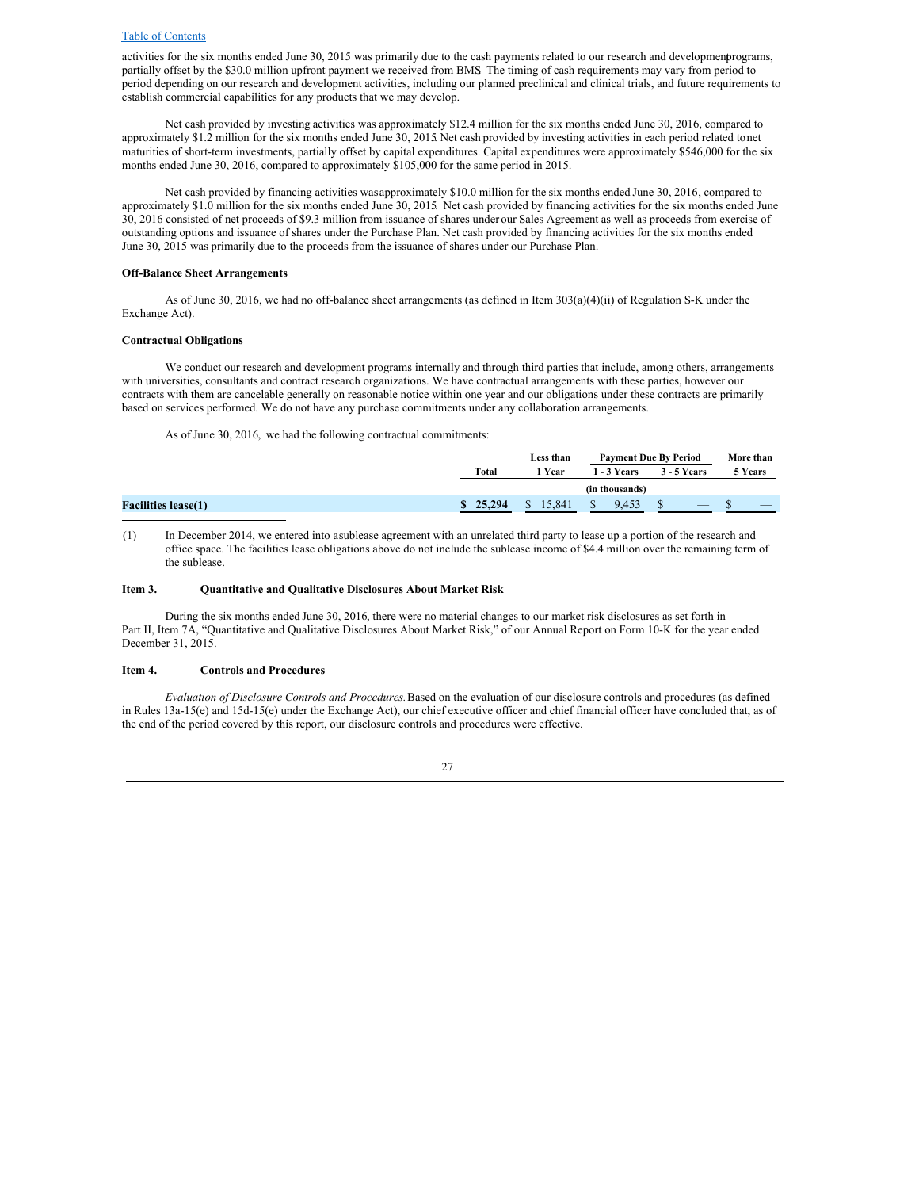activities for the six months ended June 30, 2015 was primarily due to the cash payments related to our research and development programs, partially offset by the $30.0 million upfront payment we received from BMS. The timing of cash requirements may vary from period to period depending on our research and development activities, including our planned preclinical and clinical trials, and future requirements to establish commercial capabilities for any products that we may develop.

Net cash provided by investing activities was approximately $12.4 million for the six months ended June 30, 2016, compared to approximately $1.2 million for the six months ended June 30, 2015. Net cash provided by investing activities in each period related to net maturities of short-term investments, partially offset by capital expenditures. Capital expenditures were approximately $546,000 for the six months ended June 30, 2016, compared to approximately $105,000 for the same period in 2015.

Net cash provided by financing activities was approximately $10.0 million for the six months ended June 30, 2016, compared to approximately $1.0 million for the six months ended June 30, 2015. Net cash provided by financing activities for the six months ended June 30, 2016 consisted of net proceeds of $9.3 million from issuance of shares under our Sales Agreement as well as proceeds from exercise of outstanding options and issuance of shares under the Purchase Plan. Net cash provided by financing activities for the six months ended June 30, 2015 was primarily due to the proceeds from the issuance of shares under our Purchase Plan.

**Off-Balance Sheet Arrangements**

As of June 30, 2016, we had no off-balance sheet arrangements (as defined in Item 303(a)(4)(ii) of Regulation S-K under the Exchange Act).

**Contractual Obligations**

We conduct our research and development programs internally and through third parties that include, among others, arrangements with universities, consultants and contract research organizations. We have contractual arrangements with these parties, however our contracts with them are cancelable generally on reasonable notice within one year and our obligations under these contracts are primarily based on services performed. We do not have any purchase commitments under any collaboration arrangements.

As of June 30, 2016, we had the following contractual commitments:

| | | | Payment Due By Period | | |
|---|---|---|---|---|---|
| | Total | Less than 1 Year | 1 - 3 Years | 3 - 5 Years | More than 5 Years |
| | | | (in thousands) | | |
| **Facilities lease(1)** | **$ 25,294** | $ 15,841 | $ 9,453 | $ — | $ — |

(1) In December 2014, we entered into a sublease agreement with an unrelated third party to lease up a portion of the research and office space. The facilities lease obligations above do not include the sublease income of $4.4 million over the remaining term of the sublease.

### Item 3. Quantitative and Qualitative Disclosures About Market Risk

During the six months ended June 30, 2016, there were no material changes to our market risk disclosures as set forth in Part II, Item 7A, "Quantitative and Qualitative Disclosures About Market Risk," of our Annual Report on Form 10-K for the year ended December 31, 2015.

### Item 4. Controls and Procedures

*Evaluation of Disclosure Controls and Procedures.* Based on the evaluation of our disclosure controls and procedures (as defined in Rules 13a-15(e) and 15d-15(e) under the Exchange Act), our chief executive officer and chief financial officer have concluded that, as of the end of the period covered by this report, our disclosure controls and procedures were effective.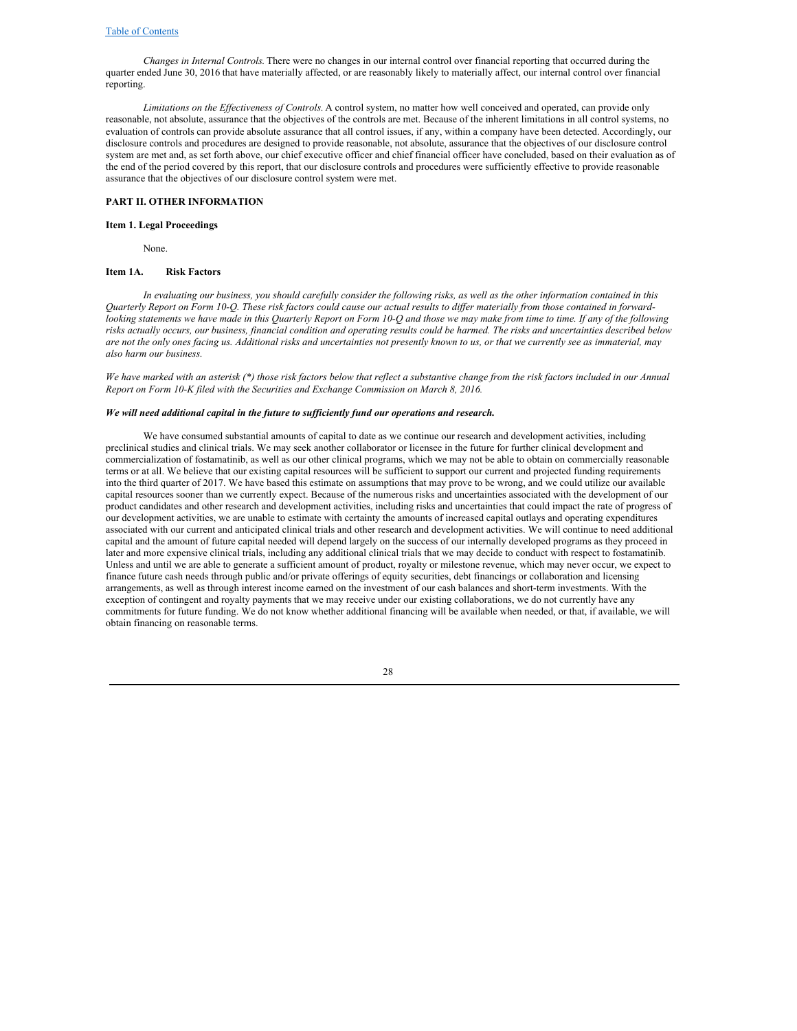*Changes in Internal Controls.* There were no changes in our internal control over financial reporting that occurred during the quarter ended June 30, 2016 that have materially affected, or are reasonably likely to materially affect, our internal control over financial reporting.

*Limitations on the Effectiveness of Controls.* A control system, no matter how well conceived and operated, can provide only reasonable, not absolute, assurance that the objectives of the controls are met. Because of the inherent limitations in all control systems, no evaluation of controls can provide absolute assurance that all control issues, if any, within a company have been detected. Accordingly, our disclosure controls and procedures are designed to provide reasonable, not absolute, assurance that the objectives of our disclosure control system are met and, as set forth above, our chief executive officer and chief financial officer have concluded, based on their evaluation as of the end of the period covered by this report, that our disclosure controls and procedures were sufficiently effective to provide reasonable assurance that the objectives of our disclosure control system were met.

## PART II. OTHER INFORMATION

### Item 1. Legal Proceedings

None.

### Item 1A. Risk Factors

*In evaluating our business, you should carefully consider the following risks, as well as the other information contained in this Quarterly Report on Form 10-Q. These risk factors could cause our actual results to differ materially from those contained in forward-looking statements we have made in this Quarterly Report on Form 10-Q and those we may make from time to time. If any of the following risks actually occurs, our business, financial condition and operating results could be harmed. The risks and uncertainties described below are not the only ones facing us. Additional risks and uncertainties not presently known to us, or that we currently see as immaterial, may also harm our business.*

*We have marked with an asterisk (*) those risk factors below that reflect a substantive change from the risk factors included in our Annual Report on Form 10-K filed with the Securities and Exchange Commission on March 8, 2016.*

***We will need additional capital in the future to sufficiently fund our operations and research.***

We have consumed substantial amounts of capital to date as we continue our research and development activities, including preclinical studies and clinical trials. We may seek another collaborator or licensee in the future for further clinical development and commercialization of fostamatinib, as well as our other clinical programs, which we may not be able to obtain on commercially reasonable terms or at all. We believe that our existing capital resources will be sufficient to support our current and projected funding requirements into the third quarter of 2017. We have based this estimate on assumptions that may prove to be wrong, and we could utilize our available capital resources sooner than we currently expect. Because of the numerous risks and uncertainties associated with the development of our product candidates and other research and development activities, including risks and uncertainties that could impact the rate of progress of our development activities, we are unable to estimate with certainty the amounts of increased capital outlays and operating expenditures associated with our current and anticipated clinical trials and other research and development activities. We will continue to need additional capital and the amount of future capital needed will depend largely on the success of our internally developed programs as they proceed in later and more expensive clinical trials, including any additional clinical trials that we may decide to conduct with respect to fostamatinib. Unless and until we are able to generate a sufficient amount of product, royalty or milestone revenue, which may never occur, we expect to finance future cash needs through public and/or private offerings of equity securities, debt financings or collaboration and licensing arrangements, as well as through interest income earned on the investment of our cash balances and short-term investments. With the exception of contingent and royalty payments that we may receive under our existing collaborations, we do not currently have any commitments for future funding. We do not know whether additional financing will be available when needed, or that, if available, we will obtain financing on reasonable terms.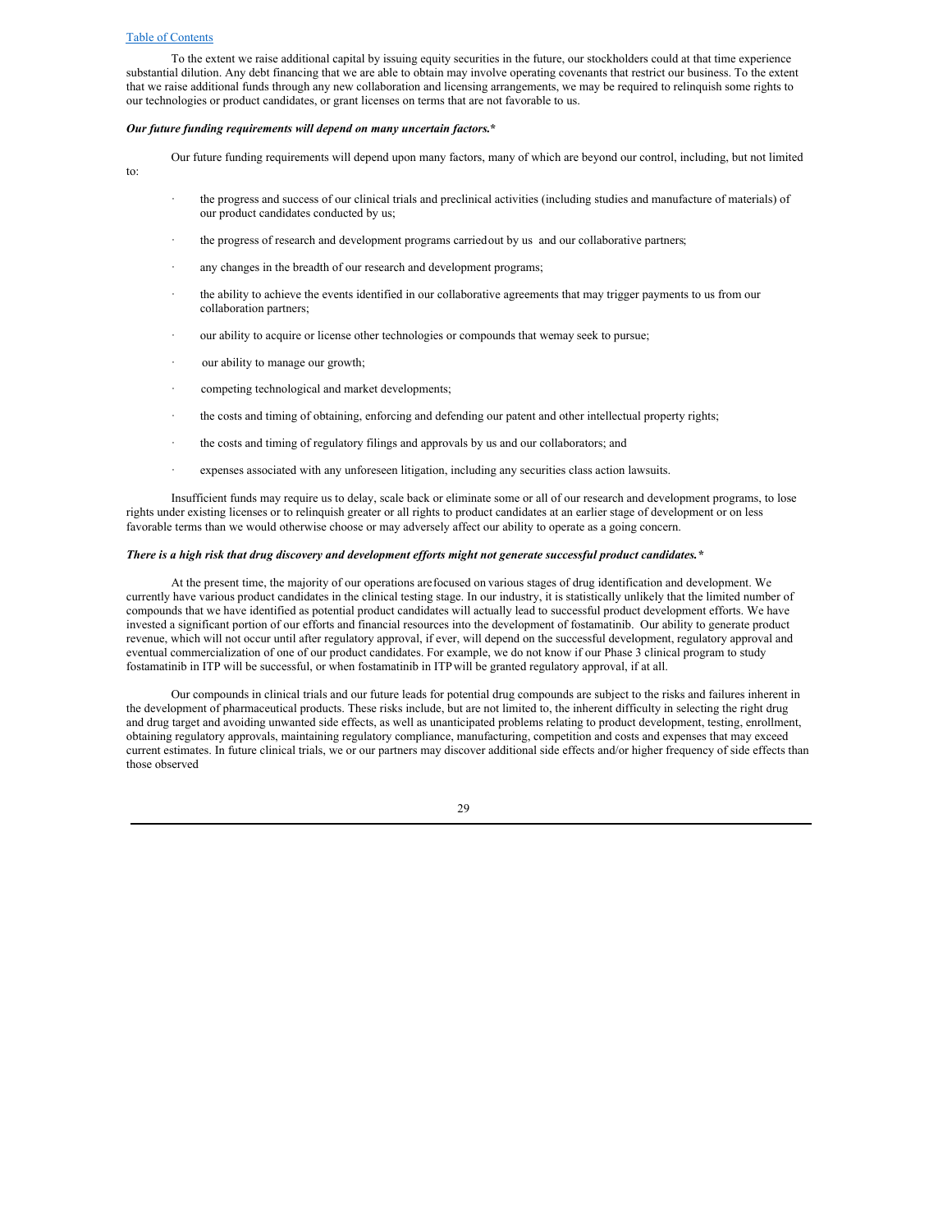To the extent we raise additional capital by issuing equity securities in the future, our stockholders could at that time experience substantial dilution. Any debt financing that we are able to obtain may involve operating covenants that restrict our business. To the extent that we raise additional funds through any new collaboration and licensing arrangements, we may be required to relinquish some rights to our technologies or product candidates, or grant licenses on terms that are not favorable to us.

***Our future funding requirements will depend on many uncertain factors.****

Our future funding requirements will depend upon many factors, many of which are beyond our control, including, but not limited to:

- the progress and success of our clinical trials and preclinical activities (including studies and manufacture of materials) of our product candidates conducted by us;
- the progress of research and development programs carried out by us and our collaborative partners;
- any changes in the breadth of our research and development programs;
- the ability to achieve the events identified in our collaborative agreements that may trigger payments to us from our collaboration partners;
- our ability to acquire or license other technologies or compounds that we may seek to pursue;
- our ability to manage our growth;
- competing technological and market developments;
- the costs and timing of obtaining, enforcing and defending our patent and other intellectual property rights;
- the costs and timing of regulatory filings and approvals by us and our collaborators; and
- expenses associated with any unforeseen litigation, including any securities class action lawsuits.

Insufficient funds may require us to delay, scale back or eliminate some or all of our research and development programs, to lose rights under existing licenses or to relinquish greater or all rights to product candidates at an earlier stage of development or on less favorable terms than we would otherwise choose or may adversely affect our ability to operate as a going concern.

***There is a high risk that drug discovery and development efforts might not generate successful product candidates.****

At the present time, the majority of our operations are focused on various stages of drug identification and development. We currently have various product candidates in the clinical testing stage. In our industry, it is statistically unlikely that the limited number of compounds that we have identified as potential product candidates will actually lead to successful product development efforts. We have invested a significant portion of our efforts and financial resources into the development of fostamatinib. Our ability to generate product revenue, which will not occur until after regulatory approval, if ever, will depend on the successful development, regulatory approval and eventual commercialization of one of our product candidates. For example, we do not know if our Phase 3 clinical program to study fostamatinib in ITP will be successful, or when fostamatinib in ITP will be granted regulatory approval, if at all.

Our compounds in clinical trials and our future leads for potential drug compounds are subject to the risks and failures inherent in the development of pharmaceutical products. These risks include, but are not limited to, the inherent difficulty in selecting the right drug and drug target and avoiding unwanted side effects, as well as unanticipated problems relating to product development, testing, enrollment, obtaining regulatory approvals, maintaining regulatory compliance, manufacturing, competition and costs and expenses that may exceed current estimates. In future clinical trials, we or our partners may discover additional side effects and/or higher frequency of side effects than those observed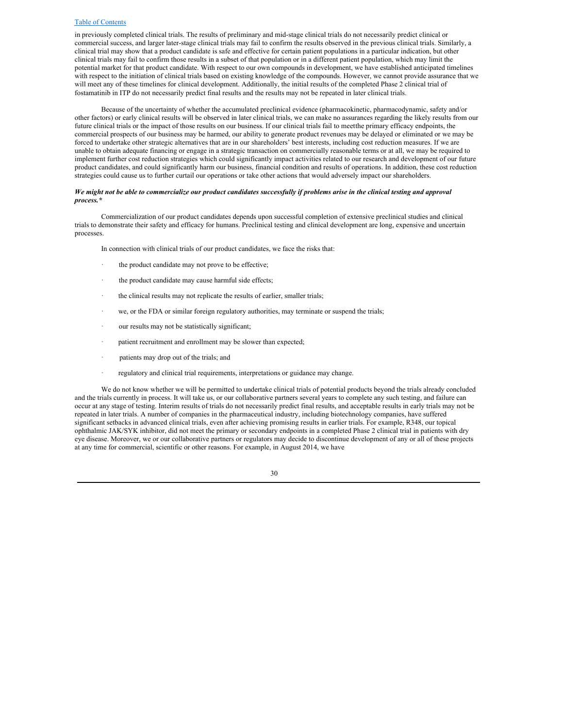in previously completed clinical trials. The results of preliminary and mid-stage clinical trials do not necessarily predict clinical or commercial success, and larger later-stage clinical trials may fail to confirm the results observed in the previous clinical trials. Similarly, a clinical trial may show that a product candidate is safe and effective for certain patient populations in a particular indication, but other clinical trials may fail to confirm those results in a subset of that population or in a different patient population, which may limit the potential market for that product candidate. With respect to our own compounds in development, we have established anticipated timelines with respect to the initiation of clinical trials based on existing knowledge of the compounds. However, we cannot provide assurance that we will meet any of these timelines for clinical development. Additionally, the initial results of the completed Phase 2 clinical trial of fostamatinib in ITP do not necessarily predict final results and the results may not be repeated in later clinical trials.

Because of the uncertainty of whether the accumulated preclinical evidence (pharmacokinetic, pharmacodynamic, safety and/or other factors) or early clinical results will be observed in later clinical trials, we can make no assurances regarding the likely results from our future clinical trials or the impact of those results on our business. If our clinical trials fail to meetthe primary efficacy endpoints, the commercial prospects of our business may be harmed, our ability to generate product revenues may be delayed or eliminated or we may be forced to undertake other strategic alternatives that are in our shareholders' best interests, including cost reduction measures. If we are unable to obtain adequate financing or engage in a strategic transaction on commercially reasonable terms or at all, we may be required to implement further cost reduction strategies which could significantly impact activities related to our research and development of our future product candidates, and could significantly harm our business, financial condition and results of operations. In addition, these cost reduction strategies could cause us to further curtail our operations or take other actions that would adversely impact our shareholders.

***We might not be able to commercialize our product candidates successfully if problems arise in the clinical testing and approval process.****

Commercialization of our product candidates depends upon successful completion of extensive preclinical studies and clinical trials to demonstrate their safety and efficacy for humans. Preclinical testing and clinical development are long, expensive and uncertain processes.

In connection with clinical trials of our product candidates, we face the risks that:

- the product candidate may not prove to be effective;
- the product candidate may cause harmful side effects;
- the clinical results may not replicate the results of earlier, smaller trials;
- we, or the FDA or similar foreign regulatory authorities, may terminate or suspend the trials;
- our results may not be statistically significant;
- patient recruitment and enrollment may be slower than expected;
- patients may drop out of the trials; and
- regulatory and clinical trial requirements, interpretations or guidance may change.

We do not know whether we will be permitted to undertake clinical trials of potential products beyond the trials already concluded and the trials currently in process. It will take us, or our collaborative partners several years to complete any such testing, and failure can occur at any stage of testing. Interim results of trials do not necessarily predict final results, and acceptable results in early trials may not be repeated in later trials. A number of companies in the pharmaceutical industry, including biotechnology companies, have suffered significant setbacks in advanced clinical trials, even after achieving promising results in earlier trials. For example, R348, our topical ophthalmic JAK/SYK inhibitor, did not meet the primary or secondary endpoints in a completed Phase 2 clinical trial in patients with dry eye disease. Moreover, we or our collaborative partners or regulators may decide to discontinue development of any or all of these projects at any time for commercial, scientific or other reasons. For example, in August 2014, we have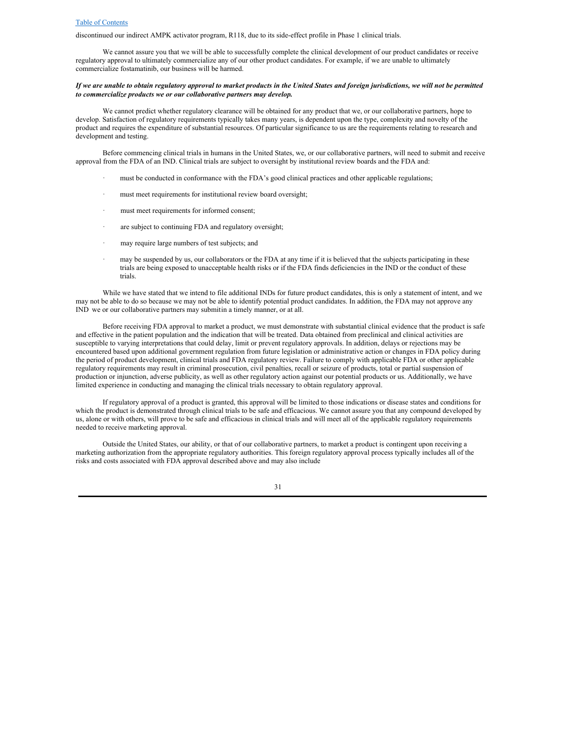discontinued our indirect AMPK activator program, R118, due to its side-effect profile in Phase 1 clinical trials.

We cannot assure you that we will be able to successfully complete the clinical development of our product candidates or receive regulatory approval to ultimately commercialize any of our other product candidates. For example, if we are unable to ultimately commercialize fostamatinib, our business will be harmed.

***If we are unable to obtain regulatory approval to market products in the United States and foreign jurisdictions, we will not be permitted to commercialize products we or our collaborative partners may develop.***

We cannot predict whether regulatory clearance will be obtained for any product that we, or our collaborative partners, hope to develop. Satisfaction of regulatory requirements typically takes many years, is dependent upon the type, complexity and novelty of the product and requires the expenditure of substantial resources. Of particular significance to us are the requirements relating to research and development and testing.

Before commencing clinical trials in humans in the United States, we, or our collaborative partners, will need to submit and receive approval from the FDA of an IND. Clinical trials are subject to oversight by institutional review boards and the FDA and:

- must be conducted in conformance with the FDA's good clinical practices and other applicable regulations;
- must meet requirements for institutional review board oversight;
- must meet requirements for informed consent;
- are subject to continuing FDA and regulatory oversight;
- may require large numbers of test subjects; and
- may be suspended by us, our collaborators or the FDA at any time if it is believed that the subjects participating in these trials are being exposed to unacceptable health risks or if the FDA finds deficiencies in the IND or the conduct of these trials.

While we have stated that we intend to file additional INDs for future product candidates, this is only a statement of intent, and we may not be able to do so because we may not be able to identify potential product candidates. In addition, the FDA may not approve any IND we or our collaborative partners may submitin a timely manner, or at all.

Before receiving FDA approval to market a product, we must demonstrate with substantial clinical evidence that the product is safe and effective in the patient population and the indication that will be treated. Data obtained from preclinical and clinical activities are susceptible to varying interpretations that could delay, limit or prevent regulatory approvals. In addition, delays or rejections may be encountered based upon additional government regulation from future legislation or administrative action or changes in FDA policy during the period of product development, clinical trials and FDA regulatory review. Failure to comply with applicable FDA or other applicable regulatory requirements may result in criminal prosecution, civil penalties, recall or seizure of products, total or partial suspension of production or injunction, adverse publicity, as well as other regulatory action against our potential products or us. Additionally, we have limited experience in conducting and managing the clinical trials necessary to obtain regulatory approval.

If regulatory approval of a product is granted, this approval will be limited to those indications or disease states and conditions for which the product is demonstrated through clinical trials to be safe and efficacious. We cannot assure you that any compound developed by us, alone or with others, will prove to be safe and efficacious in clinical trials and will meet all of the applicable regulatory requirements needed to receive marketing approval.

Outside the United States, our ability, or that of our collaborative partners, to market a product is contingent upon receiving a marketing authorization from the appropriate regulatory authorities. This foreign regulatory approval process typically includes all of the risks and costs associated with FDA approval described above and may also include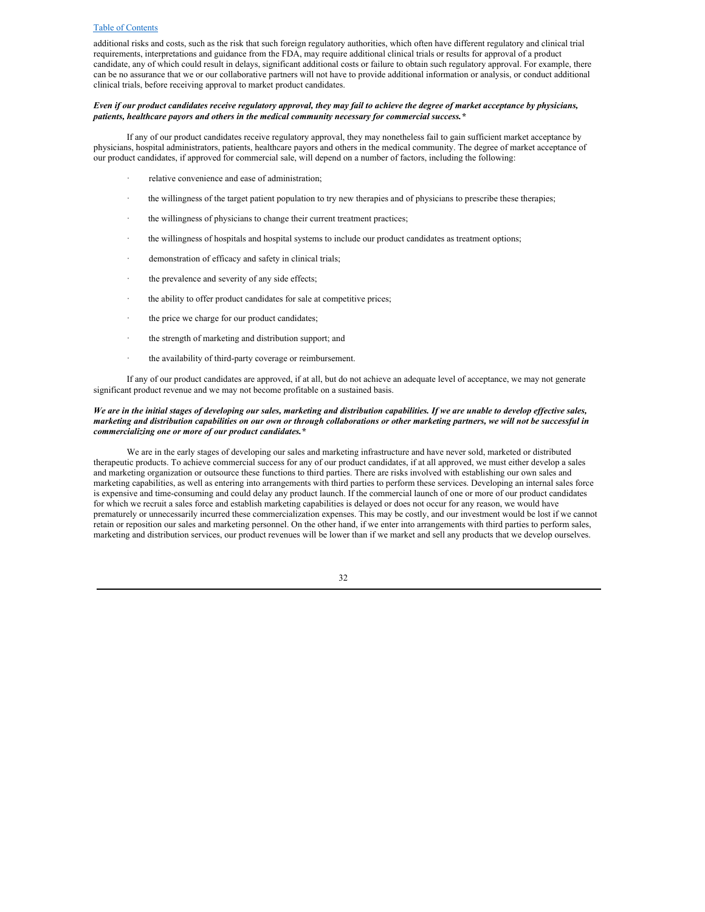additional risks and costs, such as the risk that such foreign regulatory authorities, which often have different regulatory and clinical trial requirements, interpretations and guidance from the FDA, may require additional clinical trials or results for approval of a product candidate, any of which could result in delays, significant additional costs or failure to obtain such regulatory approval. For example, there can be no assurance that we or our collaborative partners will not have to provide additional information or analysis, or conduct additional clinical trials, before receiving approval to market product candidates.

***Even if our product candidates receive regulatory approval, they may fail to achieve the degree of market acceptance by physicians, patients, healthcare payors and others in the medical community necessary for commercial success.****

If any of our product candidates receive regulatory approval, they may nonetheless fail to gain sufficient market acceptance by physicians, hospital administrators, patients, healthcare payors and others in the medical community. The degree of market acceptance of our product candidates, if approved for commercial sale, will depend on a number of factors, including the following:

- relative convenience and ease of administration;
- the willingness of the target patient population to try new therapies and of physicians to prescribe these therapies;
- the willingness of physicians to change their current treatment practices;
- the willingness of hospitals and hospital systems to include our product candidates as treatment options;
- demonstration of efficacy and safety in clinical trials;
- the prevalence and severity of any side effects;
- the ability to offer product candidates for sale at competitive prices;
- the price we charge for our product candidates;
- the strength of marketing and distribution support; and
- the availability of third-party coverage or reimbursement.

If any of our product candidates are approved, if at all, but do not achieve an adequate level of acceptance, we may not generate significant product revenue and we may not become profitable on a sustained basis.

***We are in the initial stages of developing our sales, marketing and distribution capabilities. If we are unable to develop effective sales, marketing and distribution capabilities on our own or through collaborations or other marketing partners, we will not be successful in commercializing one or more of our product candidates.****

We are in the early stages of developing our sales and marketing infrastructure and have never sold, marketed or distributed therapeutic products. To achieve commercial success for any of our product candidates, if at all approved, we must either develop a sales and marketing organization or outsource these functions to third parties. There are risks involved with establishing our own sales and marketing capabilities, as well as entering into arrangements with third parties to perform these services. Developing an internal sales force is expensive and time-consuming and could delay any product launch. If the commercial launch of one or more of our product candidates for which we recruit a sales force and establish marketing capabilities is delayed or does not occur for any reason, we would have prematurely or unnecessarily incurred these commercialization expenses. This may be costly, and our investment would be lost if we cannot retain or reposition our sales and marketing personnel. On the other hand, if we enter into arrangements with third parties to perform sales, marketing and distribution services, our product revenues will be lower than if we market and sell any products that we develop ourselves.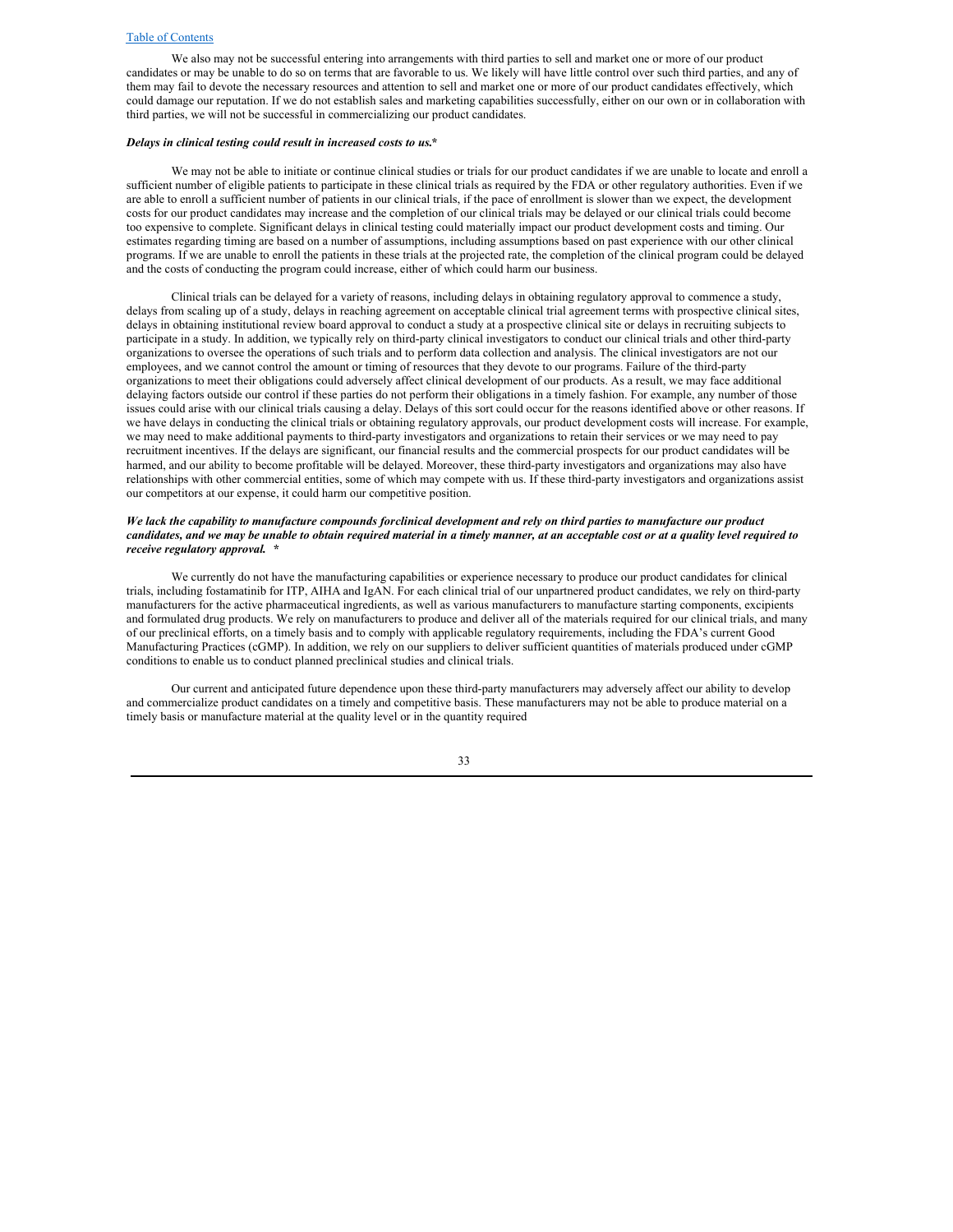We also may not be successful entering into arrangements with third parties to sell and market one or more of our product candidates or may be unable to do so on terms that are favorable to us. We likely will have little control over such third parties, and any of them may fail to devote the necessary resources and attention to sell and market one or more of our product candidates effectively, which could damage our reputation. If we do not establish sales and marketing capabilities successfully, either on our own or in collaboration with third parties, we will not be successful in commercializing our product candidates.

***Delays in clinical testing could result in increased costs to us.****

We may not be able to initiate or continue clinical studies or trials for our product candidates if we are unable to locate and enroll a sufficient number of eligible patients to participate in these clinical trials as required by the FDA or other regulatory authorities. Even if we are able to enroll a sufficient number of patients in our clinical trials, if the pace of enrollment is slower than we expect, the development costs for our product candidates may increase and the completion of our clinical trials may be delayed or our clinical trials could become too expensive to complete. Significant delays in clinical testing could materially impact our product development costs and timing. Our estimates regarding timing are based on a number of assumptions, including assumptions based on past experience with our other clinical programs. If we are unable to enroll the patients in these trials at the projected rate, the completion of the clinical program could be delayed and the costs of conducting the program could increase, either of which could harm our business.

Clinical trials can be delayed for a variety of reasons, including delays in obtaining regulatory approval to commence a study, delays from scaling up of a study, delays in reaching agreement on acceptable clinical trial agreement terms with prospective clinical sites, delays in obtaining institutional review board approval to conduct a study at a prospective clinical site or delays in recruiting subjects to participate in a study. In addition, we typically rely on third-party clinical investigators to conduct our clinical trials and other third-party organizations to oversee the operations of such trials and to perform data collection and analysis. The clinical investigators are not our employees, and we cannot control the amount or timing of resources that they devote to our programs. Failure of the third-party organizations to meet their obligations could adversely affect clinical development of our products. As a result, we may face additional delaying factors outside our control if these parties do not perform their obligations in a timely fashion. For example, any number of those issues could arise with our clinical trials causing a delay. Delays of this sort could occur for the reasons identified above or other reasons. If we have delays in conducting the clinical trials or obtaining regulatory approvals, our product development costs will increase. For example, we may need to make additional payments to third-party investigators and organizations to retain their services or we may need to pay recruitment incentives. If the delays are significant, our financial results and the commercial prospects for our product candidates will be harmed, and our ability to become profitable will be delayed. Moreover, these third-party investigators and organizations may also have relationships with other commercial entities, some of which may compete with us. If these third-party investigators and organizations assist our competitors at our expense, it could harm our competitive position.

***We lack the capability to manufacture compounds forclinical development and rely on third parties to manufacture our product candidates, and we may be unable to obtain required material in a timely manner, at an acceptable cost or at a quality level required to receive regulatory approval. ****

We currently do not have the manufacturing capabilities or experience necessary to produce our product candidates for clinical trials, including fostamatinib for ITP, AIHA and IgAN. For each clinical trial of our unpartnered product candidates, we rely on third-party manufacturers for the active pharmaceutical ingredients, as well as various manufacturers to manufacture starting components, excipients and formulated drug products. We rely on manufacturers to produce and deliver all of the materials required for our clinical trials, and many of our preclinical efforts, on a timely basis and to comply with applicable regulatory requirements, including the FDA's current Good Manufacturing Practices (cGMP). In addition, we rely on our suppliers to deliver sufficient quantities of materials produced under cGMP conditions to enable us to conduct planned preclinical studies and clinical trials.

Our current and anticipated future dependence upon these third-party manufacturers may adversely affect our ability to develop and commercialize product candidates on a timely and competitive basis. These manufacturers may not be able to produce material on a timely basis or manufacture material at the quality level or in the quantity required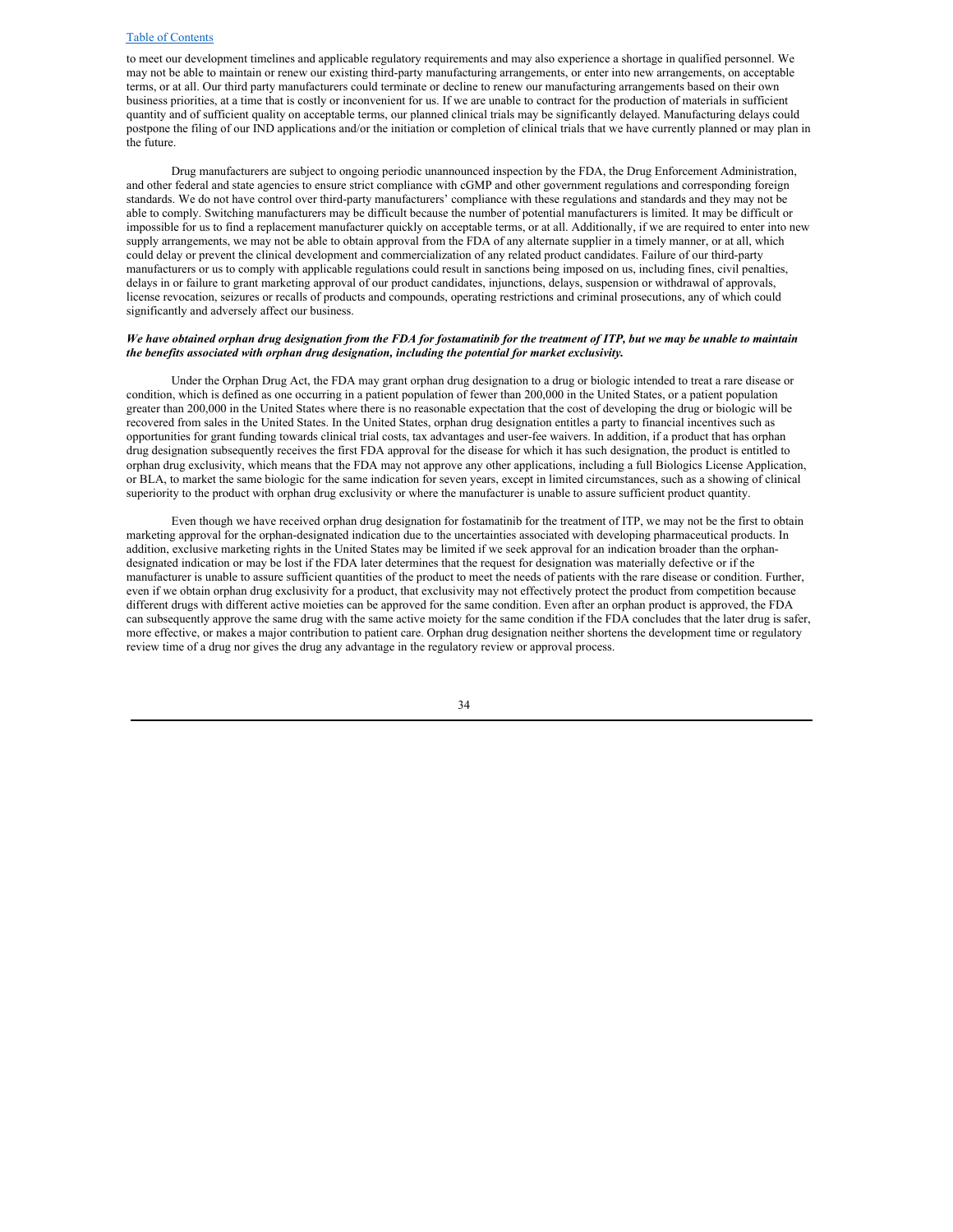to meet our development timelines and applicable regulatory requirements and may also experience a shortage in qualified personnel. We may not be able to maintain or renew our existing third-party manufacturing arrangements, or enter into new arrangements, on acceptable terms, or at all. Our third party manufacturers could terminate or decline to renew our manufacturing arrangements based on their own business priorities, at a time that is costly or inconvenient for us. If we are unable to contract for the production of materials in sufficient quantity and of sufficient quality on acceptable terms, our planned clinical trials may be significantly delayed. Manufacturing delays could postpone the filing of our IND applications and/or the initiation or completion of clinical trials that we have currently planned or may plan in the future.

Drug manufacturers are subject to ongoing periodic unannounced inspection by the FDA, the Drug Enforcement Administration, and other federal and state agencies to ensure strict compliance with cGMP and other government regulations and corresponding foreign standards. We do not have control over third-party manufacturers' compliance with these regulations and standards and they may not be able to comply. Switching manufacturers may be difficult because the number of potential manufacturers is limited. It may be difficult or impossible for us to find a replacement manufacturer quickly on acceptable terms, or at all. Additionally, if we are required to enter into new supply arrangements, we may not be able to obtain approval from the FDA of any alternate supplier in a timely manner, or at all, which could delay or prevent the clinical development and commercialization of any related product candidates. Failure of our third-party manufacturers or us to comply with applicable regulations could result in sanctions being imposed on us, including fines, civil penalties, delays in or failure to grant marketing approval of our product candidates, injunctions, delays, suspension or withdrawal of approvals, license revocation, seizures or recalls of products and compounds, operating restrictions and criminal prosecutions, any of which could significantly and adversely affect our business.

***We have obtained orphan drug designation from the FDA for fostamatinib for the treatment of ITP, but we may be unable to maintain the benefits associated with orphan drug designation, including the potential for market exclusivity.***

Under the Orphan Drug Act, the FDA may grant orphan drug designation to a drug or biologic intended to treat a rare disease or condition, which is defined as one occurring in a patient population of fewer than 200,000 in the United States, or a patient population greater than 200,000 in the United States where there is no reasonable expectation that the cost of developing the drug or biologic will be recovered from sales in the United States. In the United States, orphan drug designation entitles a party to financial incentives such as opportunities for grant funding towards clinical trial costs, tax advantages and user-fee waivers. In addition, if a product that has orphan drug designation subsequently receives the first FDA approval for the disease for which it has such designation, the product is entitled to orphan drug exclusivity, which means that the FDA may not approve any other applications, including a full Biologics License Application, or BLA, to market the same biologic for the same indication for seven years, except in limited circumstances, such as a showing of clinical superiority to the product with orphan drug exclusivity or where the manufacturer is unable to assure sufficient product quantity.

Even though we have received orphan drug designation for fostamatinib for the treatment of ITP, we may not be the first to obtain marketing approval for the orphan-designated indication due to the uncertainties associated with developing pharmaceutical products. In addition, exclusive marketing rights in the United States may be limited if we seek approval for an indication broader than the orphan-designated indication or may be lost if the FDA later determines that the request for designation was materially defective or if the manufacturer is unable to assure sufficient quantities of the product to meet the needs of patients with the rare disease or condition. Further, even if we obtain orphan drug exclusivity for a product, that exclusivity may not effectively protect the product from competition because different drugs with different active moieties can be approved for the same condition. Even after an orphan product is approved, the FDA can subsequently approve the same drug with the same active moiety for the same condition if the FDA concludes that the later drug is safer, more effective, or makes a major contribution to patient care. Orphan drug designation neither shortens the development time or regulatory review time of a drug nor gives the drug any advantage in the regulatory review or approval process.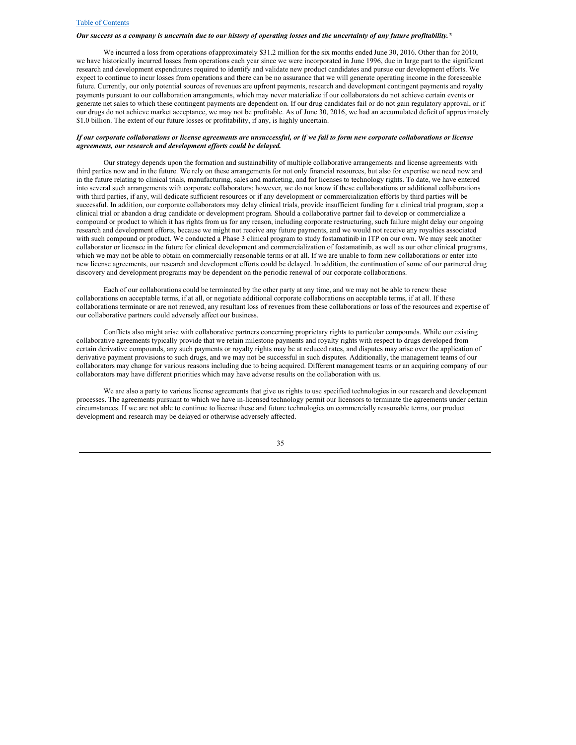***Our success as a company is uncertain due to our history of operating losses and the uncertainty of any future profitability.****

We incurred a loss from operations of approximately $31.2 million for the six months ended June 30, 2016. Other than for 2010, we have historically incurred losses from operations each year since we were incorporated in June 1996, due in large part to the significant research and development expenditures required to identify and validate new product candidates and pursue our development efforts. We expect to continue to incur losses from operations and there can be no assurance that we will generate operating income in the foreseeable future. Currently, our only potential sources of revenues are upfront payments, research and development contingent payments and royalty payments pursuant to our collaboration arrangements, which may never materialize if our collaborators do not achieve certain events or generate net sales to which these contingent payments are dependent on. If our drug candidates fail or do not gain regulatory approval, or if our drugs do not achieve market acceptance, we may not be profitable. As of June 30, 2016, we had an accumulated deficit of approximately $1.0 billion. The extent of our future losses or profitability, if any, is highly uncertain.

***If our corporate collaborations or license agreements are unsuccessful, or if we fail to form new corporate collaborations or license agreements, our research and development efforts could be delayed.***

Our strategy depends upon the formation and sustainability of multiple collaborative arrangements and license agreements with third parties now and in the future. We rely on these arrangements for not only financial resources, but also for expertise we need now and in the future relating to clinical trials, manufacturing, sales and marketing, and for licenses to technology rights. To date, we have entered into several such arrangements with corporate collaborators; however, we do not know if these collaborations or additional collaborations with third parties, if any, will dedicate sufficient resources or if any development or commercialization efforts by third parties will be successful. In addition, our corporate collaborators may delay clinical trials, provide insufficient funding for a clinical trial program, stop a clinical trial or abandon a drug candidate or development program. Should a collaborative partner fail to develop or commercialize a compound or product to which it has rights from us for any reason, including corporate restructuring, such failure might delay our ongoing research and development efforts, because we might not receive any future payments, and we would not receive any royalties associated with such compound or product. We conducted a Phase 3 clinical program to study fostamatinib in ITP on our own. We may seek another collaborator or licensee in the future for clinical development and commercialization of fostamatinib, as well as our other clinical programs, which we may not be able to obtain on commercially reasonable terms or at all. If we are unable to form new collaborations or enter into new license agreements, our research and development efforts could be delayed. In addition, the continuation of some of our partnered drug discovery and development programs may be dependent on the periodic renewal of our corporate collaborations.

Each of our collaborations could be terminated by the other party at any time, and we may not be able to renew these collaborations on acceptable terms, if at all, or negotiate additional corporate collaborations on acceptable terms, if at all. If these collaborations terminate or are not renewed, any resultant loss of revenues from these collaborations or loss of the resources and expertise of our collaborative partners could adversely affect our business.

Conflicts also might arise with collaborative partners concerning proprietary rights to particular compounds. While our existing collaborative agreements typically provide that we retain milestone payments and royalty rights with respect to drugs developed from certain derivative compounds, any such payments or royalty rights may be at reduced rates, and disputes may arise over the application of derivative payment provisions to such drugs, and we may not be successful in such disputes. Additionally, the management teams of our collaborators may change for various reasons including due to being acquired. Different management teams or an acquiring company of our collaborators may have different priorities which may have adverse results on the collaboration with us.

We are also a party to various license agreements that give us rights to use specified technologies in our research and development processes. The agreements pursuant to which we have in-licensed technology permit our licensors to terminate the agreements under certain circumstances. If we are not able to continue to license these and future technologies on commercially reasonable terms, our product development and research may be delayed or otherwise adversely affected.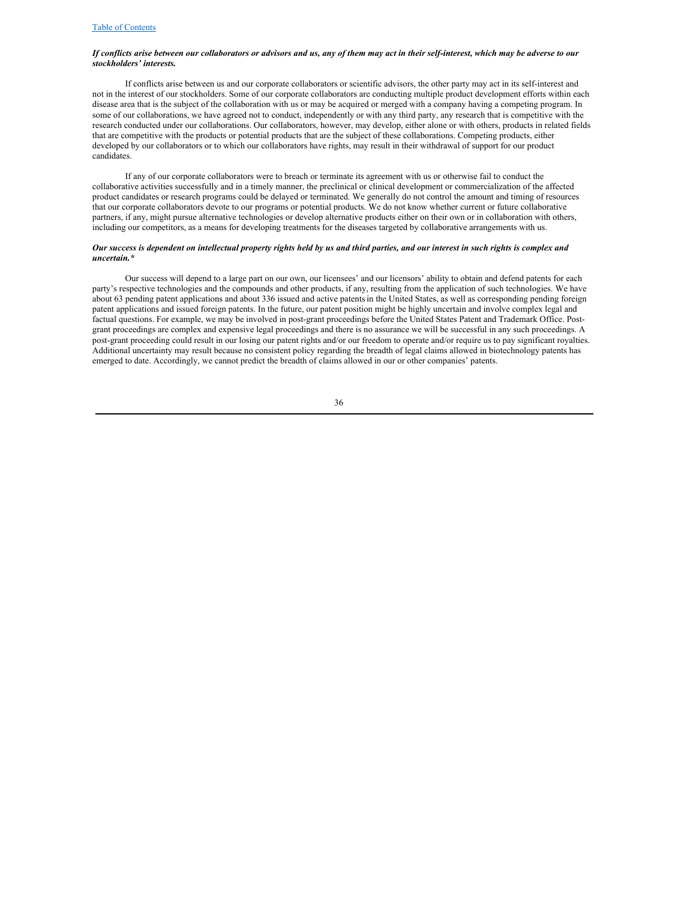***If conflicts arise between our collaborators or advisors and us, any of them may act in their self-interest, which may be adverse to our stockholders' interests.***

If conflicts arise between us and our corporate collaborators or scientific advisors, the other party may act in its self-interest and not in the interest of our stockholders. Some of our corporate collaborators are conducting multiple product development efforts within each disease area that is the subject of the collaboration with us or may be acquired or merged with a company having a competing program. In some of our collaborations, we have agreed not to conduct, independently or with any third party, any research that is competitive with the research conducted under our collaborations. Our collaborators, however, may develop, either alone or with others, products in related fields that are competitive with the products or potential products that are the subject of these collaborations. Competing products, either developed by our collaborators or to which our collaborators have rights, may result in their withdrawal of support for our product candidates.

If any of our corporate collaborators were to breach or terminate its agreement with us or otherwise fail to conduct the collaborative activities successfully and in a timely manner, the preclinical or clinical development or commercialization of the affected product candidates or research programs could be delayed or terminated. We generally do not control the amount and timing of resources that our corporate collaborators devote to our programs or potential products. We do not know whether current or future collaborative partners, if any, might pursue alternative technologies or develop alternative products either on their own or in collaboration with others, including our competitors, as a means for developing treatments for the diseases targeted by collaborative arrangements with us.

***Our success is dependent on intellectual property rights held by us and third parties, and our interest in such rights is complex and uncertain.****

Our success will depend to a large part on our own, our licensees' and our licensors' ability to obtain and defend patents for each party's respective technologies and the compounds and other products, if any, resulting from the application of such technologies. We have about 63 pending patent applications and about 336 issued and active patents in the United States, as well as corresponding pending foreign patent applications and issued foreign patents. In the future, our patent position might be highly uncertain and involve complex legal and factual questions. For example, we may be involved in post-grant proceedings before the United States Patent and Trademark Office. Post-grant proceedings are complex and expensive legal proceedings and there is no assurance we will be successful in any such proceedings. A post-grant proceeding could result in our losing our patent rights and/or our freedom to operate and/or require us to pay significant royalties. Additional uncertainty may result because no consistent policy regarding the breadth of legal claims allowed in biotechnology patents has emerged to date. Accordingly, we cannot predict the breadth of claims allowed in our or other companies' patents.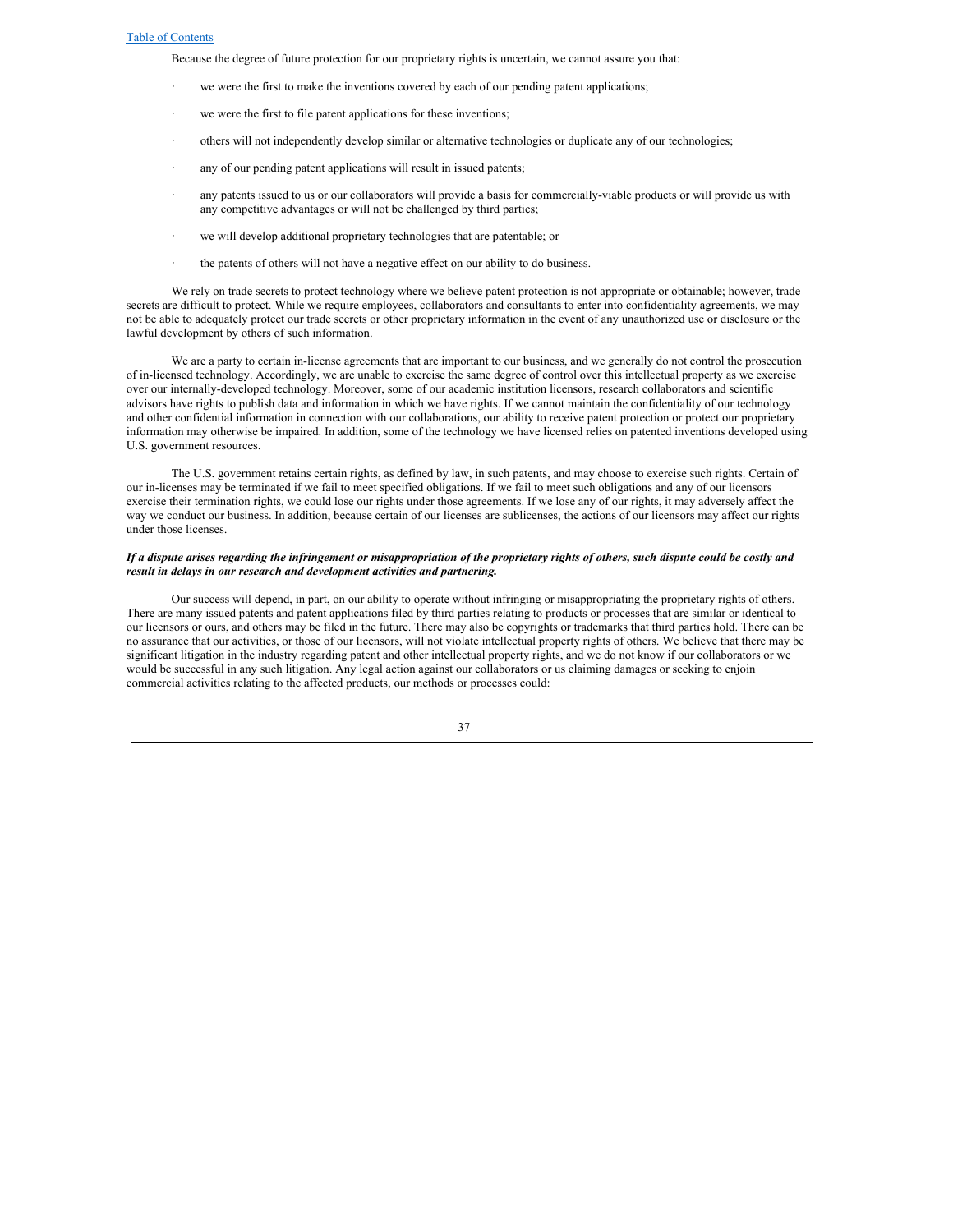Because the degree of future protection for our proprietary rights is uncertain, we cannot assure you that:

- we were the first to make the inventions covered by each of our pending patent applications;
- we were the first to file patent applications for these inventions;
- others will not independently develop similar or alternative technologies or duplicate any of our technologies;
- any of our pending patent applications will result in issued patents;
- any patents issued to us or our collaborators will provide a basis for commercially-viable products or will provide us with any competitive advantages or will not be challenged by third parties;
- we will develop additional proprietary technologies that are patentable; or
- the patents of others will not have a negative effect on our ability to do business.

We rely on trade secrets to protect technology where we believe patent protection is not appropriate or obtainable; however, trade secrets are difficult to protect. While we require employees, collaborators and consultants to enter into confidentiality agreements, we may not be able to adequately protect our trade secrets or other proprietary information in the event of any unauthorized use or disclosure or the lawful development by others of such information.

We are a party to certain in-license agreements that are important to our business, and we generally do not control the prosecution of in-licensed technology. Accordingly, we are unable to exercise the same degree of control over this intellectual property as we exercise over our internally-developed technology. Moreover, some of our academic institution licensors, research collaborators and scientific advisors have rights to publish data and information in which we have rights. If we cannot maintain the confidentiality of our technology and other confidential information in connection with our collaborations, our ability to receive patent protection or protect our proprietary information may otherwise be impaired. In addition, some of the technology we have licensed relies on patented inventions developed using U.S. government resources.

The U.S. government retains certain rights, as defined by law, in such patents, and may choose to exercise such rights. Certain of our in-licenses may be terminated if we fail to meet specified obligations. If we fail to meet such obligations and any of our licensors exercise their termination rights, we could lose our rights under those agreements. If we lose any of our rights, it may adversely affect the way we conduct our business. In addition, because certain of our licenses are sublicenses, the actions of our licensors may affect our rights under those licenses.

***If a dispute arises regarding the infringement or misappropriation of the proprietary rights of others, such dispute could be costly and result in delays in our research and development activities and partnering.***

Our success will depend, in part, on our ability to operate without infringing or misappropriating the proprietary rights of others. There are many issued patents and patent applications filed by third parties relating to products or processes that are similar or identical to our licensors or ours, and others may be filed in the future. There may also be copyrights or trademarks that third parties hold. There can be no assurance that our activities, or those of our licensors, will not violate intellectual property rights of others. We believe that there may be significant litigation in the industry regarding patent and other intellectual property rights, and we do not know if our collaborators or we would be successful in any such litigation. Any legal action against our collaborators or us claiming damages or seeking to enjoin commercial activities relating to the affected products, our methods or processes could: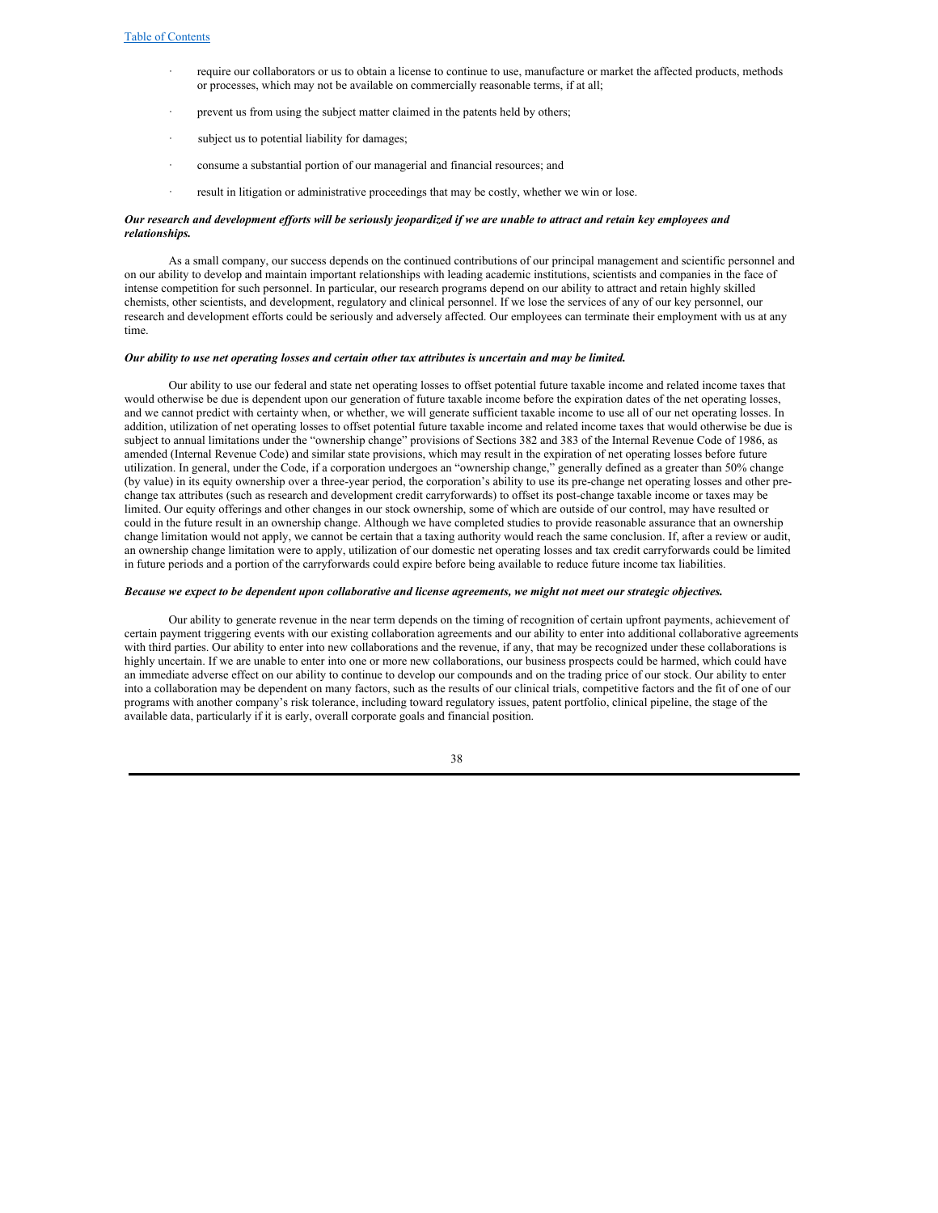- require our collaborators or us to obtain a license to continue to use, manufacture or market the affected products, methods or processes, which may not be available on commercially reasonable terms, if at all;
- prevent us from using the subject matter claimed in the patents held by others;
- subject us to potential liability for damages;
- consume a substantial portion of our managerial and financial resources; and
- result in litigation or administrative proceedings that may be costly, whether we win or lose.

***Our research and development efforts will be seriously jeopardized if we are unable to attract and retain key employees and relationships.***

As a small company, our success depends on the continued contributions of our principal management and scientific personnel and on our ability to develop and maintain important relationships with leading academic institutions, scientists and companies in the face of intense competition for such personnel. In particular, our research programs depend on our ability to attract and retain highly skilled chemists, other scientists, and development, regulatory and clinical personnel. If we lose the services of any of our key personnel, our research and development efforts could be seriously and adversely affected. Our employees can terminate their employment with us at any time.

***Our ability to use net operating losses and certain other tax attributes is uncertain and may be limited.***

Our ability to use our federal and state net operating losses to offset potential future taxable income and related income taxes that would otherwise be due is dependent upon our generation of future taxable income before the expiration dates of the net operating losses, and we cannot predict with certainty when, or whether, we will generate sufficient taxable income to use all of our net operating losses. In addition, utilization of net operating losses to offset potential future taxable income and related income taxes that would otherwise be due is subject to annual limitations under the "ownership change" provisions of Sections 382 and 383 of the Internal Revenue Code of 1986, as amended (Internal Revenue Code) and similar state provisions, which may result in the expiration of net operating losses before future utilization. In general, under the Code, if a corporation undergoes an "ownership change," generally defined as a greater than 50% change (by value) in its equity ownership over a three-year period, the corporation's ability to use its pre-change net operating losses and other pre-change tax attributes (such as research and development credit carryforwards) to offset its post-change taxable income or taxes may be limited. Our equity offerings and other changes in our stock ownership, some of which are outside of our control, may have resulted or could in the future result in an ownership change. Although we have completed studies to provide reasonable assurance that an ownership change limitation would not apply, we cannot be certain that a taxing authority would reach the same conclusion. If, after a review or audit, an ownership change limitation were to apply, utilization of our domestic net operating losses and tax credit carryforwards could be limited in future periods and a portion of the carryforwards could expire before being available to reduce future income tax liabilities.

***Because we expect to be dependent upon collaborative and license agreements, we might not meet our strategic objectives.***

Our ability to generate revenue in the near term depends on the timing of recognition of certain upfront payments, achievement of certain payment triggering events with our existing collaboration agreements and our ability to enter into additional collaborative agreements with third parties. Our ability to enter into new collaborations and the revenue, if any, that may be recognized under these collaborations is highly uncertain. If we are unable to enter into one or more new collaborations, our business prospects could be harmed, which could have an immediate adverse effect on our ability to continue to develop our compounds and on the trading price of our stock. Our ability to enter into a collaboration may be dependent on many factors, such as the results of our clinical trials, competitive factors and the fit of one of our programs with another company's risk tolerance, including toward regulatory issues, patent portfolio, clinical pipeline, the stage of the available data, particularly if it is early, overall corporate goals and financial position.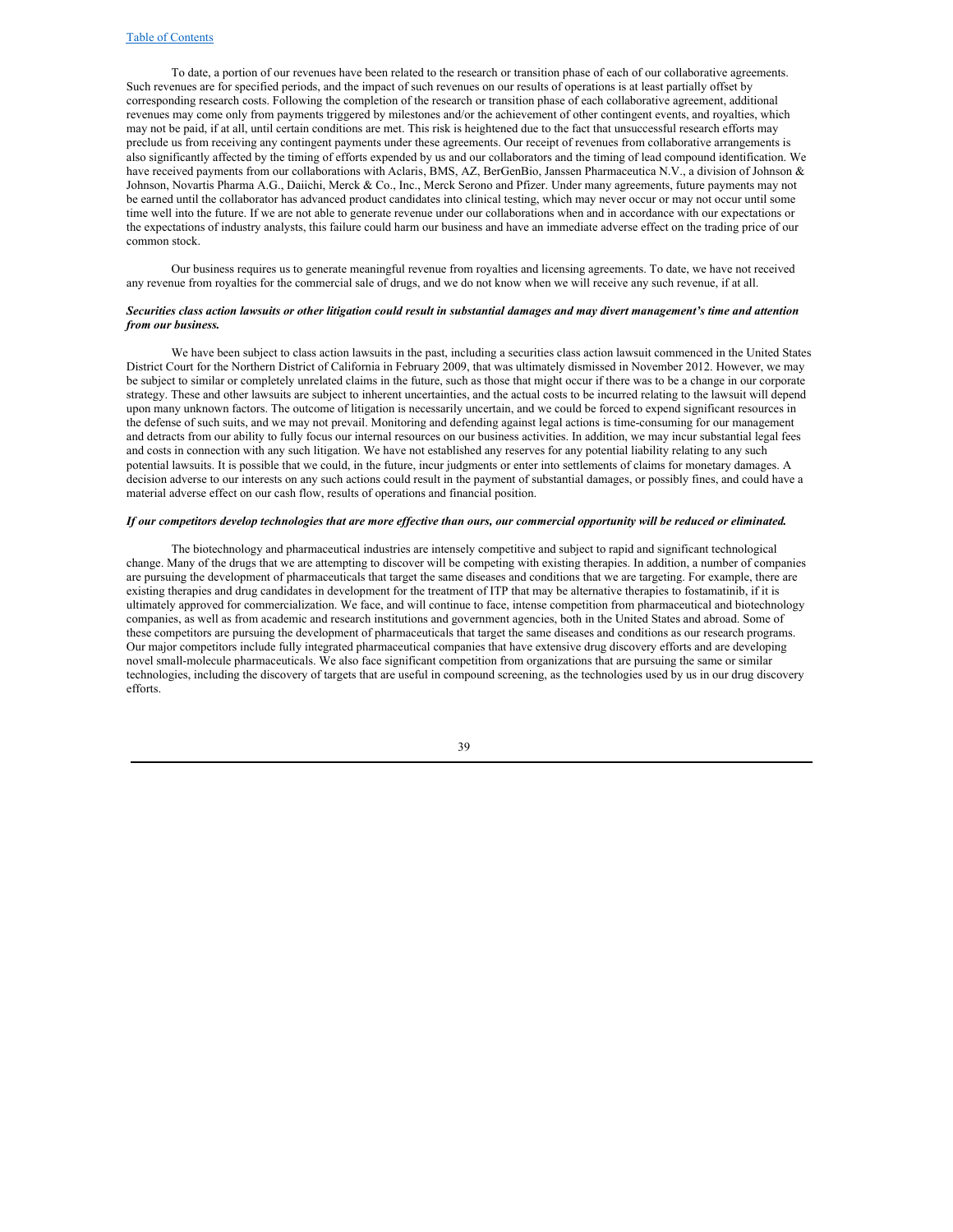To date, a portion of our revenues have been related to the research or transition phase of each of our collaborative agreements. Such revenues are for specified periods, and the impact of such revenues on our results of operations is at least partially offset by corresponding research costs. Following the completion of the research or transition phase of each collaborative agreement, additional revenues may come only from payments triggered by milestones and/or the achievement of other contingent events, and royalties, which may not be paid, if at all, until certain conditions are met. This risk is heightened due to the fact that unsuccessful research efforts may preclude us from receiving any contingent payments under these agreements. Our receipt of revenues from collaborative arrangements is also significantly affected by the timing of efforts expended by us and our collaborators and the timing of lead compound identification. We have received payments from our collaborations with Aclaris, BMS, AZ, BerGenBio, Janssen Pharmaceutica N.V., a division of Johnson & Johnson, Novartis Pharma A.G., Daiichi, Merck & Co., Inc., Merck Serono and Pfizer. Under many agreements, future payments may not be earned until the collaborator has advanced product candidates into clinical testing, which may never occur or may not occur until some time well into the future. If we are not able to generate revenue under our collaborations when and in accordance with our expectations or the expectations of industry analysts, this failure could harm our business and have an immediate adverse effect on the trading price of our common stock.

Our business requires us to generate meaningful revenue from royalties and licensing agreements. To date, we have not received any revenue from royalties for the commercial sale of drugs, and we do not know when we will receive any such revenue, if at all.

***Securities class action lawsuits or other litigation could result in substantial damages and may divert management's time and attention from our business.***

We have been subject to class action lawsuits in the past, including a securities class action lawsuit commenced in the United States District Court for the Northern District of California in February 2009, that was ultimately dismissed in November 2012. However, we may be subject to similar or completely unrelated claims in the future, such as those that might occur if there was to be a change in our corporate strategy. These and other lawsuits are subject to inherent uncertainties, and the actual costs to be incurred relating to the lawsuit will depend upon many unknown factors. The outcome of litigation is necessarily uncertain, and we could be forced to expend significant resources in the defense of such suits, and we may not prevail. Monitoring and defending against legal actions is time-consuming for our management and detracts from our ability to fully focus our internal resources on our business activities. In addition, we may incur substantial legal fees and costs in connection with any such litigation. We have not established any reserves for any potential liability relating to any such potential lawsuits. It is possible that we could, in the future, incur judgments or enter into settlements of claims for monetary damages. A decision adverse to our interests on any such actions could result in the payment of substantial damages, or possibly fines, and could have a material adverse effect on our cash flow, results of operations and financial position.

***If our competitors develop technologies that are more effective than ours, our commercial opportunity will be reduced or eliminated.***

The biotechnology and pharmaceutical industries are intensely competitive and subject to rapid and significant technological change. Many of the drugs that we are attempting to discover will be competing with existing therapies. In addition, a number of companies are pursuing the development of pharmaceuticals that target the same diseases and conditions that we are targeting. For example, there are existing therapies and drug candidates in development for the treatment of ITP that may be alternative therapies to fostamatinib, if it is ultimately approved for commercialization. We face, and will continue to face, intense competition from pharmaceutical and biotechnology companies, as well as from academic and research institutions and government agencies, both in the United States and abroad. Some of these competitors are pursuing the development of pharmaceuticals that target the same diseases and conditions as our research programs. Our major competitors include fully integrated pharmaceutical companies that have extensive drug discovery efforts and are developing novel small-molecule pharmaceuticals. We also face significant competition from organizations that are pursuing the same or similar technologies, including the discovery of targets that are useful in compound screening, as the technologies used by us in our drug discovery efforts.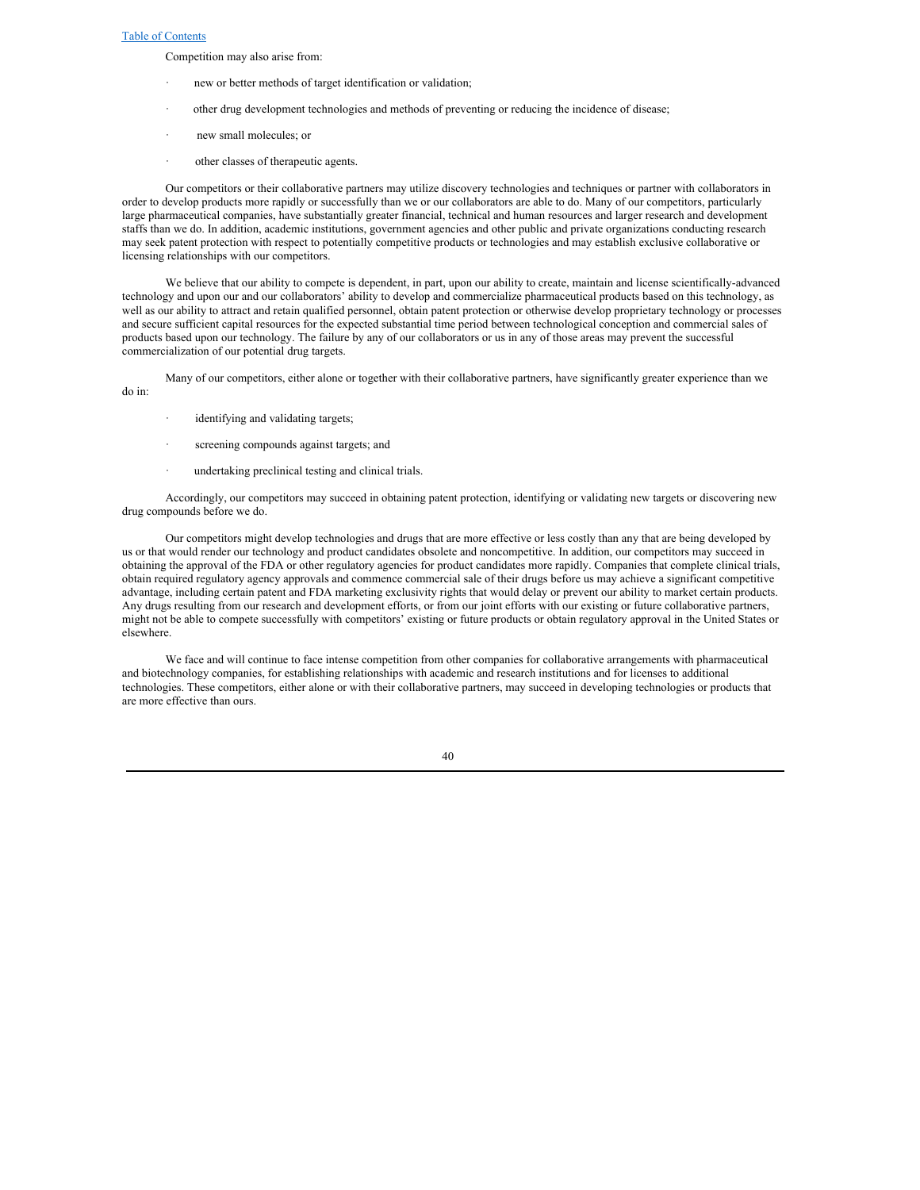Competition may also arise from:

- new or better methods of target identification or validation;
- other drug development technologies and methods of preventing or reducing the incidence of disease;
- new small molecules; or
- other classes of therapeutic agents.

Our competitors or their collaborative partners may utilize discovery technologies and techniques or partner with collaborators in order to develop products more rapidly or successfully than we or our collaborators are able to do. Many of our competitors, particularly large pharmaceutical companies, have substantially greater financial, technical and human resources and larger research and development staffs than we do. In addition, academic institutions, government agencies and other public and private organizations conducting research may seek patent protection with respect to potentially competitive products or technologies and may establish exclusive collaborative or licensing relationships with our competitors.

We believe that our ability to compete is dependent, in part, upon our ability to create, maintain and license scientifically-advanced technology and upon our and our collaborators' ability to develop and commercialize pharmaceutical products based on this technology, as well as our ability to attract and retain qualified personnel, obtain patent protection or otherwise develop proprietary technology or processes and secure sufficient capital resources for the expected substantial time period between technological conception and commercial sales of products based upon our technology. The failure by any of our collaborators or us in any of those areas may prevent the successful commercialization of our potential drug targets.

Many of our competitors, either alone or together with their collaborative partners, have significantly greater experience than we do in:

- identifying and validating targets;
- screening compounds against targets; and
- undertaking preclinical testing and clinical trials.

Accordingly, our competitors may succeed in obtaining patent protection, identifying or validating new targets or discovering new drug compounds before we do.

Our competitors might develop technologies and drugs that are more effective or less costly than any that are being developed by us or that would render our technology and product candidates obsolete and noncompetitive. In addition, our competitors may succeed in obtaining the approval of the FDA or other regulatory agencies for product candidates more rapidly. Companies that complete clinical trials, obtain required regulatory agency approvals and commence commercial sale of their drugs before us may achieve a significant competitive advantage, including certain patent and FDA marketing exclusivity rights that would delay or prevent our ability to market certain products. Any drugs resulting from our research and development efforts, or from our joint efforts with our existing or future collaborative partners, might not be able to compete successfully with competitors' existing or future products or obtain regulatory approval in the United States or elsewhere.

We face and will continue to face intense competition from other companies for collaborative arrangements with pharmaceutical and biotechnology companies, for establishing relationships with academic and research institutions and for licenses to additional technologies. These competitors, either alone or with their collaborative partners, may succeed in developing technologies or products that are more effective than ours.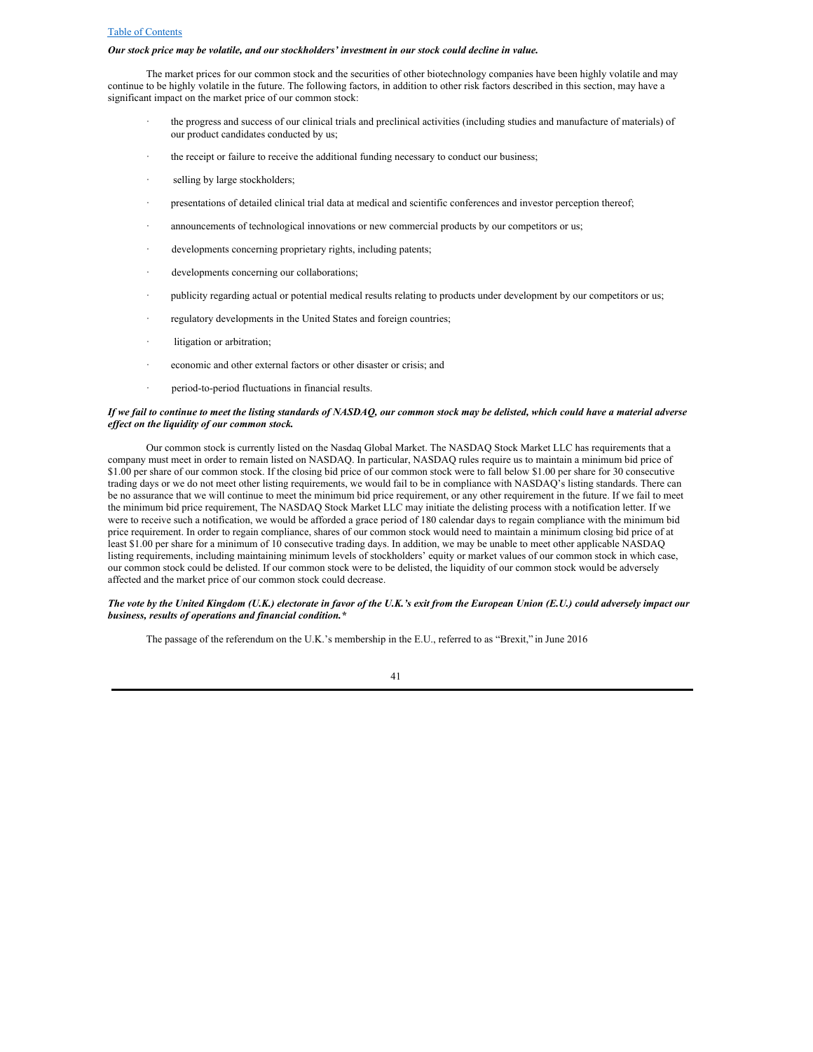***Our stock price may be volatile, and our stockholders' investment in our stock could decline in value.***

The market prices for our common stock and the securities of other biotechnology companies have been highly volatile and may continue to be highly volatile in the future. The following factors, in addition to other risk factors described in this section, may have a significant impact on the market price of our common stock:

- the progress and success of our clinical trials and preclinical activities (including studies and manufacture of materials) of our product candidates conducted by us;
- the receipt or failure to receive the additional funding necessary to conduct our business;
- selling by large stockholders;
- presentations of detailed clinical trial data at medical and scientific conferences and investor perception thereof;
- announcements of technological innovations or new commercial products by our competitors or us;
- developments concerning proprietary rights, including patents;
- developments concerning our collaborations;
- publicity regarding actual or potential medical results relating to products under development by our competitors or us;
- regulatory developments in the United States and foreign countries;
- litigation or arbitration;
- economic and other external factors or other disaster or crisis; and
- period-to-period fluctuations in financial results.

***If we fail to continue to meet the listing standards of NASDAQ, our common stock may be delisted, which could have a material adverse effect on the liquidity of our common stock.***

Our common stock is currently listed on the Nasdaq Global Market. The NASDAQ Stock Market LLC has requirements that a company must meet in order to remain listed on NASDAQ. In particular, NASDAQ rules require us to maintain a minimum bid price of $1.00 per share of our common stock. If the closing bid price of our common stock were to fall below $1.00 per share for 30 consecutive trading days or we do not meet other listing requirements, we would fail to be in compliance with NASDAQ's listing standards. There can be no assurance that we will continue to meet the minimum bid price requirement, or any other requirement in the future. If we fail to meet the minimum bid price requirement, The NASDAQ Stock Market LLC may initiate the delisting process with a notification letter. If we were to receive such a notification, we would be afforded a grace period of 180 calendar days to regain compliance with the minimum bid price requirement. In order to regain compliance, shares of our common stock would need to maintain a minimum closing bid price of at least $1.00 per share for a minimum of 10 consecutive trading days. In addition, we may be unable to meet other applicable NASDAQ listing requirements, including maintaining minimum levels of stockholders' equity or market values of our common stock in which case, our common stock could be delisted. If our common stock were to be delisted, the liquidity of our common stock would be adversely affected and the market price of our common stock could decrease.

***The vote by the United Kingdom (U.K.) electorate in favor of the U.K.'s exit from the European Union (E.U.) could adversely impact our business, results of operations and financial condition.****

The passage of the referendum on the U.K.'s membership in the E.U., referred to as "Brexit," in June 2016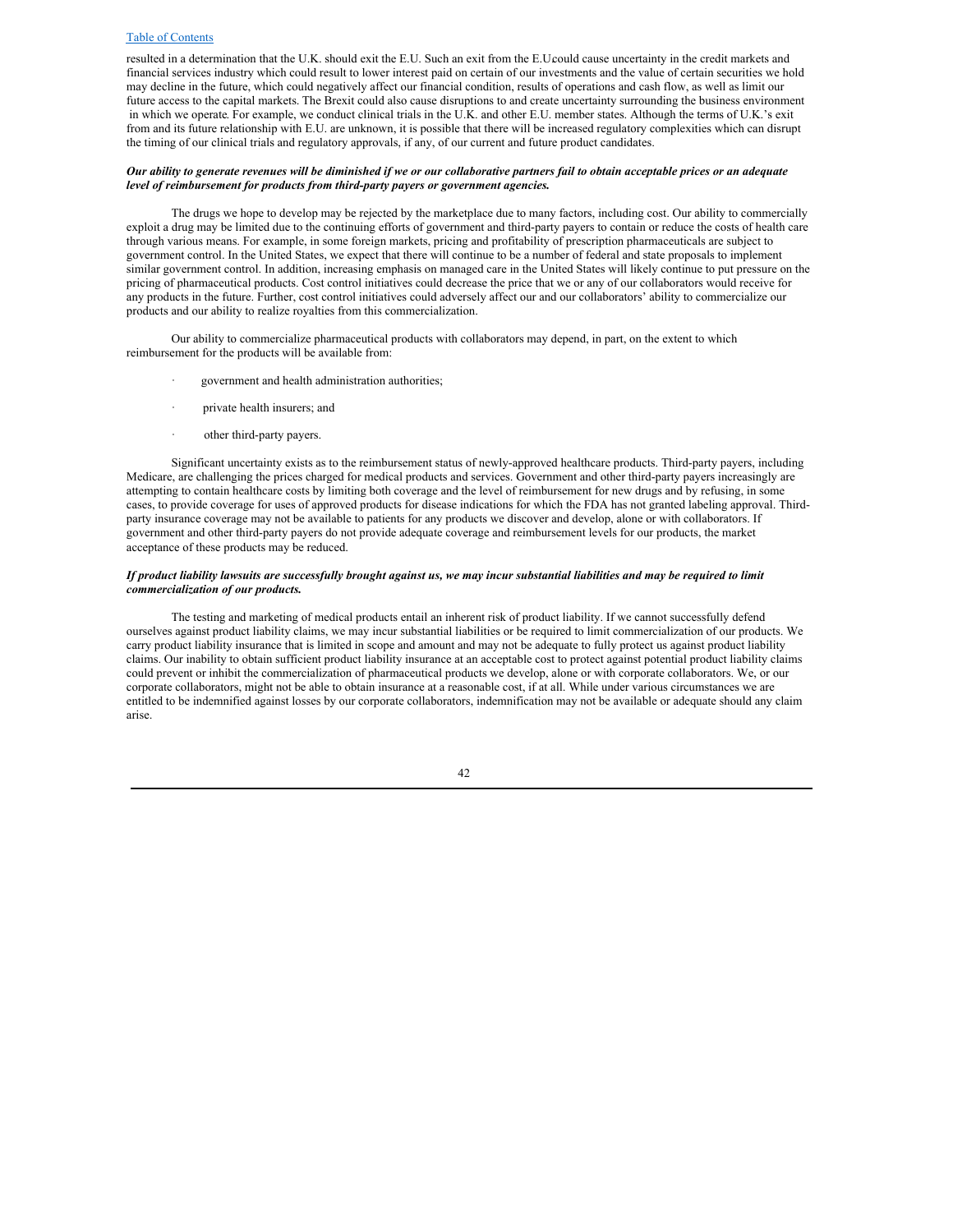resulted in a determination that the U.K. should exit the E.U. Such an exit from the E.U. could cause uncertainty in the credit markets and financial services industry which could result to lower interest paid on certain of our investments and the value of certain securities we hold may decline in the future, which could negatively affect our financial condition, results of operations and cash flow, as well as limit our future access to the capital markets. The Brexit could also cause disruptions to and create uncertainty surrounding the business environment in which we operate. For example, we conduct clinical trials in the U.K. and other E.U. member states. Although the terms of U.K.'s exit from and its future relationship with E.U. are unknown, it is possible that there will be increased regulatory complexities which can disrupt the timing of our clinical trials and regulatory approvals, if any, of our current and future product candidates.

***Our ability to generate revenues will be diminished if we or our collaborative partners fail to obtain acceptable prices or an adequate level of reimbursement for products from third-party payers or government agencies.***

The drugs we hope to develop may be rejected by the marketplace due to many factors, including cost. Our ability to commercially exploit a drug may be limited due to the continuing efforts of government and third-party payers to contain or reduce the costs of health care through various means. For example, in some foreign markets, pricing and profitability of prescription pharmaceuticals are subject to government control. In the United States, we expect that there will continue to be a number of federal and state proposals to implement similar government control. In addition, increasing emphasis on managed care in the United States will likely continue to put pressure on the pricing of pharmaceutical products. Cost control initiatives could decrease the price that we or any of our collaborators would receive for any products in the future. Further, cost control initiatives could adversely affect our and our collaborators' ability to commercialize our products and our ability to realize royalties from this commercialization.

Our ability to commercialize pharmaceutical products with collaborators may depend, in part, on the extent to which reimbursement for the products will be available from:

- government and health administration authorities;
- private health insurers; and
- other third-party payers.

Significant uncertainty exists as to the reimbursement status of newly-approved healthcare products. Third-party payers, including Medicare, are challenging the prices charged for medical products and services. Government and other third-party payers increasingly are attempting to contain healthcare costs by limiting both coverage and the level of reimbursement for new drugs and by refusing, in some cases, to provide coverage for uses of approved products for disease indications for which the FDA has not granted labeling approval. Third-party insurance coverage may not be available to patients for any products we discover and develop, alone or with collaborators. If government and other third-party payers do not provide adequate coverage and reimbursement levels for our products, the market acceptance of these products may be reduced.

***If product liability lawsuits are successfully brought against us, we may incur substantial liabilities and may be required to limit commercialization of our products.***

The testing and marketing of medical products entail an inherent risk of product liability. If we cannot successfully defend ourselves against product liability claims, we may incur substantial liabilities or be required to limit commercialization of our products. We carry product liability insurance that is limited in scope and amount and may not be adequate to fully protect us against product liability claims. Our inability to obtain sufficient product liability insurance at an acceptable cost to protect against potential product liability claims could prevent or inhibit the commercialization of pharmaceutical products we develop, alone or with corporate collaborators. We, or our corporate collaborators, might not be able to obtain insurance at a reasonable cost, if at all. While under various circumstances we are entitled to be indemnified against losses by our corporate collaborators, indemnification may not be available or adequate should any claim arise.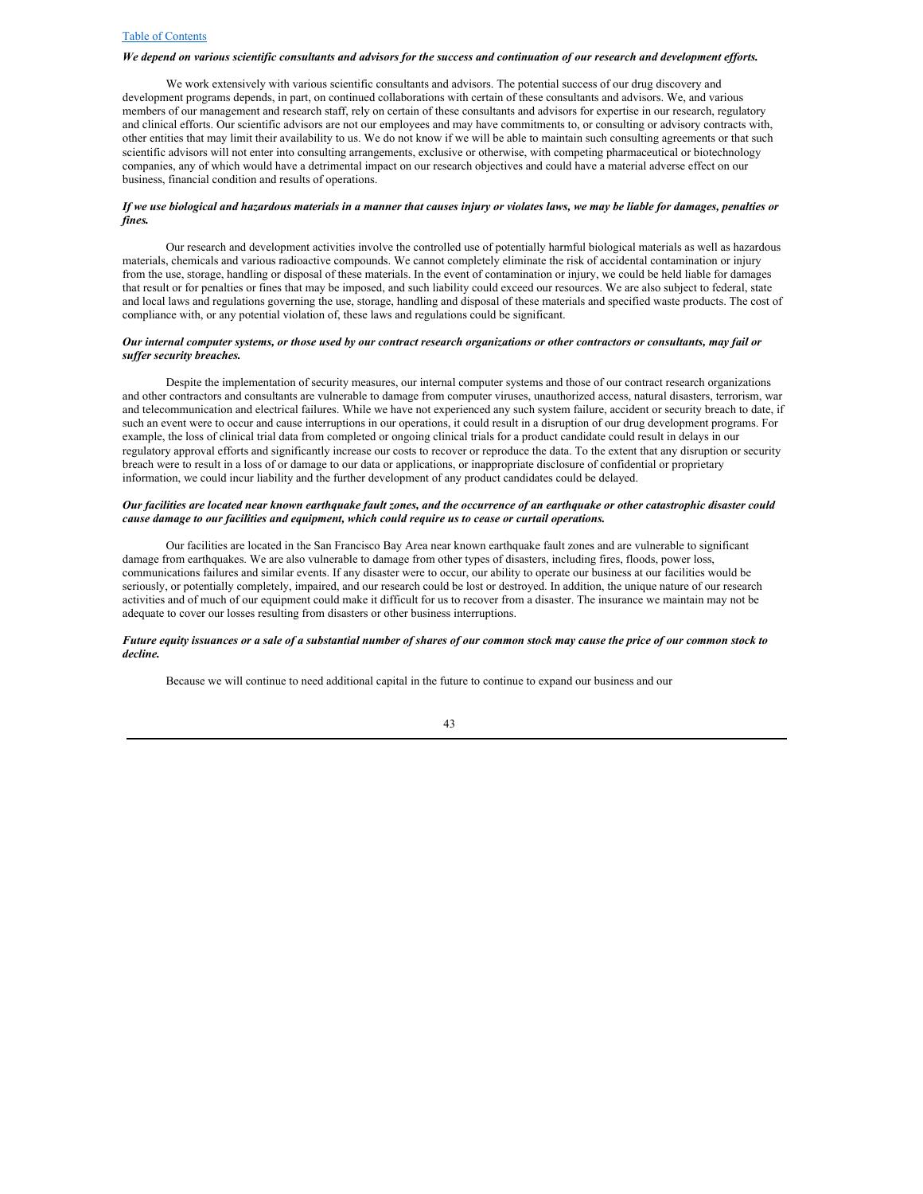***We depend on various scientific consultants and advisors for the success and continuation of our research and development efforts.***

We work extensively with various scientific consultants and advisors. The potential success of our drug discovery and development programs depends, in part, on continued collaborations with certain of these consultants and advisors. We, and various members of our management and research staff, rely on certain of these consultants and advisors for expertise in our research, regulatory and clinical efforts. Our scientific advisors are not our employees and may have commitments to, or consulting or advisory contracts with, other entities that may limit their availability to us. We do not know if we will be able to maintain such consulting agreements or that such scientific advisors will not enter into consulting arrangements, exclusive or otherwise, with competing pharmaceutical or biotechnology companies, any of which would have a detrimental impact on our research objectives and could have a material adverse effect on our business, financial condition and results of operations.

***If we use biological and hazardous materials in a manner that causes injury or violates laws, we may be liable for damages, penalties or fines.***

Our research and development activities involve the controlled use of potentially harmful biological materials as well as hazardous materials, chemicals and various radioactive compounds. We cannot completely eliminate the risk of accidental contamination or injury from the use, storage, handling or disposal of these materials. In the event of contamination or injury, we could be held liable for damages that result or for penalties or fines that may be imposed, and such liability could exceed our resources. We are also subject to federal, state and local laws and regulations governing the use, storage, handling and disposal of these materials and specified waste products. The cost of compliance with, or any potential violation of, these laws and regulations could be significant.

***Our internal computer systems, or those used by our contract research organizations or other contractors or consultants, may fail or suffer security breaches.***

Despite the implementation of security measures, our internal computer systems and those of our contract research organizations and other contractors and consultants are vulnerable to damage from computer viruses, unauthorized access, natural disasters, terrorism, war and telecommunication and electrical failures. While we have not experienced any such system failure, accident or security breach to date, if such an event were to occur and cause interruptions in our operations, it could result in a disruption of our drug development programs. For example, the loss of clinical trial data from completed or ongoing clinical trials for a product candidate could result in delays in our regulatory approval efforts and significantly increase our costs to recover or reproduce the data. To the extent that any disruption or security breach were to result in a loss of or damage to our data or applications, or inappropriate disclosure of confidential or proprietary information, we could incur liability and the further development of any product candidates could be delayed.

***Our facilities are located near known earthquake fault zones, and the occurrence of an earthquake or other catastrophic disaster could cause damage to our facilities and equipment, which could require us to cease or curtail operations.***

Our facilities are located in the San Francisco Bay Area near known earthquake fault zones and are vulnerable to significant damage from earthquakes. We are also vulnerable to damage from other types of disasters, including fires, floods, power loss, communications failures and similar events. If any disaster were to occur, our ability to operate our business at our facilities would be seriously, or potentially completely, impaired, and our research could be lost or destroyed. In addition, the unique nature of our research activities and of much of our equipment could make it difficult for us to recover from a disaster. The insurance we maintain may not be adequate to cover our losses resulting from disasters or other business interruptions.

***Future equity issuances or a sale of a substantial number of shares of our common stock may cause the price of our common stock to decline.***

Because we will continue to need additional capital in the future to continue to expand our business and our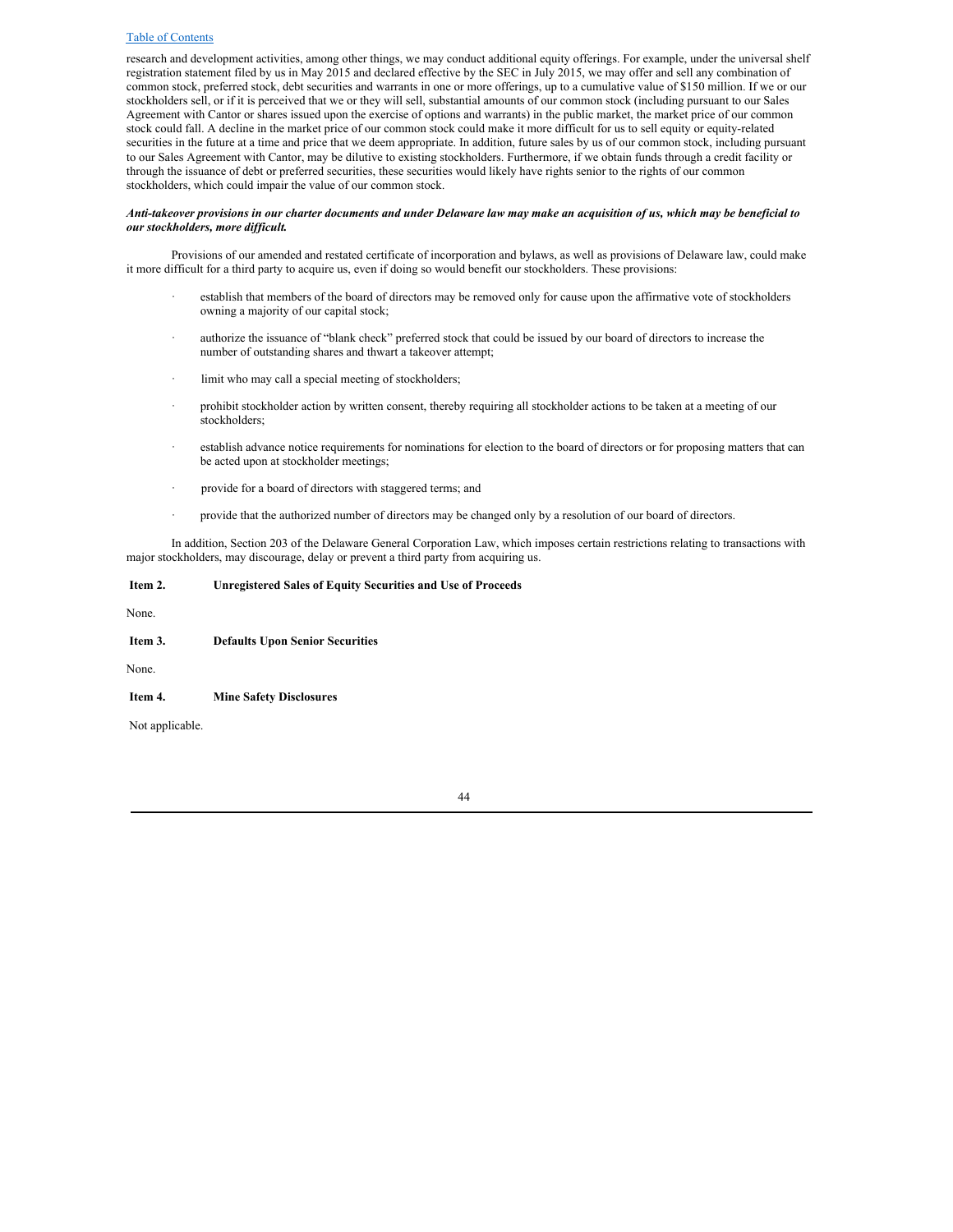research and development activities, among other things, we may conduct additional equity offerings. For example, under the universal shelf registration statement filed by us in May 2015 and declared effective by the SEC in July 2015, we may offer and sell any combination of common stock, preferred stock, debt securities and warrants in one or more offerings, up to a cumulative value of $150 million. If we or our stockholders sell, or if it is perceived that we or they will sell, substantial amounts of our common stock (including pursuant to our Sales Agreement with Cantor or shares issued upon the exercise of options and warrants) in the public market, the market price of our common stock could fall. A decline in the market price of our common stock could make it more difficult for us to sell equity or equity-related securities in the future at a time and price that we deem appropriate. In addition, future sales by us of our common stock, including pursuant to our Sales Agreement with Cantor, may be dilutive to existing stockholders. Furthermore, if we obtain funds through a credit facility or through the issuance of debt or preferred securities, these securities would likely have rights senior to the rights of our common stockholders, which could impair the value of our common stock.

***Anti-takeover provisions in our charter documents and under Delaware law may make an acquisition of us, which may be beneficial to our stockholders, more difficult.***

Provisions of our amended and restated certificate of incorporation and bylaws, as well as provisions of Delaware law, could make it more difficult for a third party to acquire us, even if doing so would benefit our stockholders. These provisions:

- establish that members of the board of directors may be removed only for cause upon the affirmative vote of stockholders owning a majority of our capital stock;
- authorize the issuance of "blank check" preferred stock that could be issued by our board of directors to increase the number of outstanding shares and thwart a takeover attempt;
- limit who may call a special meeting of stockholders;
- prohibit stockholder action by written consent, thereby requiring all stockholder actions to be taken at a meeting of our stockholders;
- establish advance notice requirements for nominations for election to the board of directors or for proposing matters that can be acted upon at stockholder meetings;
- provide for a board of directors with staggered terms; and
- provide that the authorized number of directors may be changed only by a resolution of our board of directors.

In addition, Section 203 of the Delaware General Corporation Law, which imposes certain restrictions relating to transactions with major stockholders, may discourage, delay or prevent a third party from acquiring us.

## Item 2. Unregistered Sales of Equity Securities and Use of Proceeds

None.

## Item 3. Defaults Upon Senior Securities

None.

## Item 4. Mine Safety Disclosures

Not applicable.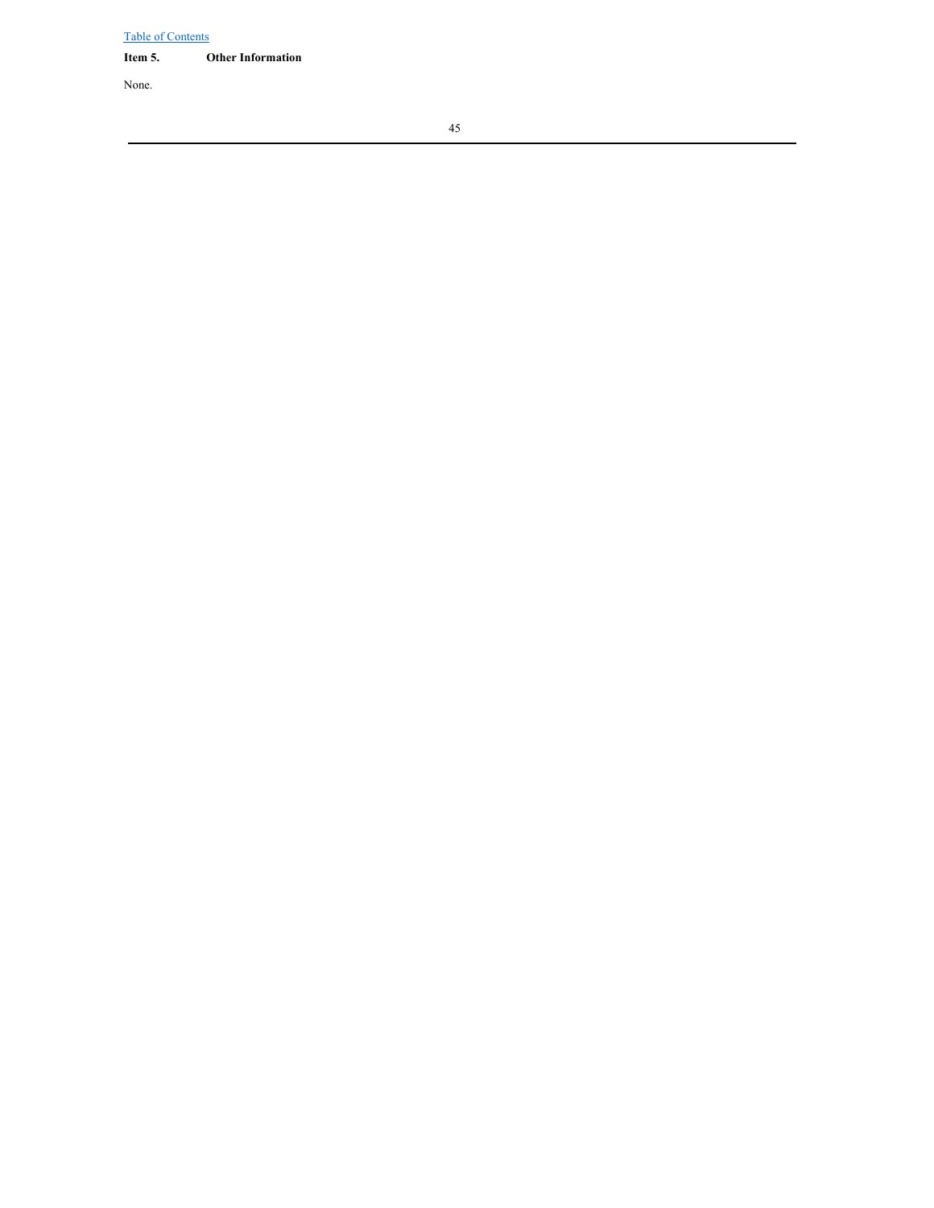[Table of Contents](#)

**Item 5. Other Information**

None.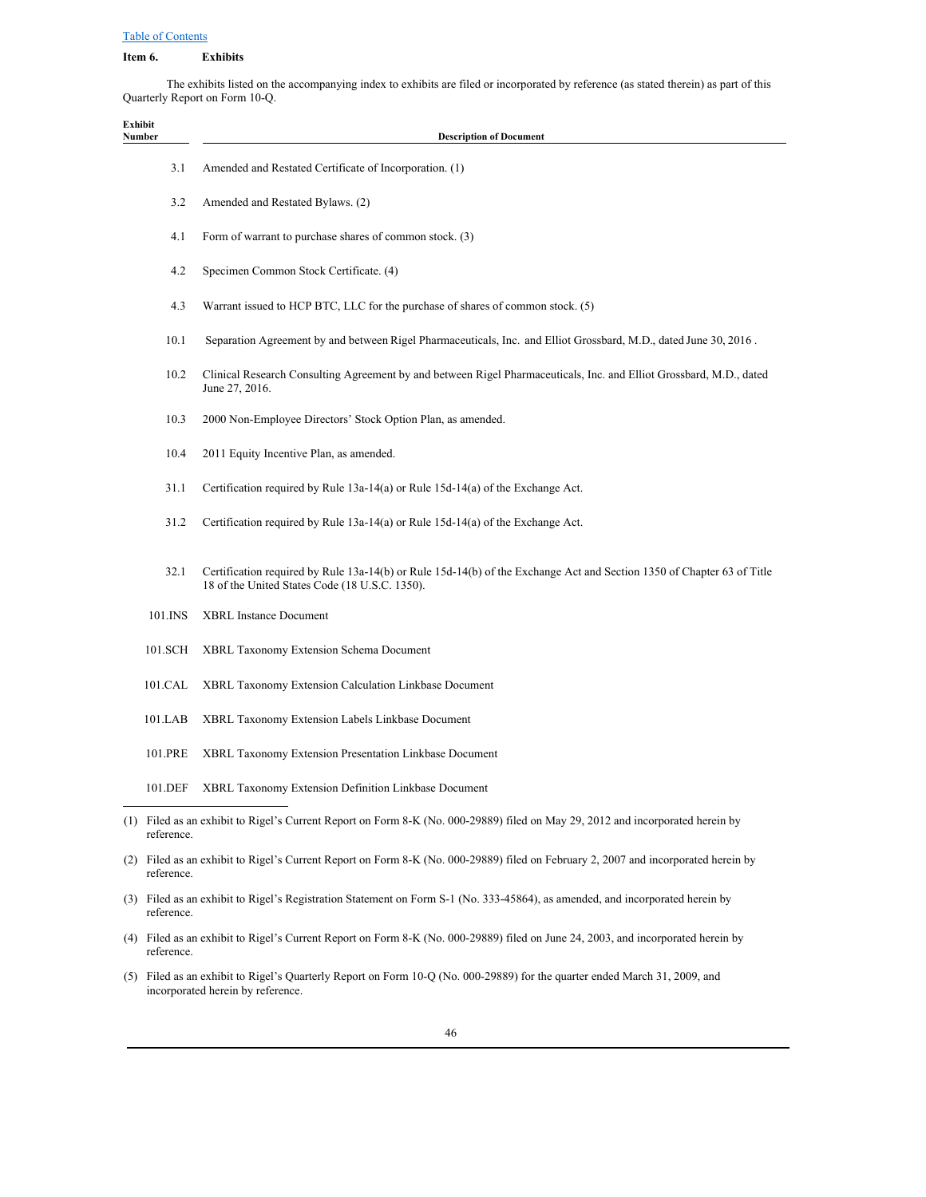[Table of Contents](#)

**Item 6. Exhibits**

The exhibits listed on the accompanying index to exhibits are filed or incorporated by reference (as stated therein) as part of this Quarterly Report on Form 10-Q.

| Exhibit Number | Description of Document |
|---|---|
| 3.1 | Amended and Restated Certificate of Incorporation. (1) |
| 3.2 | Amended and Restated Bylaws. (2) |
| 4.1 | Form of warrant to purchase shares of common stock. (3) |
| 4.2 | Specimen Common Stock Certificate. (4) |
| 4.3 | Warrant issued to HCP BTC, LLC for the purchase of shares of common stock. (5) |
| 10.1 | Separation Agreement by and between Rigel Pharmaceuticals, Inc. and Elliot Grossbard, M.D., dated June 30, 2016 . |
| 10.2 | Clinical Research Consulting Agreement by and between Rigel Pharmaceuticals, Inc. and Elliot Grossbard, M.D., dated June 27, 2016. |
| 10.3 | 2000 Non-Employee Directors' Stock Option Plan, as amended. |
| 10.4 | 2011 Equity Incentive Plan, as amended. |
| 31.1 | Certification required by Rule 13a-14(a) or Rule 15d-14(a) of the Exchange Act. |
| 31.2 | Certification required by Rule 13a-14(a) or Rule 15d-14(a) of the Exchange Act. |
| 32.1 | Certification required by Rule 13a-14(b) or Rule 15d-14(b) of the Exchange Act and Section 1350 of Chapter 63 of Title 18 of the United States Code (18 U.S.C. 1350). |
| 101.INS | XBRL Instance Document |
| 101.SCH | XBRL Taxonomy Extension Schema Document |
| 101.CAL | XBRL Taxonomy Extension Calculation Linkbase Document |
| 101.LAB | XBRL Taxonomy Extension Labels Linkbase Document |
| 101.PRE | XBRL Taxonomy Extension Presentation Linkbase Document |
| 101.DEF | XBRL Taxonomy Extension Definition Linkbase Document |

(1) Filed as an exhibit to Rigel's Current Report on Form 8-K (No. 000-29889) filed on May 29, 2012 and incorporated herein by reference.

(2) Filed as an exhibit to Rigel's Current Report on Form 8-K (No. 000-29889) filed on February 2, 2007 and incorporated herein by reference.

(3) Filed as an exhibit to Rigel's Registration Statement on Form S-1 (No. 333-45864), as amended, and incorporated herein by reference.

(4) Filed as an exhibit to Rigel's Current Report on Form 8-K (No. 000-29889) filed on June 24, 2003, and incorporated herein by reference.

(5) Filed as an exhibit to Rigel's Quarterly Report on Form 10-Q (No. 000-29889) for the quarter ended March 31, 2009, and incorporated herein by reference.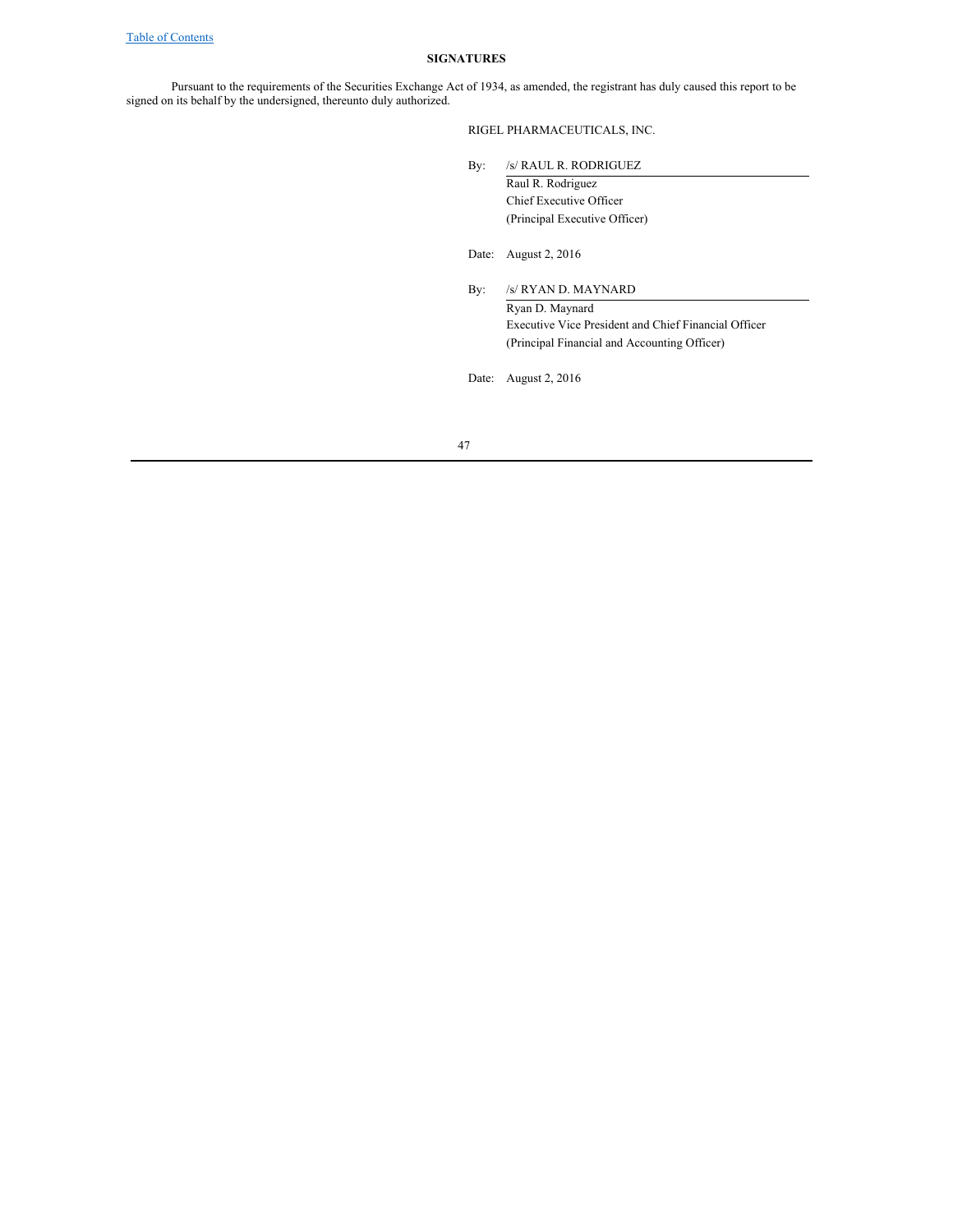## SIGNATURES

Pursuant to the requirements of the Securities Exchange Act of 1934, as amended, the registrant has duly caused this report to be signed on its behalf by the undersigned, thereunto duly authorized.

RIGEL PHARMACEUTICALS, INC.

By: /s/ RAUL R. RODRIGUEZ
Raul R. Rodriguez
Chief Executive Officer
(Principal Executive Officer)

Date: August 2, 2016

By: /s/ RYAN D. MAYNARD
Ryan D. Maynard
Executive Vice President and Chief Financial Officer
(Principal Financial and Accounting Officer)

Date: August 2, 2016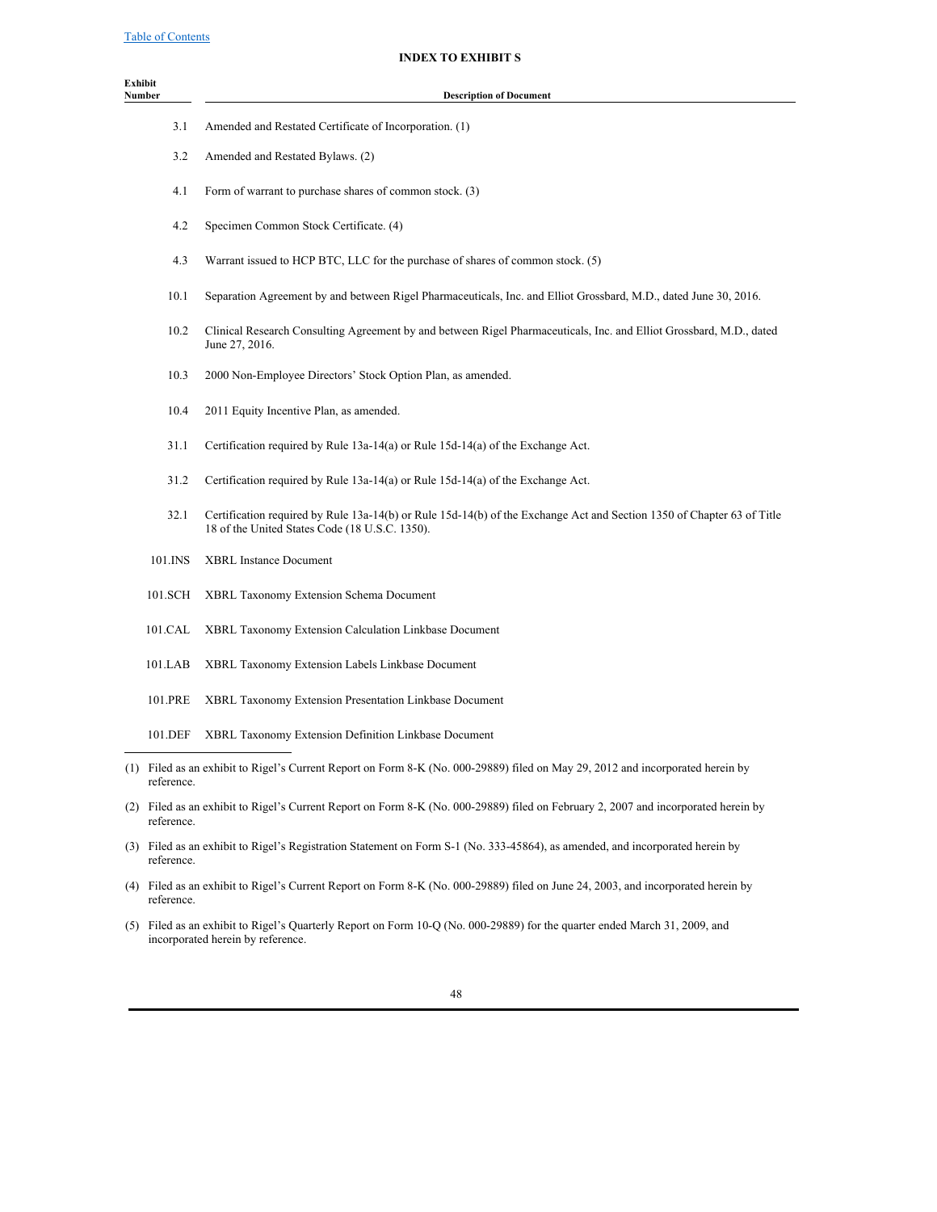[Table of Contents](#)

## INDEX TO EXHIBIT S

| Exhibit Number | Description of Document |
| --- | --- |
| 3.1 | Amended and Restated Certificate of Incorporation. (1) |
| 3.2 | Amended and Restated Bylaws. (2) |
| 4.1 | Form of warrant to purchase shares of common stock. (3) |
| 4.2 | Specimen Common Stock Certificate. (4) |
| 4.3 | Warrant issued to HCP BTC, LLC for the purchase of shares of common stock. (5) |
| 10.1 | Separation Agreement by and between Rigel Pharmaceuticals, Inc. and Elliot Grossbard, M.D., dated June 30, 2016. |
| 10.2 | Clinical Research Consulting Agreement by and between Rigel Pharmaceuticals, Inc. and Elliot Grossbard, M.D., dated June 27, 2016. |
| 10.3 | 2000 Non-Employee Directors' Stock Option Plan, as amended. |
| 10.4 | 2011 Equity Incentive Plan, as amended. |
| 31.1 | Certification required by Rule 13a-14(a) or Rule 15d-14(a) of the Exchange Act. |
| 31.2 | Certification required by Rule 13a-14(a) or Rule 15d-14(a) of the Exchange Act. |
| 32.1 | Certification required by Rule 13a-14(b) or Rule 15d-14(b) of the Exchange Act and Section 1350 of Chapter 63 of Title 18 of the United States Code (18 U.S.C. 1350). |
| 101.INS | XBRL Instance Document |
| 101.SCH | XBRL Taxonomy Extension Schema Document |
| 101.CAL | XBRL Taxonomy Extension Calculation Linkbase Document |
| 101.LAB | XBRL Taxonomy Extension Labels Linkbase Document |
| 101.PRE | XBRL Taxonomy Extension Presentation Linkbase Document |
| 101.DEF | XBRL Taxonomy Extension Definition Linkbase Document |

(1) Filed as an exhibit to Rigel's Current Report on Form 8-K (No. 000-29889) filed on May 29, 2012 and incorporated herein by reference.

(2) Filed as an exhibit to Rigel's Current Report on Form 8-K (No. 000-29889) filed on February 2, 2007 and incorporated herein by reference.

(3) Filed as an exhibit to Rigel's Registration Statement on Form S-1 (No. 333-45864), as amended, and incorporated herein by reference.

(4) Filed as an exhibit to Rigel's Current Report on Form 8-K (No. 000-29889) filed on June 24, 2003, and incorporated herein by reference.

(5) Filed as an exhibit to Rigel's Quarterly Report on Form 10-Q (No. 000-29889) for the quarter ended March 31, 2009, and incorporated herein by reference.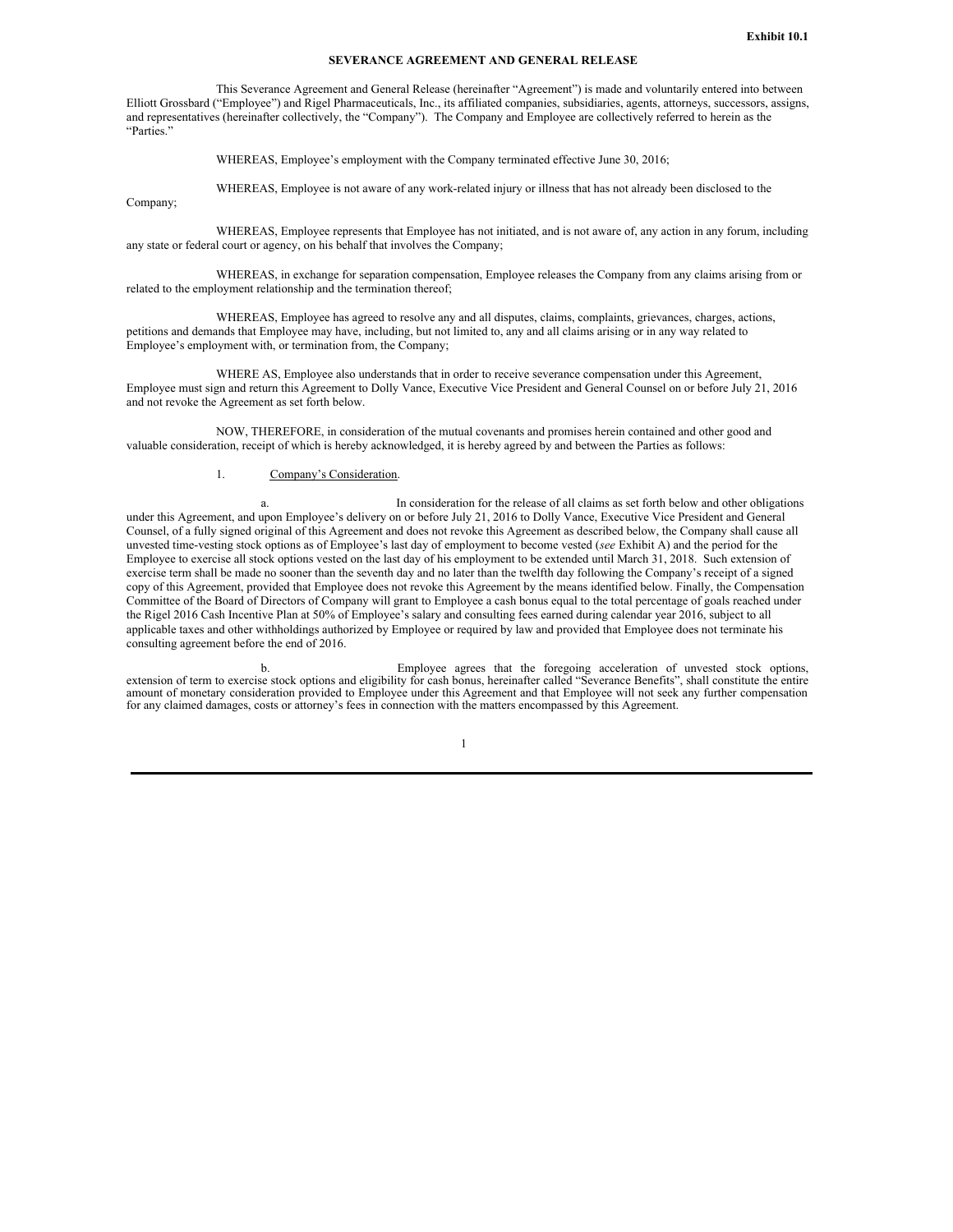**Exhibit 10.1**

**SEVERANCE AGREEMENT AND GENERAL RELEASE**

This Severance Agreement and General Release (hereinafter "Agreement") is made and voluntarily entered into between Elliott Grossbard ("Employee") and Rigel Pharmaceuticals, Inc., its affiliated companies, subsidiaries, agents, attorneys, successors, assigns, and representatives (hereinafter collectively, the "Company"). The Company and Employee are collectively referred to herein as the "Parties."

WHEREAS, Employee's employment with the Company terminated effective June 30, 2016;

WHEREAS, Employee is not aware of any work-related injury or illness that has not already been disclosed to the Company;

WHEREAS, Employee represents that Employee has not initiated, and is not aware of, any action in any forum, including any state or federal court or agency, on his behalf that involves the Company;

WHEREAS, in exchange for separation compensation, Employee releases the Company from any claims arising from or related to the employment relationship and the termination thereof;

WHEREAS, Employee has agreed to resolve any and all disputes, claims, complaints, grievances, charges, actions, petitions and demands that Employee may have, including, but not limited to, any and all claims arising or in any way related to Employee's employment with, or termination from, the Company;

WHERE AS, Employee also understands that in order to receive severance compensation under this Agreement, Employee must sign and return this Agreement to Dolly Vance, Executive Vice President and General Counsel on or before July 21, 2016 and not revoke the Agreement as set forth below.

NOW, THEREFORE, in consideration of the mutual covenants and promises herein contained and other good and valuable consideration, receipt of which is hereby acknowledged, it is hereby agreed by and between the Parties as follows:

1. Company's Consideration.

a. In consideration for the release of all claims as set forth below and other obligations under this Agreement, and upon Employee's delivery on or before July 21, 2016 to Dolly Vance, Executive Vice President and General Counsel, of a fully signed original of this Agreement and does not revoke this Agreement as described below, the Company shall cause all unvested time-vesting stock options as of Employee's last day of employment to become vested (*see* Exhibit A) and the period for the Employee to exercise all stock options vested on the last day of his employment to be extended until March 31, 2018. Such extension of exercise term shall be made no sooner than the seventh day and no later than the twelfth day following the Company's receipt of a signed copy of this Agreement, provided that Employee does not revoke this Agreement by the means identified below. Finally, the Compensation Committee of the Board of Directors of Company will grant to Employee a cash bonus equal to the total percentage of goals reached under the Rigel 2016 Cash Incentive Plan at 50% of Employee's salary and consulting fees earned during calendar year 2016, subject to all applicable taxes and other withholdings authorized by Employee or required by law and provided that Employee does not terminate his consulting agreement before the end of 2016.

b. Employee agrees that the foregoing acceleration of unvested stock options, extension of term to exercise stock options and eligibility for cash bonus, hereinafter called "Severance Benefits", shall constitute the entire amount of monetary consideration provided to Employee under this Agreement and that Employee will not seek any further compensation for any claimed damages, costs or attorney's fees in connection with the matters encompassed by this Agreement.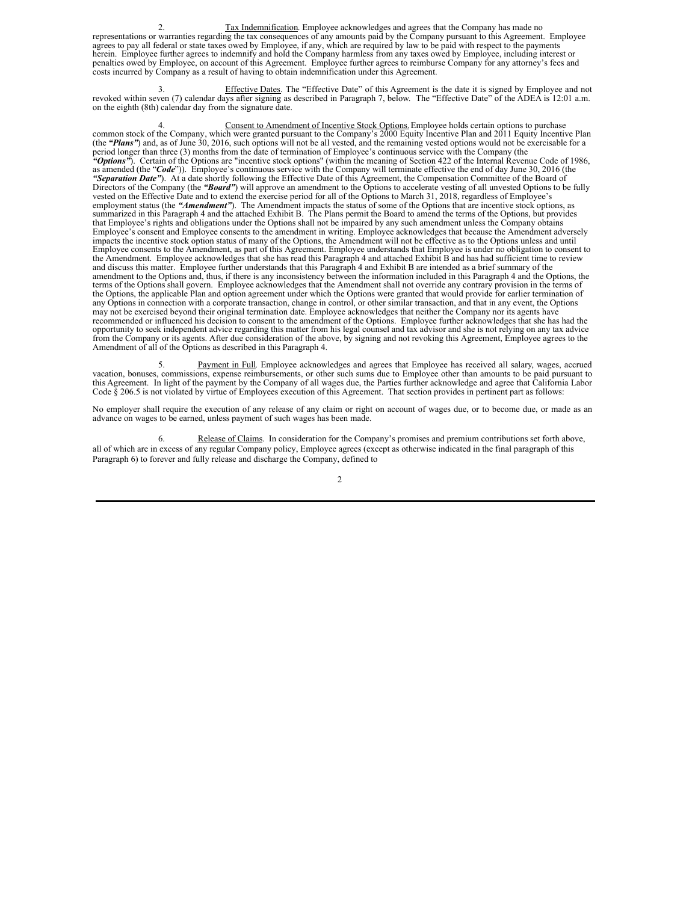2. Tax Indemnification. Employee acknowledges and agrees that the Company has made no representations or warranties regarding the tax consequences of any amounts paid by the Company pursuant to this Agreement. Employee agrees to pay all federal or state taxes owed by Employee, if any, which are required by law to be paid with respect to the payments herein. Employee further agrees to indemnify and hold the Company harmless from any taxes owed by Employee, including interest or penalties owed by Employee, on account of this Agreement. Employee further agrees to reimburse Company for any attorney's fees and costs incurred by Company as a result of having to obtain indemnification under this Agreement.

3. Effective Dates. The "Effective Date" of this Agreement is the date it is signed by Employee and not revoked within seven (7) calendar days after signing as described in Paragraph 7, below. The "Effective Date" of the ADEA is 12:01 a.m. on the eighth (8th) calendar day from the signature date.

4. Consent to Amendment of Incentive Stock Options. Employee holds certain options to purchase common stock of the Company, which were granted pursuant to the Company's 2000 Equity Incentive Plan and 2011 Equity Incentive Plan (the ***"Plans"***) and, as of June 30, 2016, such options will not be all vested, and the remaining vested options would not be exercisable for a period longer than three (3) months from the date of termination of Employee's continuous service with the Company (the ***"Options"***). Certain of the Options are "incentive stock options" (within the meaning of Section 422 of the Internal Revenue Code of 1986, as amended (the "***Code***")). Employee's continuous service with the Company will terminate effective the end of day June 30, 2016 (the ***"Separation Date"***). At a date shortly following the Effective Date of this Agreement, the Compensation Committee of the Board of Directors of the Company (the ***"Board"***) will approve an amendment to the Options to accelerate vesting of all unvested Options to be fully vested on the Effective Date and to extend the exercise period for all of the Options to March 31, 2018, regardless of Employee's employment status (the ***"Amendment"***). The Amendment impacts the status of some of the Options that are incentive stock options, as summarized in this Paragraph 4 and the attached Exhibit B. The Plans permit the Board to amend the terms of the Options, but provides that Employee's rights and obligations under the Options shall not be impaired by any such amendment unless the Company obtains Employee's consent and Employee consents to the amendment in writing. Employee acknowledges that because the Amendment adversely impacts the incentive stock option status of many of the Options, the Amendment will not be effective as to the Options unless and until Employee consents to the Amendment, as part of this Agreement. Employee understands that Employee is under no obligation to consent to the Amendment. Employee acknowledges that she has read this Paragraph 4 and attached Exhibit B and has had sufficient time to review and discuss this matter. Employee further understands that this Paragraph 4 and Exhibit B are intended as a brief summary of the amendment to the Options and, thus, if there is any inconsistency between the information included in this Paragraph 4 and the Options, the terms of the Options shall govern. Employee acknowledges that the Amendment shall not override any contrary provision in the terms of the Options, the applicable Plan and option agreement under which the Options were granted that would provide for earlier termination of any Options in connection with a corporate transaction, change in control, or other similar transaction, and that in any event, the Options may not be exercised beyond their original termination date. Employee acknowledges that neither the Company nor its agents have recommended or influenced his decision to consent to the amendment of the Options. Employee further acknowledges that she has had the opportunity to seek independent advice regarding this matter from his legal counsel and tax advisor and she is not relying on any tax advice from the Company or its agents. After due consideration of the above, by signing and not revoking this Agreement, Employee agrees to the Amendment of all of the Options as described in this Paragraph 4.

5. Payment in Full. Employee acknowledges and agrees that Employee has received all salary, wages, accrued vacation, bonuses, commissions, expense reimbursements, or other such sums due to Employee other than amounts to be paid pursuant to this Agreement. In light of the payment by the Company of all wages due, the Parties further acknowledge and agree that California Labor Code § 206.5 is not violated by virtue of Employees execution of this Agreement. That section provides in pertinent part as follows:

No employer shall require the execution of any release of any claim or right on account of wages due, or to become due, or made as an advance on wages to be earned, unless payment of such wages has been made.

6. Release of Claims. In consideration for the Company's promises and premium contributions set forth above, all of which are in excess of any regular Company policy, Employee agrees (except as otherwise indicated in the final paragraph of this Paragraph 6) to forever and fully release and discharge the Company, defined to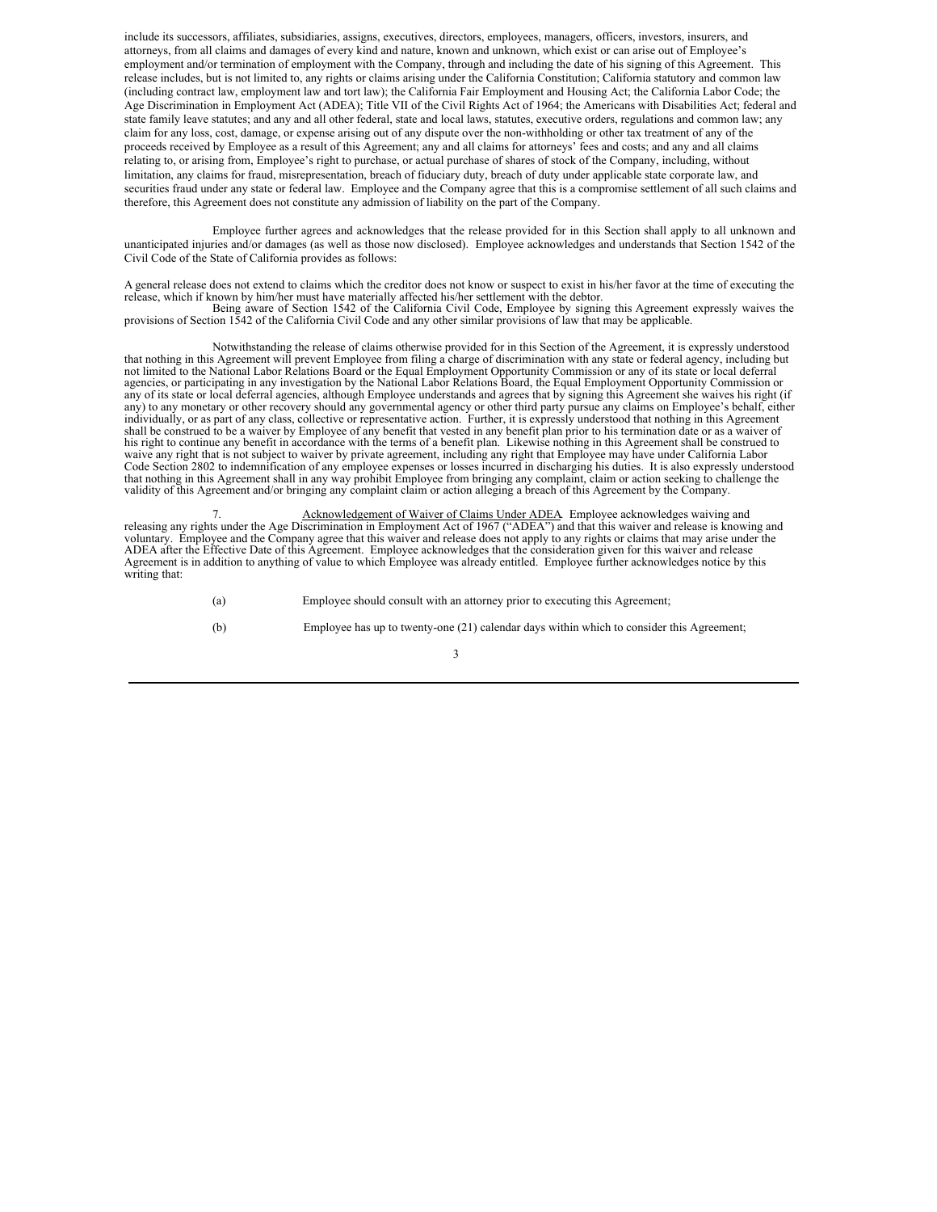include its successors, affiliates, subsidiaries, assigns, executives, directors, employees, managers, officers, investors, insurers, and attorneys, from all claims and damages of every kind and nature, known and unknown, which exist or can arise out of Employee's employment and/or termination of employment with the Company, through and including the date of his signing of this Agreement. This release includes, but is not limited to, any rights or claims arising under the California Constitution; California statutory and common law (including contract law, employment law and tort law); the California Fair Employment and Housing Act; the California Labor Code; the Age Discrimination in Employment Act (ADEA); Title VII of the Civil Rights Act of 1964; the Americans with Disabilities Act; federal and state family leave statutes; and any and all other federal, state and local laws, statutes, executive orders, regulations and common law; any claim for any loss, cost, damage, or expense arising out of any dispute over the non-withholding or other tax treatment of any of the proceeds received by Employee as a result of this Agreement; any and all claims for attorneys' fees and costs; and any and all claims relating to, or arising from, Employee's right to purchase, or actual purchase of shares of stock of the Company, including, without limitation, any claims for fraud, misrepresentation, breach of fiduciary duty, breach of duty under applicable state corporate law, and securities fraud under any state or federal law. Employee and the Company agree that this is a compromise settlement of all such claims and therefore, this Agreement does not constitute any admission of liability on the part of the Company.

Employee further agrees and acknowledges that the release provided for in this Section shall apply to all unknown and unanticipated injuries and/or damages (as well as those now disclosed). Employee acknowledges and understands that Section 1542 of the Civil Code of the State of California provides as follows:

A general release does not extend to claims which the creditor does not know or suspect to exist in his/her favor at the time of executing the release, which if known by him/her must have materially affected his/her settlement with the debtor.

Being aware of Section 1542 of the California Civil Code, Employee by signing this Agreement expressly waives the provisions of Section 1542 of the California Civil Code and any other similar provisions of law that may be applicable.

Notwithstanding the release of claims otherwise provided for in this Section of the Agreement, it is expressly understood that nothing in this Agreement will prevent Employee from filing a charge of discrimination with any state or federal agency, including but not limited to the National Labor Relations Board or the Equal Employment Opportunity Commission or any of its state or local deferral agencies, or participating in any investigation by the National Labor Relations Board, the Equal Employment Opportunity Commission or any of its state or local deferral agencies, although Employee understands and agrees that by signing this Agreement she waives his right (if any) to any monetary or other recovery should any governmental agency or other third party pursue any claims on Employee's behalf, either individually, or as part of any class, collective or representative action. Further, it is expressly understood that nothing in this Agreement shall be construed to be a waiver by Employee of any benefit that vested in any benefit plan prior to his termination date or as a waiver of his right to continue any benefit in accordance with the terms of a benefit plan. Likewise nothing in this Agreement shall be construed to waive any right that is not subject to waiver by private agreement, including any right that Employee may have under California Labor Code Section 2802 to indemnification of any employee expenses or losses incurred in discharging his duties. It is also expressly understood that nothing in this Agreement shall in any way prohibit Employee from bringing any complaint, claim or action seeking to challenge the validity of this Agreement and/or bringing any complaint claim or action alleging a breach of this Agreement by the Company.

7. Acknowledgement of Waiver of Claims Under ADEA. Employee acknowledges waiving and releasing any rights under the Age Discrimination in Employment Act of 1967 ("ADEA") and that this waiver and release is knowing and voluntary. Employee and the Company agree that this waiver and release does not apply to any rights or claims that may arise under the ADEA after the Effective Date of this Agreement. Employee acknowledges that the consideration given for this waiver and release Agreement is in addition to anything of value to which Employee was already entitled. Employee further acknowledges notice by this writing that:

(a) Employee should consult with an attorney prior to executing this Agreement;

(b) Employee has up to twenty-one (21) calendar days within which to consider this Agreement;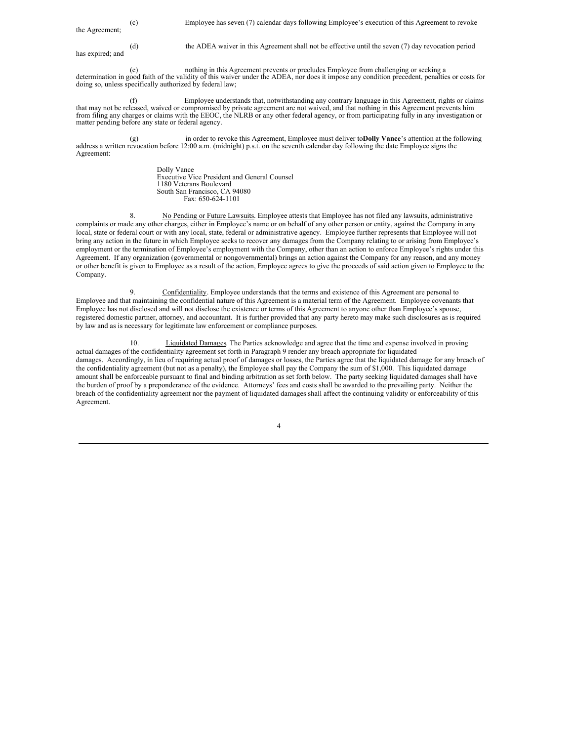(c) Employee has seven (7) calendar days following Employee's execution of this Agreement to revoke the Agreement;

(d) the ADEA waiver in this Agreement shall not be effective until the seven (7) day revocation period has expired; and

(e) nothing in this Agreement prevents or precludes Employee from challenging or seeking a determination in good faith of the validity of this waiver under the ADEA, nor does it impose any condition precedent, penalties or costs for doing so, unless specifically authorized by federal law;

(f) Employee understands that, notwithstanding any contrary language in this Agreement, rights or claims that may not be released, waived or compromised by private agreement are not waived, and that nothing in this Agreement prevents him from filing any charges or claims with the EEOC, the NLRB or any other federal agency, or from participating fully in any investigation or matter pending before any state or federal agency.

(g) in order to revoke this Agreement, Employee must deliver to**Dolly Vance**'s attention at the following address a written revocation before 12:00 a.m. (midnight) p.s.t. on the seventh calendar day following the date Employee signs the Agreement:

Dolly Vance
Executive Vice President and General Counsel
1180 Veterans Boulevard
South San Francisco, CA 94080
Fax: 650-624-1101

8. No Pending or Future Lawsuits. Employee attests that Employee has not filed any lawsuits, administrative complaints or made any other charges, either in Employee's name or on behalf of any other person or entity, against the Company in any local, state or federal court or with any local, state, federal or administrative agency. Employee further represents that Employee will not bring any action in the future in which Employee seeks to recover any damages from the Company relating to or arising from Employee's employment or the termination of Employee's employment with the Company, other than an action to enforce Employee's rights under this Agreement. If any organization (governmental or nongovernmental) brings an action against the Company for any reason, and any money or other benefit is given to Employee as a result of the action, Employee agrees to give the proceeds of said action given to Employee to the Company.

9. Confidentiality. Employee understands that the terms and existence of this Agreement are personal to Employee and that maintaining the confidential nature of this Agreement is a material term of the Agreement. Employee covenants that Employee has not disclosed and will not disclose the existence or terms of this Agreement to anyone other than Employee's spouse, registered domestic partner, attorney, and accountant. It is further provided that any party hereto may make such disclosures as is required by law and as is necessary for legitimate law enforcement or compliance purposes.

10. Liquidated Damages. The Parties acknowledge and agree that the time and expense involved in proving actual damages of the confidentiality agreement set forth in Paragraph 9 render any breach appropriate for liquidated damages. Accordingly, in lieu of requiring actual proof of damages or losses, the Parties agree that the liquidated damage for any breach of the confidentiality agreement (but not as a penalty), the Employee shall pay the Company the sum of $1,000. This liquidated damage amount shall be enforceable pursuant to final and binding arbitration as set forth below. The party seeking liquidated damages shall have the burden of proof by a preponderance of the evidence. Attorneys' fees and costs shall be awarded to the prevailing party. Neither the breach of the confidentiality agreement nor the payment of liquidated damages shall affect the continuing validity or enforceability of this Agreement.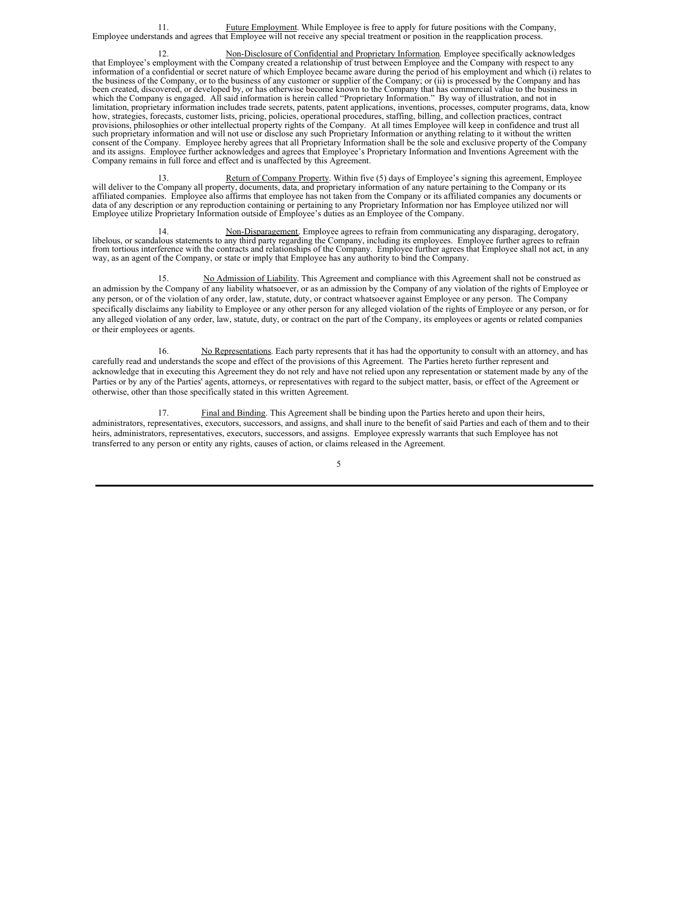11. Future Employment. While Employee is free to apply for future positions with the Company, Employee understands and agrees that Employee will not receive any special treatment or position in the reapplication process.

12. Non-Disclosure of Confidential and Proprietary Information. Employee specifically acknowledges that Employee's employment with the Company created a relationship of trust between Employee and the Company with respect to any information of a confidential or secret nature of which Employee became aware during the period of his employment and which (i) relates to the business of the Company, or to the business of any customer or supplier of the Company; or (ii) is processed by the Company and has been created, discovered, or developed by, or has otherwise become known to the Company that has commercial value to the business in which the Company is engaged. All said information is herein called "Proprietary Information." By way of illustration, and not in limitation, proprietary information includes trade secrets, patents, patent applications, inventions, processes, computer programs, data, know how, strategies, forecasts, customer lists, pricing, policies, operational procedures, staffing, billing, and collection practices, contract provisions, philosophies or other intellectual property rights of the Company. At all times Employee will keep in confidence and trust all such proprietary information and will not use or disclose any such Proprietary Information or anything relating to it without the written consent of the Company. Employee hereby agrees that all Proprietary Information shall be the sole and exclusive property of the Company and its assigns. Employee further acknowledges and agrees that Employee's Proprietary Information and Inventions Agreement with the Company remains in full force and effect and is unaffected by this Agreement.

13. Return of Company Property. Within five (5) days of Employee's signing this agreement, Employee will deliver to the Company all property, documents, data, and proprietary information of any nature pertaining to the Company or its affiliated companies. Employee also affirms that employee has not taken from the Company or its affiliated companies any documents or data of any description or any reproduction containing or pertaining to any Proprietary Information nor has Employee utilized nor will Employee utilize Proprietary Information outside of Employee's duties as an Employee of the Company.

14. Non-Disparagement. Employee agrees to refrain from communicating any disparaging, derogatory, libelous, or scandalous statements to any third party regarding the Company, including its employees. Employee further agrees to refrain from tortious interference with the contracts and relationships of the Company. Employee further agrees that Employee shall not act, in any way, as an agent of the Company, or state or imply that Employee has any authority to bind the Company.

15. No Admission of Liability. This Agreement and compliance with this Agreement shall not be construed as an admission by the Company of any liability whatsoever, or as an admission by the Company of any violation of the rights of Employee or any person, or of the violation of any order, law, statute, duty, or contract whatsoever against Employee or any person. The Company specifically disclaims any liability to Employee or any other person for any alleged violation of the rights of Employee or any person, or for any alleged violation of any order, law, statute, duty, or contract on the part of the Company, its employees or agents or related companies or their employees or agents.

16. No Representations. Each party represents that it has had the opportunity to consult with an attorney, and has carefully read and understands the scope and effect of the provisions of this Agreement. The Parties hereto further represent and acknowledge that in executing this Agreement they do not rely and have not relied upon any representation or statement made by any of the Parties or by any of the Parties' agents, attorneys, or representatives with regard to the subject matter, basis, or effect of the Agreement or otherwise, other than those specifically stated in this written Agreement.

17. Final and Binding. This Agreement shall be binding upon the Parties hereto and upon their heirs, administrators, representatives, executors, successors, and assigns, and shall inure to the benefit of said Parties and each of them and to their heirs, administrators, representatives, executors, successors, and assigns. Employee expressly warrants that such Employee has not transferred to any person or entity any rights, causes of action, or claims released in the Agreement.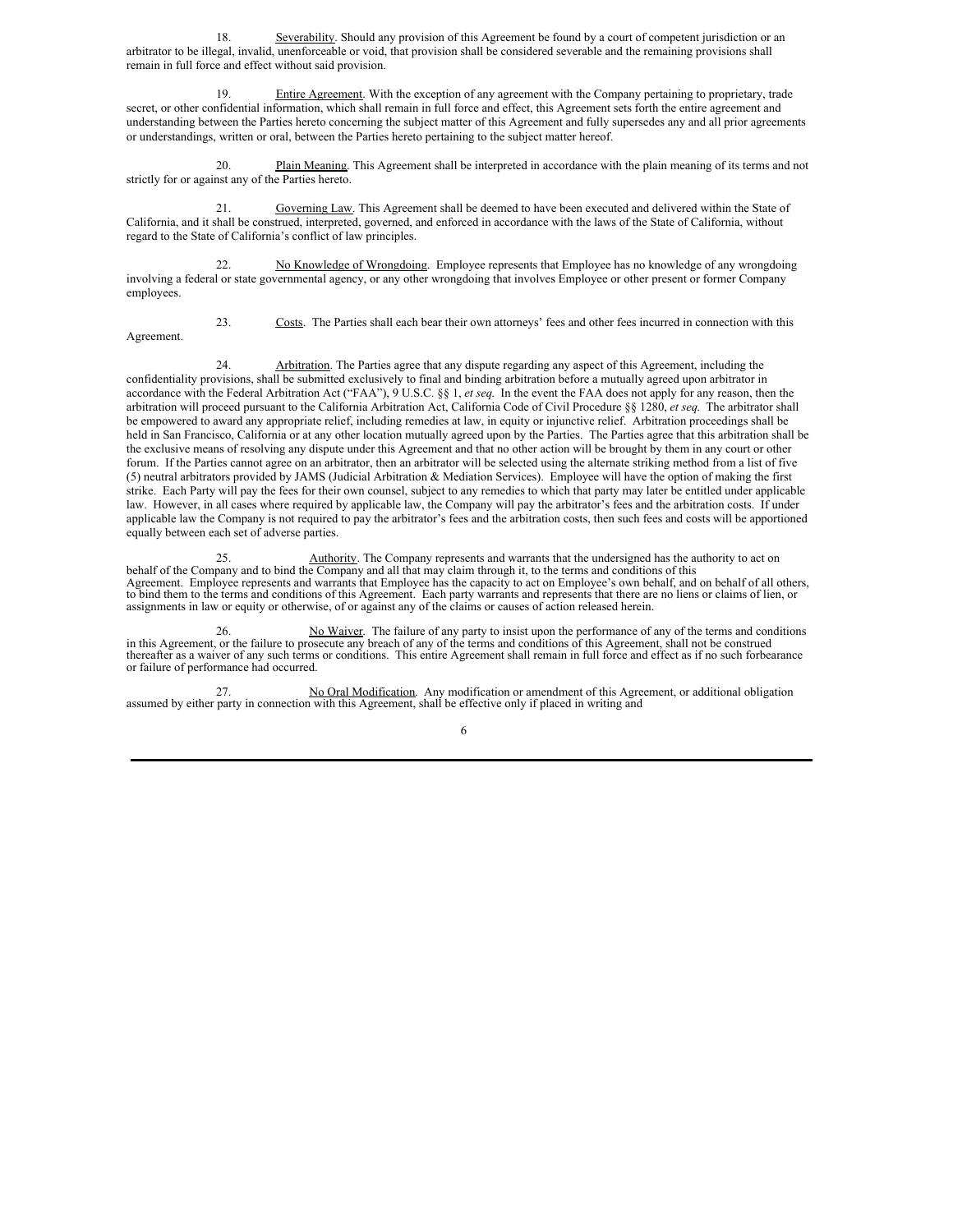18. Severability. Should any provision of this Agreement be found by a court of competent jurisdiction or an arbitrator to be illegal, invalid, unenforceable or void, that provision shall be considered severable and the remaining provisions shall remain in full force and effect without said provision.

19. Entire Agreement. With the exception of any agreement with the Company pertaining to proprietary, trade secret, or other confidential information, which shall remain in full force and effect, this Agreement sets forth the entire agreement and understanding between the Parties hereto concerning the subject matter of this Agreement and fully supersedes any and all prior agreements or understandings, written or oral, between the Parties hereto pertaining to the subject matter hereof.

20. Plain Meaning. This Agreement shall be interpreted in accordance with the plain meaning of its terms and not strictly for or against any of the Parties hereto.

21. Governing Law. This Agreement shall be deemed to have been executed and delivered within the State of California, and it shall be construed, interpreted, governed, and enforced in accordance with the laws of the State of California, without regard to the State of California's conflict of law principles.

22. No Knowledge of Wrongdoing. Employee represents that Employee has no knowledge of any wrongdoing involving a federal or state governmental agency, or any other wrongdoing that involves Employee or other present or former Company employees.

23. Costs. The Parties shall each bear their own attorneys' fees and other fees incurred in connection with this Agreement.

24. Arbitration. The Parties agree that any dispute regarding any aspect of this Agreement, including the confidentiality provisions, shall be submitted exclusively to final and binding arbitration before a mutually agreed upon arbitrator in accordance with the Federal Arbitration Act ("FAA"), 9 U.S.C. §§ 1, *et seq.* In the event the FAA does not apply for any reason, then the arbitration will proceed pursuant to the California Arbitration Act, California Code of Civil Procedure §§ 1280, *et seq.* The arbitrator shall be empowered to award any appropriate relief, including remedies at law, in equity or injunctive relief. Arbitration proceedings shall be held in San Francisco, California or at any other location mutually agreed upon by the Parties. The Parties agree that this arbitration shall be the exclusive means of resolving any dispute under this Agreement and that no other action will be brought by them in any court or other forum. If the Parties cannot agree on an arbitrator, then an arbitrator will be selected using the alternate striking method from a list of five (5) neutral arbitrators provided by JAMS (Judicial Arbitration & Mediation Services). Employee will have the option of making the first strike. Each Party will pay the fees for their own counsel, subject to any remedies to which that party may later be entitled under applicable law. However, in all cases where required by applicable law, the Company will pay the arbitrator's fees and the arbitration costs. If under applicable law the Company is not required to pay the arbitrator's fees and the arbitration costs, then such fees and costs will be apportioned equally between each set of adverse parties.

25. Authority. The Company represents and warrants that the undersigned has the authority to act on behalf of the Company and to bind the Company and all that may claim through it, to the terms and conditions of this Agreement. Employee represents and warrants that Employee has the capacity to act on Employee's own behalf, and on behalf of all others, to bind them to the terms and conditions of this Agreement. Each party warrants and represents that there are no liens or claims of lien, or assignments in law or equity or otherwise, of or against any of the claims or causes of action released herein.

26. No Waiver. The failure of any party to insist upon the performance of any of the terms and conditions in this Agreement, or the failure to prosecute any breach of any of the terms and conditions of this Agreement, shall not be construed thereafter as a waiver of any such terms or conditions. This entire Agreement shall remain in full force and effect as if no such forbearance or failure of performance had occurred.

27. No Oral Modification. Any modification or amendment of this Agreement, or additional obligation assumed by either party in connection with this Agreement, shall be effective only if placed in writing and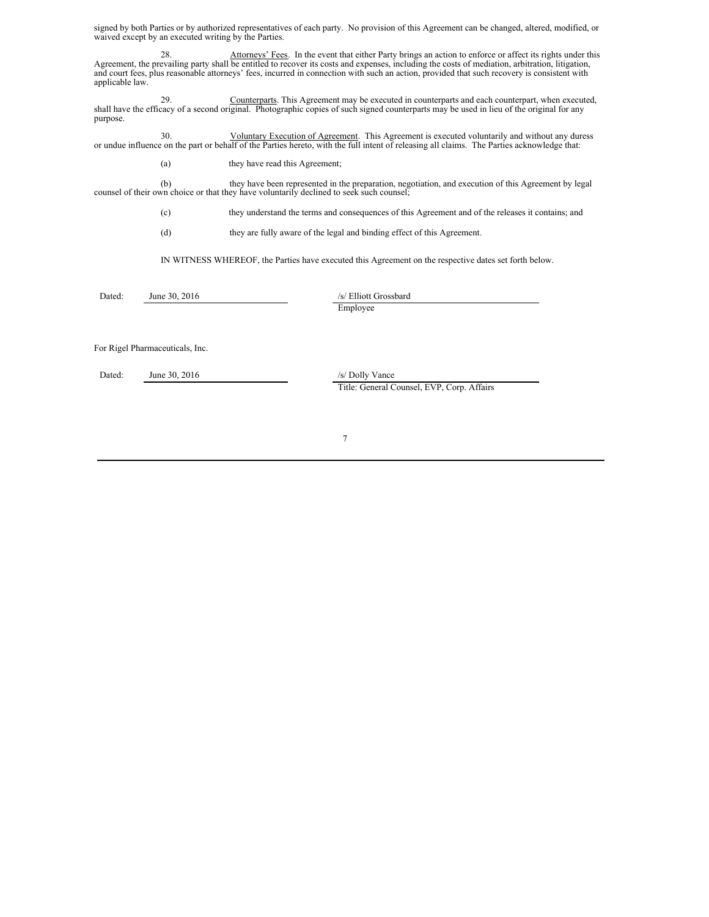signed by both Parties or by authorized representatives of each party. No provision of this Agreement can be changed, altered, modified, or waived except by an executed writing by the Parties.

28. Attorneys' Fees. In the event that either Party brings an action to enforce or affect its rights under this Agreement, the prevailing party shall be entitled to recover its costs and expenses, including the costs of mediation, arbitration, litigation, and court fees, plus reasonable attorneys' fees, incurred in connection with such an action, provided that such recovery is consistent with applicable law.

29. Counterparts. This Agreement may be executed in counterparts and each counterpart, when executed, shall have the efficacy of a second original. Photographic copies of such signed counterparts may be used in lieu of the original for any purpose.

30. Voluntary Execution of Agreement. This Agreement is executed voluntarily and without any duress or undue influence on the part or behalf of the Parties hereto, with the full intent of releasing all claims. The Parties acknowledge that:

(a) they have read this Agreement;

(b) they have been represented in the preparation, negotiation, and execution of this Agreement by legal counsel of their own choice or that they have voluntarily declined to seek such counsel;

(c) they understand the terms and consequences of this Agreement and of the releases it contains; and

(d) they are fully aware of the legal and binding effect of this Agreement.

IN WITNESS WHEREOF, the Parties have executed this Agreement on the respective dates set forth below.

Dated: June 30, 2016

/s/ Elliott Grossbard
Employee

For Rigel Pharmaceuticals, Inc.

Dated: June 30, 2016

/s/ Dolly Vance
Title: General Counsel, EVP, Corp. Affairs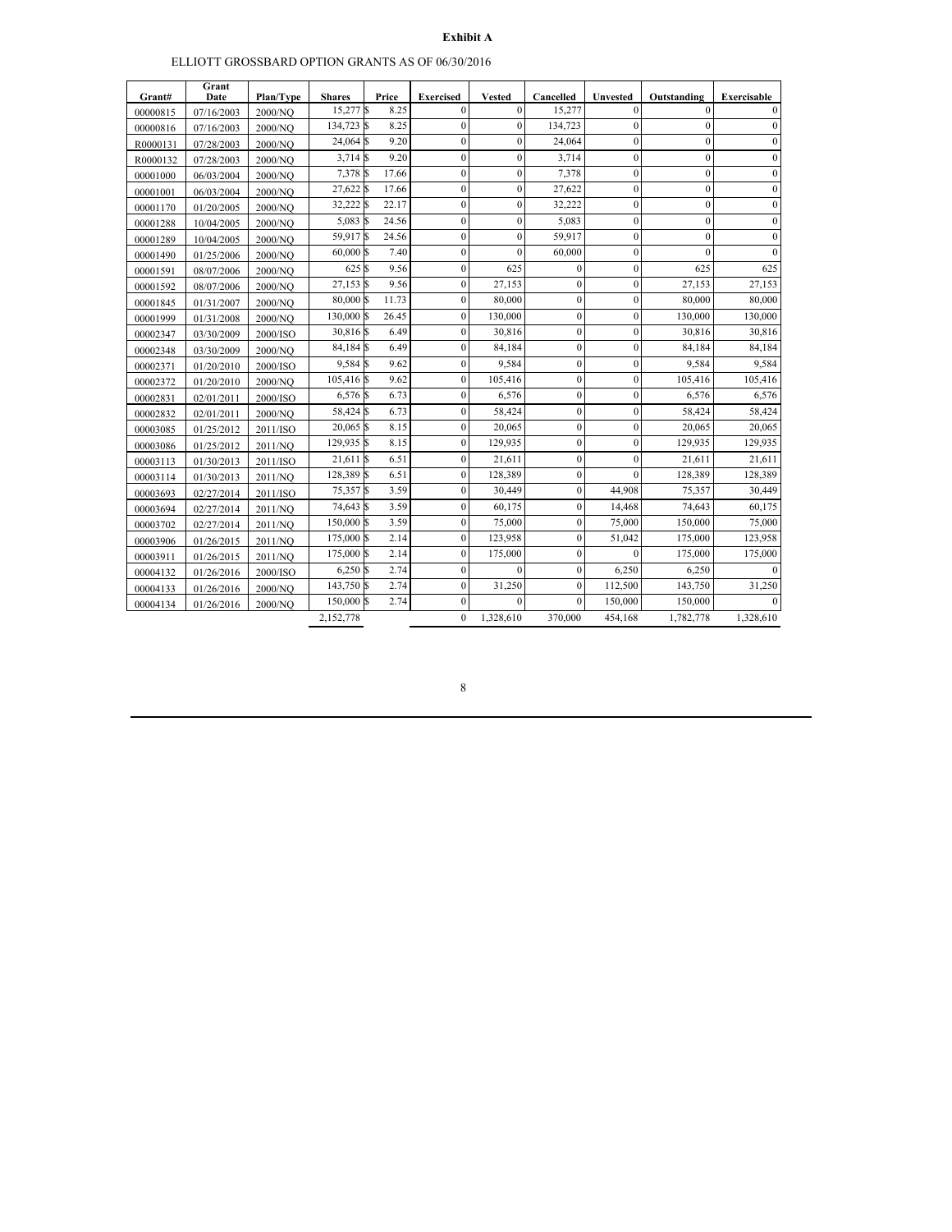**Exhibit A**

ELLIOTT GROSSBARD OPTION GRANTS AS OF 06/30/2016

| Grant# | Grant Date | Plan/Type | Shares | Price | Exercised | Vested | Cancelled | Unvested | Outstanding | Exercisable |
|---|---|---|---|---|---|---|---|---|---|---|
| 00000815 | 07/16/2003 | 2000/NQ | 15,277 | $ 8.25 | 0 | 0 | 15,277 | 0 | 0 | 0 |
| 00000816 | 07/16/2003 | 2000/NQ | 134,723 | $ 8.25 | 0 | 0 | 134,723 | 0 | 0 | 0 |
| R0000131 | 07/28/2003 | 2000/NQ | 24,064 | $ 9.20 | 0 | 0 | 24,064 | 0 | 0 | 0 |
| R0000132 | 07/28/2003 | 2000/NQ | 3,714 | $ 9.20 | 0 | 0 | 3,714 | 0 | 0 | 0 |
| 00001000 | 06/03/2004 | 2000/NQ | 7,378 | $ 17.66 | 0 | 0 | 7,378 | 0 | 0 | 0 |
| 00001001 | 06/03/2004 | 2000/NQ | 27,622 | $ 17.66 | 0 | 0 | 27,622 | 0 | 0 | 0 |
| 00001170 | 01/20/2005 | 2000/NQ | 32,222 | $ 22.17 | 0 | 0 | 32,222 | 0 | 0 | 0 |
| 00001288 | 10/04/2005 | 2000/NQ | 5,083 | $ 24.56 | 0 | 0 | 5,083 | 0 | 0 | 0 |
| 00001289 | 10/04/2005 | 2000/NQ | 59,917 | $ 24.56 | 0 | 0 | 59,917 | 0 | 0 | 0 |
| 00001490 | 01/25/2006 | 2000/NQ | 60,000 | $ 7.40 | 0 | 0 | 60,000 | 0 | 0 | 0 |
| 00001591 | 08/07/2006 | 2000/NQ | 625 | $ 9.56 | 0 | 625 | 0 | 0 | 625 | 625 |
| 00001592 | 08/07/2006 | 2000/NQ | 27,153 | $ 9.56 | 0 | 27,153 | 0 | 0 | 27,153 | 27,153 |
| 00001845 | 01/31/2007 | 2000/NQ | 80,000 | $ 11.73 | 0 | 80,000 | 0 | 0 | 80,000 | 80,000 |
| 00001999 | 01/31/2008 | 2000/NQ | 130,000 | $ 26.45 | 0 | 130,000 | 0 | 0 | 130,000 | 130,000 |
| 00002347 | 03/30/2009 | 2000/ISO | 30,816 | $ 6.49 | 0 | 30,816 | 0 | 0 | 30,816 | 30,816 |
| 00002348 | 03/30/2009 | 2000/NQ | 84,184 | $ 6.49 | 0 | 84,184 | 0 | 0 | 84,184 | 84,184 |
| 00002371 | 01/20/2010 | 2000/ISO | 9,584 | $ 9.62 | 0 | 9,584 | 0 | 0 | 9,584 | 9,584 |
| 00002372 | 01/20/2010 | 2000/NQ | 105,416 | $ 9.62 | 0 | 105,416 | 0 | 0 | 105,416 | 105,416 |
| 00002831 | 02/01/2011 | 2000/ISO | 6,576 | $ 6.73 | 0 | 6,576 | 0 | 0 | 6,576 | 6,576 |
| 00002832 | 02/01/2011 | 2000/NQ | 58,424 | $ 6.73 | 0 | 58,424 | 0 | 0 | 58,424 | 58,424 |
| 00003085 | 01/25/2012 | 2011/ISO | 20,065 | $ 8.15 | 0 | 20,065 | 0 | 0 | 20,065 | 20,065 |
| 00003086 | 01/25/2012 | 2011/NQ | 129,935 | $ 8.15 | 0 | 129,935 | 0 | 0 | 129,935 | 129,935 |
| 00003113 | 01/30/2013 | 2011/ISO | 21,611 | $ 6.51 | 0 | 21,611 | 0 | 0 | 21,611 | 21,611 |
| 00003114 | 01/30/2013 | 2011/NQ | 128,389 | $ 6.51 | 0 | 128,389 | 0 | 0 | 128,389 | 128,389 |
| 00003693 | 02/27/2014 | 2011/ISO | 75,357 | $ 3.59 | 0 | 30,449 | 0 | 44,908 | 75,357 | 30,449 |
| 00003694 | 02/27/2014 | 2011/NQ | 74,643 | $ 3.59 | 0 | 60,175 | 0 | 14,468 | 74,643 | 60,175 |
| 00003702 | 02/27/2014 | 2011/NQ | 150,000 | $ 3.59 | 0 | 75,000 | 0 | 75,000 | 150,000 | 75,000 |
| 00003906 | 01/26/2015 | 2011/NQ | 175,000 | $ 2.14 | 0 | 123,958 | 0 | 51,042 | 175,000 | 123,958 |
| 00003911 | 01/26/2015 | 2011/NQ | 175,000 | $ 2.14 | 0 | 175,000 | 0 | 0 | 175,000 | 175,000 |
| 00004132 | 01/26/2016 | 2000/ISO | 6,250 | $ 2.74 | 0 | 0 | 0 | 6,250 | 6,250 | 0 |
| 00004133 | 01/26/2016 | 2000/NQ | 143,750 | $ 2.74 | 0 | 31,250 | 0 | 112,500 | 143,750 | 31,250 |
| 00004134 | 01/26/2016 | 2000/NQ | 150,000 | $ 2.74 | 0 | 0 | 0 | 150,000 | 150,000 | 0 |
| | | | 2,152,778 | | 0 | 1,328,610 | 370,000 | 454,168 | 1,782,778 | 1,328,610 |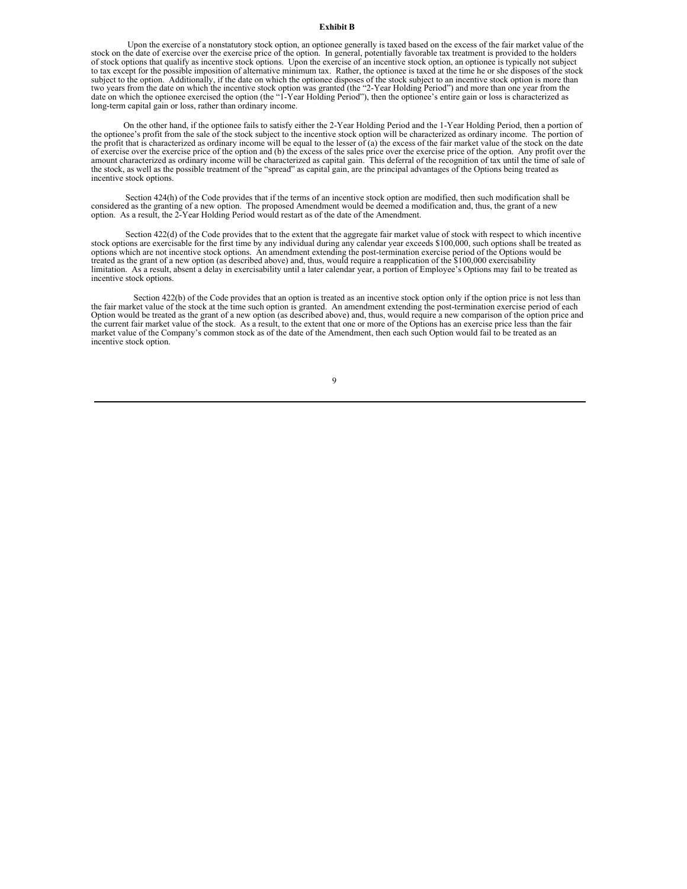**Exhibit B**

Upon the exercise of a nonstatutory stock option, an optionee generally is taxed based on the excess of the fair market value of the stock on the date of exercise over the exercise price of the option. In general, potentially favorable tax treatment is provided to the holders of stock options that qualify as incentive stock options. Upon the exercise of an incentive stock option, an optionee is typically not subject to tax except for the possible imposition of alternative minimum tax. Rather, the optionee is taxed at the time he or she disposes of the stock subject to the option. Additionally, if the date on which the optionee disposes of the stock subject to an incentive stock option is more than two years from the date on which the incentive stock option was granted (the "2-Year Holding Period") and more than one year from the date on which the optionee exercised the option (the "1-Year Holding Period"), then the optionee's entire gain or loss is characterized as long-term capital gain or loss, rather than ordinary income.

On the other hand, if the optionee fails to satisfy either the 2-Year Holding Period and the 1-Year Holding Period, then a portion of the optionee's profit from the sale of the stock subject to the incentive stock option will be characterized as ordinary income. The portion of the profit that is characterized as ordinary income will be equal to the lesser of (a) the excess of the fair market value of the stock on the date of exercise over the exercise price of the option and (b) the excess of the sales price over the exercise price of the option. Any profit over the amount characterized as ordinary income will be characterized as capital gain. This deferral of the recognition of tax until the time of sale of the stock, as well as the possible treatment of the "spread" as capital gain, are the principal advantages of the Options being treated as incentive stock options.

Section 424(h) of the Code provides that if the terms of an incentive stock option are modified, then such modification shall be considered as the granting of a new option. The proposed Amendment would be deemed a modification and, thus, the grant of a new option. As a result, the 2-Year Holding Period would restart as of the date of the Amendment.

Section 422(d) of the Code provides that to the extent that the aggregate fair market value of stock with respect to which incentive stock options are exercisable for the first time by any individual during any calendar year exceeds $100,000, such options shall be treated as options which are not incentive stock options. An amendment extending the post-termination exercise period of the Options would be treated as the grant of a new option (as described above) and, thus, would require a reapplication of the $100,000 exercisability limitation. As a result, absent a delay in exercisability until a later calendar year, a portion of Employee's Options may fail to be treated as incentive stock options.

Section 422(b) of the Code provides that an option is treated as an incentive stock option only if the option price is not less than the fair market value of the stock at the time such option is granted. An amendment extending the post-termination exercise period of each Option would be treated as the grant of a new option (as described above) and, thus, would require a new comparison of the option price and the current fair market value of the stock. As a result, to the extent that one or more of the Options has an exercise price less than the fair market value of the Company's common stock as of the date of the Amendment, then each such Option would fail to be treated as an incentive stock option.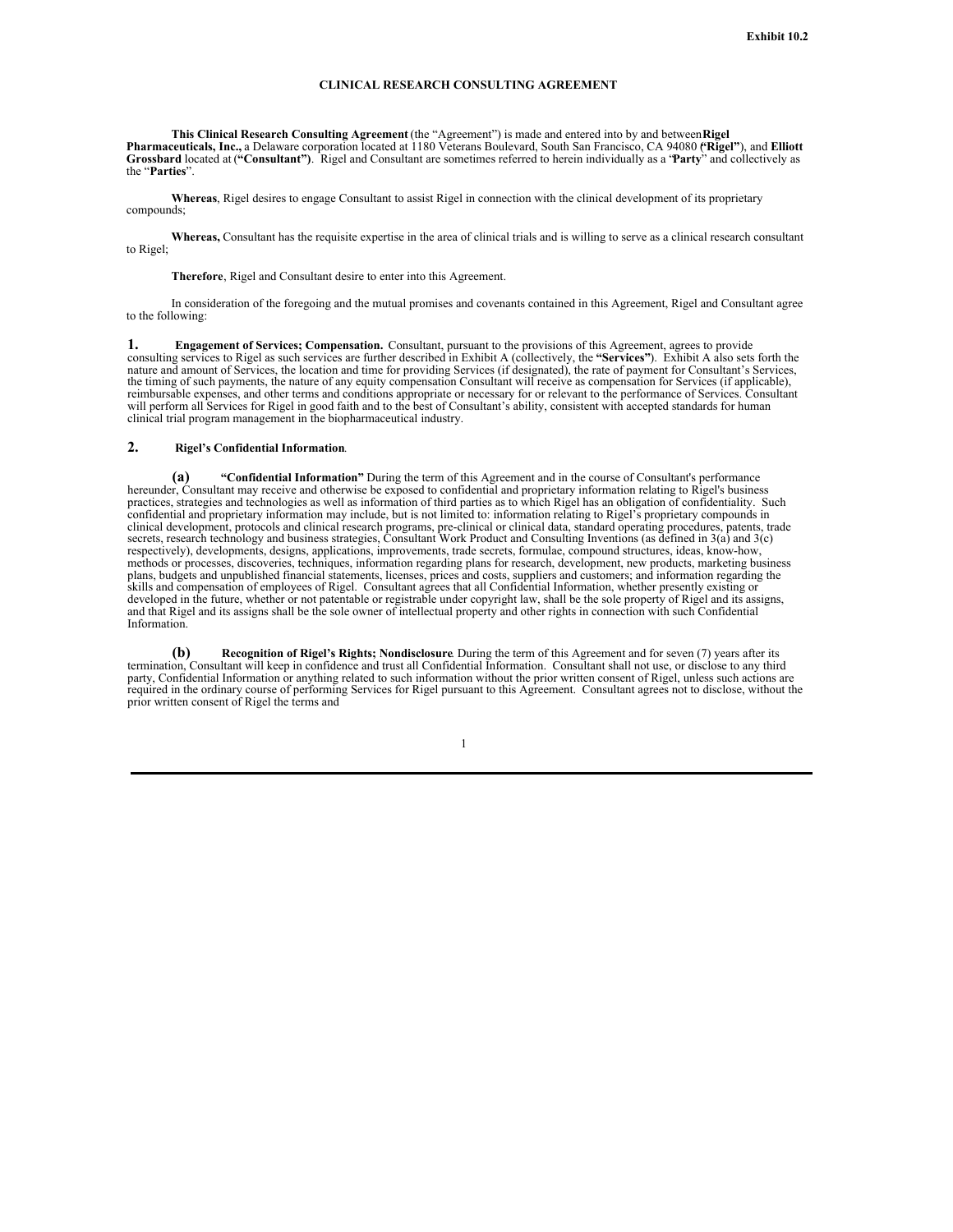Exhibit 10.2

# CLINICAL RESEARCH CONSULTING AGREEMENT

**This Clinical Research Consulting Agreement** (the "Agreement") is made and entered into by and between **Rigel Pharmaceuticals, Inc.,** a Delaware corporation located at 1180 Veterans Boulevard, South San Francisco, CA 94080 (**"Rigel"**), and **Elliott Grossbard** located at (**"Consultant")**. Rigel and Consultant are sometimes referred to herein individually as a "**Party**" and collectively as the "**Parties**".

**Whereas**, Rigel desires to engage Consultant to assist Rigel in connection with the clinical development of its proprietary compounds;

**Whereas,** Consultant has the requisite expertise in the area of clinical trials and is willing to serve as a clinical research consultant to Rigel;

**Therefore**, Rigel and Consultant desire to enter into this Agreement.

In consideration of the foregoing and the mutual promises and covenants contained in this Agreement, Rigel and Consultant agree to the following:

**1. Engagement of Services; Compensation.** Consultant, pursuant to the provisions of this Agreement, agrees to provide consulting services to Rigel as such services are further described in Exhibit A (collectively, the **"Services"**). Exhibit A also sets forth the nature and amount of Services, the location and time for providing Services (if designated), the rate of payment for Consultant's Services, the timing of such payments, the nature of any equity compensation Consultant will receive as compensation for Services (if applicable), reimbursable expenses, and other terms and conditions appropriate or necessary for or relevant to the performance of Services. Consultant will perform all Services for Rigel in good faith and to the best of Consultant's ability, consistent with accepted standards for human clinical trial program management in the biopharmaceutical industry.

**2. Rigel's Confidential Information**.

**(a) "Confidential Information"** During the term of this Agreement and in the course of Consultant's performance hereunder, Consultant may receive and otherwise be exposed to confidential and proprietary information relating to Rigel's business practices, strategies and technologies as well as information of third parties as to which Rigel has an obligation of confidentiality. Such confidential and proprietary information may include, but is not limited to: information relating to Rigel's proprietary compounds in clinical development, protocols and clinical research programs, pre-clinical or clinical data, standard operating procedures, patents, trade secrets, research technology and business strategies, Consultant Work Product and Consulting Inventions (as defined in 3(a) and 3(c) respectively), developments, designs, applications, improvements, trade secrets, formulae, compound structures, ideas, know-how, methods or processes, discoveries, techniques, information regarding plans for research, development, new products, marketing business plans, budgets and unpublished financial statements, licenses, prices and costs, suppliers and customers; and information regarding the skills and compensation of employees of Rigel. Consultant agrees that all Confidential Information, whether presently existing or developed in the future, whether or not patentable or registrable under copyright law, shall be the sole property of Rigel and its assigns, and that Rigel and its assigns shall be the sole owner of intellectual property and other rights in connection with such Confidential Information.

**(b) Recognition of Rigel's Rights; Nondisclosure**. During the term of this Agreement and for seven (7) years after its termination, Consultant will keep in confidence and trust all Confidential Information. Consultant shall not use, or disclose to any third party, Confidential Information or anything related to such information without the prior written consent of Rigel, unless such actions are required in the ordinary course of performing Services for Rigel pursuant to this Agreement. Consultant agrees not to disclose, without the prior written consent of Rigel the terms and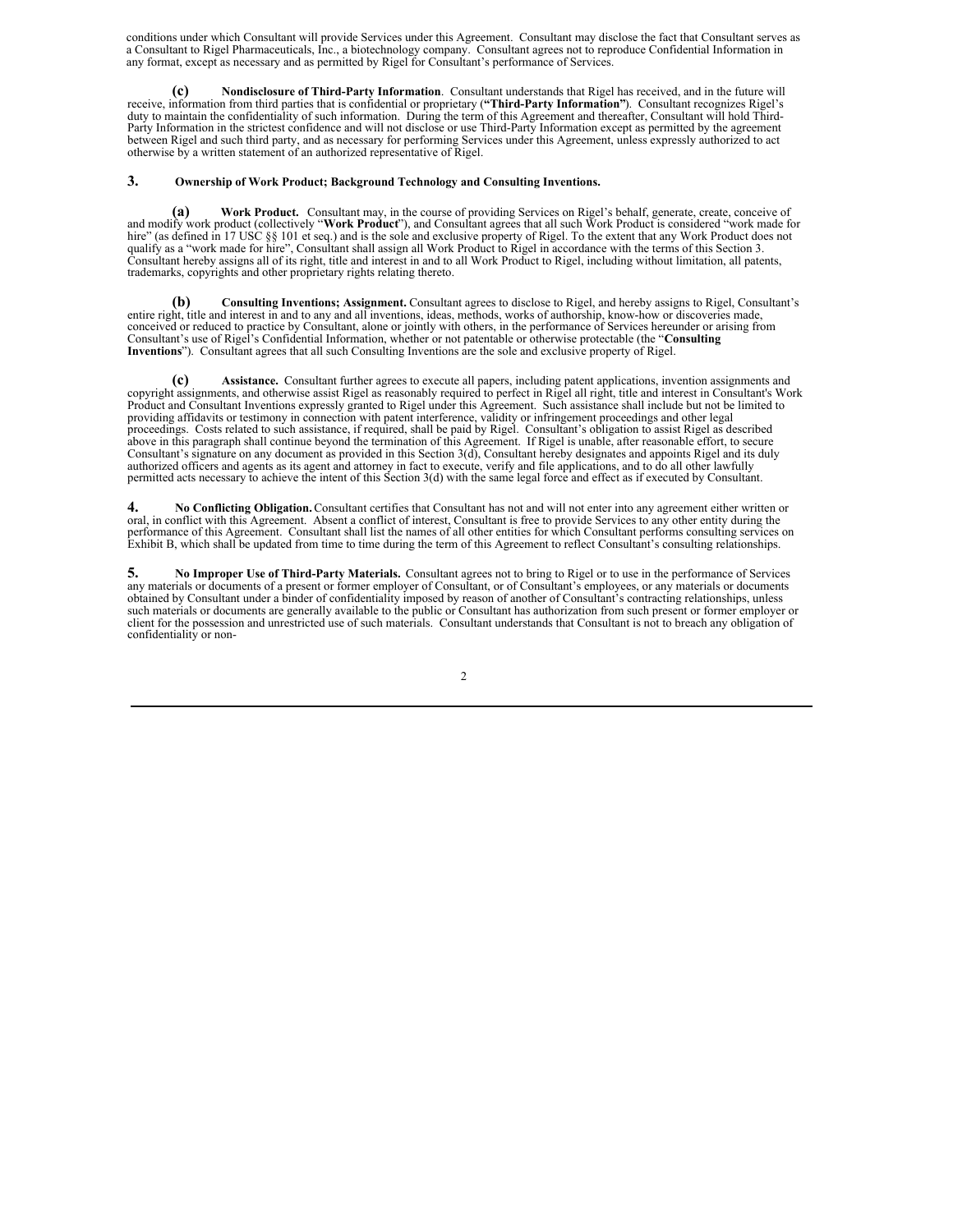conditions under which Consultant will provide Services under this Agreement. Consultant may disclose the fact that Consultant serves as a Consultant to Rigel Pharmaceuticals, Inc., a biotechnology company. Consultant agrees not to reproduce Confidential Information in any format, except as necessary and as permitted by Rigel for Consultant's performance of Services.

**(c)** **Nondisclosure of Third-Party Information**. Consultant understands that Rigel has received, and in the future will receive, information from third parties that is confidential or proprietary (**"Third-Party Information"**). Consultant recognizes Rigel's duty to maintain the confidentiality of such information. During the term of this Agreement and thereafter, Consultant will hold Third-Party Information in the strictest confidence and will not disclose or use Third-Party Information except as permitted by the agreement between Rigel and such third party, and as necessary for performing Services under this Agreement, unless expressly authorized to act otherwise by a written statement of an authorized representative of Rigel.

**3.** **Ownership of Work Product; Background Technology and Consulting Inventions.**

**(a)** **Work Product.** Consultant may, in the course of providing Services on Rigel's behalf, generate, create, conceive of and modify work product (collectively "**Work Product**"), and Consultant agrees that all such Work Product is considered "work made for hire" (as defined in 17 USC §§ 101 et seq.) and is the sole and exclusive property of Rigel. To the extent that any Work Product does not qualify as a "work made for hire", Consultant shall assign all Work Product to Rigel in accordance with the terms of this Section 3. Consultant hereby assigns all of its right, title and interest in and to all Work Product to Rigel, including without limitation, all patents, trademarks, copyrights and other proprietary rights relating thereto.

**(b)** **Consulting Inventions; Assignment.** Consultant agrees to disclose to Rigel, and hereby assigns to Rigel, Consultant's entire right, title and interest in and to any and all inventions, ideas, methods, works of authorship, know-how or discoveries made, conceived or reduced to practice by Consultant, alone or jointly with others, in the performance of Services hereunder or arising from Consultant's use of Rigel's Confidential Information, whether or not patentable or otherwise protectable (the "**Consulting Inventions**"). Consultant agrees that all such Consulting Inventions are the sole and exclusive property of Rigel.

**(c)** **Assistance.** Consultant further agrees to execute all papers, including patent applications, invention assignments and copyright assignments, and otherwise assist Rigel as reasonably required to perfect in Rigel all right, title and interest in Consultant's Work Product and Consultant Inventions expressly granted to Rigel under this Agreement. Such assistance shall include but not be limited to providing affidavits or testimony in connection with patent interference, validity or infringement proceedings and other legal proceedings. Costs related to such assistance, if required, shall be paid by Rigel. Consultant's obligation to assist Rigel as described above in this paragraph shall continue beyond the termination of this Agreement. If Rigel is unable, after reasonable effort, to secure Consultant's signature on any document as provided in this Section 3(d), Consultant hereby designates and appoints Rigel and its duly authorized officers and agents as its agent and attorney in fact to execute, verify and file applications, and to do all other lawfully permitted acts necessary to achieve the intent of this Section 3(d) with the same legal force and effect as if executed by Consultant.

**4.** **No Conflicting Obligation.** Consultant certifies that Consultant has not and will not enter into any agreement either written or oral, in conflict with this Agreement. Absent a conflict of interest, Consultant is free to provide Services to any other entity during the performance of this Agreement. Consultant shall list the names of all other entities for which Consultant performs consulting services on Exhibit B, which shall be updated from time to time during the term of this Agreement to reflect Consultant's consulting relationships.

**5.** **No Improper Use of Third-Party Materials.** Consultant agrees not to bring to Rigel or to use in the performance of Services any materials or documents of a present or former employer of Consultant, or of Consultant's employees, or any materials or documents obtained by Consultant under a binder of confidentiality imposed by reason of another of Consultant's contracting relationships, unless such materials or documents are generally available to the public or Consultant has authorization from such present or former employer or client for the possession and unrestricted use of such materials. Consultant understands that Consultant is not to breach any obligation of confidentiality or non-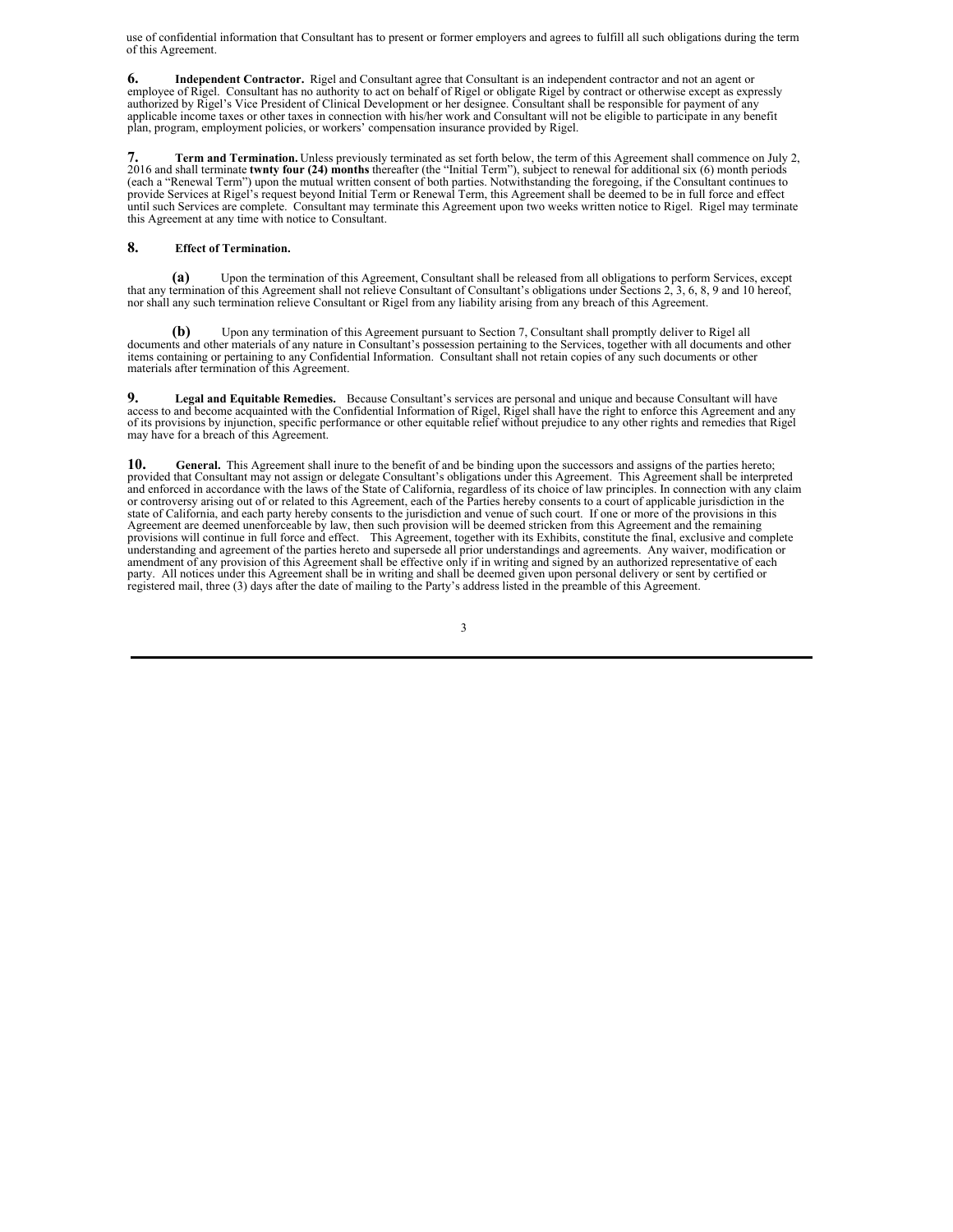use of confidential information that Consultant has to present or former employers and agrees to fulfill all such obligations during the term of this Agreement.

**6.** **Independent Contractor.** Rigel and Consultant agree that Consultant is an independent contractor and not an agent or employee of Rigel. Consultant has no authority to act on behalf of Rigel or obligate Rigel by contract or otherwise except as expressly authorized by Rigel's Vice President of Clinical Development or her designee. Consultant shall be responsible for payment of any applicable income taxes or other taxes in connection with his/her work and Consultant will not be eligible to participate in any benefit plan, program, employment policies, or workers' compensation insurance provided by Rigel.

**7.** **Term and Termination.** Unless previously terminated as set forth below, the term of this Agreement shall commence on July 2, 2016 and shall terminate **twnty four (24) months** thereafter (the "Initial Term"), subject to renewal for additional six (6) month periods (each a "Renewal Term") upon the mutual written consent of both parties. Notwithstanding the foregoing, if the Consultant continues to provide Services at Rigel's request beyond Initial Term or Renewal Term, this Agreement shall be deemed to be in full force and effect until such Services are complete. Consultant may terminate this Agreement upon two weeks written notice to Rigel. Rigel may terminate this Agreement at any time with notice to Consultant.

**8.** **Effect of Termination.**

**(a)** Upon the termination of this Agreement, Consultant shall be released from all obligations to perform Services, except that any termination of this Agreement shall not relieve Consultant of Consultant's obligations under Sections 2, 3, 6, 8, 9 and 10 hereof, nor shall any such termination relieve Consultant or Rigel from any liability arising from any breach of this Agreement.

**(b)** Upon any termination of this Agreement pursuant to Section 7, Consultant shall promptly deliver to Rigel all documents and other materials of any nature in Consultant's possession pertaining to the Services, together with all documents and other items containing or pertaining to any Confidential Information. Consultant shall not retain copies of any such documents or other materials after termination of this Agreement.

**9.** **Legal and Equitable Remedies.** Because Consultant's services are personal and unique and because Consultant will have access to and become acquainted with the Confidential Information of Rigel, Rigel shall have the right to enforce this Agreement and any of its provisions by injunction, specific performance or other equitable relief without prejudice to any other rights and remedies that Rigel may have for a breach of this Agreement.

**10.** **General.** This Agreement shall inure to the benefit of and be binding upon the successors and assigns of the parties hereto; provided that Consultant may not assign or delegate Consultant's obligations under this Agreement. This Agreement shall be interpreted and enforced in accordance with the laws of the State of California, regardless of its choice of law principles. In connection with any claim or controversy arising out of or related to this Agreement, each of the Parties hereby consents to a court of applicable jurisdiction in the state of California, and each party hereby consents to the jurisdiction and venue of such court. If one or more of the provisions in this Agreement are deemed unenforceable by law, then such provision will be deemed stricken from this Agreement and the remaining provisions will continue in full force and effect. This Agreement, together with its Exhibits, constitute the final, exclusive and complete understanding and agreement of the parties hereto and supersede all prior understandings and agreements. Any waiver, modification or amendment of any provision of this Agreement shall be effective only if in writing and signed by an authorized representative of each party. All notices under this Agreement shall be in writing and shall be deemed given upon personal delivery or sent by certified or registered mail, three (3) days after the date of mailing to the Party's address listed in the preamble of this Agreement.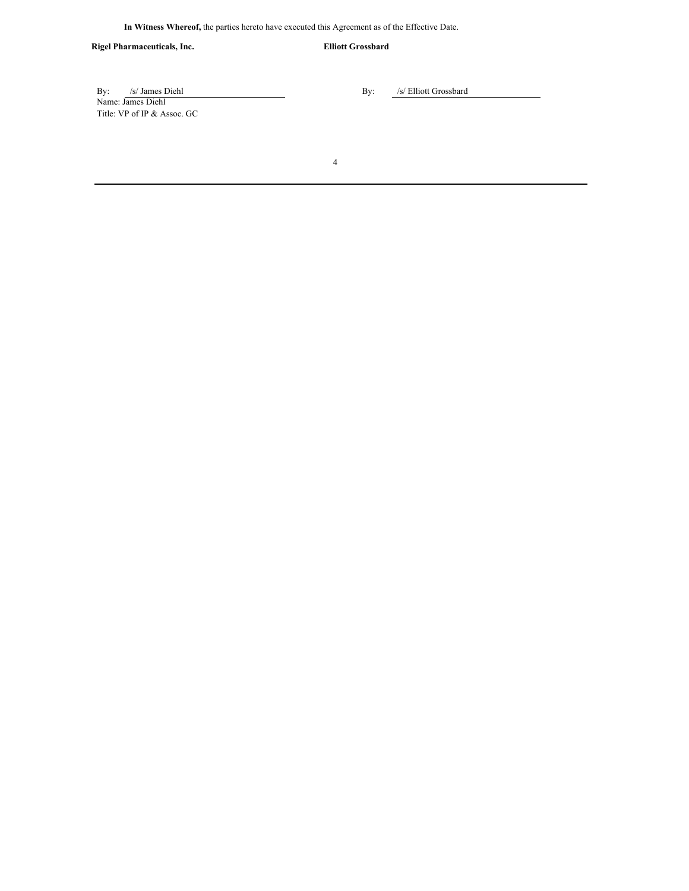**In Witness Whereof,** the parties hereto have executed this Agreement as of the Effective Date.

| **Rigel Pharmaceuticals, Inc.** | **Elliott Grossbard** |
| --- | --- |
| By: /s/ James Diehl | By: /s/ Elliott Grossbard |
| Name: James Diehl | |
| Title: VP of IP & Assoc. GC | |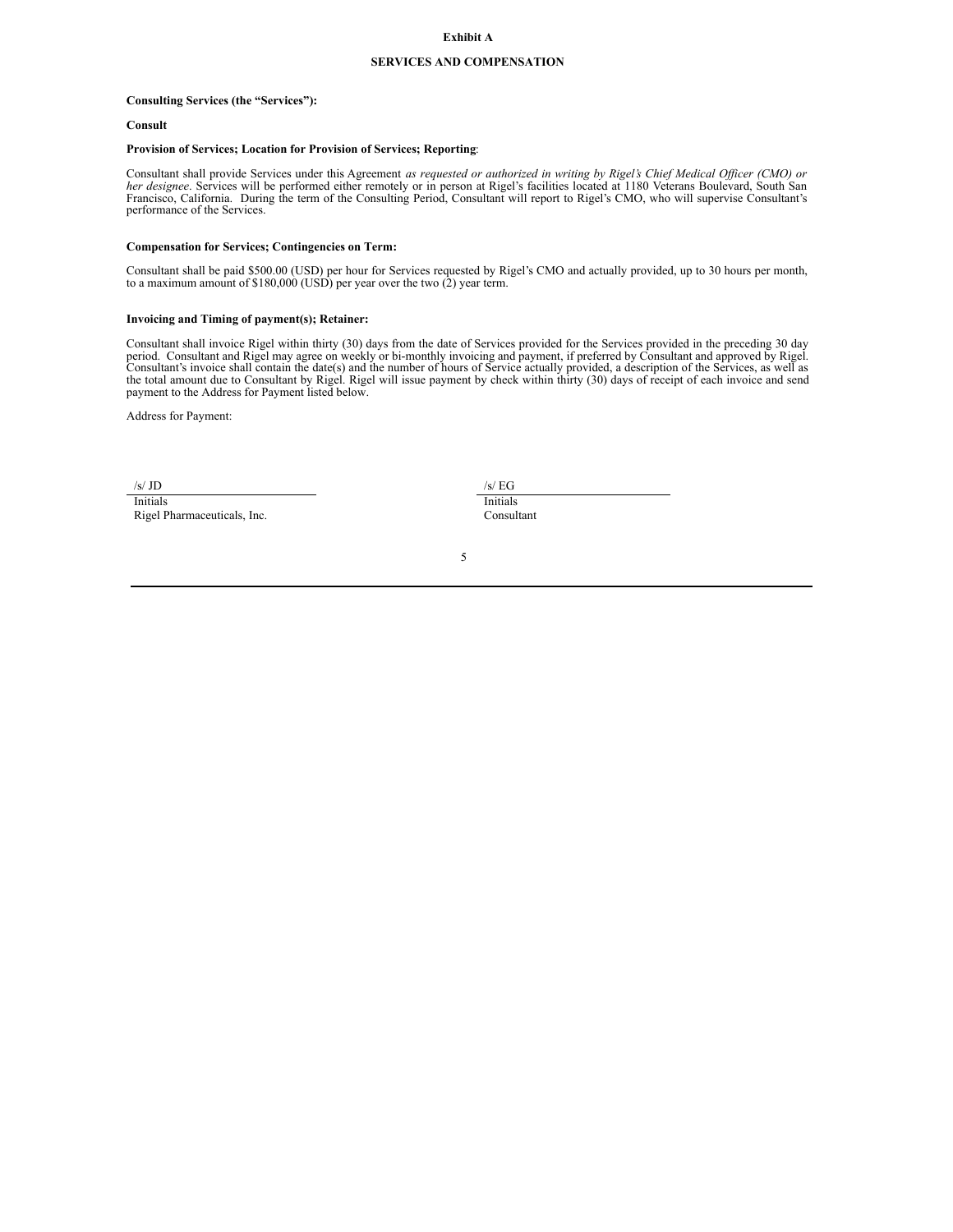**Exhibit A**

**SERVICES AND COMPENSATION**

**Consulting Services (the "Services"):**

**Consult**

**Provision of Services; Location for Provision of Services; Reporting**:

Consultant shall provide Services under this Agreement *as requested or authorized in writing by Rigel's Chief Medical Officer (CMO) or her designee*. Services will be performed either remotely or in person at Rigel's facilities located at 1180 Veterans Boulevard, South San Francisco, California. During the term of the Consulting Period, Consultant will report to Rigel's CMO, who will supervise Consultant's performance of the Services.

**Compensation for Services; Contingencies on Term:**

Consultant shall be paid $500.00 (USD) per hour for Services requested by Rigel's CMO and actually provided, up to 30 hours per month, to a maximum amount of $180,000 (USD) per year over the two (2) year term.

**Invoicing and Timing of payment(s); Retainer:**

Consultant shall invoice Rigel within thirty (30) days from the date of Services provided for the Services provided in the preceding 30 day period. Consultant and Rigel may agree on weekly or bi-monthly invoicing and payment, if preferred by Consultant and approved by Rigel. Consultant's invoice shall contain the date(s) and the number of hours of Service actually provided, a description of the Services, as well as the total amount due to Consultant by Rigel. Rigel will issue payment by check within thirty (30) days of receipt of each invoice and send payment to the Address for Payment listed below.

Address for Payment:

| /s/ JD | /s/ EG |
|---|---|
| Initials | Initials |
| Rigel Pharmaceuticals, Inc. | Consultant |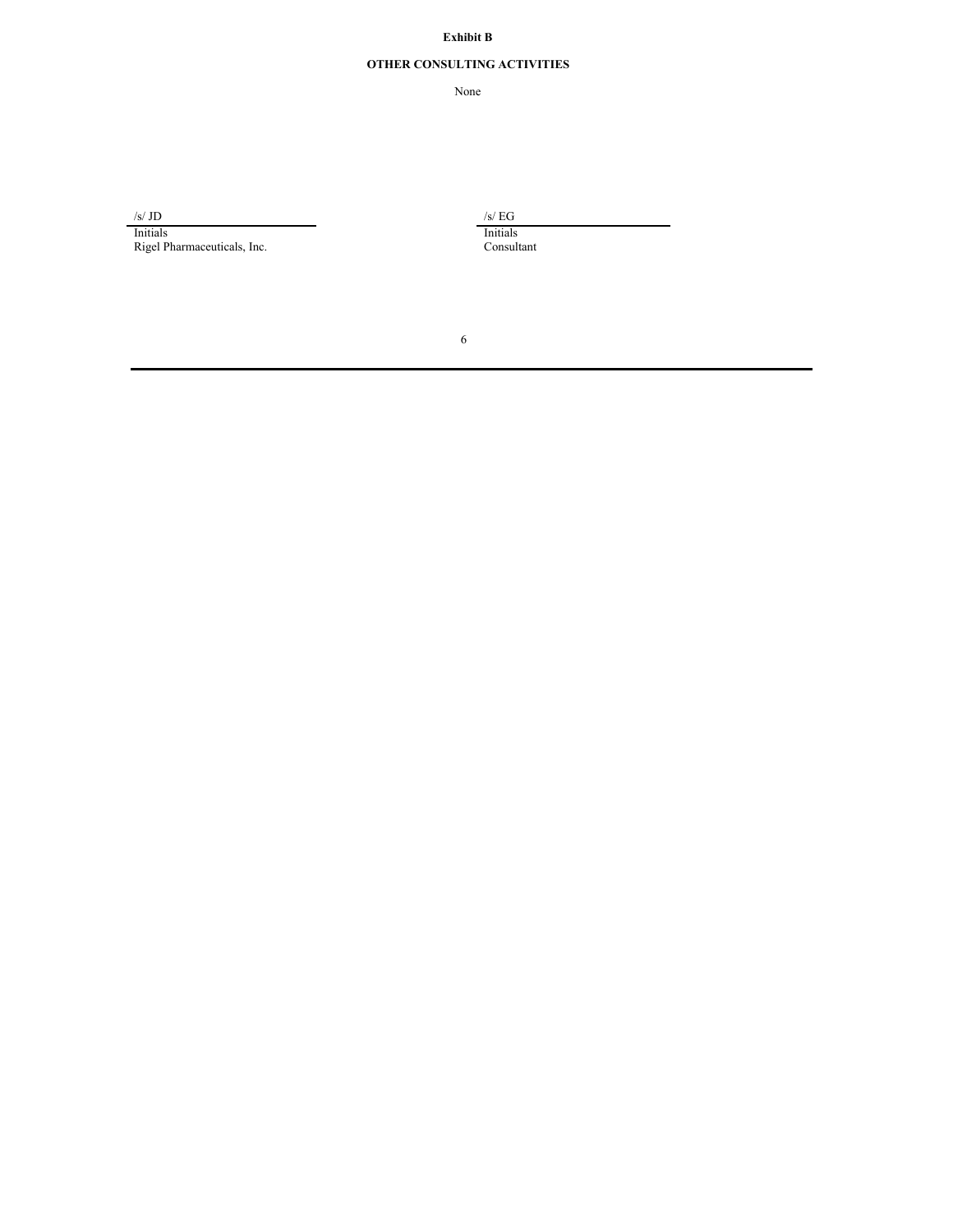**Exhibit B**

**OTHER CONSULTING ACTIVITIES**

None

| /s/ JD | /s/ EG |
| --- | --- |
| Initials | Initials |
| Rigel Pharmaceuticals, Inc. | Consultant |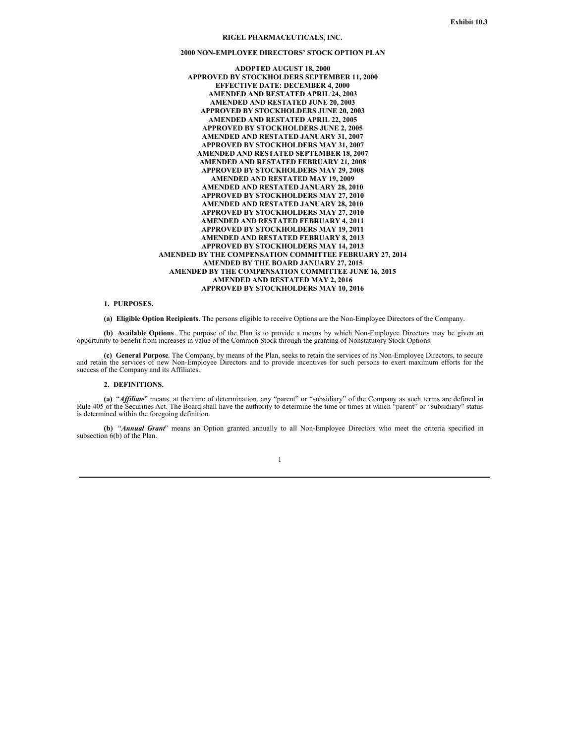**Exhibit 10.3**

**RIGEL PHARMACEUTICALS, INC.**

**2000 NON-EMPLOYEE DIRECTORS' STOCK OPTION PLAN**

**ADOPTED AUGUST 18, 2000**
**APPROVED BY STOCKHOLDERS SEPTEMBER 11, 2000**
**EFFECTIVE DATE: DECEMBER 4, 2000**
**AMENDED AND RESTATED APRIL 24, 2003**
**AMENDED AND RESTATED JUNE 20, 2003**
**APPROVED BY STOCKHOLDERS JUNE 20, 2003**
**AMENDED AND RESTATED APRIL 22, 2005**
**APPROVED BY STOCKHOLDERS JUNE 2, 2005**
**AMENDED AND RESTATED JANUARY 31, 2007**
**APPROVED BY STOCKHOLDERS MAY 31, 2007**
**AMENDED AND RESTATED SEPTEMBER 18, 2007**
**AMENDED AND RESTATED FEBRUARY 21, 2008**
**APPROVED BY STOCKHOLDERS MAY 29, 2008**
**AMENDED AND RESTATED MAY 19, 2009**
**AMENDED AND RESTATED JANUARY 28, 2010**
**APPROVED BY STOCKHOLDERS MAY 27, 2010**
**AMENDED AND RESTATED JANUARY 28, 2010**
**APPROVED BY STOCKHOLDERS MAY 27, 2010**
**AMENDED AND RESTATED FEBRUARY 4, 2011**
**APPROVED BY STOCKHOLDERS MAY 19, 2011**
**AMENDED AND RESTATED FEBRUARY 8, 2013**
**APPROVED BY STOCKHOLDERS MAY 14, 2013**
**AMENDED BY THE COMPENSATION COMMITTEE FEBRUARY 27, 2014**
**AMENDED BY THE BOARD JANUARY 27, 2015**
**AMENDED BY THE COMPENSATION COMMITTEE JUNE 16, 2015**
**AMENDED AND RESTATED MAY 2, 2016**
**APPROVED BY STOCKHOLDERS MAY 10, 2016**

**1. PURPOSES.**

**(a) Eligible Option Recipients**. The persons eligible to receive Options are the Non-Employee Directors of the Company.

**(b) Available Options**. The purpose of the Plan is to provide a means by which Non-Employee Directors may be given an opportunity to benefit from increases in value of the Common Stock through the granting of Nonstatutory Stock Options.

**(c) General Purpose**. The Company, by means of the Plan, seeks to retain the services of its Non-Employee Directors, to secure and retain the services of new Non-Employee Directors and to provide incentives for such persons to exert maximum efforts for the success of the Company and its Affiliates.

**2. DEFINITIONS.**

**(a)** "***Affiliate***" means, at the time of determination, any "parent" or "subsidiary" of the Company as such terms are defined in Rule 405 of the Securities Act. The Board shall have the authority to determine the time or times at which "parent" or "subsidiary" status is determined within the foregoing definition.

**(b)** "***Annual Grant***" means an Option granted annually to all Non-Employee Directors who meet the criteria specified in subsection 6(b) of the Plan.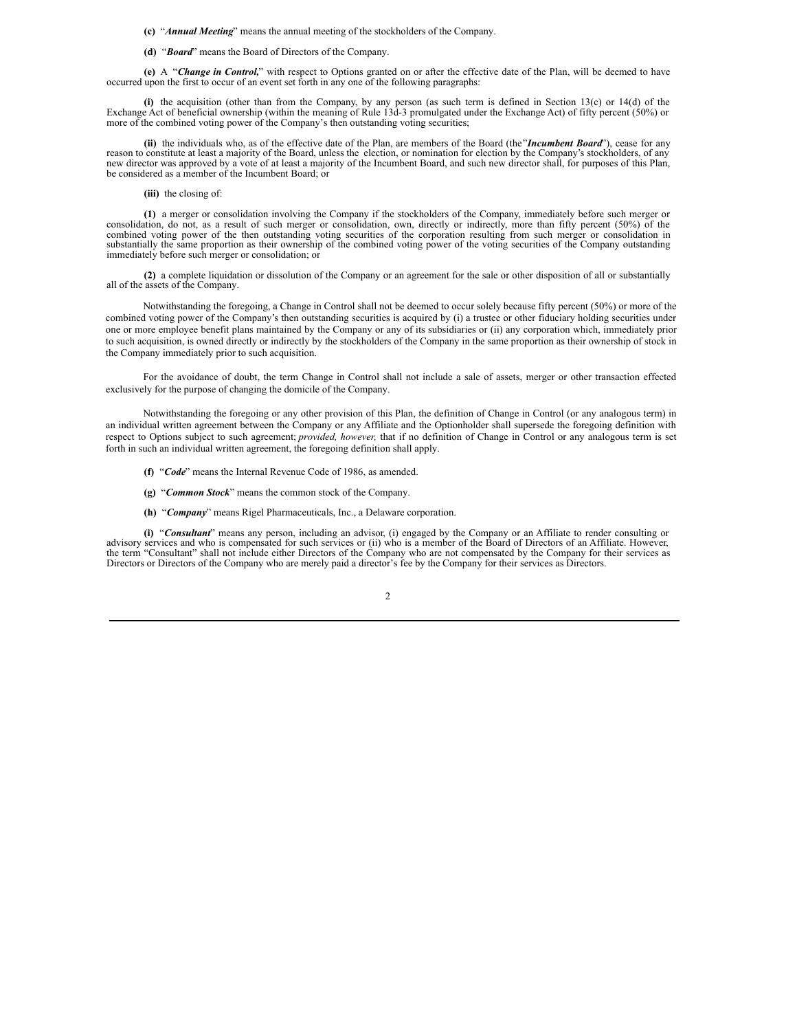**(c)** "***Annual Meeting***" means the annual meeting of the stockholders of the Company.

**(d)** "***Board***" means the Board of Directors of the Company.

**(e)** A "***Change in Control,***" with respect to Options granted on or after the effective date of the Plan, will be deemed to have occurred upon the first to occur of an event set forth in any one of the following paragraphs:

**(i)** the acquisition (other than from the Company, by any person (as such term is defined in Section 13(c) or 14(d) of the Exchange Act of beneficial ownership (within the meaning of Rule 13d-3 promulgated under the Exchange Act) of fifty percent (50%) or more of the combined voting power of the Company's then outstanding voting securities;

**(ii)** the individuals who, as of the effective date of the Plan, are members of the Board (the"***Incumbent Board***"), cease for any reason to constitute at least a majority of the Board, unless the election, or nomination for election by the Company's stockholders, of any new director was approved by a vote of at least a majority of the Incumbent Board, and such new director shall, for purposes of this Plan, be considered as a member of the Incumbent Board; or

**(iii)** the closing of:

**(1)** a merger or consolidation involving the Company if the stockholders of the Company, immediately before such merger or consolidation, do not, as a result of such merger or consolidation, own, directly or indirectly, more than fifty percent (50%) of the combined voting power of the then outstanding voting securities of the corporation resulting from such merger or consolidation in substantially the same proportion as their ownership of the combined voting power of the voting securities of the Company outstanding immediately before such merger or consolidation; or

**(2)** a complete liquidation or dissolution of the Company or an agreement for the sale or other disposition of all or substantially all of the assets of the Company.

Notwithstanding the foregoing, a Change in Control shall not be deemed to occur solely because fifty percent (50%) or more of the combined voting power of the Company's then outstanding securities is acquired by (i) a trustee or other fiduciary holding securities under one or more employee benefit plans maintained by the Company or any of its subsidiaries or (ii) any corporation which, immediately prior to such acquisition, is owned directly or indirectly by the stockholders of the Company in the same proportion as their ownership of stock in the Company immediately prior to such acquisition.

For the avoidance of doubt, the term Change in Control shall not include a sale of assets, merger or other transaction effected exclusively for the purpose of changing the domicile of the Company.

Notwithstanding the foregoing or any other provision of this Plan, the definition of Change in Control (or any analogous term) in an individual written agreement between the Company or any Affiliate and the Optionholder shall supersede the foregoing definition with respect to Options subject to such agreement; *provided, however,* that if no definition of Change in Control or any analogous term is set forth in such an individual written agreement, the foregoing definition shall apply.

**(f)** "***Code***" means the Internal Revenue Code of 1986, as amended.

**(g)** "***Common Stock***" means the common stock of the Company.

**(h)** "***Company***" means Rigel Pharmaceuticals, Inc., a Delaware corporation.

**(i)** "***Consultant***" means any person, including an advisor, (i) engaged by the Company or an Affiliate to render consulting or advisory services and who is compensated for such services or (ii) who is a member of the Board of Directors of an Affiliate. However, the term "Consultant" shall not include either Directors of the Company who are not compensated by the Company for their services as Directors or Directors of the Company who are merely paid a director's fee by the Company for their services as Directors.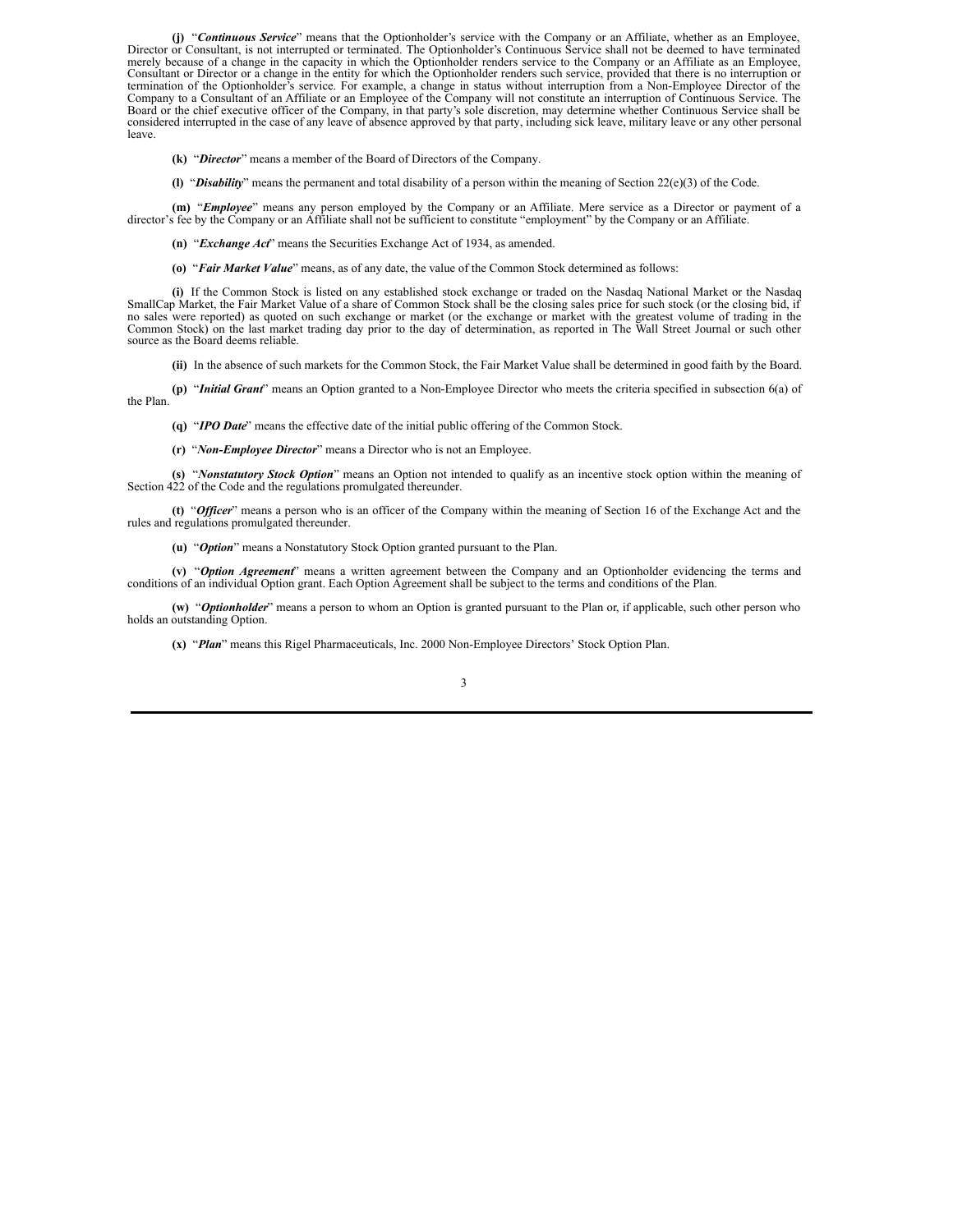**(j)** "***Continuous Service***" means that the Optionholder's service with the Company or an Affiliate, whether as an Employee, Director or Consultant, is not interrupted or terminated. The Optionholder's Continuous Service shall not be deemed to have terminated merely because of a change in the capacity in which the Optionholder renders service to the Company or an Affiliate as an Employee, Consultant or Director or a change in the entity for which the Optionholder renders such service, provided that there is no interruption or termination of the Optionholder's service. For example, a change in status without interruption from a Non-Employee Director of the Company to a Consultant of an Affiliate or an Employee of the Company will not constitute an interruption of Continuous Service. The Board or the chief executive officer of the Company, in that party's sole discretion, may determine whether Continuous Service shall be considered interrupted in the case of any leave of absence approved by that party, including sick leave, military leave or any other personal leave.

**(k)** "***Director***" means a member of the Board of Directors of the Company.

**(l)** "***Disability***" means the permanent and total disability of a person within the meaning of Section 22(e)(3) of the Code.

**(m)** "***Employee***" means any person employed by the Company or an Affiliate. Mere service as a Director or payment of a director's fee by the Company or an Affiliate shall not be sufficient to constitute "employment" by the Company or an Affiliate.

**(n)** "***Exchange Act***" means the Securities Exchange Act of 1934, as amended.

**(o)** "***Fair Market Value***" means, as of any date, the value of the Common Stock determined as follows:

**(i)** If the Common Stock is listed on any established stock exchange or traded on the Nasdaq National Market or the Nasdaq SmallCap Market, the Fair Market Value of a share of Common Stock shall be the closing sales price for such stock (or the closing bid, if no sales were reported) as quoted on such exchange or market (or the exchange or market with the greatest volume of trading in the Common Stock) on the last market trading day prior to the day of determination, as reported in The Wall Street Journal or such other source as the Board deems reliable.

**(ii)** In the absence of such markets for the Common Stock, the Fair Market Value shall be determined in good faith by the Board.

**(p)** "***Initial Grant***" means an Option granted to a Non-Employee Director who meets the criteria specified in subsection 6(a) of the Plan.

**(q)** "***IPO Date***" means the effective date of the initial public offering of the Common Stock.

**(r)** "***Non-Employee Director***" means a Director who is not an Employee.

**(s)** "***Nonstatutory Stock Option***" means an Option not intended to qualify as an incentive stock option within the meaning of Section 422 of the Code and the regulations promulgated thereunder.

**(t)** "***Officer***" means a person who is an officer of the Company within the meaning of Section 16 of the Exchange Act and the rules and regulations promulgated thereunder.

**(u)** "***Option***" means a Nonstatutory Stock Option granted pursuant to the Plan.

**(v)** "***Option Agreement***" means a written agreement between the Company and an Optionholder evidencing the terms and conditions of an individual Option grant. Each Option Agreement shall be subject to the terms and conditions of the Plan.

**(w)** "***Optionholder***" means a person to whom an Option is granted pursuant to the Plan or, if applicable, such other person who holds an outstanding Option.

**(x)** "***Plan***" means this Rigel Pharmaceuticals, Inc. 2000 Non-Employee Directors' Stock Option Plan.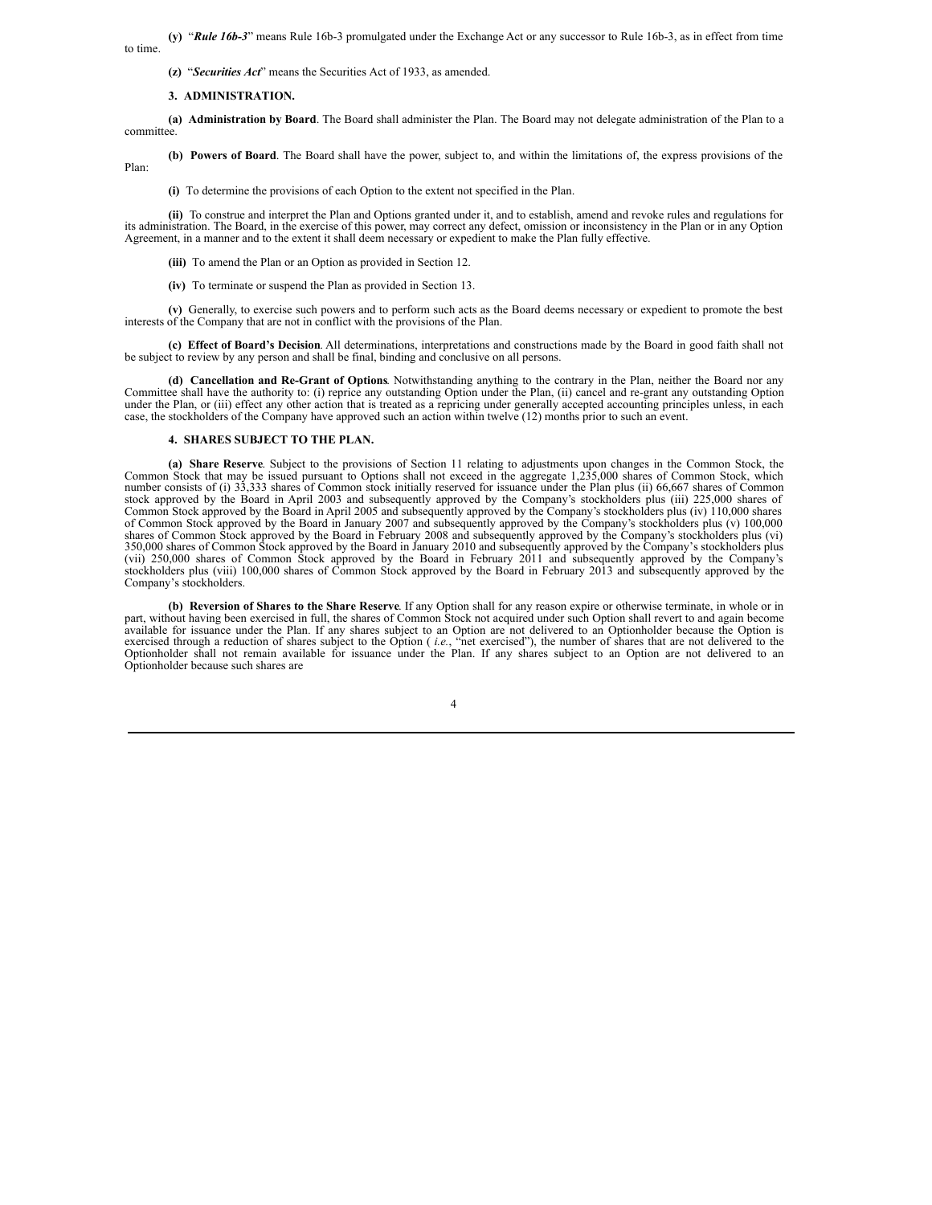**(y)** "***Rule 16b-3***" means Rule 16b-3 promulgated under the Exchange Act or any successor to Rule 16b-3, as in effect from time to time.

**(z)** "***Securities Act***" means the Securities Act of 1933, as amended.

**3. ADMINISTRATION.**

**(a) Administration by Board**. The Board shall administer the Plan. The Board may not delegate administration of the Plan to a committee.

**(b) Powers of Board**. The Board shall have the power, subject to, and within the limitations of, the express provisions of the Plan:

**(i)** To determine the provisions of each Option to the extent not specified in the Plan.

**(ii)** To construe and interpret the Plan and Options granted under it, and to establish, amend and revoke rules and regulations for its administration. The Board, in the exercise of this power, may correct any defect, omission or inconsistency in the Plan or in any Option Agreement, in a manner and to the extent it shall deem necessary or expedient to make the Plan fully effective.

**(iii)** To amend the Plan or an Option as provided in Section 12.

**(iv)** To terminate or suspend the Plan as provided in Section 13.

**(v)** Generally, to exercise such powers and to perform such acts as the Board deems necessary or expedient to promote the best interests of the Company that are not in conflict with the provisions of the Plan.

**(c) Effect of Board's Decision**. All determinations, interpretations and constructions made by the Board in good faith shall not be subject to review by any person and shall be final, binding and conclusive on all persons.

**(d) Cancellation and Re-Grant of Options**. Notwithstanding anything to the contrary in the Plan, neither the Board nor any Committee shall have the authority to: (i) reprice any outstanding Option under the Plan, (ii) cancel and re-grant any outstanding Option under the Plan, or (iii) effect any other action that is treated as a repricing under generally accepted accounting principles unless, in each case, the stockholders of the Company have approved such an action within twelve (12) months prior to such an event.

**4. SHARES SUBJECT TO THE PLAN.**

**(a) Share Reserve**. Subject to the provisions of Section 11 relating to adjustments upon changes in the Common Stock, the Common Stock that may be issued pursuant to Options shall not exceed in the aggregate 1,235,000 shares of Common Stock, which number consists of (i) 33,333 shares of Common stock initially reserved for issuance under the Plan plus (ii) 66,667 shares of Common stock approved by the Board in April 2003 and subsequently approved by the Company's stockholders plus (iii) 225,000 shares of Common Stock approved by the Board in April 2005 and subsequently approved by the Company's stockholders plus (iv) 110,000 shares of Common Stock approved by the Board in January 2007 and subsequently approved by the Company's stockholders plus (v) 100,000 shares of Common Stock approved by the Board in February 2008 and subsequently approved by the Company's stockholders plus (vi) 350,000 shares of Common Stock approved by the Board in January 2010 and subsequently approved by the Company's stockholders plus (vii) 250,000 shares of Common Stock approved by the Board in February 2011 and subsequently approved by the Company's stockholders plus (viii) 100,000 shares of Common Stock approved by the Board in February 2013 and subsequently approved by the Company's stockholders.

**(b) Reversion of Shares to the Share Reserve**. If any Option shall for any reason expire or otherwise terminate, in whole or in part, without having been exercised in full, the shares of Common Stock not acquired under such Option shall revert to and again become available for issuance under the Plan. If any shares subject to an Option are not delivered to an Optionholder because the Option is exercised through a reduction of shares subject to the Option ( *i.e.*, "net exercised"), the number of shares that are not delivered to the Optionholder shall not remain available for issuance under the Plan. If any shares subject to an Option are not delivered to an Optionholder because such shares are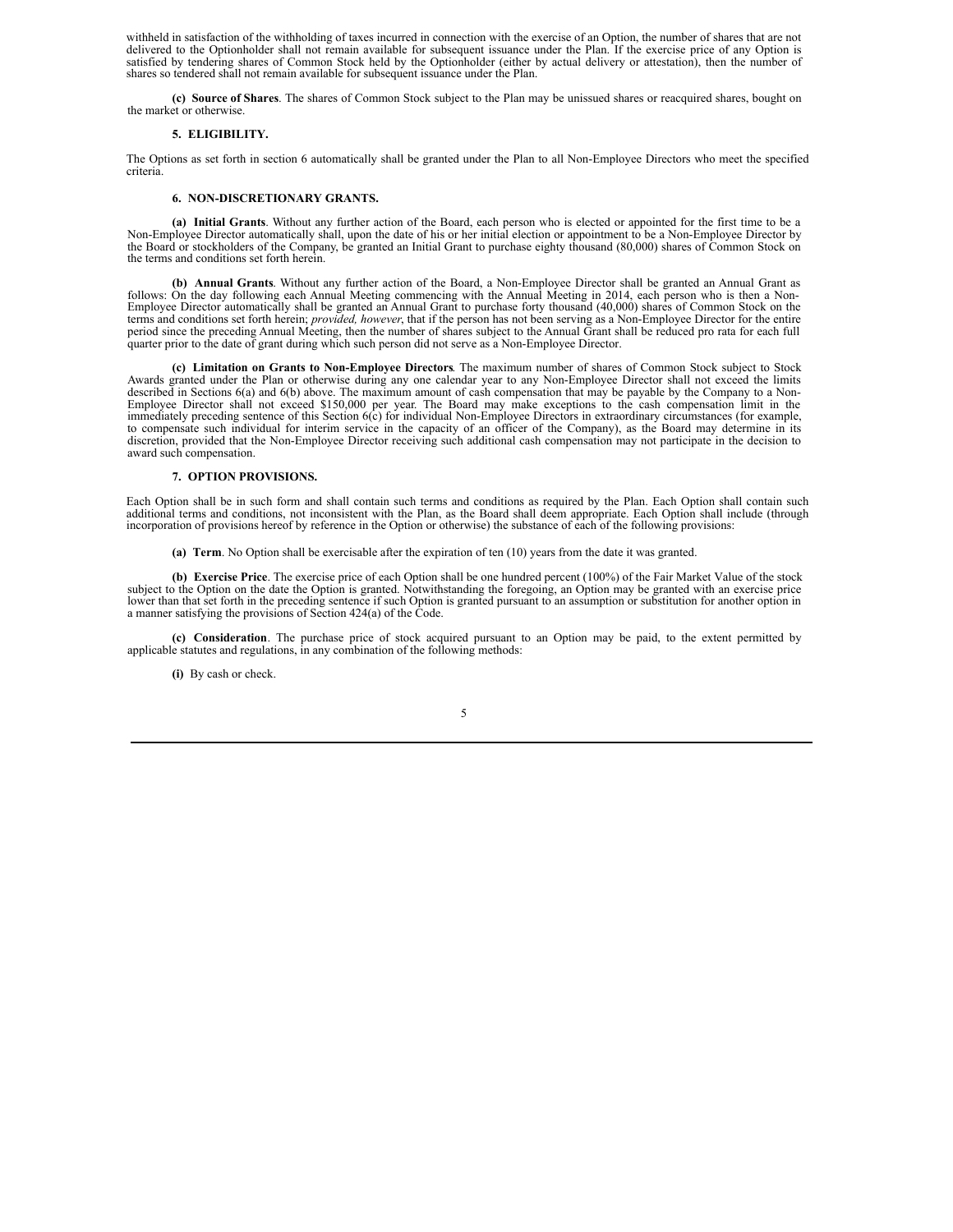withheld in satisfaction of the withholding of taxes incurred in connection with the exercise of an Option, the number of shares that are not delivered to the Optionholder shall not remain available for subsequent issuance under the Plan. If the exercise price of any Option is satisfied by tendering shares of Common Stock held by the Optionholder (either by actual delivery or attestation), then the number of shares so tendered shall not remain available for subsequent issuance under the Plan.

**(c) Source of Shares**. The shares of Common Stock subject to the Plan may be unissued shares or reacquired shares, bought on the market or otherwise.

**5. ELIGIBILITY.**

The Options as set forth in section 6 automatically shall be granted under the Plan to all Non-Employee Directors who meet the specified criteria.

**6. NON-DISCRETIONARY GRANTS.**

**(a) Initial Grants**. Without any further action of the Board, each person who is elected or appointed for the first time to be a Non-Employee Director automatically shall, upon the date of his or her initial election or appointment to be a Non-Employee Director by the Board or stockholders of the Company, be granted an Initial Grant to purchase eighty thousand (80,000) shares of Common Stock on the terms and conditions set forth herein.

**(b) Annual Grants**. Without any further action of the Board, a Non-Employee Director shall be granted an Annual Grant as follows: On the day following each Annual Meeting commencing with the Annual Meeting in 2014, each person who is then a Non-Employee Director automatically shall be granted an Annual Grant to purchase forty thousand (40,000) shares of Common Stock on the terms and conditions set forth herein; *provided, however*, that if the person has not been serving as a Non-Employee Director for the entire period since the preceding Annual Meeting, then the number of shares subject to the Annual Grant shall be reduced pro rata for each full quarter prior to the date of grant during which such person did not serve as a Non-Employee Director.

**(c) Limitation on Grants to Non-Employee Directors**. The maximum number of shares of Common Stock subject to Stock Awards granted under the Plan or otherwise during any one calendar year to any Non-Employee Director shall not exceed the limits described in Sections 6(a) and 6(b) above. The maximum amount of cash compensation that may be payable by the Company to a Non-Employee Director shall not exceed $150,000 per year. The Board may make exceptions to the cash compensation limit in the immediately preceding sentence of this Section 6(c) for individual Non-Employee Directors in extraordinary circumstances (for example, to compensate such individual for interim service in the capacity of an officer of the Company), as the Board may determine in its discretion, provided that the Non-Employee Director receiving such additional cash compensation may not participate in the decision to award such compensation.

**7. OPTION PROVISIONS.**

Each Option shall be in such form and shall contain such terms and conditions as required by the Plan. Each Option shall contain such additional terms and conditions, not inconsistent with the Plan, as the Board shall deem appropriate. Each Option shall include (through incorporation of provisions hereof by reference in the Option or otherwise) the substance of each of the following provisions:

**(a) Term**. No Option shall be exercisable after the expiration of ten (10) years from the date it was granted.

**(b) Exercise Price**. The exercise price of each Option shall be one hundred percent (100%) of the Fair Market Value of the stock subject to the Option on the date the Option is granted. Notwithstanding the foregoing, an Option may be granted with an exercise price lower than that set forth in the preceding sentence if such Option is granted pursuant to an assumption or substitution for another option in a manner satisfying the provisions of Section 424(a) of the Code.

**(c) Consideration**. The purchase price of stock acquired pursuant to an Option may be paid, to the extent permitted by applicable statutes and regulations, in any combination of the following methods:

**(i)** By cash or check.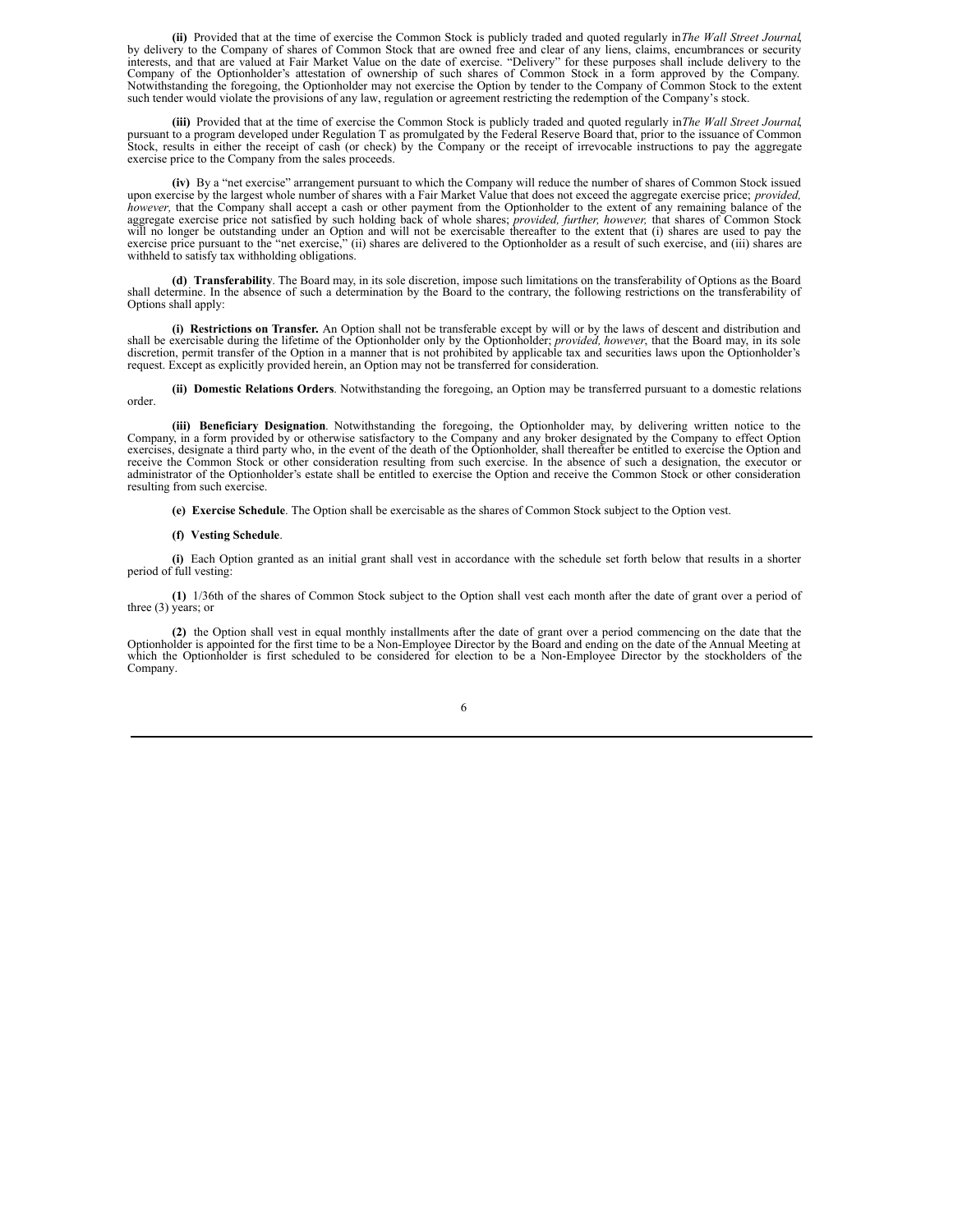**(ii)** Provided that at the time of exercise the Common Stock is publicly traded and quoted regularly in *The Wall Street Journal*, by delivery to the Company of shares of Common Stock that are owned free and clear of any liens, claims, encumbrances or security interests, and that are valued at Fair Market Value on the date of exercise. "Delivery" for these purposes shall include delivery to the Company of the Optionholder's attestation of ownership of such shares of Common Stock in a form approved by the Company. Notwithstanding the foregoing, the Optionholder may not exercise the Option by tender to the Company of Common Stock to the extent such tender would violate the provisions of any law, regulation or agreement restricting the redemption of the Company's stock.

**(iii)** Provided that at the time of exercise the Common Stock is publicly traded and quoted regularly in *The Wall Street Journal*, pursuant to a program developed under Regulation T as promulgated by the Federal Reserve Board that, prior to the issuance of Common Stock, results in either the receipt of cash (or check) by the Company or the receipt of irrevocable instructions to pay the aggregate exercise price to the Company from the sales proceeds.

**(iv)** By a "net exercise" arrangement pursuant to which the Company will reduce the number of shares of Common Stock issued upon exercise by the largest whole number of shares with a Fair Market Value that does not exceed the aggregate exercise price; *provided, however,* that the Company shall accept a cash or other payment from the Optionholder to the extent of any remaining balance of the aggregate exercise price not satisfied by such holding back of whole shares; *provided, further, however,* that shares of Common Stock will no longer be outstanding under an Option and will not be exercisable thereafter to the extent that (i) shares are used to pay the exercise price pursuant to the "net exercise," (ii) shares are delivered to the Optionholder as a result of such exercise, and (iii) shares are withheld to satisfy tax withholding obligations.

**(d) Transferability**. The Board may, in its sole discretion, impose such limitations on the transferability of Options as the Board shall determine. In the absence of such a determination by the Board to the contrary, the following restrictions on the transferability of Options shall apply:

**(i) Restrictions on Transfer.** An Option shall not be transferable except by will or by the laws of descent and distribution and shall be exercisable during the lifetime of the Optionholder only by the Optionholder; *provided, however*, that the Board may, in its sole discretion, permit transfer of the Option in a manner that is not prohibited by applicable tax and securities laws upon the Optionholder's request. Except as explicitly provided herein, an Option may not be transferred for consideration.

**(ii) Domestic Relations Orders**. Notwithstanding the foregoing, an Option may be transferred pursuant to a domestic relations order.

**(iii) Beneficiary Designation**. Notwithstanding the foregoing, the Optionholder may, by delivering written notice to the Company, in a form provided by or otherwise satisfactory to the Company and any broker designated by the Company to effect Option exercises, designate a third party who, in the event of the death of the Optionholder, shall thereafter be entitled to exercise the Option and receive the Common Stock or other consideration resulting from such exercise. In the absence of such a designation, the executor or administrator of the Optionholder's estate shall be entitled to exercise the Option and receive the Common Stock or other consideration resulting from such exercise.

**(e) Exercise Schedule**. The Option shall be exercisable as the shares of Common Stock subject to the Option vest.

**(f) Vesting Schedule**.

**(i)** Each Option granted as an initial grant shall vest in accordance with the schedule set forth below that results in a shorter period of full vesting:

**(1)** 1/36th of the shares of Common Stock subject to the Option shall vest each month after the date of grant over a period of three (3) years; or

**(2)** the Option shall vest in equal monthly installments after the date of grant over a period commencing on the date that the Optionholder is appointed for the first time to be a Non-Employee Director by the Board and ending on the date of the Annual Meeting at which the Optionholder is first scheduled to be considered for election to be a Non-Employee Director by the stockholders of the Company.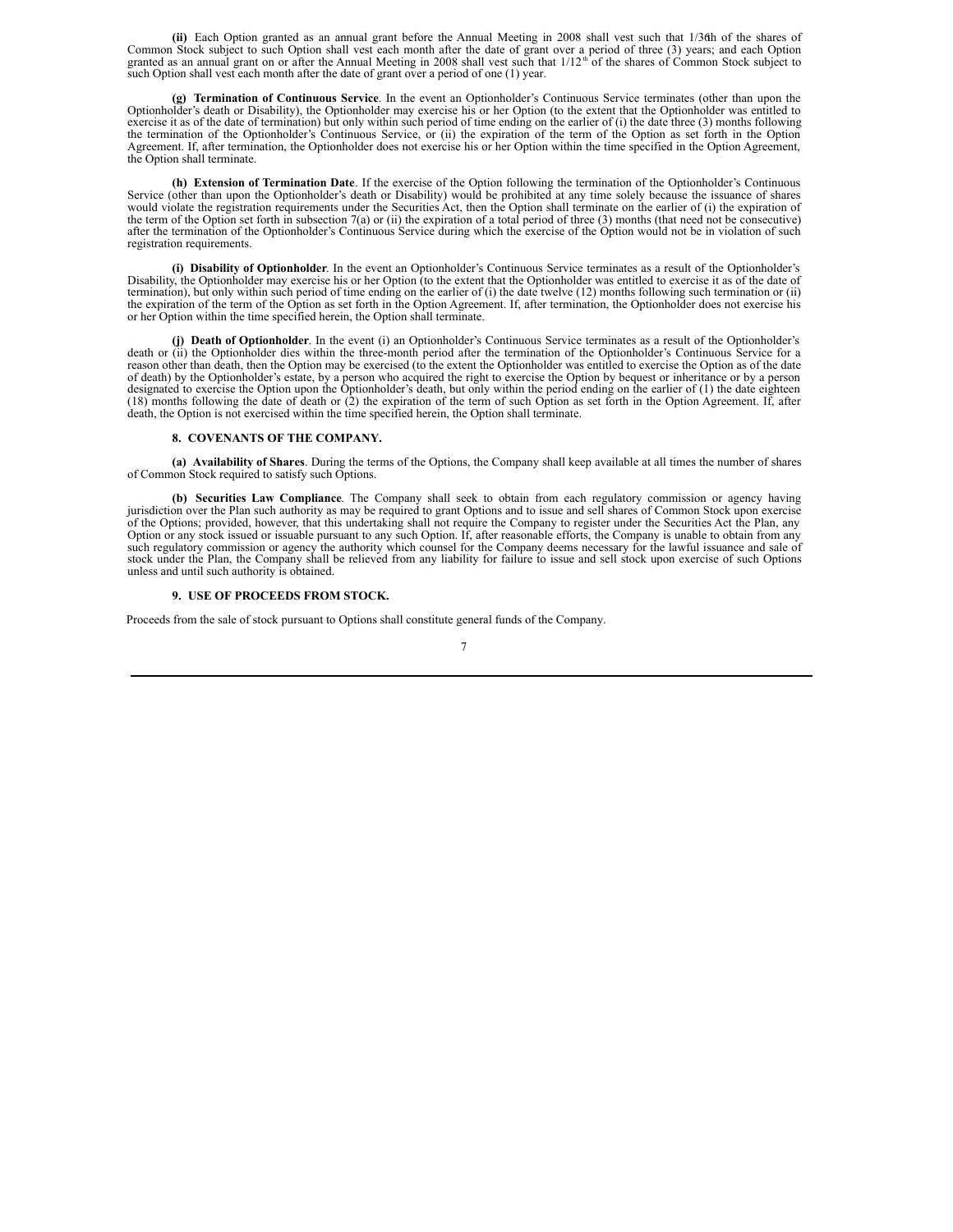**(ii)** Each Option granted as an annual grant before the Annual Meeting in 2008 shall vest such that 1/36th of the shares of Common Stock subject to such Option shall vest each month after the date of grant over a period of three (3) years; and each Option granted as an annual grant on or after the Annual Meeting in 2008 shall vest such that 1/12th of the shares of Common Stock subject to such Option shall vest each month after the date of grant over a period of one (1) year.

**(g) Termination of Continuous Service**. In the event an Optionholder's Continuous Service terminates (other than upon the Optionholder's death or Disability), the Optionholder may exercise his or her Option (to the extent that the Optionholder was entitled to exercise it as of the date of termination) but only within such period of time ending on the earlier of (i) the date three (3) months following the termination of the Optionholder's Continuous Service, or (ii) the expiration of the term of the Option as set forth in the Option Agreement. If, after termination, the Optionholder does not exercise his or her Option within the time specified in the Option Agreement, the Option shall terminate.

**(h) Extension of Termination Date**. If the exercise of the Option following the termination of the Optionholder's Continuous Service (other than upon the Optionholder's death or Disability) would be prohibited at any time solely because the issuance of shares would violate the registration requirements under the Securities Act, then the Option shall terminate on the earlier of (i) the expiration of the term of the Option set forth in subsection 7(a) or (ii) the expiration of a total period of three (3) months (that need not be consecutive) after the termination of the Optionholder's Continuous Service during which the exercise of the Option would not be in violation of such registration requirements.

**(i) Disability of Optionholder**. In the event an Optionholder's Continuous Service terminates as a result of the Optionholder's Disability, the Optionholder may exercise his or her Option (to the extent that the Optionholder was entitled to exercise it as of the date of termination), but only within such period of time ending on the earlier of (i) the date twelve (12) months following such termination or (ii) the expiration of the term of the Option as set forth in the Option Agreement. If, after termination, the Optionholder does not exercise his or her Option within the time specified herein, the Option shall terminate.

**(j) Death of Optionholder**. In the event (i) an Optionholder's Continuous Service terminates as a result of the Optionholder's death or (ii) the Optionholder dies within the three-month period after the termination of the Optionholder's Continuous Service for a reason other than death, then the Option may be exercised (to the extent the Optionholder was entitled to exercise the Option as of the date of death) by the Optionholder's estate, by a person who acquired the right to exercise the Option by bequest or inheritance or by a person designated to exercise the Option upon the Optionholder's death, but only within the period ending on the earlier of (1) the date eighteen (18) months following the date of death or (2) the expiration of the term of such Option as set forth in the Option Agreement. If, after death, the Option is not exercised within the time specified herein, the Option shall terminate.

**8. COVENANTS OF THE COMPANY.**

**(a) Availability of Shares**. During the terms of the Options, the Company shall keep available at all times the number of shares of Common Stock required to satisfy such Options.

**(b) Securities Law Compliance**. The Company shall seek to obtain from each regulatory commission or agency having jurisdiction over the Plan such authority as may be required to grant Options and to issue and sell shares of Common Stock upon exercise of the Options; provided, however, that this undertaking shall not require the Company to register under the Securities Act the Plan, any Option or any stock issued or issuable pursuant to any such Option. If, after reasonable efforts, the Company is unable to obtain from any such regulatory commission or agency the authority which counsel for the Company deems necessary for the lawful issuance and sale of stock under the Plan, the Company shall be relieved from any liability for failure to issue and sell stock upon exercise of such Options unless and until such authority is obtained.

**9. USE OF PROCEEDS FROM STOCK.**

Proceeds from the sale of stock pursuant to Options shall constitute general funds of the Company.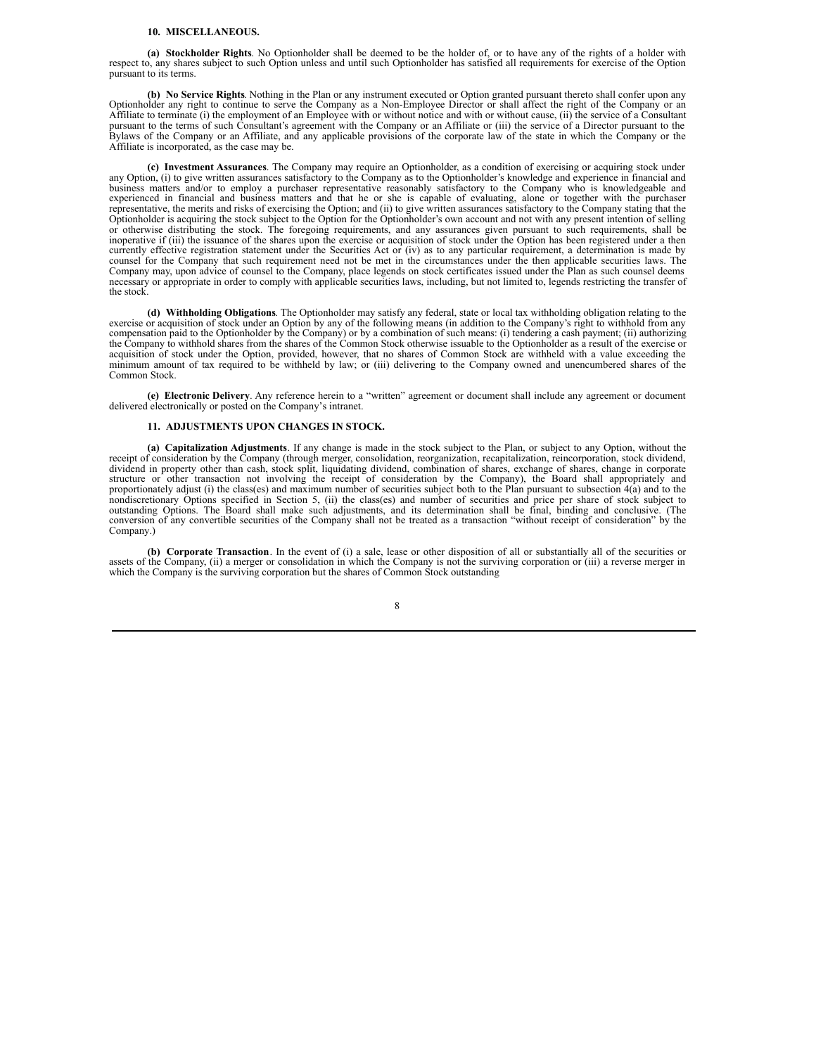**10. MISCELLANEOUS.**

**(a) Stockholder Rights**. No Optionholder shall be deemed to be the holder of, or to have any of the rights of a holder with respect to, any shares subject to such Option unless and until such Optionholder has satisfied all requirements for exercise of the Option pursuant to its terms.

**(b) No Service Rights**. Nothing in the Plan or any instrument executed or Option granted pursuant thereto shall confer upon any Optionholder any right to continue to serve the Company as a Non-Employee Director or shall affect the right of the Company or an Affiliate to terminate (i) the employment of an Employee with or without notice and with or without cause, (ii) the service of a Consultant pursuant to the terms of such Consultant's agreement with the Company or an Affiliate or (iii) the service of a Director pursuant to the Bylaws of the Company or an Affiliate, and any applicable provisions of the corporate law of the state in which the Company or the Affiliate is incorporated, as the case may be.

**(c) Investment Assurances**. The Company may require an Optionholder, as a condition of exercising or acquiring stock under any Option, (i) to give written assurances satisfactory to the Company as to the Optionholder's knowledge and experience in financial and business matters and/or to employ a purchaser representative reasonably satisfactory to the Company who is knowledgeable and experienced in financial and business matters and that he or she is capable of evaluating, alone or together with the purchaser representative, the merits and risks of exercising the Option; and (ii) to give written assurances satisfactory to the Company stating that the Optionholder is acquiring the stock subject to the Option for the Optionholder's own account and not with any present intention of selling or otherwise distributing the stock. The foregoing requirements, and any assurances given pursuant to such requirements, shall be inoperative if (iii) the issuance of the shares upon the exercise or acquisition of stock under the Option has been registered under a then currently effective registration statement under the Securities Act or (iv) as to any particular requirement, a determination is made by counsel for the Company that such requirement need not be met in the circumstances under the then applicable securities laws. The Company may, upon advice of counsel to the Company, place legends on stock certificates issued under the Plan as such counsel deems necessary or appropriate in order to comply with applicable securities laws, including, but not limited to, legends restricting the transfer of the stock.

**(d) Withholding Obligations**. The Optionholder may satisfy any federal, state or local tax withholding obligation relating to the exercise or acquisition of stock under an Option by any of the following means (in addition to the Company's right to withhold from any compensation paid to the Optionholder by the Company) or by a combination of such means: (i) tendering a cash payment; (ii) authorizing the Company to withhold shares from the shares of the Common Stock otherwise issuable to the Optionholder as a result of the exercise or acquisition of stock under the Option, provided, however, that no shares of Common Stock are withheld with a value exceeding the minimum amount of tax required to be withheld by law; or (iii) delivering to the Company owned and unencumbered shares of the Common Stock.

**(e) Electronic Delivery**. Any reference herein to a "written" agreement or document shall include any agreement or document delivered electronically or posted on the Company's intranet.

**11. ADJUSTMENTS UPON CHANGES IN STOCK.**

**(a) Capitalization Adjustments**. If any change is made in the stock subject to the Plan, or subject to any Option, without the receipt of consideration by the Company (through merger, consolidation, reorganization, recapitalization, reincorporation, stock dividend, dividend in property other than cash, stock split, liquidating dividend, combination of shares, exchange of shares, change in corporate structure or other transaction not involving the receipt of consideration by the Company), the Board shall appropriately and proportionately adjust (i) the class(es) and maximum number of securities subject both to the Plan pursuant to subsection 4(a) and to the nondiscretionary Options specified in Section 5, (ii) the class(es) and number of securities and price per share of stock subject to outstanding Options. The Board shall make such adjustments, and its determination shall be final, binding and conclusive. (The conversion of any convertible securities of the Company shall not be treated as a transaction "without receipt of consideration" by the Company.)

**(b) Corporate Transaction**. In the event of (i) a sale, lease or other disposition of all or substantially all of the securities or assets of the Company, (ii) a merger or consolidation in which the Company is not the surviving corporation or (iii) a reverse merger in which the Company is the surviving corporation but the shares of Common Stock outstanding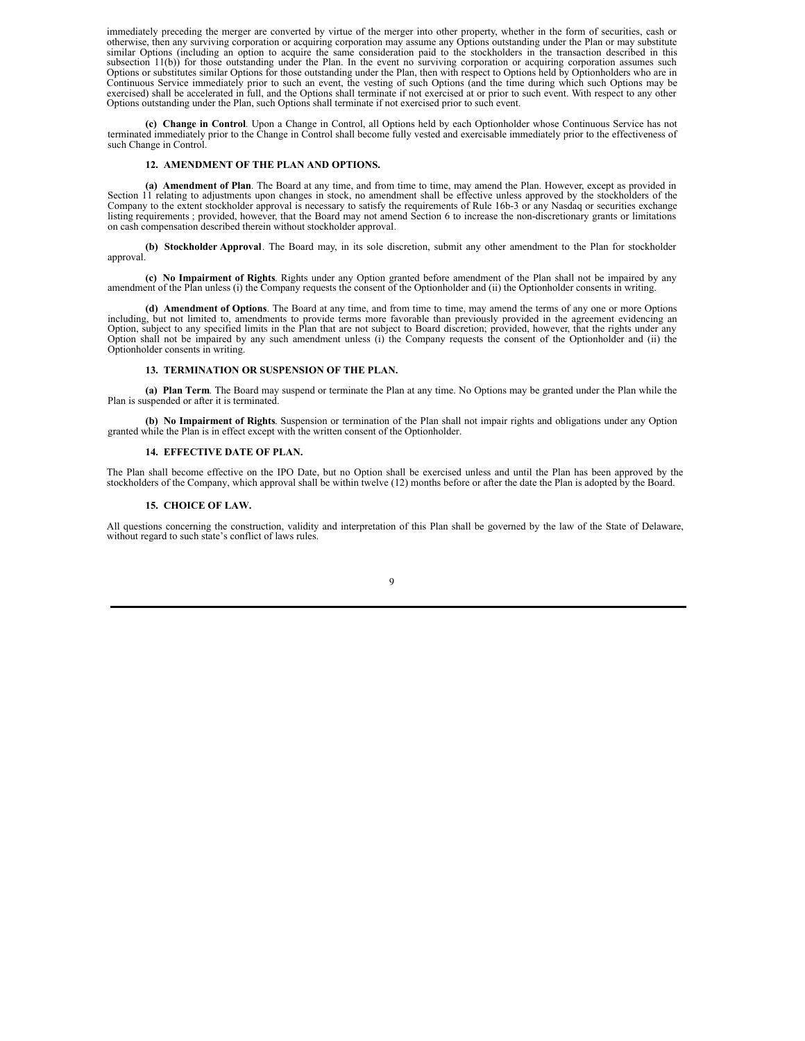immediately preceding the merger are converted by virtue of the merger into other property, whether in the form of securities, cash or otherwise, then any surviving corporation or acquiring corporation may assume any Options outstanding under the Plan or may substitute similar Options (including an option to acquire the same consideration paid to the stockholders in the transaction described in this subsection 11(b)) for those outstanding under the Plan. In the event no surviving corporation or acquiring corporation assumes such Options or substitutes similar Options for those outstanding under the Plan, then with respect to Options held by Optionholders who are in Continuous Service immediately prior to such an event, the vesting of such Options (and the time during which such Options may be exercised) shall be accelerated in full, and the Options shall terminate if not exercised at or prior to such event. With respect to any other Options outstanding under the Plan, such Options shall terminate if not exercised prior to such event.

**(c) Change in Control**. Upon a Change in Control, all Options held by each Optionholder whose Continuous Service has not terminated immediately prior to the Change in Control shall become fully vested and exercisable immediately prior to the effectiveness of such Change in Control.

**12. AMENDMENT OF THE PLAN AND OPTIONS.**

**(a) Amendment of Plan**. The Board at any time, and from time to time, may amend the Plan. However, except as provided in Section 11 relating to adjustments upon changes in stock, no amendment shall be effective unless approved by the stockholders of the Company to the extent stockholder approval is necessary to satisfy the requirements of Rule 16b-3 or any Nasdaq or securities exchange listing requirements ; provided, however, that the Board may not amend Section 6 to increase the non-discretionary grants or limitations on cash compensation described therein without stockholder approval.

**(b) Stockholder Approval**. The Board may, in its sole discretion, submit any other amendment to the Plan for stockholder approval.

**(c) No Impairment of Rights**. Rights under any Option granted before amendment of the Plan shall not be impaired by any amendment of the Plan unless (i) the Company requests the consent of the Optionholder and (ii) the Optionholder consents in writing.

**(d) Amendment of Options**. The Board at any time, and from time to time, may amend the terms of any one or more Options including, but not limited to, amendments to provide terms more favorable than previously provided in the agreement evidencing an Option, subject to any specified limits in the Plan that are not subject to Board discretion; provided, however, that the rights under any Option shall not be impaired by any such amendment unless (i) the Company requests the consent of the Optionholder and (ii) the Optionholder consents in writing.

**13. TERMINATION OR SUSPENSION OF THE PLAN.**

**(a) Plan Term**. The Board may suspend or terminate the Plan at any time. No Options may be granted under the Plan while the Plan is suspended or after it is terminated.

**(b) No Impairment of Rights**. Suspension or termination of the Plan shall not impair rights and obligations under any Option granted while the Plan is in effect except with the written consent of the Optionholder.

**14. EFFECTIVE DATE OF PLAN.**

The Plan shall become effective on the IPO Date, but no Option shall be exercised unless and until the Plan has been approved by the stockholders of the Company, which approval shall be within twelve (12) months before or after the date the Plan is adopted by the Board.

**15. CHOICE OF LAW.**

All questions concerning the construction, validity and interpretation of this Plan shall be governed by the law of the State of Delaware, without regard to such state's conflict of laws rules.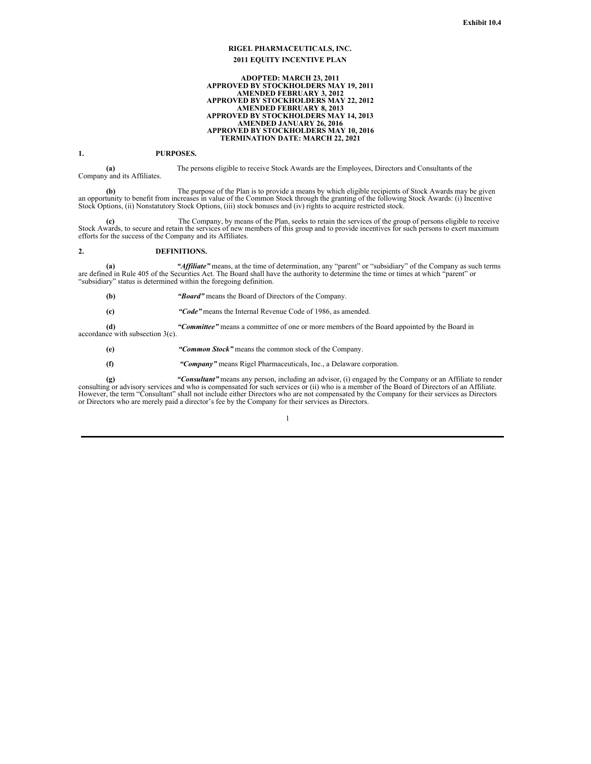Exhibit 10.4

# RIGEL PHARMACEUTICALS, INC.

## 2011 EQUITY INCENTIVE PLAN

**ADOPTED: MARCH 23, 2011**
**APPROVED BY STOCKHOLDERS MAY 19, 2011**
**AMENDED FEBRUARY 3, 2012**
**APPROVED BY STOCKHOLDERS MAY 22, 2012**
**AMENDED FEBRUARY 8, 2013**
**APPROVED BY STOCKHOLDERS MAY 14, 2013**
**AMENDED JANUARY 26, 2016**
**APPROVED BY STOCKHOLDERS MAY 10, 2016**
**TERMINATION DATE: MARCH 22, 2021**

### 1. PURPOSES.

**(a)** The persons eligible to receive Stock Awards are the Employees, Directors and Consultants of the Company and its Affiliates.

**(b)** The purpose of the Plan is to provide a means by which eligible recipients of Stock Awards may be given an opportunity to benefit from increases in value of the Common Stock through the granting of the following Stock Awards: (i) Incentive Stock Options, (ii) Nonstatutory Stock Options, (iii) stock bonuses and (iv) rights to acquire restricted stock.

**(c)** The Company, by means of the Plan, seeks to retain the services of the group of persons eligible to receive Stock Awards, to secure and retain the services of new members of this group and to provide incentives for such persons to exert maximum efforts for the success of the Company and its Affiliates.

### 2. DEFINITIONS.

**(a)** ***"Affiliate"*** means, at the time of determination, any "parent" or "subsidiary" of the Company as such terms are defined in Rule 405 of the Securities Act. The Board shall have the authority to determine the time or times at which "parent" or "subsidiary" status is determined within the foregoing definition.

**(b)** ***"Board"*** means the Board of Directors of the Company.

**(c)** ***"Code"*** means the Internal Revenue Code of 1986, as amended.

**(d)** ***"Committee"*** means a committee of one or more members of the Board appointed by the Board in accordance with subsection 3(c).

**(e)** ***"Common Stock"*** means the common stock of the Company.

**(f)** ***"Company"*** means Rigel Pharmaceuticals, Inc., a Delaware corporation.

**(g)** ***"Consultant"*** means any person, including an advisor, (i) engaged by the Company or an Affiliate to render consulting or advisory services and who is compensated for such services or (ii) who is a member of the Board of Directors of an Affiliate. However, the term "Consultant" shall not include either Directors who are not compensated by the Company for their services as Directors or Directors who are merely paid a director's fee by the Company for their services as Directors.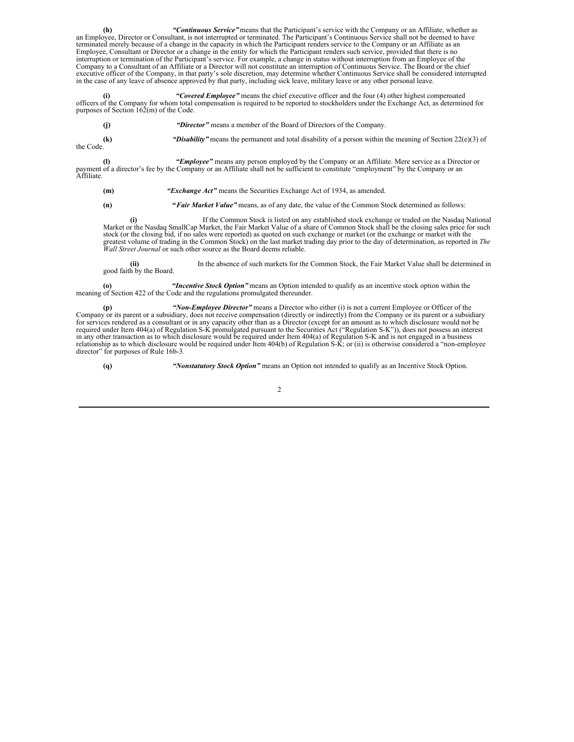**(h)** ***"Continuous Service"*** means that the Participant's service with the Company or an Affiliate, whether as an Employee, Director or Consultant, is not interrupted or terminated. The Participant's Continuous Service shall not be deemed to have terminated merely because of a change in the capacity in which the Participant renders service to the Company or an Affiliate as an Employee, Consultant or Director or a change in the entity for which the Participant renders such service, provided that there is no interruption or termination of the Participant's service. For example, a change in status without interruption from an Employee of the Company to a Consultant of an Affiliate or a Director will not constitute an interruption of Continuous Service. The Board or the chief executive officer of the Company, in that party's sole discretion, may determine whether Continuous Service shall be considered interrupted in the case of any leave of absence approved by that party, including sick leave, military leave or any other personal leave.

**(i)** ***"Covered Employee"*** means the chief executive officer and the four (4) other highest compensated officers of the Company for whom total compensation is required to be reported to stockholders under the Exchange Act, as determined for purposes of Section 162(m) of the Code.

**(j)** ***"Director"*** means a member of the Board of Directors of the Company.

**(k)** ***"Disability"*** means the permanent and total disability of a person within the meaning of Section 22(e)(3) of the Code.

**(l)** ***"Employee"*** means any person employed by the Company or an Affiliate. Mere service as a Director or payment of a director's fee by the Company or an Affiliate shall not be sufficient to constitute "employment" by the Company or an Affiliate.

**(m)** ***"Exchange Act"*** means the Securities Exchange Act of 1934, as amended.

**(n)** ***"Fair Market Value"*** means, as of any date, the value of the Common Stock determined as follows:

> **(i)** If the Common Stock is listed on any established stock exchange or traded on the Nasdaq National Market or the Nasdaq SmallCap Market, the Fair Market Value of a share of Common Stock shall be the closing sales price for such stock (or the closing bid, if no sales were reported) as quoted on such exchange or market (or the exchange or market with the greatest volume of trading in the Common Stock) on the last market trading day prior to the day of determination, as reported in *The Wall Street Journal* or such other source as the Board deems reliable.
>
> **(ii)** In the absence of such markets for the Common Stock, the Fair Market Value shall be determined in good faith by the Board.

**(o)** ***"Incentive Stock Option"*** means an Option intended to qualify as an incentive stock option within the meaning of Section 422 of the Code and the regulations promulgated thereunder.

**(p)** ***"Non-Employee Director"*** means a Director who either (i) is not a current Employee or Officer of the Company or its parent or a subsidiary, does not receive compensation (directly or indirectly) from the Company or its parent or a subsidiary for services rendered as a consultant or in any capacity other than as a Director (except for an amount as to which disclosure would not be required under Item 404(a) of Regulation S-K promulgated pursuant to the Securities Act ("Regulation S-K")), does not possess an interest in any other transaction as to which disclosure would be required under Item 404(a) of Regulation S-K and is not engaged in a business relationship as to which disclosure would be required under Item 404(b) of Regulation S-K; or (ii) is otherwise considered a "non-employee director" for purposes of Rule 16b-3.

**(q)** ***"Nonstatutory Stock Option"*** means an Option not intended to qualify as an Incentive Stock Option.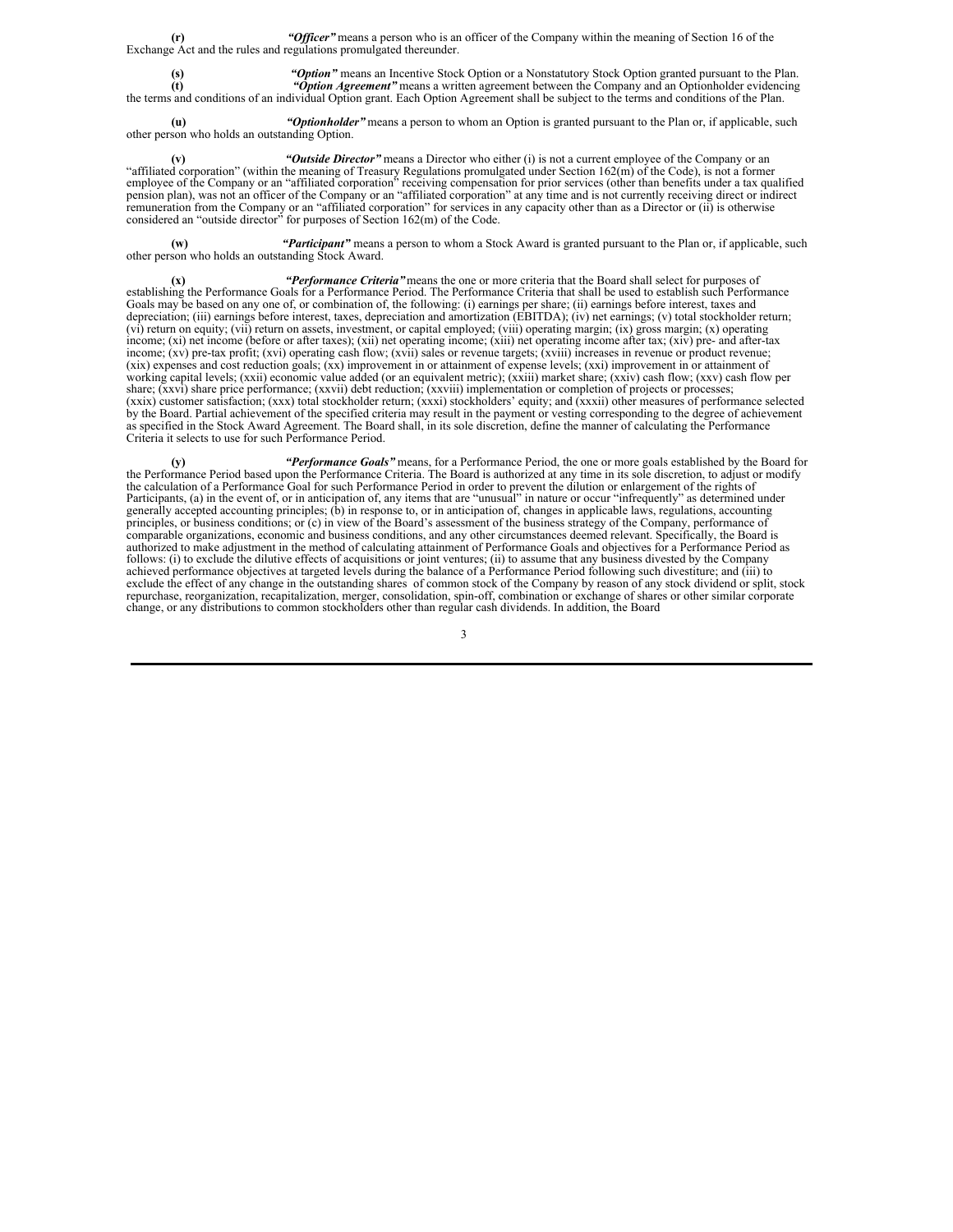**(r)** ***"Officer"*** means a person who is an officer of the Company within the meaning of Section 16 of the Exchange Act and the rules and regulations promulgated thereunder.

**(s)** ***"Option"*** means an Incentive Stock Option or a Nonstatutory Stock Option granted pursuant to the Plan.

**(t)** ***"Option Agreement"*** means a written agreement between the Company and an Optionholder evidencing the terms and conditions of an individual Option grant. Each Option Agreement shall be subject to the terms and conditions of the Plan.

**(u)** ***"Optionholder"*** means a person to whom an Option is granted pursuant to the Plan or, if applicable, such other person who holds an outstanding Option.

**(v)** ***"Outside Director"*** means a Director who either (i) is not a current employee of the Company or an "affiliated corporation" (within the meaning of Treasury Regulations promulgated under Section 162(m) of the Code), is not a former employee of the Company or an "affiliated corporation" receiving compensation for prior services (other than benefits under a tax qualified pension plan), was not an officer of the Company or an "affiliated corporation" at any time and is not currently receiving direct or indirect remuneration from the Company or an "affiliated corporation" for services in any capacity other than as a Director or (ii) is otherwise considered an "outside director" for purposes of Section 162(m) of the Code.

**(w)** ***"Participant"*** means a person to whom a Stock Award is granted pursuant to the Plan or, if applicable, such other person who holds an outstanding Stock Award.

**(x)** ***"Performance Criteria"*** means the one or more criteria that the Board shall select for purposes of establishing the Performance Goals for a Performance Period. The Performance Criteria that shall be used to establish such Performance Goals may be based on any one of, or combination of, the following: (i) earnings per share; (ii) earnings before interest, taxes and depreciation; (iii) earnings before interest, taxes, depreciation and amortization (EBITDA); (iv) net earnings; (v) total stockholder return; (vi) return on equity; (vii) return on assets, investment, or capital employed; (viii) operating margin; (ix) gross margin; (x) operating income; (xi) net income (before or after taxes); (xii) net operating income; (xiii) net operating income after tax; (xiv) pre- and after-tax income; (xv) pre-tax profit; (xvi) operating cash flow; (xvii) sales or revenue targets; (xviii) increases in revenue or product revenue; (xix) expenses and cost reduction goals; (xx) improvement in or attainment of expense levels; (xxi) improvement in or attainment of working capital levels; (xxii) economic value added (or an equivalent metric); (xxiii) market share; (xxiv) cash flow; (xxv) cash flow per share; (xxvi) share price performance; (xxvii) debt reduction; (xxviii) implementation or completion of projects or processes; (xxix) customer satisfaction; (xxx) total stockholder return; (xxxi) stockholders' equity; and (xxxii) other measures of performance selected by the Board. Partial achievement of the specified criteria may result in the payment or vesting corresponding to the degree of achievement as specified in the Stock Award Agreement. The Board shall, in its sole discretion, define the manner of calculating the Performance Criteria it selects to use for such Performance Period.

**(y)** ***"Performance Goals"*** means, for a Performance Period, the one or more goals established by the Board for the Performance Period based upon the Performance Criteria. The Board is authorized at any time in its sole discretion, to adjust or modify the calculation of a Performance Goal for such Performance Period in order to prevent the dilution or enlargement of the rights of Participants, (a) in the event of, or in anticipation of, any items that are "unusual" in nature or occur "infrequently" as determined under generally accepted accounting principles; (b) in response to, or in anticipation of, changes in applicable laws, regulations, accounting principles, or business conditions; or (c) in view of the Board's assessment of the business strategy of the Company, performance of comparable organizations, economic and business conditions, and any other circumstances deemed relevant. Specifically, the Board is authorized to make adjustment in the method of calculating attainment of Performance Goals and objectives for a Performance Period as follows: (i) to exclude the dilutive effects of acquisitions or joint ventures; (ii) to assume that any business divested by the Company achieved performance objectives at targeted levels during the balance of a Performance Period following such divestiture; and (iii) to exclude the effect of any change in the outstanding shares of common stock of the Company by reason of any stock dividend or split, stock repurchase, reorganization, recapitalization, merger, consolidation, spin-off, combination or exchange of shares or other similar corporate change, or any distributions to common stockholders other than regular cash dividends. In addition, the Board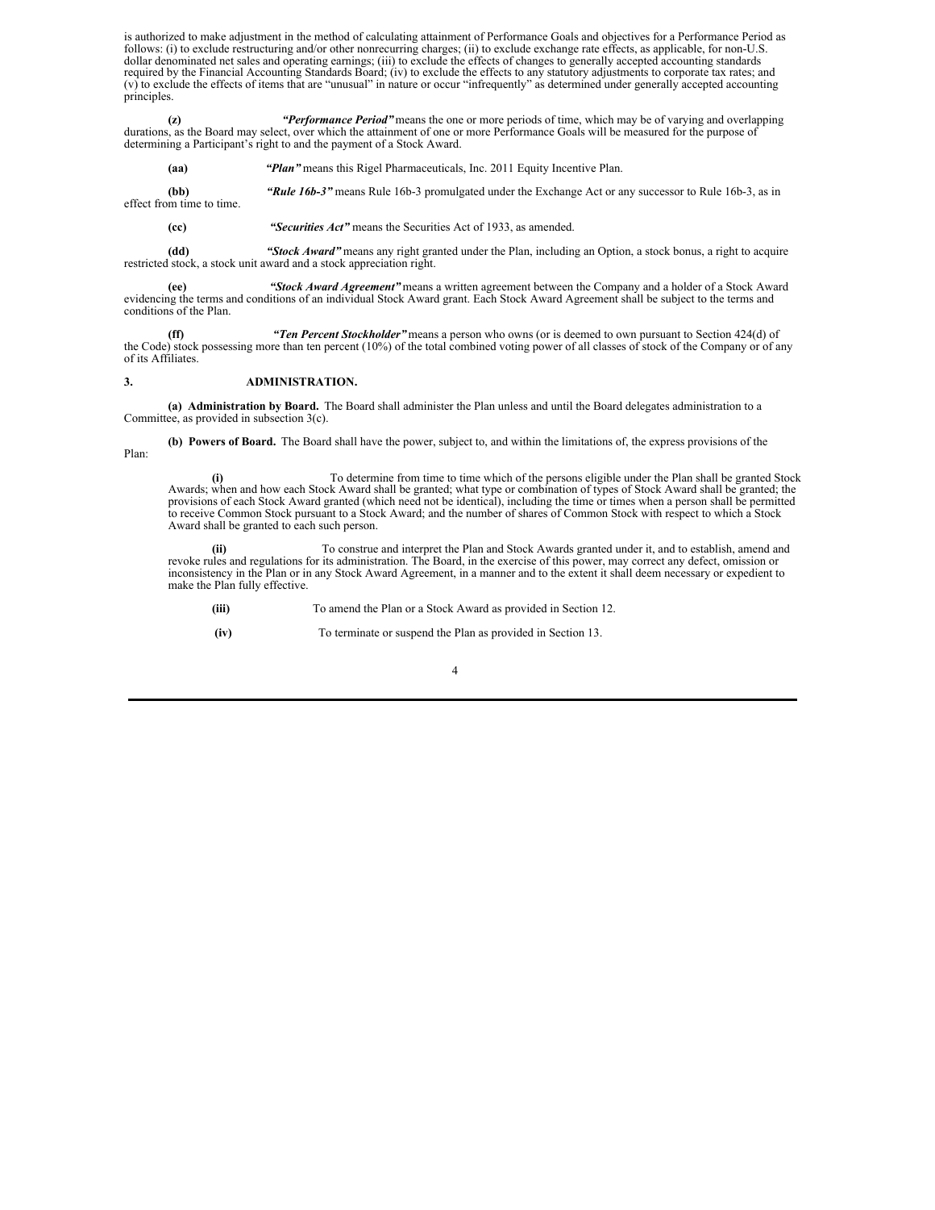is authorized to make adjustment in the method of calculating attainment of Performance Goals and objectives for a Performance Period as follows: (i) to exclude restructuring and/or other nonrecurring charges; (ii) to exclude exchange rate effects, as applicable, for non-U.S. dollar denominated net sales and operating earnings; (iii) to exclude the effects of changes to generally accepted accounting standards required by the Financial Accounting Standards Board; (iv) to exclude the effects to any statutory adjustments to corporate tax rates; and (v) to exclude the effects of items that are "unusual" in nature or occur "infrequently" as determined under generally accepted accounting principles.

**(z)** ***"Performance Period"*** means the one or more periods of time, which may be of varying and overlapping durations, as the Board may select, over which the attainment of one or more Performance Goals will be measured for the purpose of determining a Participant's right to and the payment of a Stock Award.

**(aa)** ***"Plan"*** means this Rigel Pharmaceuticals, Inc. 2011 Equity Incentive Plan.

**(bb)** ***"Rule 16b-3"*** means Rule 16b-3 promulgated under the Exchange Act or any successor to Rule 16b-3, as in effect from time to time.

**(cc)** ***"Securities Act"*** means the Securities Act of 1933, as amended.

**(dd)** ***"Stock Award"*** means any right granted under the Plan, including an Option, a stock bonus, a right to acquire restricted stock, a stock unit award and a stock appreciation right.

**(ee)** ***"Stock Award Agreement"*** means a written agreement between the Company and a holder of a Stock Award evidencing the terms and conditions of an individual Stock Award grant. Each Stock Award Agreement shall be subject to the terms and conditions of the Plan.

**(ff)** ***"Ten Percent Stockholder"*** means a person who owns (or is deemed to own pursuant to Section 424(d) of the Code) stock possessing more than ten percent (10%) of the total combined voting power of all classes of stock of the Company or of any of its Affiliates.

## 3. ADMINISTRATION.

**(a) Administration by Board.** The Board shall administer the Plan unless and until the Board delegates administration to a Committee, as provided in subsection 3(c).

**(b) Powers of Board.** The Board shall have the power, subject to, and within the limitations of, the express provisions of the Plan:

**(i)** To determine from time to time which of the persons eligible under the Plan shall be granted Stock Awards; when and how each Stock Award shall be granted; what type or combination of types of Stock Award shall be granted; the provisions of each Stock Award granted (which need not be identical), including the time or times when a person shall be permitted to receive Common Stock pursuant to a Stock Award; and the number of shares of Common Stock with respect to which a Stock Award shall be granted to each such person.

**(ii)** To construe and interpret the Plan and Stock Awards granted under it, and to establish, amend and revoke rules and regulations for its administration. The Board, in the exercise of this power, may correct any defect, omission or inconsistency in the Plan or in any Stock Award Agreement, in a manner and to the extent it shall deem necessary or expedient to make the Plan fully effective.

**(iii)** To amend the Plan or a Stock Award as provided in Section 12.

**(iv)** To terminate or suspend the Plan as provided in Section 13.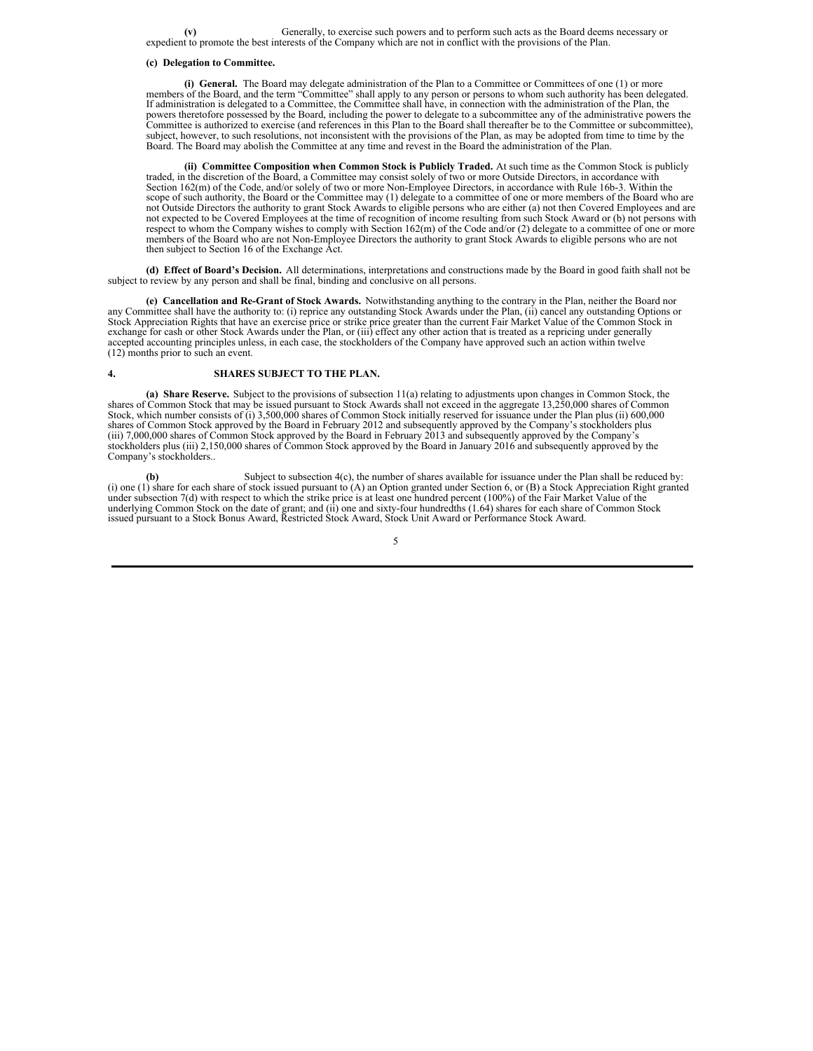**(v)** Generally, to exercise such powers and to perform such acts as the Board deems necessary or expedient to promote the best interests of the Company which are not in conflict with the provisions of the Plan.

**(c) Delegation to Committee.**

**(i) General.** The Board may delegate administration of the Plan to a Committee or Committees of one (1) or more members of the Board, and the term "Committee" shall apply to any person or persons to whom such authority has been delegated. If administration is delegated to a Committee, the Committee shall have, in connection with the administration of the Plan, the powers theretofore possessed by the Board, including the power to delegate to a subcommittee any of the administrative powers the Committee is authorized to exercise (and references in this Plan to the Board shall thereafter be to the Committee or subcommittee), subject, however, to such resolutions, not inconsistent with the provisions of the Plan, as may be adopted from time to time by the Board. The Board may abolish the Committee at any time and revest in the Board the administration of the Plan.

**(ii) Committee Composition when Common Stock is Publicly Traded.** At such time as the Common Stock is publicly traded, in the discretion of the Board, a Committee may consist solely of two or more Outside Directors, in accordance with Section 162(m) of the Code, and/or solely of two or more Non-Employee Directors, in accordance with Rule 16b-3. Within the scope of such authority, the Board or the Committee may (1) delegate to a committee of one or more members of the Board who are not Outside Directors the authority to grant Stock Awards to eligible persons who are either (a) not then Covered Employees and are not expected to be Covered Employees at the time of recognition of income resulting from such Stock Award or (b) not persons with respect to whom the Company wishes to comply with Section 162(m) of the Code and/or (2) delegate to a committee of one or more members of the Board who are not Non-Employee Directors the authority to grant Stock Awards to eligible persons who are not then subject to Section 16 of the Exchange Act.

**(d) Effect of Board's Decision.** All determinations, interpretations and constructions made by the Board in good faith shall not be subject to review by any person and shall be final, binding and conclusive on all persons.

**(e) Cancellation and Re-Grant of Stock Awards.** Notwithstanding anything to the contrary in the Plan, neither the Board nor any Committee shall have the authority to: (i) reprice any outstanding Stock Awards under the Plan, (ii) cancel any outstanding Options or Stock Appreciation Rights that have an exercise price or strike price greater than the current Fair Market Value of the Common Stock in exchange for cash or other Stock Awards under the Plan, or (iii) effect any other action that is treated as a repricing under generally accepted accounting principles unless, in each case, the stockholders of the Company have approved such an action within twelve (12) months prior to such an event.

## 4. SHARES SUBJECT TO THE PLAN.

**(a) Share Reserve.** Subject to the provisions of subsection 11(a) relating to adjustments upon changes in Common Stock, the shares of Common Stock that may be issued pursuant to Stock Awards shall not exceed in the aggregate 13,250,000 shares of Common Stock, which number consists of (i) 3,500,000 shares of Common Stock initially reserved for issuance under the Plan plus (ii) 600,000 shares of Common Stock approved by the Board in February 2012 and subsequently approved by the Company's stockholders plus (iii) 7,000,000 shares of Common Stock approved by the Board in February 2013 and subsequently approved by the Company's stockholders plus (iii) 2,150,000 shares of Common Stock approved by the Board in January 2016 and subsequently approved by the Company's stockholders..

**(b)** Subject to subsection 4(c), the number of shares available for issuance under the Plan shall be reduced by: (i) one (1) share for each share of stock issued pursuant to (A) an Option granted under Section 6, or (B) a Stock Appreciation Right granted under subsection 7(d) with respect to which the strike price is at least one hundred percent (100%) of the Fair Market Value of the underlying Common Stock on the date of grant; and (ii) one and sixty-four hundredths (1.64) shares for each share of Common Stock issued pursuant to a Stock Bonus Award, Restricted Stock Award, Stock Unit Award or Performance Stock Award.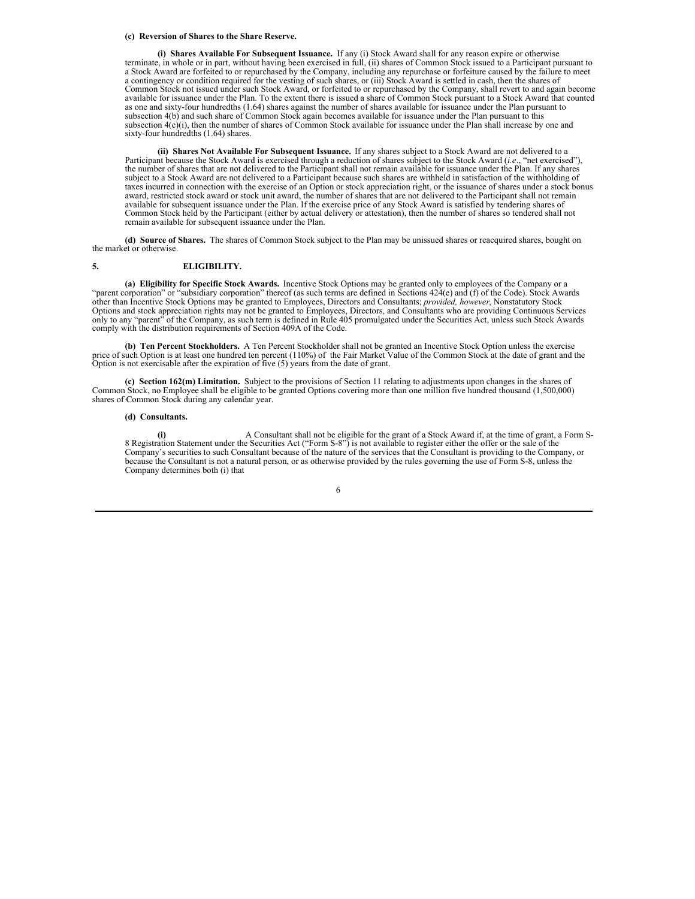**(c) Reversion of Shares to the Share Reserve.**

**(i) Shares Available For Subsequent Issuance.** If any (i) Stock Award shall for any reason expire or otherwise terminate, in whole or in part, without having been exercised in full, (ii) shares of Common Stock issued to a Participant pursuant to a Stock Award are forfeited to or repurchased by the Company, including any repurchase or forfeiture caused by the failure to meet a contingency or condition required for the vesting of such shares, or (iii) Stock Award is settled in cash, then the shares of Common Stock not issued under such Stock Award, or forfeited to or repurchased by the Company, shall revert to and again become available for issuance under the Plan. To the extent there is issued a share of Common Stock pursuant to a Stock Award that counted as one and sixty-four hundredths (1.64) shares against the number of shares available for issuance under the Plan pursuant to subsection 4(b) and such share of Common Stock again becomes available for issuance under the Plan pursuant to this subsection 4(c)(i), then the number of shares of Common Stock available for issuance under the Plan shall increase by one and sixty-four hundredths (1.64) shares.

**(ii) Shares Not Available For Subsequent Issuance.** If any shares subject to a Stock Award are not delivered to a Participant because the Stock Award is exercised through a reduction of shares subject to the Stock Award (*i.e*., "net exercised"), the number of shares that are not delivered to the Participant shall not remain available for issuance under the Plan. If any shares subject to a Stock Award are not delivered to a Participant because such shares are withheld in satisfaction of the withholding of taxes incurred in connection with the exercise of an Option or stock appreciation right, or the issuance of shares under a stock bonus award, restricted stock award or stock unit award, the number of shares that are not delivered to the Participant shall not remain available for subsequent issuance under the Plan. If the exercise price of any Stock Award is satisfied by tendering shares of Common Stock held by the Participant (either by actual delivery or attestation), then the number of shares so tendered shall not remain available for subsequent issuance under the Plan.

**(d) Source of Shares.** The shares of Common Stock subject to the Plan may be unissued shares or reacquired shares, bought on the market or otherwise.

**5. ELIGIBILITY.**

**(a) Eligibility for Specific Stock Awards.** Incentive Stock Options may be granted only to employees of the Company or a "parent corporation" or "subsidiary corporation" thereof (as such terms are defined in Sections 424(e) and (f) of the Code). Stock Awards other than Incentive Stock Options may be granted to Employees, Directors and Consultants; *provided, however*, Nonstatutory Stock Options and stock appreciation rights may not be granted to Employees, Directors, and Consultants who are providing Continuous Services only to any "parent" of the Company, as such term is defined in Rule 405 promulgated under the Securities Act, unless such Stock Awards comply with the distribution requirements of Section 409A of the Code.

**(b) Ten Percent Stockholders.** A Ten Percent Stockholder shall not be granted an Incentive Stock Option unless the exercise price of such Option is at least one hundred ten percent (110%) of the Fair Market Value of the Common Stock at the date of grant and the Option is not exercisable after the expiration of five (5) years from the date of grant.

**(c) Section 162(m) Limitation.** Subject to the provisions of Section 11 relating to adjustments upon changes in the shares of Common Stock, no Employee shall be eligible to be granted Options covering more than one million five hundred thousand (1,500,000) shares of Common Stock during any calendar year.

**(d) Consultants.**

**(i)** A Consultant shall not be eligible for the grant of a Stock Award if, at the time of grant, a Form S-8 Registration Statement under the Securities Act ("Form S-8") is not available to register either the offer or the sale of the Company's securities to such Consultant because of the nature of the services that the Consultant is providing to the Company, or because the Consultant is not a natural person, or as otherwise provided by the rules governing the use of Form S-8, unless the Company determines both (i) that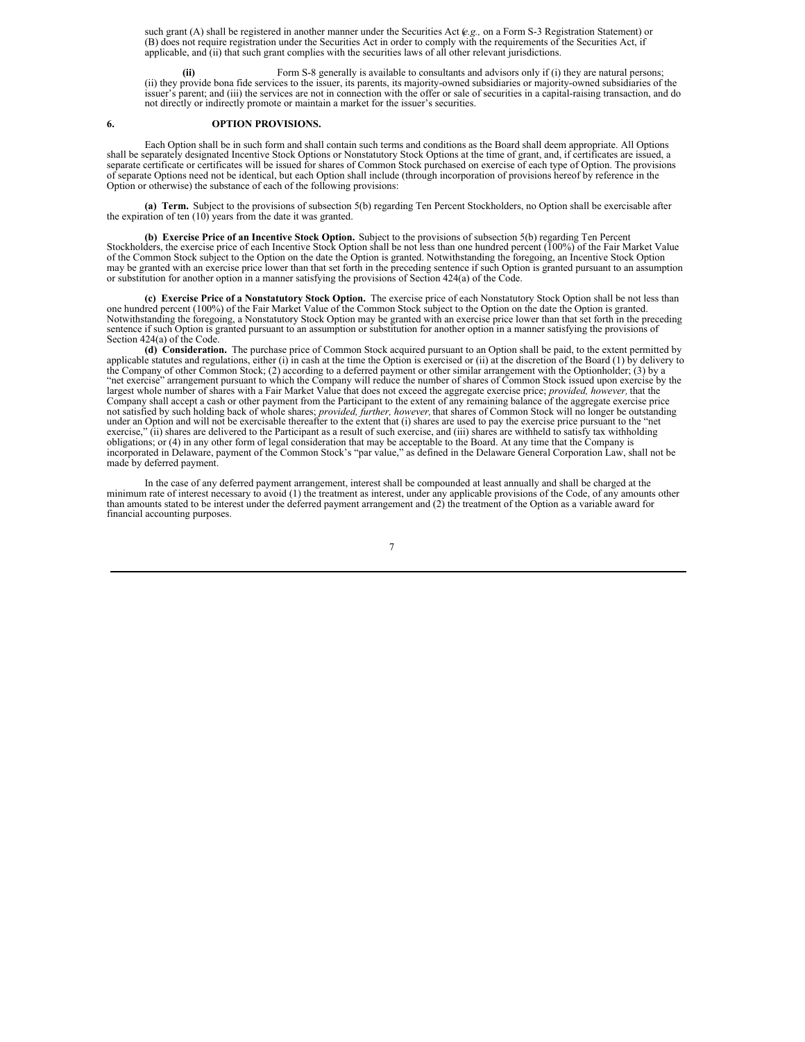such grant (A) shall be registered in another manner under the Securities Act (*e.g.,* on a Form S-3 Registration Statement) or (B) does not require registration under the Securities Act in order to comply with the requirements of the Securities Act, if applicable, and (ii) that such grant complies with the securities laws of all other relevant jurisdictions.

**(ii)** Form S-8 generally is available to consultants and advisors only if (i) they are natural persons; (ii) they provide bona fide services to the issuer, its parents, its majority-owned subsidiaries or majority-owned subsidiaries of the issuer's parent; and (iii) the services are not in connection with the offer or sale of securities in a capital-raising transaction, and do not directly or indirectly promote or maintain a market for the issuer's securities.

## 6. OPTION PROVISIONS.

Each Option shall be in such form and shall contain such terms and conditions as the Board shall deem appropriate. All Options shall be separately designated Incentive Stock Options or Nonstatutory Stock Options at the time of grant, and, if certificates are issued, a separate certificate or certificates will be issued for shares of Common Stock purchased on exercise of each type of Option. The provisions of separate Options need not be identical, but each Option shall include (through incorporation of provisions hereof by reference in the Option or otherwise) the substance of each of the following provisions:

**(a) Term.** Subject to the provisions of subsection 5(b) regarding Ten Percent Stockholders, no Option shall be exercisable after the expiration of ten (10) years from the date it was granted.

**(b) Exercise Price of an Incentive Stock Option.** Subject to the provisions of subsection 5(b) regarding Ten Percent Stockholders, the exercise price of each Incentive Stock Option shall be not less than one hundred percent (100%) of the Fair Market Value of the Common Stock subject to the Option on the date the Option is granted. Notwithstanding the foregoing, an Incentive Stock Option may be granted with an exercise price lower than that set forth in the preceding sentence if such Option is granted pursuant to an assumption or substitution for another option in a manner satisfying the provisions of Section 424(a) of the Code.

**(c) Exercise Price of a Nonstatutory Stock Option.** The exercise price of each Nonstatutory Stock Option shall be not less than one hundred percent (100%) of the Fair Market Value of the Common Stock subject to the Option on the date the Option is granted. Notwithstanding the foregoing, a Nonstatutory Stock Option may be granted with an exercise price lower than that set forth in the preceding sentence if such Option is granted pursuant to an assumption or substitution for another option in a manner satisfying the provisions of Section 424(a) of the Code.

**(d) Consideration.** The purchase price of Common Stock acquired pursuant to an Option shall be paid, to the extent permitted by applicable statutes and regulations, either (i) in cash at the time the Option is exercised or (ii) at the discretion of the Board (1) by delivery to the Company of other Common Stock; (2) according to a deferred payment or other similar arrangement with the Optionholder; (3) by a "net exercise" arrangement pursuant to which the Company will reduce the number of shares of Common Stock issued upon exercise by the largest whole number of shares with a Fair Market Value that does not exceed the aggregate exercise price; *provided, however,* that the Company shall accept a cash or other payment from the Participant to the extent of any remaining balance of the aggregate exercise price not satisfied by such holding back of whole shares; *provided, further, however,* that shares of Common Stock will no longer be outstanding under an Option and will not be exercisable thereafter to the extent that (i) shares are used to pay the exercise price pursuant to the "net exercise," (ii) shares are delivered to the Participant as a result of such exercise, and (iii) shares are withheld to satisfy tax withholding obligations; or (4) in any other form of legal consideration that may be acceptable to the Board. At any time that the Company is incorporated in Delaware, payment of the Common Stock's "par value," as defined in the Delaware General Corporation Law, shall not be made by deferred payment.

In the case of any deferred payment arrangement, interest shall be compounded at least annually and shall be charged at the minimum rate of interest necessary to avoid (1) the treatment as interest, under any applicable provisions of the Code, of any amounts other than amounts stated to be interest under the deferred payment arrangement and (2) the treatment of the Option as a variable award for financial accounting purposes.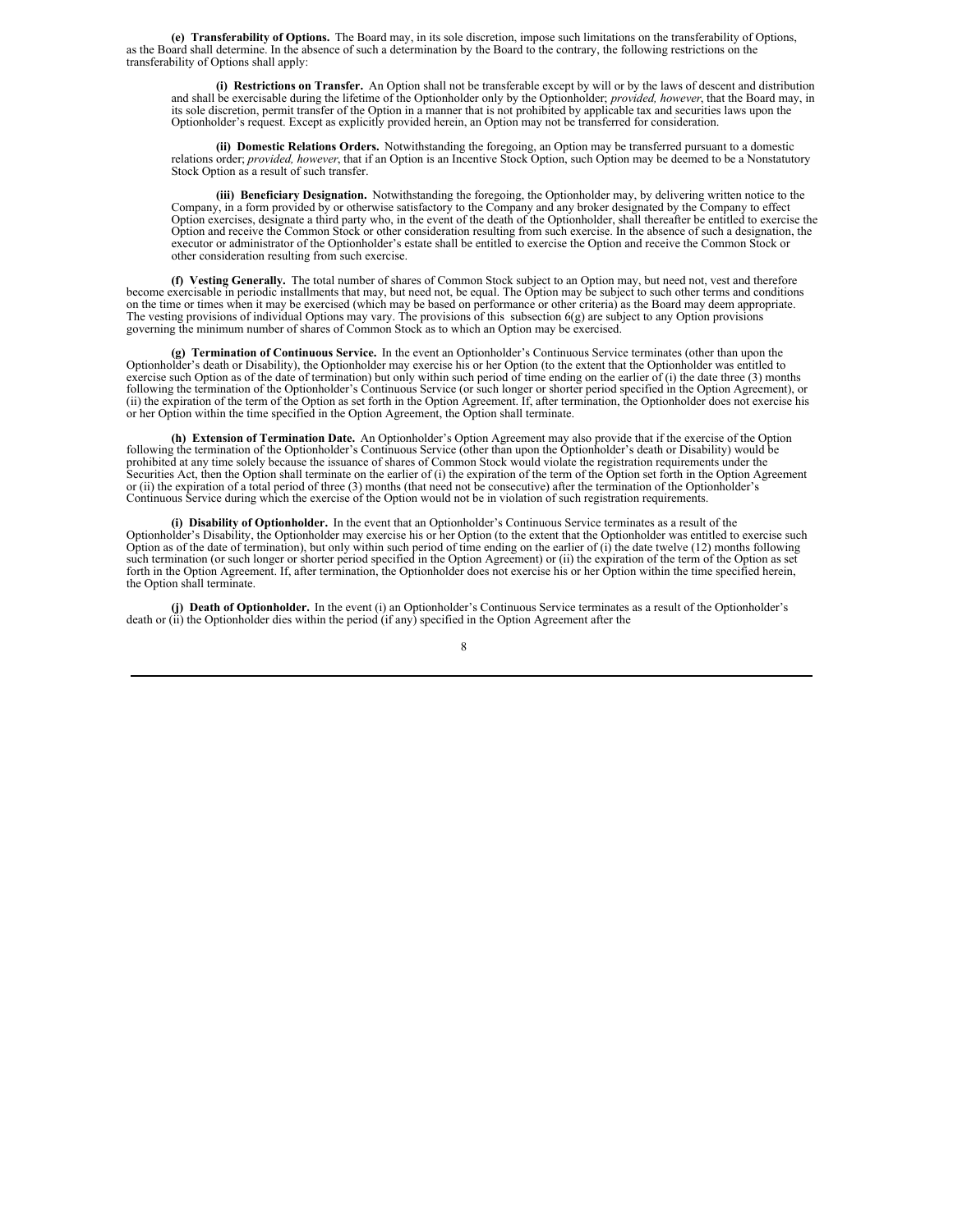**(e) Transferability of Options.** The Board may, in its sole discretion, impose such limitations on the transferability of Options, as the Board shall determine. In the absence of such a determination by the Board to the contrary, the following restrictions on the transferability of Options shall apply:

**(i) Restrictions on Transfer.** An Option shall not be transferable except by will or by the laws of descent and distribution and shall be exercisable during the lifetime of the Optionholder only by the Optionholder; *provided, however*, that the Board may, in its sole discretion, permit transfer of the Option in a manner that is not prohibited by applicable tax and securities laws upon the Optionholder's request. Except as explicitly provided herein, an Option may not be transferred for consideration.

**(ii) Domestic Relations Orders.** Notwithstanding the foregoing, an Option may be transferred pursuant to a domestic relations order; *provided, however*, that if an Option is an Incentive Stock Option, such Option may be deemed to be a Nonstatutory Stock Option as a result of such transfer.

**(iii) Beneficiary Designation.** Notwithstanding the foregoing, the Optionholder may, by delivering written notice to the Company, in a form provided by or otherwise satisfactory to the Company and any broker designated by the Company to effect Option exercises, designate a third party who, in the event of the death of the Optionholder, shall thereafter be entitled to exercise the Option and receive the Common Stock or other consideration resulting from such exercise. In the absence of such a designation, the executor or administrator of the Optionholder's estate shall be entitled to exercise the Option and receive the Common Stock or other consideration resulting from such exercise.

**(f) Vesting Generally.** The total number of shares of Common Stock subject to an Option may, but need not, vest and therefore become exercisable in periodic installments that may, but need not, be equal. The Option may be subject to such other terms and conditions on the time or times when it may be exercised (which may be based on performance or other criteria) as the Board may deem appropriate. The vesting provisions of individual Options may vary. The provisions of this subsection 6(g) are subject to any Option provisions governing the minimum number of shares of Common Stock as to which an Option may be exercised.

**(g) Termination of Continuous Service.** In the event an Optionholder's Continuous Service terminates (other than upon the Optionholder's death or Disability), the Optionholder may exercise his or her Option (to the extent that the Optionholder was entitled to exercise such Option as of the date of termination) but only within such period of time ending on the earlier of (i) the date three (3) months following the termination of the Optionholder's Continuous Service (or such longer or shorter period specified in the Option Agreement), or (ii) the expiration of the term of the Option as set forth in the Option Agreement. If, after termination, the Optionholder does not exercise his or her Option within the time specified in the Option Agreement, the Option shall terminate.

**(h) Extension of Termination Date.** An Optionholder's Option Agreement may also provide that if the exercise of the Option following the termination of the Optionholder's Continuous Service (other than upon the Optionholder's death or Disability) would be prohibited at any time solely because the issuance of shares of Common Stock would violate the registration requirements under the Securities Act, then the Option shall terminate on the earlier of (i) the expiration of the term of the Option set forth in the Option Agreement or (ii) the expiration of a total period of three (3) months (that need not be consecutive) after the termination of the Optionholder's Continuous Service during which the exercise of the Option would not be in violation of such registration requirements.

**(i) Disability of Optionholder.** In the event that an Optionholder's Continuous Service terminates as a result of the Optionholder's Disability, the Optionholder may exercise his or her Option (to the extent that the Optionholder was entitled to exercise such Option as of the date of termination), but only within such period of time ending on the earlier of (i) the date twelve (12) months following such termination (or such longer or shorter period specified in the Option Agreement) or (ii) the expiration of the term of the Option as set forth in the Option Agreement. If, after termination, the Optionholder does not exercise his or her Option within the time specified herein, the Option shall terminate.

**(j) Death of Optionholder.** In the event (i) an Optionholder's Continuous Service terminates as a result of the Optionholder's death or (ii) the Optionholder dies within the period (if any) specified in the Option Agreement after the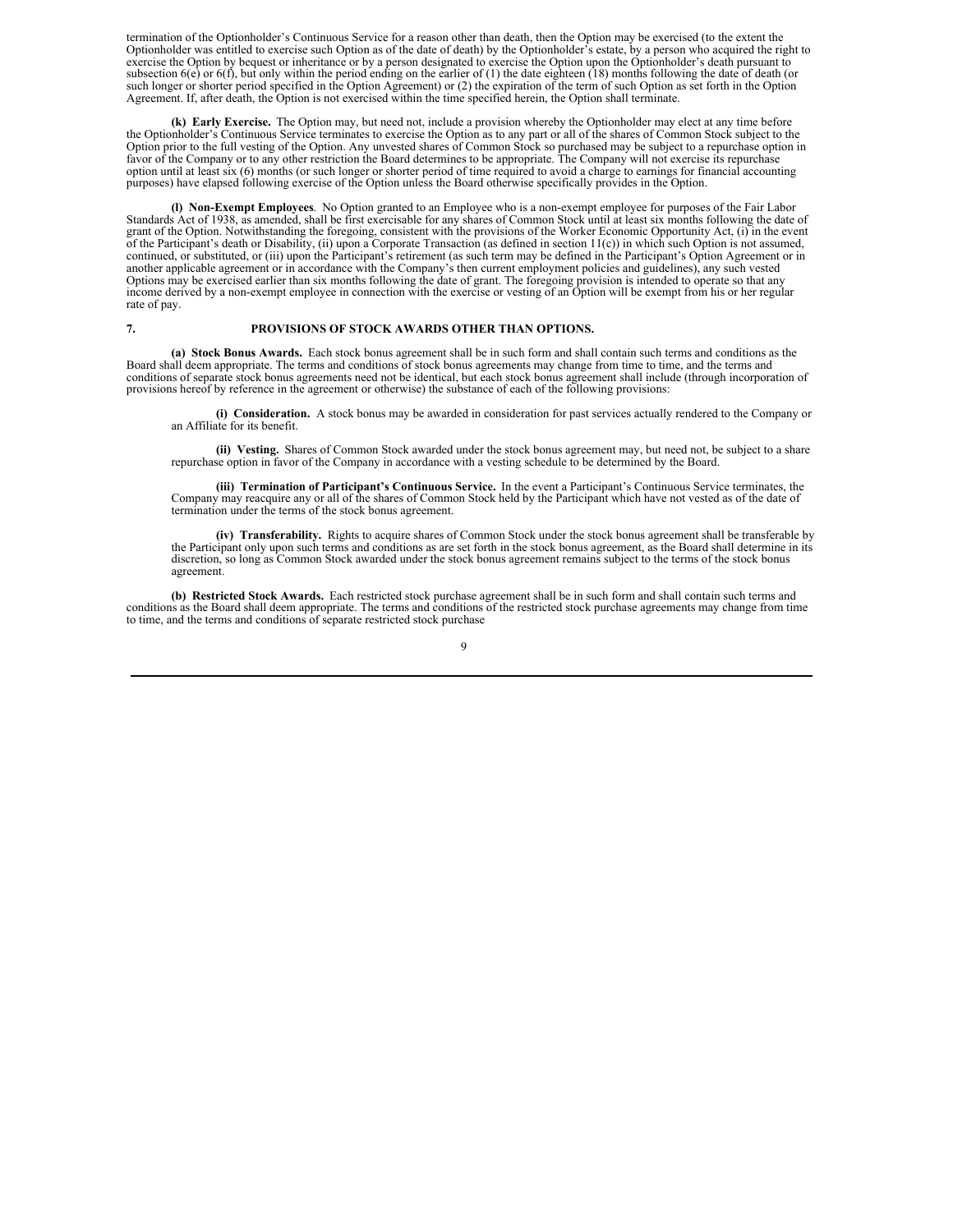termination of the Optionholder's Continuous Service for a reason other than death, then the Option may be exercised (to the extent the Optionholder was entitled to exercise such Option as of the date of death) by the Optionholder's estate, by a person who acquired the right to exercise the Option by bequest or inheritance or by a person designated to exercise the Option upon the Optionholder's death pursuant to subsection 6(e) or 6(f), but only within the period ending on the earlier of (1) the date eighteen (18) months following the date of death (or such longer or shorter period specified in the Option Agreement) or (2) the expiration of the term of such Option as set forth in the Option Agreement. If, after death, the Option is not exercised within the time specified herein, the Option shall terminate.

**(k) Early Exercise.** The Option may, but need not, include a provision whereby the Optionholder may elect at any time before the Optionholder's Continuous Service terminates to exercise the Option as to any part or all of the shares of Common Stock subject to the Option prior to the full vesting of the Option. Any unvested shares of Common Stock so purchased may be subject to a repurchase option in favor of the Company or to any other restriction the Board determines to be appropriate. The Company will not exercise its repurchase option until at least six (6) months (or such longer or shorter period of time required to avoid a charge to earnings for financial accounting purposes) have elapsed following exercise of the Option unless the Board otherwise specifically provides in the Option.

**(l) Non-Exempt Employees**. No Option granted to an Employee who is a non-exempt employee for purposes of the Fair Labor Standards Act of 1938, as amended, shall be first exercisable for any shares of Common Stock until at least six months following the date of grant of the Option. Notwithstanding the foregoing, consistent with the provisions of the Worker Economic Opportunity Act, (i) in the event of the Participant's death or Disability, (ii) upon a Corporate Transaction (as defined in section 11(c)) in which such Option is not assumed, continued, or substituted, or (iii) upon the Participant's retirement (as such term may be defined in the Participant's Option Agreement or in another applicable agreement or in accordance with the Company's then current employment policies and guidelines), any such vested Options may be exercised earlier than six months following the date of grant. The foregoing provision is intended to operate so that any income derived by a non-exempt employee in connection with the exercise or vesting of an Option will be exempt from his or her regular rate of pay.

## 7. PROVISIONS OF STOCK AWARDS OTHER THAN OPTIONS.

**(a) Stock Bonus Awards.** Each stock bonus agreement shall be in such form and shall contain such terms and conditions as the Board shall deem appropriate. The terms and conditions of stock bonus agreements may change from time to time, and the terms and conditions of separate stock bonus agreements need not be identical, but each stock bonus agreement shall include (through incorporation of provisions hereof by reference in the agreement or otherwise) the substance of each of the following provisions:

**(i) Consideration.** A stock bonus may be awarded in consideration for past services actually rendered to the Company or an Affiliate for its benefit.

**(ii) Vesting.** Shares of Common Stock awarded under the stock bonus agreement may, but need not, be subject to a share repurchase option in favor of the Company in accordance with a vesting schedule to be determined by the Board.

**(iii) Termination of Participant's Continuous Service.** In the event a Participant's Continuous Service terminates, the Company may reacquire any or all of the shares of Common Stock held by the Participant which have not vested as of the date of termination under the terms of the stock bonus agreement.

**(iv) Transferability.** Rights to acquire shares of Common Stock under the stock bonus agreement shall be transferable by the Participant only upon such terms and conditions as are set forth in the stock bonus agreement, as the Board shall determine in its discretion, so long as Common Stock awarded under the stock bonus agreement remains subject to the terms of the stock bonus agreement.

**(b) Restricted Stock Awards.** Each restricted stock purchase agreement shall be in such form and shall contain such terms and conditions as the Board shall deem appropriate. The terms and conditions of the restricted stock purchase agreements may change from time to time, and the terms and conditions of separate restricted stock purchase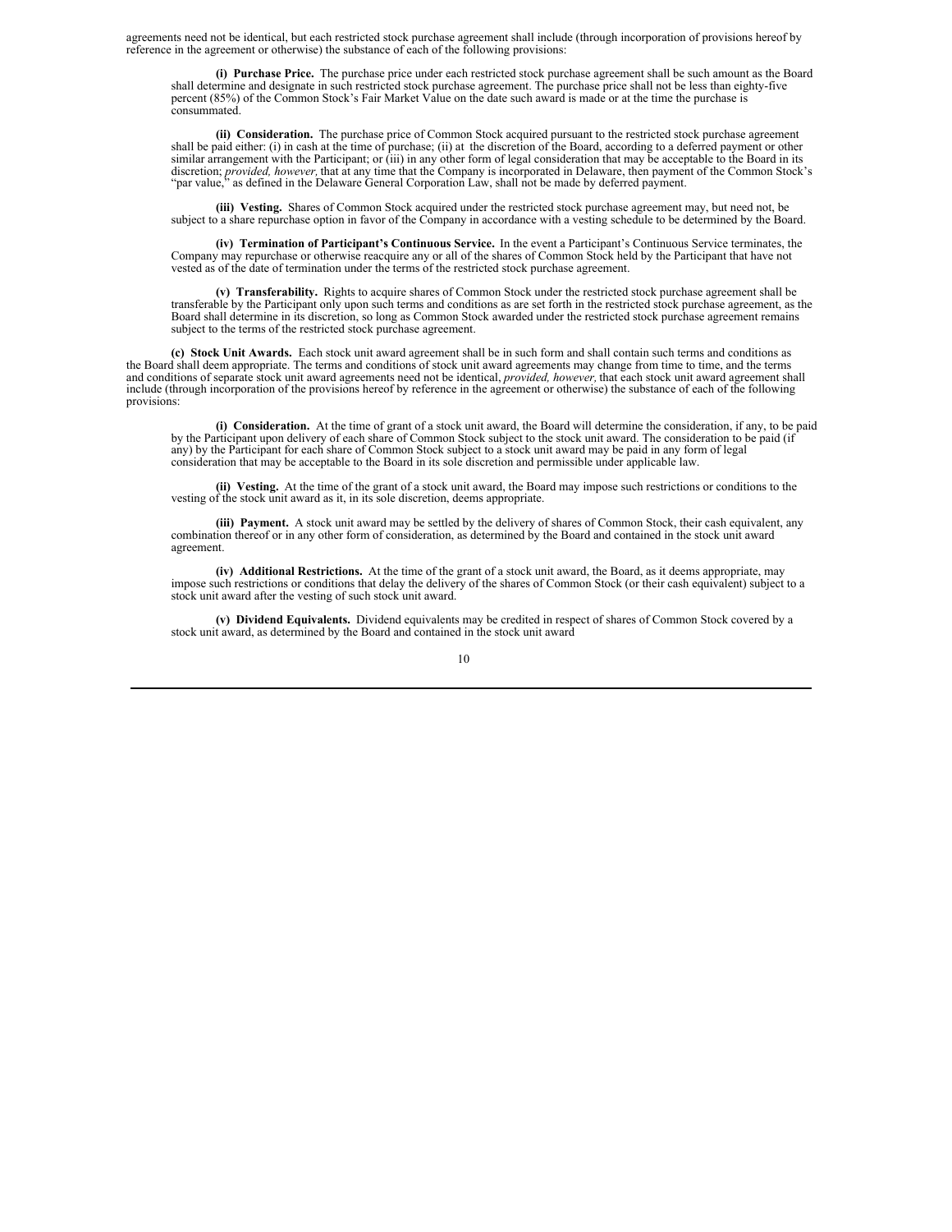agreements need not be identical, but each restricted stock purchase agreement shall include (through incorporation of provisions hereof by reference in the agreement or otherwise) the substance of each of the following provisions:

**(i) Purchase Price.** The purchase price under each restricted stock purchase agreement shall be such amount as the Board shall determine and designate in such restricted stock purchase agreement. The purchase price shall not be less than eighty-five percent (85%) of the Common Stock's Fair Market Value on the date such award is made or at the time the purchase is consummated.

**(ii) Consideration.** The purchase price of Common Stock acquired pursuant to the restricted stock purchase agreement shall be paid either: (i) in cash at the time of purchase; (ii) at the discretion of the Board, according to a deferred payment or other similar arrangement with the Participant; or (iii) in any other form of legal consideration that may be acceptable to the Board in its discretion; *provided, however,* that at any time that the Company is incorporated in Delaware, then payment of the Common Stock's "par value," as defined in the Delaware General Corporation Law, shall not be made by deferred payment.

**(iii) Vesting.** Shares of Common Stock acquired under the restricted stock purchase agreement may, but need not, be subject to a share repurchase option in favor of the Company in accordance with a vesting schedule to be determined by the Board.

**(iv) Termination of Participant's Continuous Service.** In the event a Participant's Continuous Service terminates, the Company may repurchase or otherwise reacquire any or all of the shares of Common Stock held by the Participant that have not vested as of the date of termination under the terms of the restricted stock purchase agreement.

**(v) Transferability.** Rights to acquire shares of Common Stock under the restricted stock purchase agreement shall be transferable by the Participant only upon such terms and conditions as are set forth in the restricted stock purchase agreement, as the Board shall determine in its discretion, so long as Common Stock awarded under the restricted stock purchase agreement remains subject to the terms of the restricted stock purchase agreement.

**(c) Stock Unit Awards.** Each stock unit award agreement shall be in such form and shall contain such terms and conditions as the Board shall deem appropriate. The terms and conditions of stock unit award agreements may change from time to time, and the terms and conditions of separate stock unit award agreements need not be identical, *provided, however,* that each stock unit award agreement shall include (through incorporation of the provisions hereof by reference in the agreement or otherwise) the substance of each of the following provisions:

**(i) Consideration.** At the time of grant of a stock unit award, the Board will determine the consideration, if any, to be paid by the Participant upon delivery of each share of Common Stock subject to the stock unit award. The consideration to be paid (if any) by the Participant for each share of Common Stock subject to a stock unit award may be paid in any form of legal consideration that may be acceptable to the Board in its sole discretion and permissible under applicable law.

**(ii) Vesting.** At the time of the grant of a stock unit award, the Board may impose such restrictions or conditions to the vesting of the stock unit award as it, in its sole discretion, deems appropriate.

**(iii) Payment.** A stock unit award may be settled by the delivery of shares of Common Stock, their cash equivalent, any combination thereof or in any other form of consideration, as determined by the Board and contained in the stock unit award agreement.

**(iv) Additional Restrictions.** At the time of the grant of a stock unit award, the Board, as it deems appropriate, may impose such restrictions or conditions that delay the delivery of the shares of Common Stock (or their cash equivalent) subject to a stock unit award after the vesting of such stock unit award.

**(v) Dividend Equivalents.** Dividend equivalents may be credited in respect of shares of Common Stock covered by a stock unit award, as determined by the Board and contained in the stock unit award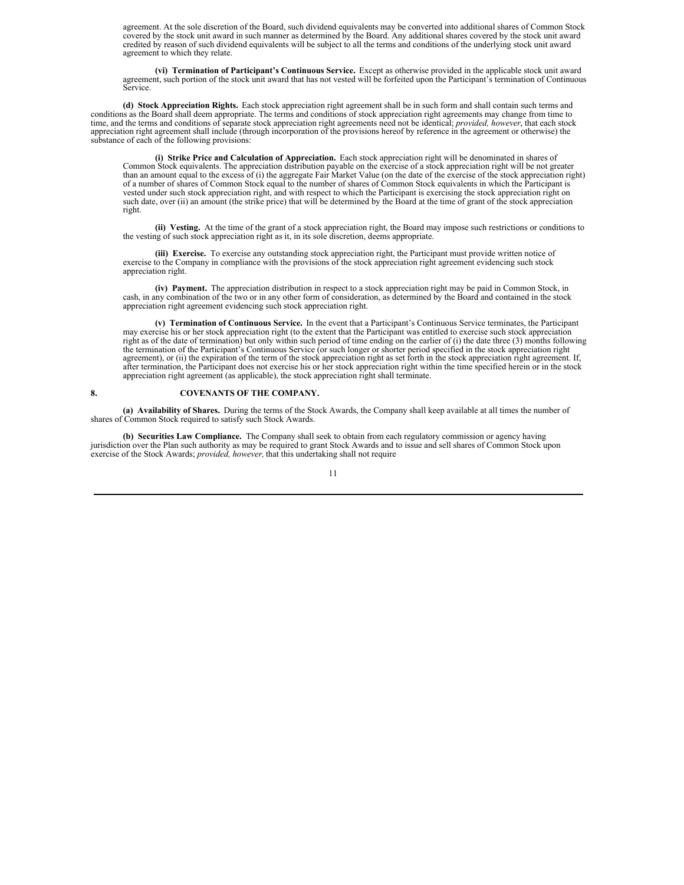agreement. At the sole discretion of the Board, such dividend equivalents may be converted into additional shares of Common Stock covered by the stock unit award in such manner as determined by the Board. Any additional shares covered by the stock unit award credited by reason of such dividend equivalents will be subject to all the terms and conditions of the underlying stock unit award agreement to which they relate.

**(vi) Termination of Participant's Continuous Service.** Except as otherwise provided in the applicable stock unit award agreement, such portion of the stock unit award that has not vested will be forfeited upon the Participant's termination of Continuous Service.

**(d) Stock Appreciation Rights.** Each stock appreciation right agreement shall be in such form and shall contain such terms and conditions as the Board shall deem appropriate. The terms and conditions of stock appreciation right agreements may change from time to time, and the terms and conditions of separate stock appreciation right agreements need not be identical; *provided, however*, that each stock appreciation right agreement shall include (through incorporation of the provisions hereof by reference in the agreement or otherwise) the substance of each of the following provisions:

**(i) Strike Price and Calculation of Appreciation.** Each stock appreciation right will be denominated in shares of Common Stock equivalents. The appreciation distribution payable on the exercise of a stock appreciation right will be not greater than an amount equal to the excess of (i) the aggregate Fair Market Value (on the date of the exercise of the stock appreciation right) of a number of shares of Common Stock equal to the number of shares of Common Stock equivalents in which the Participant is vested under such stock appreciation right, and with respect to which the Participant is exercising the stock appreciation right on such date, over (ii) an amount (the strike price) that will be determined by the Board at the time of grant of the stock appreciation right.

**(ii) Vesting.** At the time of the grant of a stock appreciation right, the Board may impose such restrictions or conditions to the vesting of such stock appreciation right as it, in its sole discretion, deems appropriate.

**(iii) Exercise.** To exercise any outstanding stock appreciation right, the Participant must provide written notice of exercise to the Company in compliance with the provisions of the stock appreciation right agreement evidencing such stock appreciation right.

**(iv) Payment.** The appreciation distribution in respect to a stock appreciation right may be paid in Common Stock, in cash, in any combination of the two or in any other form of consideration, as determined by the Board and contained in the stock appreciation right agreement evidencing such stock appreciation right.

**(v) Termination of Continuous Service.** In the event that a Participant's Continuous Service terminates, the Participant may exercise his or her stock appreciation right (to the extent that the Participant was entitled to exercise such stock appreciation right as of the date of termination) but only within such period of time ending on the earlier of (i) the date three (3) months following the termination of the Participant's Continuous Service (or such longer or shorter period specified in the stock appreciation right agreement), or (ii) the expiration of the term of the stock appreciation right as set forth in the stock appreciation right agreement. If, after termination, the Participant does not exercise his or her stock appreciation right within the time specified herein or in the stock appreciation right agreement (as applicable), the stock appreciation right shall terminate.

## 8. COVENANTS OF THE COMPANY.

**(a) Availability of Shares.** During the terms of the Stock Awards, the Company shall keep available at all times the number of shares of Common Stock required to satisfy such Stock Awards.

**(b) Securities Law Compliance.** The Company shall seek to obtain from each regulatory commission or agency having jurisdiction over the Plan such authority as may be required to grant Stock Awards and to issue and sell shares of Common Stock upon exercise of the Stock Awards; *provided, however,* that this undertaking shall not require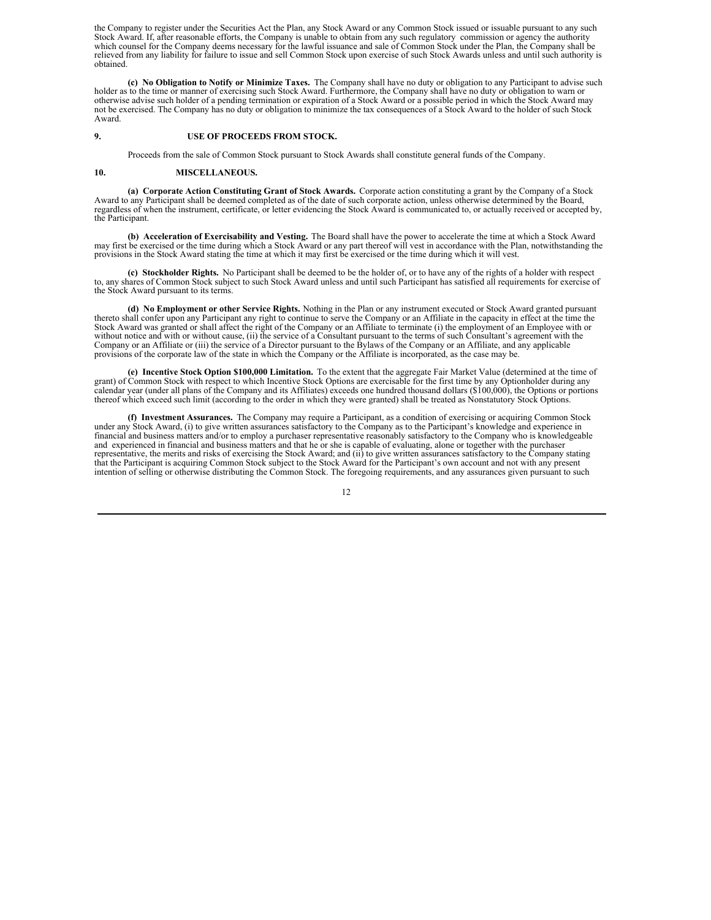the Company to register under the Securities Act the Plan, any Stock Award or any Common Stock issued or issuable pursuant to any such Stock Award. If, after reasonable efforts, the Company is unable to obtain from any such regulatory commission or agency the authority which counsel for the Company deems necessary for the lawful issuance and sale of Common Stock under the Plan, the Company shall be relieved from any liability for failure to issue and sell Common Stock upon exercise of such Stock Awards unless and until such authority is obtained.

**(c) No Obligation to Notify or Minimize Taxes.** The Company shall have no duty or obligation to any Participant to advise such holder as to the time or manner of exercising such Stock Award. Furthermore, the Company shall have no duty or obligation to warn or otherwise advise such holder of a pending termination or expiration of a Stock Award or a possible period in which the Stock Award may not be exercised. The Company has no duty or obligation to minimize the tax consequences of a Stock Award to the holder of such Stock Award.

**9. USE OF PROCEEDS FROM STOCK.**

Proceeds from the sale of Common Stock pursuant to Stock Awards shall constitute general funds of the Company.

**10. MISCELLANEOUS.**

**(a) Corporate Action Constituting Grant of Stock Awards.** Corporate action constituting a grant by the Company of a Stock Award to any Participant shall be deemed completed as of the date of such corporate action, unless otherwise determined by the Board, regardless of when the instrument, certificate, or letter evidencing the Stock Award is communicated to, or actually received or accepted by, the Participant.

**(b) Acceleration of Exercisability and Vesting.** The Board shall have the power to accelerate the time at which a Stock Award may first be exercised or the time during which a Stock Award or any part thereof will vest in accordance with the Plan, notwithstanding the provisions in the Stock Award stating the time at which it may first be exercised or the time during which it will vest.

**(c) Stockholder Rights.** No Participant shall be deemed to be the holder of, or to have any of the rights of a holder with respect to, any shares of Common Stock subject to such Stock Award unless and until such Participant has satisfied all requirements for exercise of the Stock Award pursuant to its terms.

**(d) No Employment or other Service Rights.** Nothing in the Plan or any instrument executed or Stock Award granted pursuant thereto shall confer upon any Participant any right to continue to serve the Company or an Affiliate in the capacity in effect at the time the Stock Award was granted or shall affect the right of the Company or an Affiliate to terminate (i) the employment of an Employee with or without notice and with or without cause, (ii) the service of a Consultant pursuant to the terms of such Consultant's agreement with the Company or an Affiliate or (iii) the service of a Director pursuant to the Bylaws of the Company or an Affiliate, and any applicable provisions of the corporate law of the state in which the Company or the Affiliate is incorporated, as the case may be.

**(e) Incentive Stock Option $100,000 Limitation.** To the extent that the aggregate Fair Market Value (determined at the time of grant) of Common Stock with respect to which Incentive Stock Options are exercisable for the first time by any Optionholder during any calendar year (under all plans of the Company and its Affiliates) exceeds one hundred thousand dollars ($100,000), the Options or portions thereof which exceed such limit (according to the order in which they were granted) shall be treated as Nonstatutory Stock Options.

**(f) Investment Assurances.** The Company may require a Participant, as a condition of exercising or acquiring Common Stock under any Stock Award, (i) to give written assurances satisfactory to the Company as to the Participant's knowledge and experience in financial and business matters and/or to employ a purchaser representative reasonably satisfactory to the Company who is knowledgeable and experienced in financial and business matters and that he or she is capable of evaluating, alone or together with the purchaser representative, the merits and risks of exercising the Stock Award; and (ii) to give written assurances satisfactory to the Company stating that the Participant is acquiring Common Stock subject to the Stock Award for the Participant's own account and not with any present intention of selling or otherwise distributing the Common Stock. The foregoing requirements, and any assurances given pursuant to such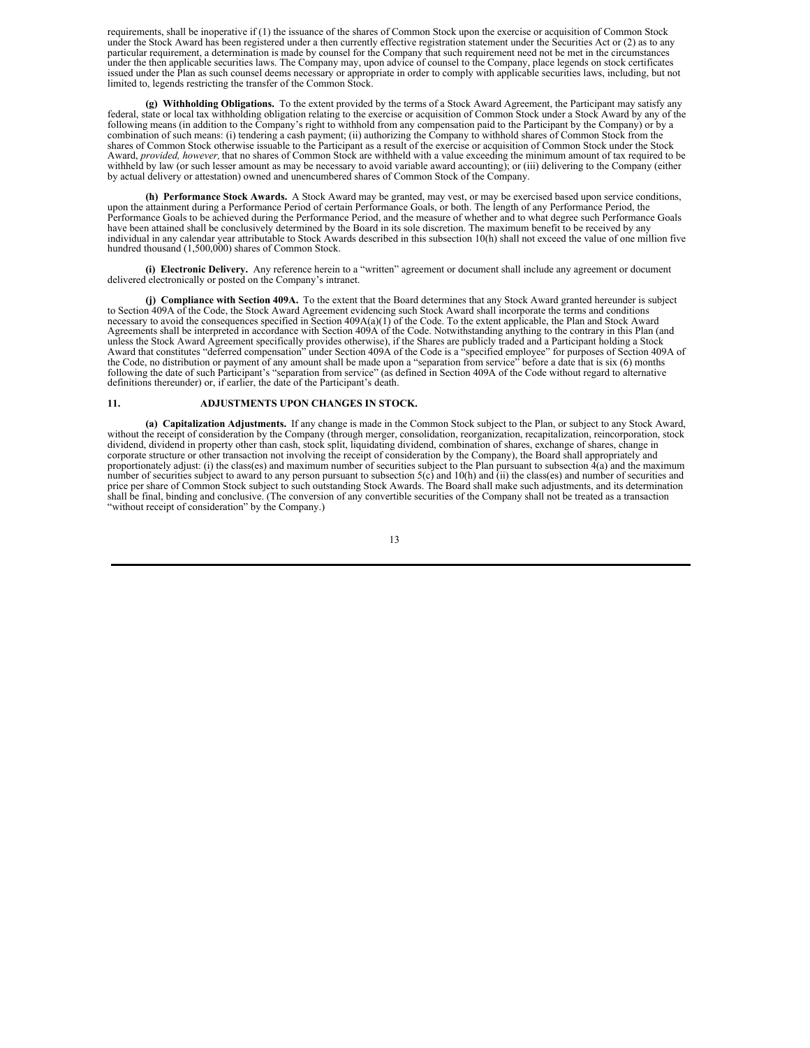requirements, shall be inoperative if (1) the issuance of the shares of Common Stock upon the exercise or acquisition of Common Stock under the Stock Award has been registered under a then currently effective registration statement under the Securities Act or (2) as to any particular requirement, a determination is made by counsel for the Company that such requirement need not be met in the circumstances under the then applicable securities laws. The Company may, upon advice of counsel to the Company, place legends on stock certificates issued under the Plan as such counsel deems necessary or appropriate in order to comply with applicable securities laws, including, but not limited to, legends restricting the transfer of the Common Stock.

**(g) Withholding Obligations.** To the extent provided by the terms of a Stock Award Agreement, the Participant may satisfy any federal, state or local tax withholding obligation relating to the exercise or acquisition of Common Stock under a Stock Award by any of the following means (in addition to the Company's right to withhold from any compensation paid to the Participant by the Company) or by a combination of such means: (i) tendering a cash payment; (ii) authorizing the Company to withhold shares of Common Stock from the shares of Common Stock otherwise issuable to the Participant as a result of the exercise or acquisition of Common Stock under the Stock Award, *provided, however,* that no shares of Common Stock are withheld with a value exceeding the minimum amount of tax required to be withheld by law (or such lesser amount as may be necessary to avoid variable award accounting); or (iii) delivering to the Company (either by actual delivery or attestation) owned and unencumbered shares of Common Stock of the Company.

**(h) Performance Stock Awards.** A Stock Award may be granted, may vest, or may be exercised based upon service conditions, upon the attainment during a Performance Period of certain Performance Goals, or both. The length of any Performance Period, the Performance Goals to be achieved during the Performance Period, and the measure of whether and to what degree such Performance Goals have been attained shall be conclusively determined by the Board in its sole discretion. The maximum benefit to be received by any individual in any calendar year attributable to Stock Awards described in this subsection 10(h) shall not exceed the value of one million five hundred thousand (1,500,000) shares of Common Stock.

**(i) Electronic Delivery.** Any reference herein to a "written" agreement or document shall include any agreement or document delivered electronically or posted on the Company's intranet.

**(j) Compliance with Section 409A.** To the extent that the Board determines that any Stock Award granted hereunder is subject to Section 409A of the Code, the Stock Award Agreement evidencing such Stock Award shall incorporate the terms and conditions necessary to avoid the consequences specified in Section 409A(a)(1) of the Code. To the extent applicable, the Plan and Stock Award Agreements shall be interpreted in accordance with Section 409A of the Code. Notwithstanding anything to the contrary in this Plan (and unless the Stock Award Agreement specifically provides otherwise), if the Shares are publicly traded and a Participant holding a Stock Award that constitutes "deferred compensation" under Section 409A of the Code is a "specified employee" for purposes of Section 409A of the Code, no distribution or payment of any amount shall be made upon a "separation from service" before a date that is six (6) months following the date of such Participant's "separation from service" (as defined in Section 409A of the Code without regard to alternative definitions thereunder) or, if earlier, the date of the Participant's death.

## 11. ADJUSTMENTS UPON CHANGES IN STOCK.

**(a) Capitalization Adjustments.** If any change is made in the Common Stock subject to the Plan, or subject to any Stock Award, without the receipt of consideration by the Company (through merger, consolidation, reorganization, recapitalization, reincorporation, stock dividend, dividend in property other than cash, stock split, liquidating dividend, combination of shares, exchange of shares, change in corporate structure or other transaction not involving the receipt of consideration by the Company), the Board shall appropriately and proportionately adjust: (i) the class(es) and maximum number of securities subject to the Plan pursuant to subsection 4(a) and the maximum number of securities subject to award to any person pursuant to subsection 5(c) and 10(h) and (ii) the class(es) and number of securities and price per share of Common Stock subject to such outstanding Stock Awards. The Board shall make such adjustments, and its determination shall be final, binding and conclusive. (The conversion of any convertible securities of the Company shall not be treated as a transaction "without receipt of consideration" by the Company.)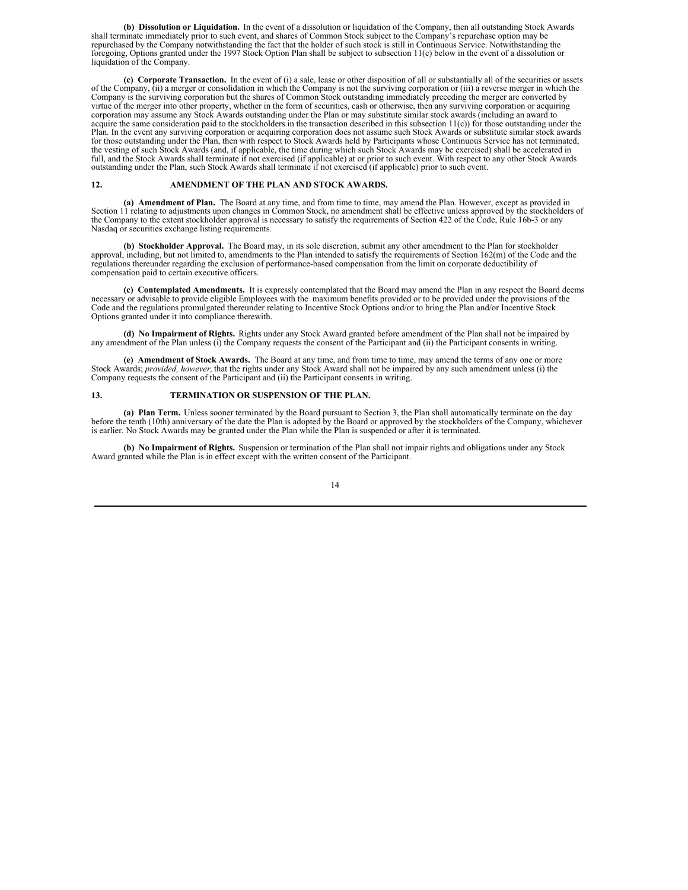**(b) Dissolution or Liquidation.** In the event of a dissolution or liquidation of the Company, then all outstanding Stock Awards shall terminate immediately prior to such event, and shares of Common Stock subject to the Company's repurchase option may be repurchased by the Company notwithstanding the fact that the holder of such stock is still in Continuous Service. Notwithstanding the foregoing, Options granted under the 1997 Stock Option Plan shall be subject to subsection 11(c) below in the event of a dissolution or liquidation of the Company.

**(c) Corporate Transaction.** In the event of (i) a sale, lease or other disposition of all or substantially all of the securities or assets of the Company, (ii) a merger or consolidation in which the Company is not the surviving corporation or (iii) a reverse merger in which the Company is the surviving corporation but the shares of Common Stock outstanding immediately preceding the merger are converted by virtue of the merger into other property, whether in the form of securities, cash or otherwise, then any surviving corporation or acquiring corporation may assume any Stock Awards outstanding under the Plan or may substitute similar stock awards (including an award to acquire the same consideration paid to the stockholders in the transaction described in this subsection 11(c)) for those outstanding under the Plan. In the event any surviving corporation or acquiring corporation does not assume such Stock Awards or substitute similar stock awards for those outstanding under the Plan, then with respect to Stock Awards held by Participants whose Continuous Service has not terminated, the vesting of such Stock Awards (and, if applicable, the time during which such Stock Awards may be exercised) shall be accelerated in full, and the Stock Awards shall terminate if not exercised (if applicable) at or prior to such event. With respect to any other Stock Awards outstanding under the Plan, such Stock Awards shall terminate if not exercised (if applicable) prior to such event.

## 12. AMENDMENT OF THE PLAN AND STOCK AWARDS.

**(a) Amendment of Plan.** The Board at any time, and from time to time, may amend the Plan. However, except as provided in Section 11 relating to adjustments upon changes in Common Stock, no amendment shall be effective unless approved by the stockholders of the Company to the extent stockholder approval is necessary to satisfy the requirements of Section 422 of the Code, Rule 16b-3 or any Nasdaq or securities exchange listing requirements.

**(b) Stockholder Approval.** The Board may, in its sole discretion, submit any other amendment to the Plan for stockholder approval, including, but not limited to, amendments to the Plan intended to satisfy the requirements of Section 162(m) of the Code and the regulations thereunder regarding the exclusion of performance-based compensation from the limit on corporate deductibility of compensation paid to certain executive officers.

**(c) Contemplated Amendments.** It is expressly contemplated that the Board may amend the Plan in any respect the Board deems necessary or advisable to provide eligible Employees with the maximum benefits provided or to be provided under the provisions of the Code and the regulations promulgated thereunder relating to Incentive Stock Options and/or to bring the Plan and/or Incentive Stock Options granted under it into compliance therewith.

**(d) No Impairment of Rights.** Rights under any Stock Award granted before amendment of the Plan shall not be impaired by any amendment of the Plan unless (i) the Company requests the consent of the Participant and (ii) the Participant consents in writing.

**(e) Amendment of Stock Awards.** The Board at any time, and from time to time, may amend the terms of any one or more Stock Awards; *provided, however,* that the rights under any Stock Award shall not be impaired by any such amendment unless (i) the Company requests the consent of the Participant and (ii) the Participant consents in writing.

## 13. TERMINATION OR SUSPENSION OF THE PLAN.

**(a) Plan Term.** Unless sooner terminated by the Board pursuant to Section 3, the Plan shall automatically terminate on the day before the tenth (10th) anniversary of the date the Plan is adopted by the Board or approved by the stockholders of the Company, whichever is earlier. No Stock Awards may be granted under the Plan while the Plan is suspended or after it is terminated.

**(b) No Impairment of Rights.** Suspension or termination of the Plan shall not impair rights and obligations under any Stock Award granted while the Plan is in effect except with the written consent of the Participant.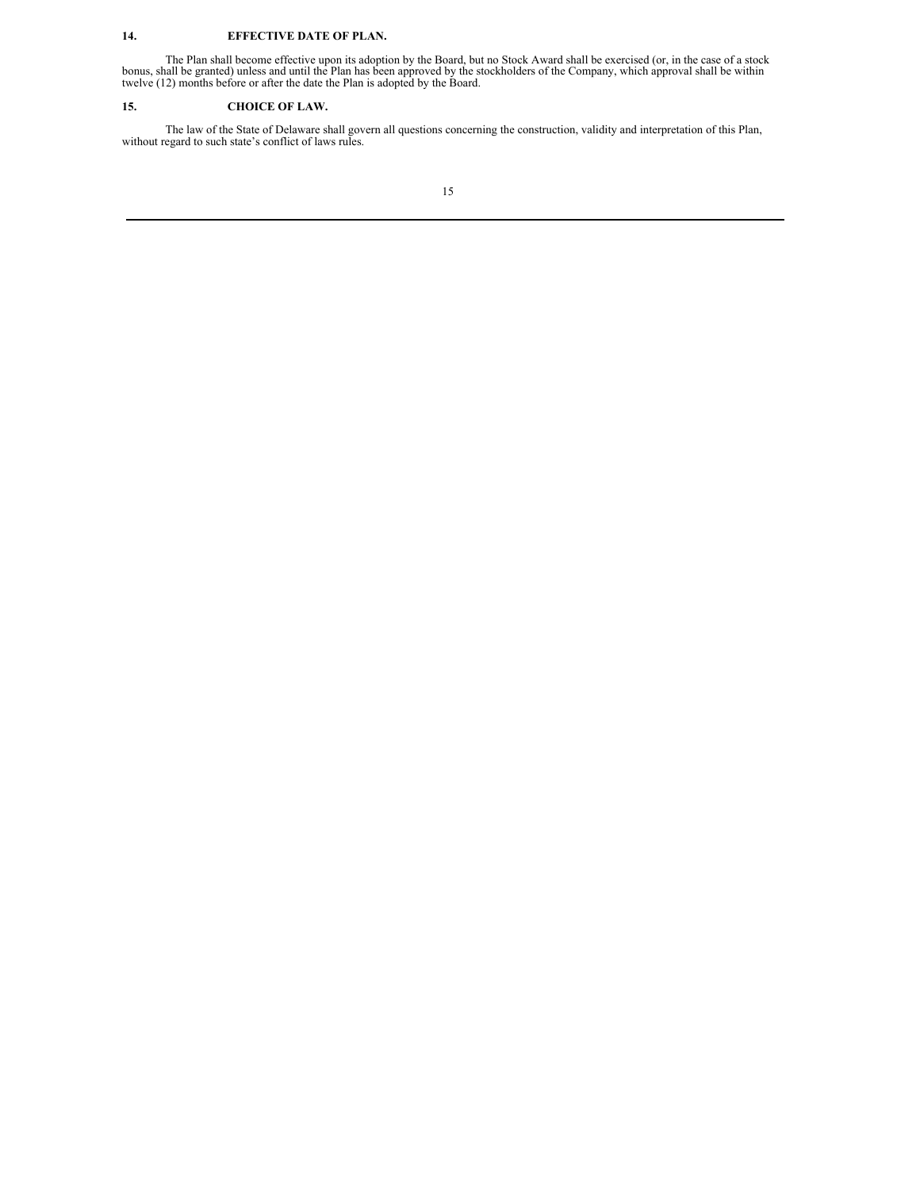## 14. EFFECTIVE DATE OF PLAN.

The Plan shall become effective upon its adoption by the Board, but no Stock Award shall be exercised (or, in the case of a stock bonus, shall be granted) unless and until the Plan has been approved by the stockholders of the Company, which approval shall be within twelve (12) months before or after the date the Plan is adopted by the Board.

## 15. CHOICE OF LAW.

The law of the State of Delaware shall govern all questions concerning the construction, validity and interpretation of this Plan, without regard to such state's conflict of laws rules.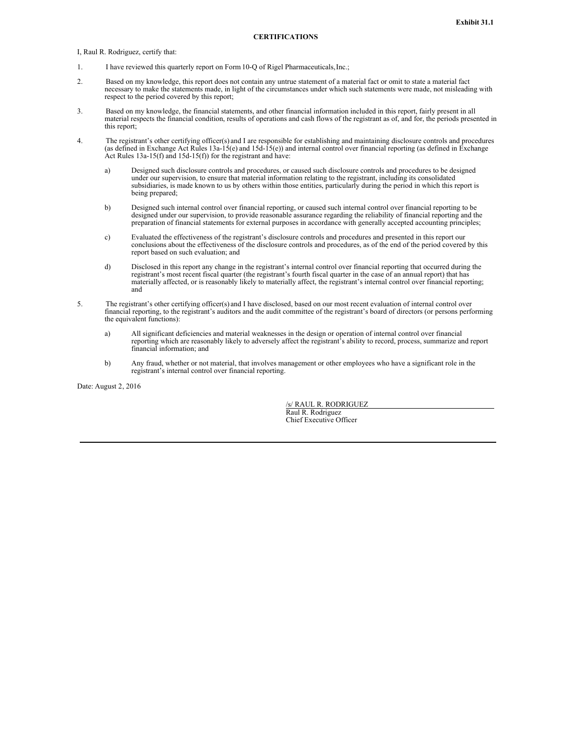**Exhibit 31.1**

**CERTIFICATIONS**

I, Raul R. Rodriguez, certify that:

1. I have reviewed this quarterly report on Form 10-Q of Rigel Pharmaceuticals, Inc.;

2. Based on my knowledge, this report does not contain any untrue statement of a material fact or omit to state a material fact necessary to make the statements made, in light of the circumstances under which such statements were made, not misleading with respect to the period covered by this report;

3. Based on my knowledge, the financial statements, and other financial information included in this report, fairly present in all material respects the financial condition, results of operations and cash flows of the registrant as of, and for, the periods presented in this report;

4. The registrant's other certifying officer(s) and I are responsible for establishing and maintaining disclosure controls and procedures (as defined in Exchange Act Rules 13a-15(e) and 15d-15(e)) and internal control over financial reporting (as defined in Exchange Act Rules 13a-15(f) and 15d-15(f)) for the registrant and have:

   a) Designed such disclosure controls and procedures, or caused such disclosure controls and procedures to be designed under our supervision, to ensure that material information relating to the registrant, including its consolidated subsidiaries, is made known to us by others within those entities, particularly during the period in which this report is being prepared;

   b) Designed such internal control over financial reporting, or caused such internal control over financial reporting to be designed under our supervision, to provide reasonable assurance regarding the reliability of financial reporting and the preparation of financial statements for external purposes in accordance with generally accepted accounting principles;

   c) Evaluated the effectiveness of the registrant's disclosure controls and procedures and presented in this report our conclusions about the effectiveness of the disclosure controls and procedures, as of the end of the period covered by this report based on such evaluation; and

   d) Disclosed in this report any change in the registrant's internal control over financial reporting that occurred during the registrant's most recent fiscal quarter (the registrant's fourth fiscal quarter in the case of an annual report) that has materially affected, or is reasonably likely to materially affect, the registrant's internal control over financial reporting; and

5. The registrant's other certifying officer(s) and I have disclosed, based on our most recent evaluation of internal control over financial reporting, to the registrant's auditors and the audit committee of the registrant's board of directors (or persons performing the equivalent functions):

   a) All significant deficiencies and material weaknesses in the design or operation of internal control over financial reporting which are reasonably likely to adversely affect the registrant's ability to record, process, summarize and report financial information; and

   b) Any fraud, whether or not material, that involves management or other employees who have a significant role in the registrant's internal control over financial reporting.

Date: August 2, 2016

/s/ RAUL R. RODRIGUEZ
Raul R. Rodriguez
Chief Executive Officer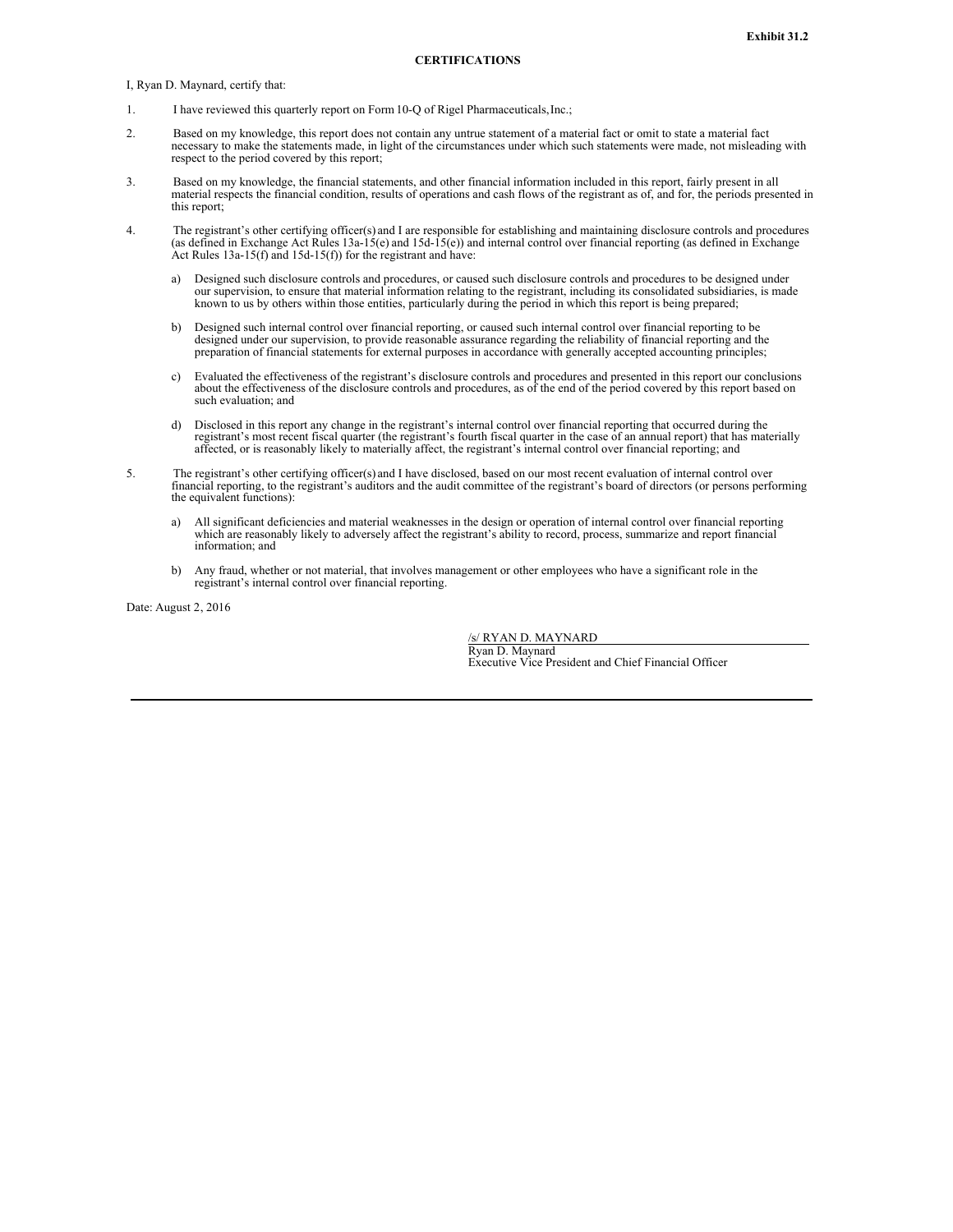**Exhibit 31.2**

**CERTIFICATIONS**

I, Ryan D. Maynard, certify that:

1. I have reviewed this quarterly report on Form 10-Q of Rigel Pharmaceuticals, Inc.;

2. Based on my knowledge, this report does not contain any untrue statement of a material fact or omit to state a material fact necessary to make the statements made, in light of the circumstances under which such statements were made, not misleading with respect to the period covered by this report;

3. Based on my knowledge, the financial statements, and other financial information included in this report, fairly present in all material respects the financial condition, results of operations and cash flows of the registrant as of, and for, the periods presented in this report;

4. The registrant's other certifying officer(s) and I are responsible for establishing and maintaining disclosure controls and procedures (as defined in Exchange Act Rules 13a-15(e) and 15d-15(e)) and internal control over financial reporting (as defined in Exchange Act Rules 13a-15(f) and 15d-15(f)) for the registrant and have:

   a) Designed such disclosure controls and procedures, or caused such disclosure controls and procedures to be designed under our supervision, to ensure that material information relating to the registrant, including its consolidated subsidiaries, is made known to us by others within those entities, particularly during the period in which this report is being prepared;

   b) Designed such internal control over financial reporting, or caused such internal control over financial reporting to be designed under our supervision, to provide reasonable assurance regarding the reliability of financial reporting and the preparation of financial statements for external purposes in accordance with generally accepted accounting principles;

   c) Evaluated the effectiveness of the registrant's disclosure controls and procedures and presented in this report our conclusions about the effectiveness of the disclosure controls and procedures, as of the end of the period covered by this report based on such evaluation; and

   d) Disclosed in this report any change in the registrant's internal control over financial reporting that occurred during the registrant's most recent fiscal quarter (the registrant's fourth fiscal quarter in the case of an annual report) that has materially affected, or is reasonably likely to materially affect, the registrant's internal control over financial reporting; and

5. The registrant's other certifying officer(s) and I have disclosed, based on our most recent evaluation of internal control over financial reporting, to the registrant's auditors and the audit committee of the registrant's board of directors (or persons performing the equivalent functions):

   a) All significant deficiencies and material weaknesses in the design or operation of internal control over financial reporting which are reasonably likely to adversely affect the registrant's ability to record, process, summarize and report financial information; and

   b) Any fraud, whether or not material, that involves management or other employees who have a significant role in the registrant's internal control over financial reporting.

Date: August 2, 2016

/s/ RYAN D. MAYNARD
Ryan D. Maynard
Executive Vice President and Chief Financial Officer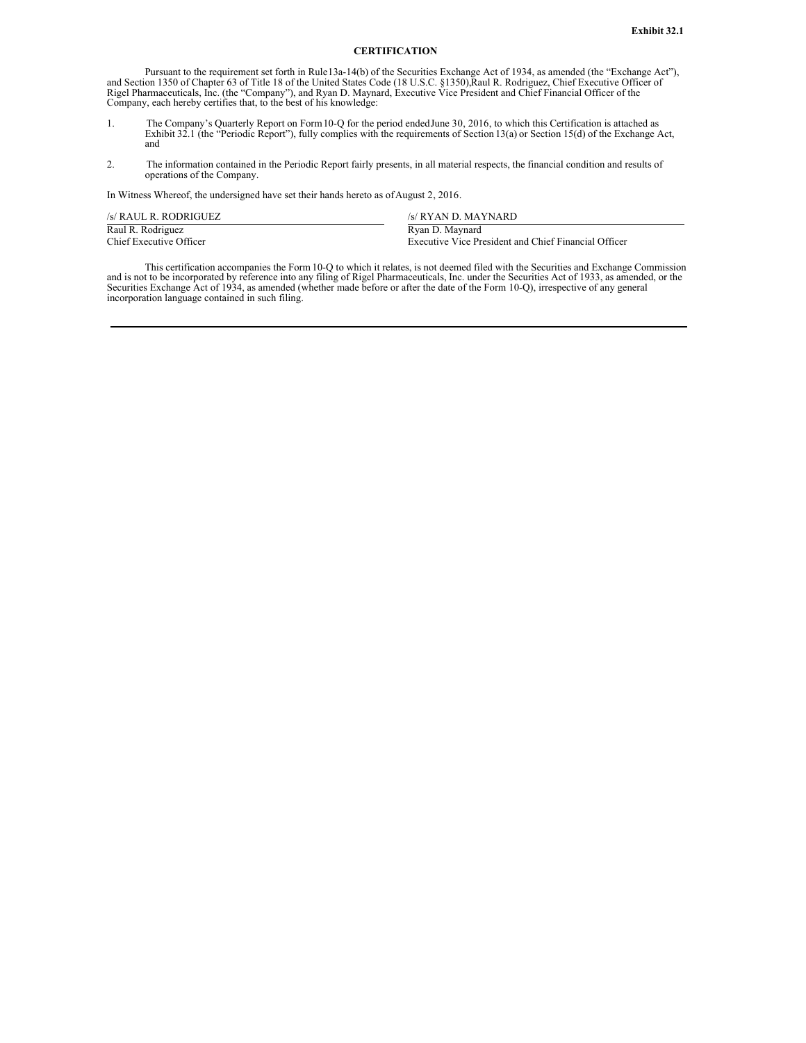**Exhibit 32.1**

**CERTIFICATION**

Pursuant to the requirement set forth in Rule13a-14(b) of the Securities Exchange Act of 1934, as amended (the "Exchange Act"), and Section 1350 of Chapter 63 of Title 18 of the United States Code (18 U.S.C. §1350),Raul R. Rodriguez, Chief Executive Officer of Rigel Pharmaceuticals, Inc. (the "Company"), and Ryan D. Maynard, Executive Vice President and Chief Financial Officer of the Company, each hereby certifies that, to the best of his knowledge:

1. The Company's Quarterly Report on Form10-Q for the period endedJune 30, 2016, to which this Certification is attached as Exhibit 32.1 (the "Periodic Report"), fully complies with the requirements of Section 13(a) or Section 15(d) of the Exchange Act, and

2. The information contained in the Periodic Report fairly presents, in all material respects, the financial condition and results of operations of the Company.

In Witness Whereof, the undersigned have set their hands hereto as ofAugust 2, 2016.

| | |
|---|---|
| /s/ RAUL R. RODRIGUEZ | /s/ RYAN D. MAYNARD |
| Raul R. Rodriguez | Ryan D. Maynard |
| Chief Executive Officer | Executive Vice President and Chief Financial Officer |

This certification accompanies the Form 10-Q to which it relates, is not deemed filed with the Securities and Exchange Commission and is not to be incorporated by reference into any filing of Rigel Pharmaceuticals, Inc. under the Securities Act of 1933, as amended, or the Securities Exchange Act of 1934, as amended (whether made before or after the date of the Form 10-Q), irrespective of any general incorporation language contained in such filing.